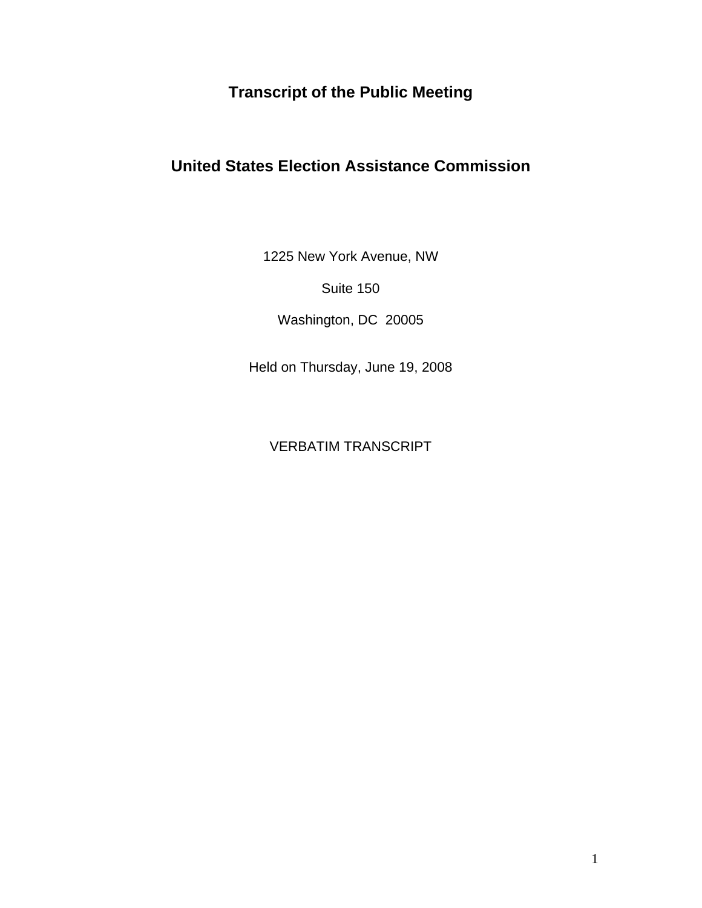# Transcript of the Public Meeting

# United States Election Assistance Commission

1225 New York Avenue, NW

Suite 150

Washington, DC 20005

Held on Thursday, June 19, 2008

VERBATIM TRANSCRIPT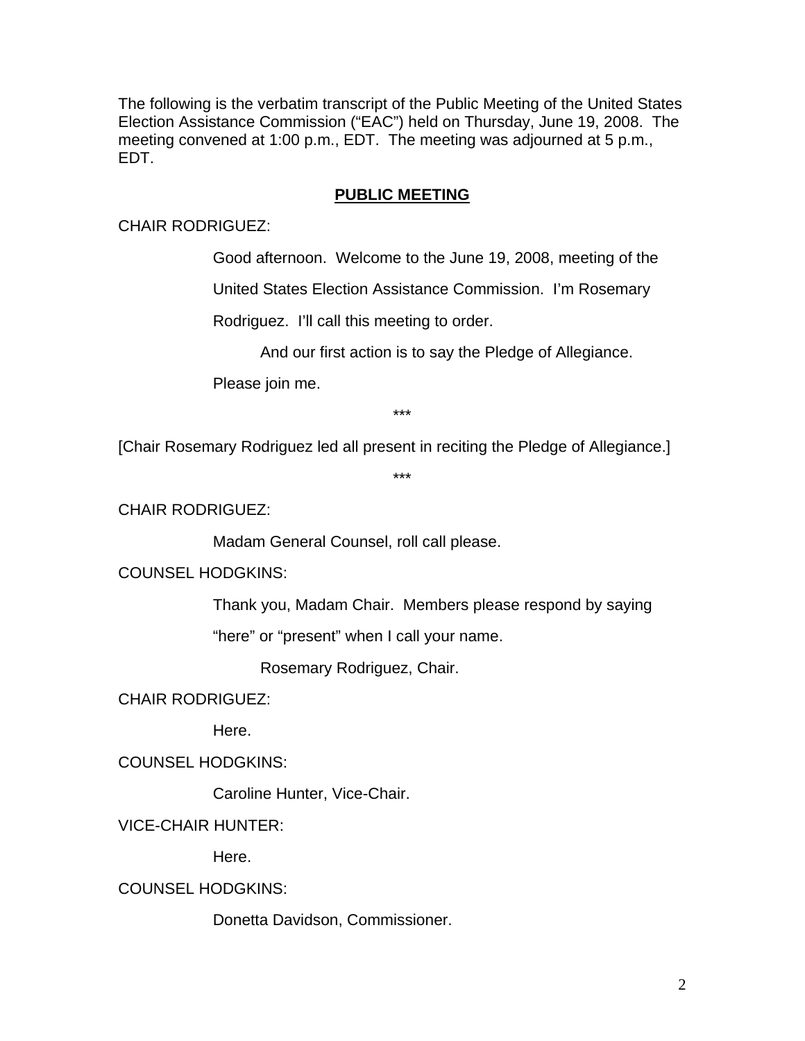The following is the verbatim transcript of the Public Meeting of the United States Election Assistance Commission ("EAC") held on Thursday, June 19, 2008. The meeting convened at 1:00 p.m., EDT. The meeting was adjourned at 5 p.m., EDT.

## PUBLIC MEETING

CHAIR RODRIGUEZ:

Good afternoon. Welcome to the June 19, 2008, meeting of the United States Election Assistance Commission. I'm Rosemary Rodriguez. I'll call this meeting to order.

And our first action is to say the Pledge of Allegiance. Please join me.

***

[Chair Rosemary Rodriguez led all present in reciting the Pledge of Allegiance.]

***

CHAIR RODRIGUEZ:

Madam General Counsel, roll call please.

COUNSEL HODGKINS:

Thank you, Madam Chair. Members please respond by saying "here" or "present" when I call your name.

Rosemary Rodriguez, Chair.

CHAIR RODRIGUEZ:

Here.

COUNSEL HODGKINS:

Caroline Hunter, Vice-Chair.

VICE-CHAIR HUNTER:

Here.

COUNSEL HODGKINS:

Donetta Davidson, Commissioner.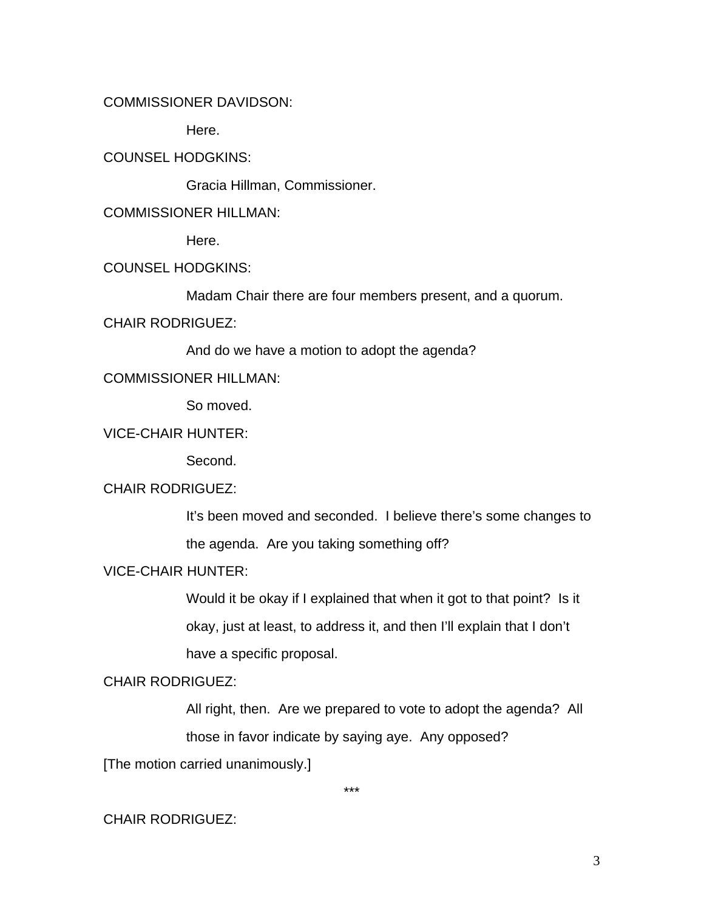COMMISSIONER DAVIDSON:

Here.

COUNSEL HODGKINS:

Gracia Hillman, Commissioner.

COMMISSIONER HILLMAN:

Here.

COUNSEL HODGKINS:

Madam Chair there are four members present, and a quorum.

CHAIR RODRIGUEZ:

And do we have a motion to adopt the agenda?

COMMISSIONER HILLMAN:

So moved.

VICE-CHAIR HUNTER:

Second.

CHAIR RODRIGUEZ:

It's been moved and seconded. I believe there's some changes to the agenda. Are you taking something off?

VICE-CHAIR HUNTER:

Would it be okay if I explained that when it got to that point? Is it okay, just at least, to address it, and then I'll explain that I don't have a specific proposal.

CHAIR RODRIGUEZ:

All right, then. Are we prepared to vote to adopt the agenda? All those in favor indicate by saying aye. Any opposed?

[The motion carried unanimously.]

***

CHAIR RODRIGUEZ: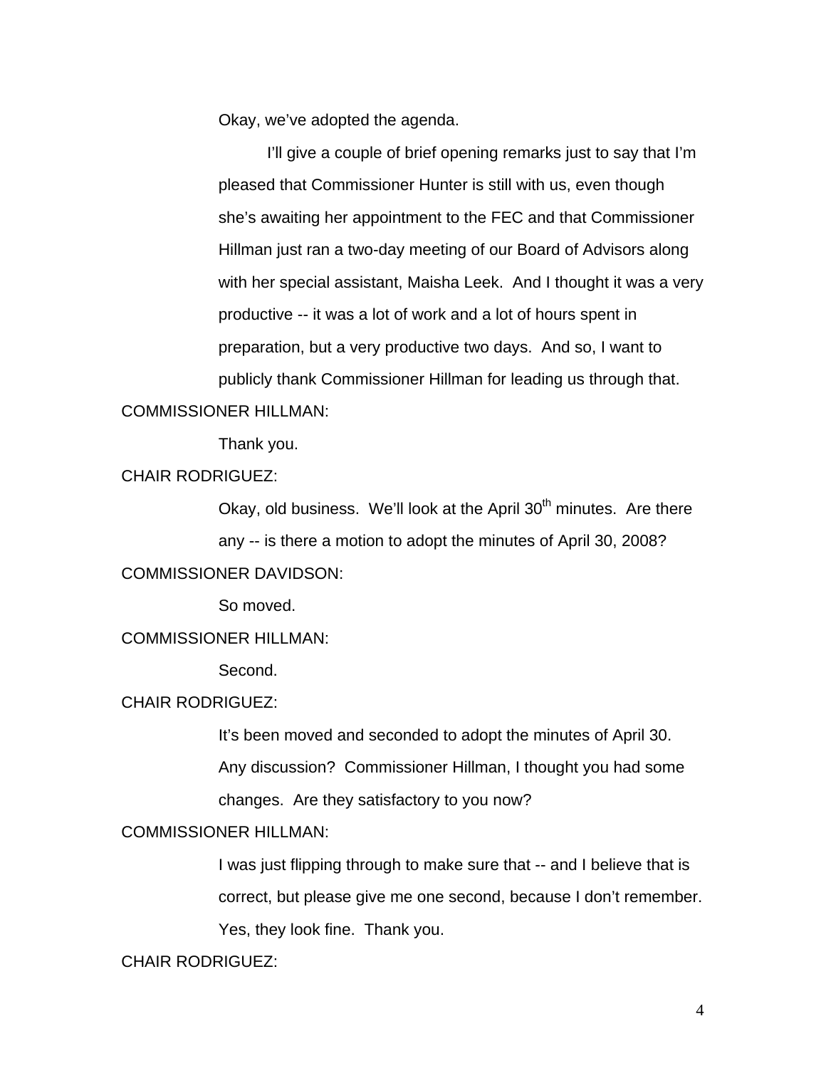Okay, we've adopted the agenda.

I'll give a couple of brief opening remarks just to say that I'm pleased that Commissioner Hunter is still with us, even though she's awaiting her appointment to the FEC and that Commissioner Hillman just ran a two-day meeting of our Board of Advisors along with her special assistant, Maisha Leek. And I thought it was a very productive -- it was a lot of work and a lot of hours spent in preparation, but a very productive two days. And so, I want to publicly thank Commissioner Hillman for leading us through that.

COMMISSIONER HILLMAN:

Thank you.

CHAIR RODRIGUEZ:

Okay, old business. We'll look at the April 30th minutes. Are there any -- is there a motion to adopt the minutes of April 30, 2008?

COMMISSIONER DAVIDSON:

So moved.

COMMISSIONER HILLMAN:

Second.

CHAIR RODRIGUEZ:

It's been moved and seconded to adopt the minutes of April 30. Any discussion? Commissioner Hillman, I thought you had some changes. Are they satisfactory to you now?

COMMISSIONER HILLMAN:

I was just flipping through to make sure that -- and I believe that is correct, but please give me one second, because I don't remember. Yes, they look fine. Thank you.

CHAIR RODRIGUEZ: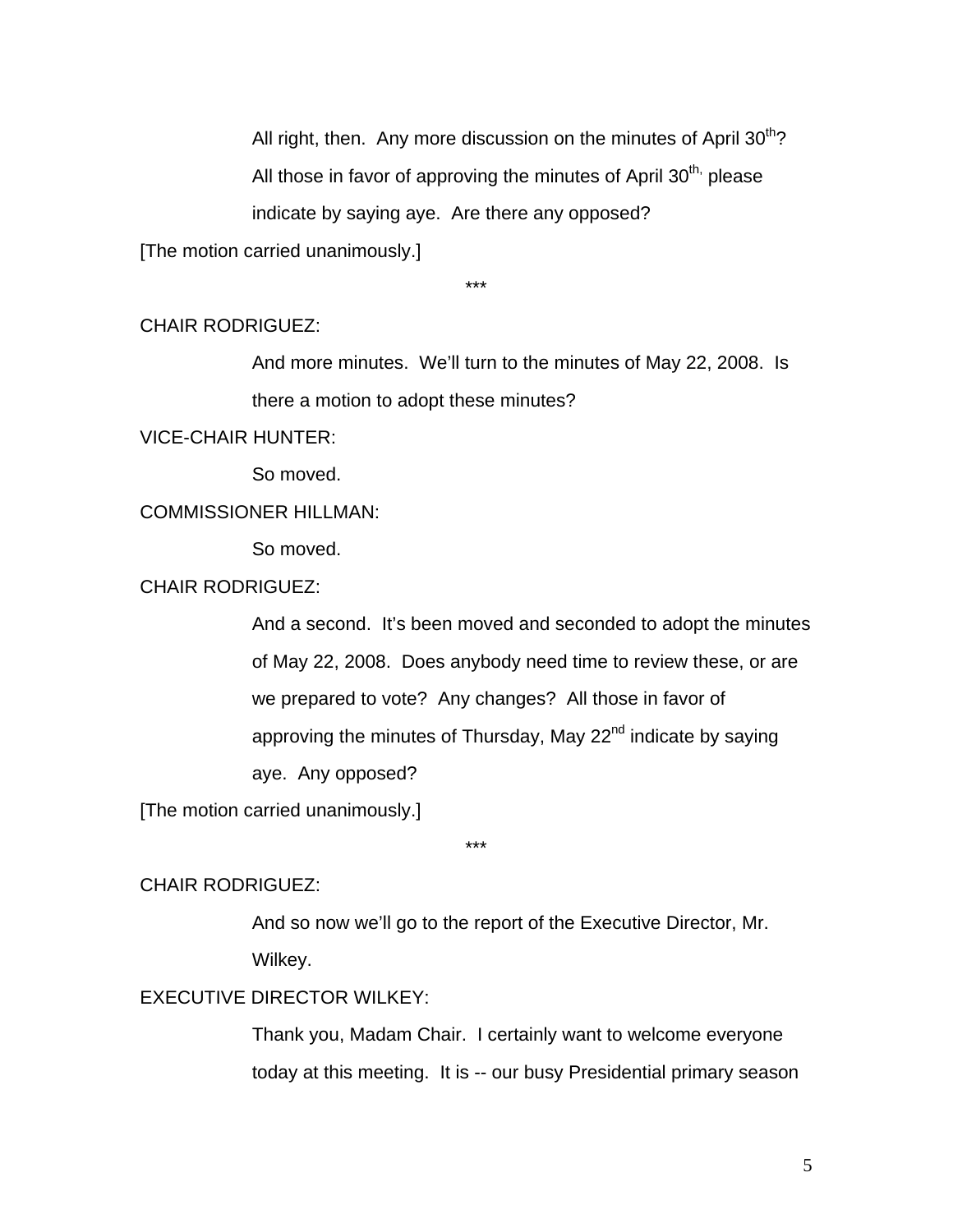All right, then. Any more discussion on the minutes of April 30th? All those in favor of approving the minutes of April 30th, please indicate by saying aye. Are there any opposed?

[The motion carried unanimously.]

***

CHAIR RODRIGUEZ:

And more minutes. We'll turn to the minutes of May 22, 2008. Is there a motion to adopt these minutes?

VICE-CHAIR HUNTER:

So moved.

COMMISSIONER HILLMAN:

So moved.

CHAIR RODRIGUEZ:

And a second. It's been moved and seconded to adopt the minutes of May 22, 2008. Does anybody need time to review these, or are we prepared to vote? Any changes? All those in favor of approving the minutes of Thursday, May 22nd indicate by saying aye. Any opposed?

[The motion carried unanimously.]

***

CHAIR RODRIGUEZ:

And so now we'll go to the report of the Executive Director, Mr. Wilkey.

EXECUTIVE DIRECTOR WILKEY:

Thank you, Madam Chair. I certainly want to welcome everyone today at this meeting. It is -- our busy Presidential primary season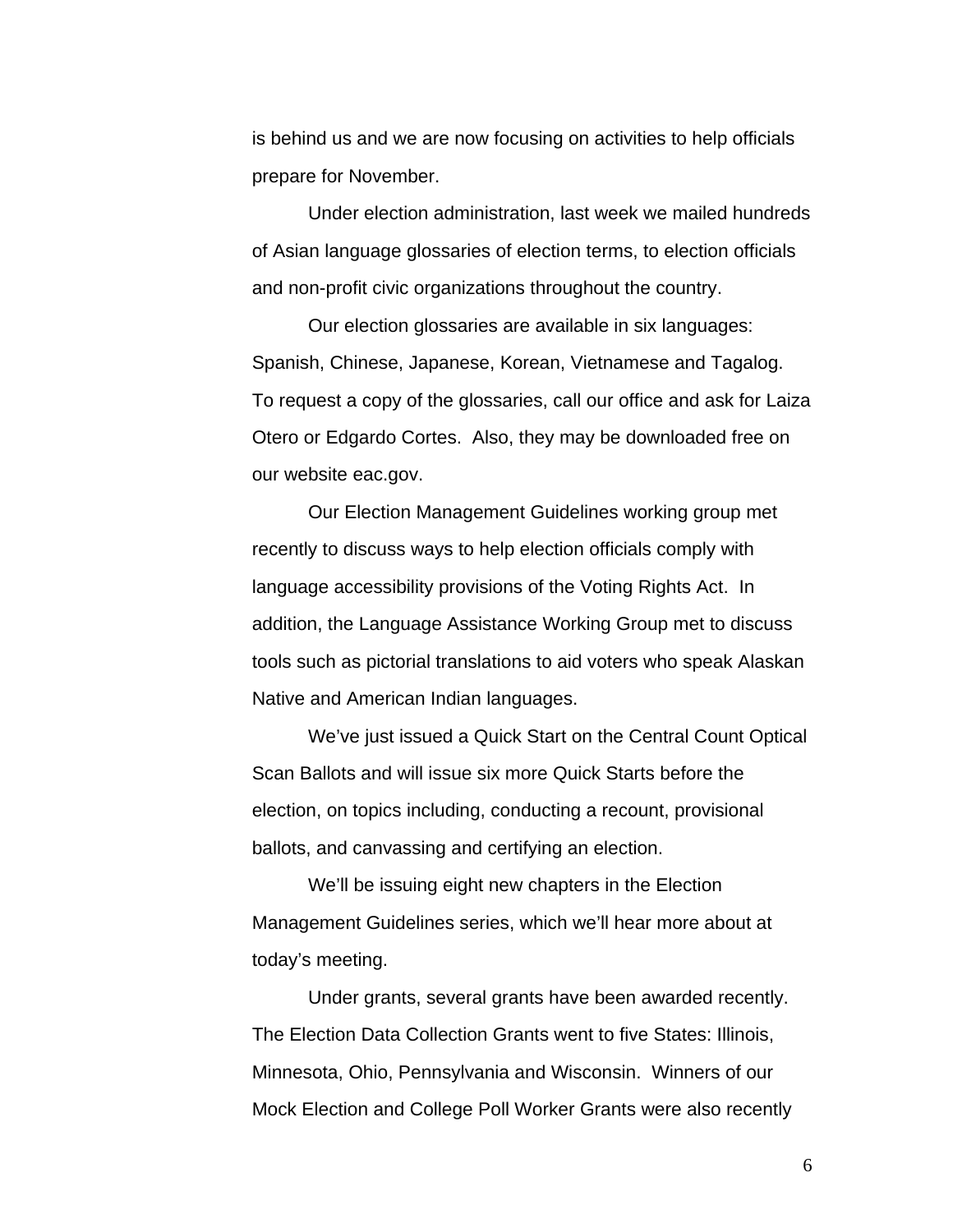is behind us and we are now focusing on activities to help officials prepare for November.

Under election administration, last week we mailed hundreds of Asian language glossaries of election terms, to election officials and non-profit civic organizations throughout the country.

Our election glossaries are available in six languages: Spanish, Chinese, Japanese, Korean, Vietnamese and Tagalog. To request a copy of the glossaries, call our office and ask for Laiza Otero or Edgardo Cortes. Also, they may be downloaded free on our website eac.gov.

Our Election Management Guidelines working group met recently to discuss ways to help election officials comply with language accessibility provisions of the Voting Rights Act. In addition, the Language Assistance Working Group met to discuss tools such as pictorial translations to aid voters who speak Alaskan Native and American Indian languages.

We've just issued a Quick Start on the Central Count Optical Scan Ballots and will issue six more Quick Starts before the election, on topics including, conducting a recount, provisional ballots, and canvassing and certifying an election.

We'll be issuing eight new chapters in the Election Management Guidelines series, which we'll hear more about at today's meeting.

Under grants, several grants have been awarded recently. The Election Data Collection Grants went to five States: Illinois, Minnesota, Ohio, Pennsylvania and Wisconsin. Winners of our Mock Election and College Poll Worker Grants were also recently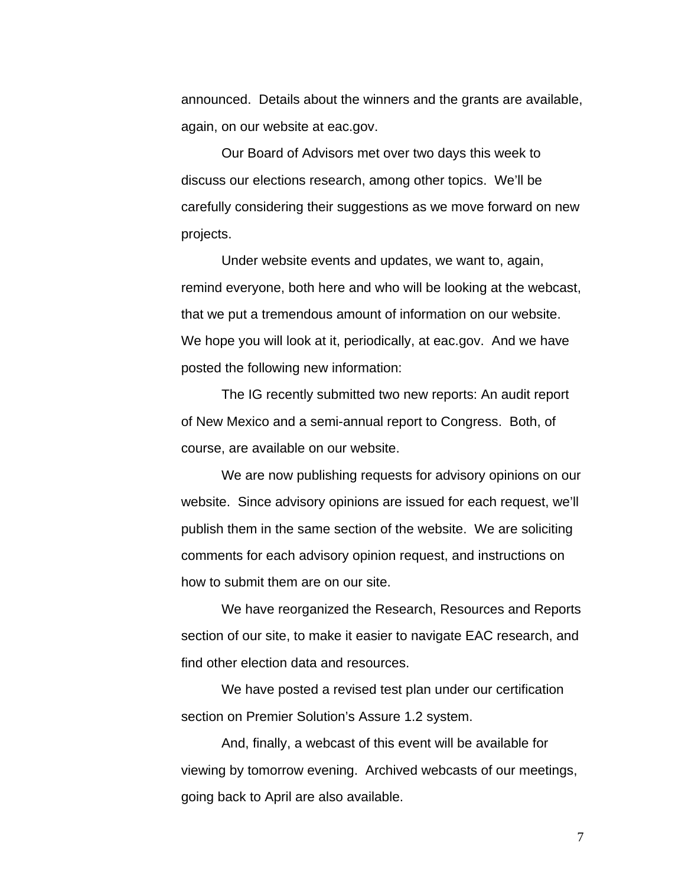announced. Details about the winners and the grants are available, again, on our website at eac.gov.

Our Board of Advisors met over two days this week to discuss our elections research, among other topics. We'll be carefully considering their suggestions as we move forward on new projects.

Under website events and updates, we want to, again, remind everyone, both here and who will be looking at the webcast, that we put a tremendous amount of information on our website. We hope you will look at it, periodically, at eac.gov. And we have posted the following new information:

The IG recently submitted two new reports: An audit report of New Mexico and a semi-annual report to Congress. Both, of course, are available on our website.

We are now publishing requests for advisory opinions on our website. Since advisory opinions are issued for each request, we'll publish them in the same section of the website. We are soliciting comments for each advisory opinion request, and instructions on how to submit them are on our site.

We have reorganized the Research, Resources and Reports section of our site, to make it easier to navigate EAC research, and find other election data and resources.

We have posted a revised test plan under our certification section on Premier Solution's Assure 1.2 system.

And, finally, a webcast of this event will be available for viewing by tomorrow evening. Archived webcasts of our meetings, going back to April are also available.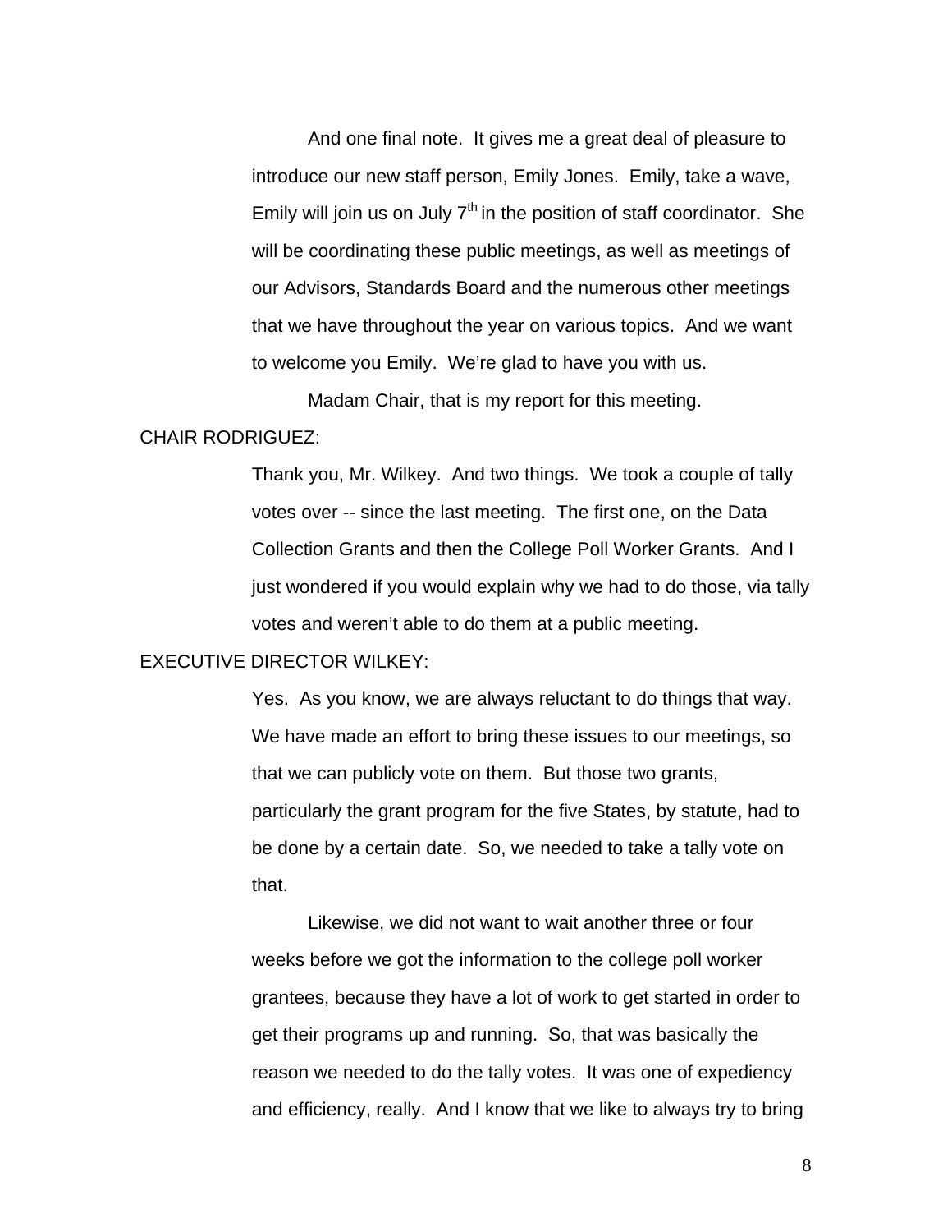And one final note. It gives me a great deal of pleasure to introduce our new staff person, Emily Jones. Emily, take a wave, Emily will join us on July 7th in the position of staff coordinator. She will be coordinating these public meetings, as well as meetings of our Advisors, Standards Board and the numerous other meetings that we have throughout the year on various topics. And we want to welcome you Emily. We're glad to have you with us.

Madam Chair, that is my report for this meeting.

CHAIR RODRIGUEZ:

Thank you, Mr. Wilkey. And two things. We took a couple of tally votes over -- since the last meeting. The first one, on the Data Collection Grants and then the College Poll Worker Grants. And I just wondered if you would explain why we had to do those, via tally votes and weren't able to do them at a public meeting.

EXECUTIVE DIRECTOR WILKEY:

Yes. As you know, we are always reluctant to do things that way. We have made an effort to bring these issues to our meetings, so that we can publicly vote on them. But those two grants, particularly the grant program for the five States, by statute, had to be done by a certain date. So, we needed to take a tally vote on that.

Likewise, we did not want to wait another three or four weeks before we got the information to the college poll worker grantees, because they have a lot of work to get started in order to get their programs up and running. So, that was basically the reason we needed to do the tally votes. It was one of expediency and efficiency, really. And I know that we like to always try to bring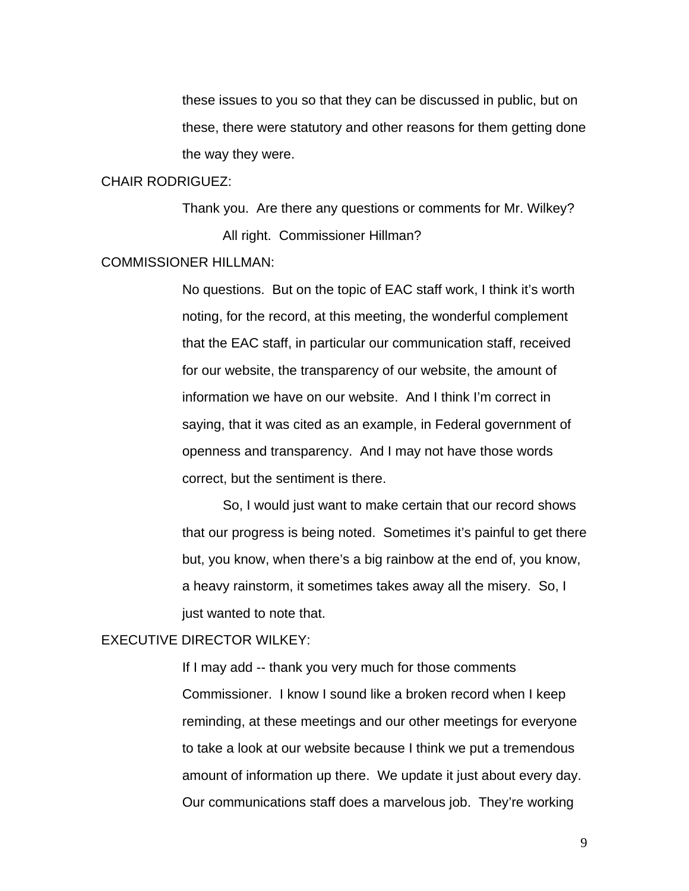these issues to you so that they can be discussed in public, but on these, there were statutory and other reasons for them getting done the way they were.

CHAIR RODRIGUEZ:

Thank you. Are there any questions or comments for Mr. Wilkey?

All right. Commissioner Hillman?

COMMISSIONER HILLMAN:

No questions. But on the topic of EAC staff work, I think it's worth noting, for the record, at this meeting, the wonderful complement that the EAC staff, in particular our communication staff, received for our website, the transparency of our website, the amount of information we have on our website. And I think I'm correct in saying, that it was cited as an example, in Federal government of openness and transparency. And I may not have those words correct, but the sentiment is there.

So, I would just want to make certain that our record shows that our progress is being noted. Sometimes it's painful to get there but, you know, when there's a big rainbow at the end of, you know, a heavy rainstorm, it sometimes takes away all the misery. So, I just wanted to note that.

EXECUTIVE DIRECTOR WILKEY:

If I may add -- thank you very much for those comments Commissioner. I know I sound like a broken record when I keep reminding, at these meetings and our other meetings for everyone to take a look at our website because I think we put a tremendous amount of information up there. We update it just about every day. Our communications staff does a marvelous job. They're working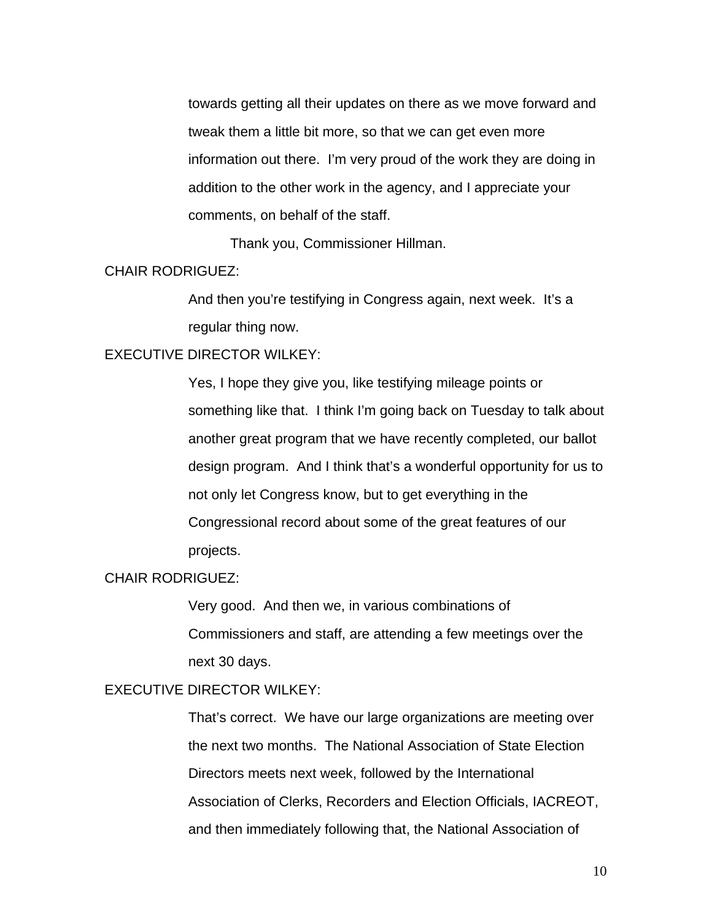towards getting all their updates on there as we move forward and tweak them a little bit more, so that we can get even more information out there. I'm very proud of the work they are doing in addition to the other work in the agency, and I appreciate your comments, on behalf of the staff.

Thank you, Commissioner Hillman.

CHAIR RODRIGUEZ:

And then you're testifying in Congress again, next week. It's a regular thing now.

EXECUTIVE DIRECTOR WILKEY:

Yes, I hope they give you, like testifying mileage points or something like that. I think I'm going back on Tuesday to talk about another great program that we have recently completed, our ballot design program. And I think that's a wonderful opportunity for us to not only let Congress know, but to get everything in the Congressional record about some of the great features of our projects.

CHAIR RODRIGUEZ:

Very good. And then we, in various combinations of Commissioners and staff, are attending a few meetings over the next 30 days.

EXECUTIVE DIRECTOR WILKEY:

That's correct. We have our large organizations are meeting over the next two months. The National Association of State Election Directors meets next week, followed by the International Association of Clerks, Recorders and Election Officials, IACREOT, and then immediately following that, the National Association of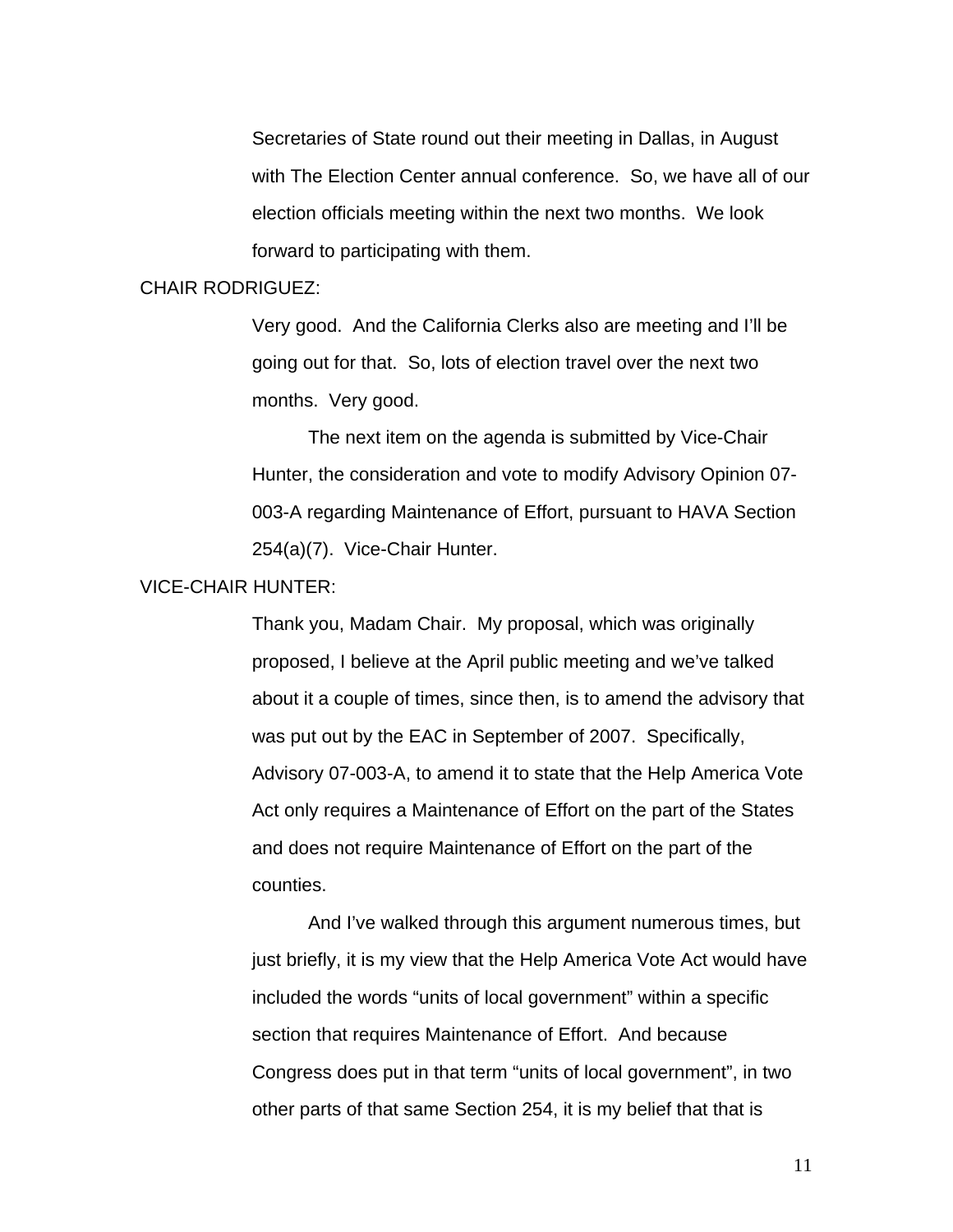Secretaries of State round out their meeting in Dallas, in August with The Election Center annual conference. So, we have all of our election officials meeting within the next two months. We look forward to participating with them.

CHAIR RODRIGUEZ:

Very good. And the California Clerks also are meeting and I'll be going out for that. So, lots of election travel over the next two months. Very good.

The next item on the agenda is submitted by Vice-Chair Hunter, the consideration and vote to modify Advisory Opinion 07-003-A regarding Maintenance of Effort, pursuant to HAVA Section 254(a)(7). Vice-Chair Hunter.

VICE-CHAIR HUNTER:

Thank you, Madam Chair. My proposal, which was originally proposed, I believe at the April public meeting and we've talked about it a couple of times, since then, is to amend the advisory that was put out by the EAC in September of 2007. Specifically, Advisory 07-003-A, to amend it to state that the Help America Vote Act only requires a Maintenance of Effort on the part of the States and does not require Maintenance of Effort on the part of the counties.

And I've walked through this argument numerous times, but just briefly, it is my view that the Help America Vote Act would have included the words "units of local government" within a specific section that requires Maintenance of Effort. And because Congress does put in that term "units of local government", in two other parts of that same Section 254, it is my belief that that is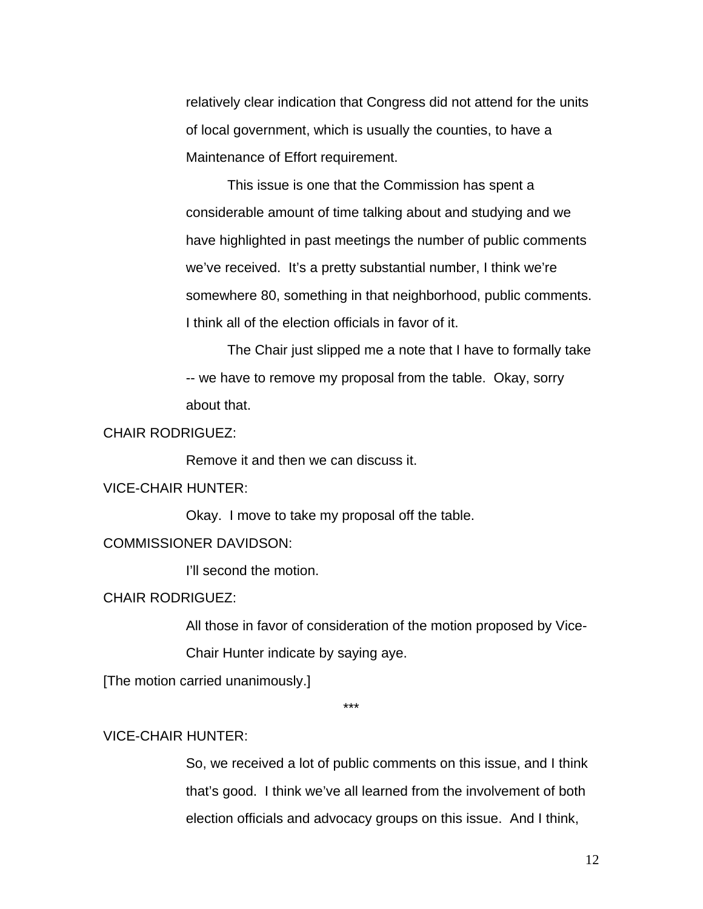relatively clear indication that Congress did not attend for the units of local government, which is usually the counties, to have a Maintenance of Effort requirement.

This issue is one that the Commission has spent a considerable amount of time talking about and studying and we have highlighted in past meetings the number of public comments we've received. It's a pretty substantial number, I think we're somewhere 80, something in that neighborhood, public comments. I think all of the election officials in favor of it.

The Chair just slipped me a note that I have to formally take -- we have to remove my proposal from the table. Okay, sorry about that.

CHAIR RODRIGUEZ:

Remove it and then we can discuss it.

VICE-CHAIR HUNTER:

Okay. I move to take my proposal off the table.

COMMISSIONER DAVIDSON:

I'll second the motion.

CHAIR RODRIGUEZ:

All those in favor of consideration of the motion proposed by Vice-Chair Hunter indicate by saying aye.

[The motion carried unanimously.]

***

VICE-CHAIR HUNTER:

So, we received a lot of public comments on this issue, and I think that's good. I think we've all learned from the involvement of both election officials and advocacy groups on this issue. And I think,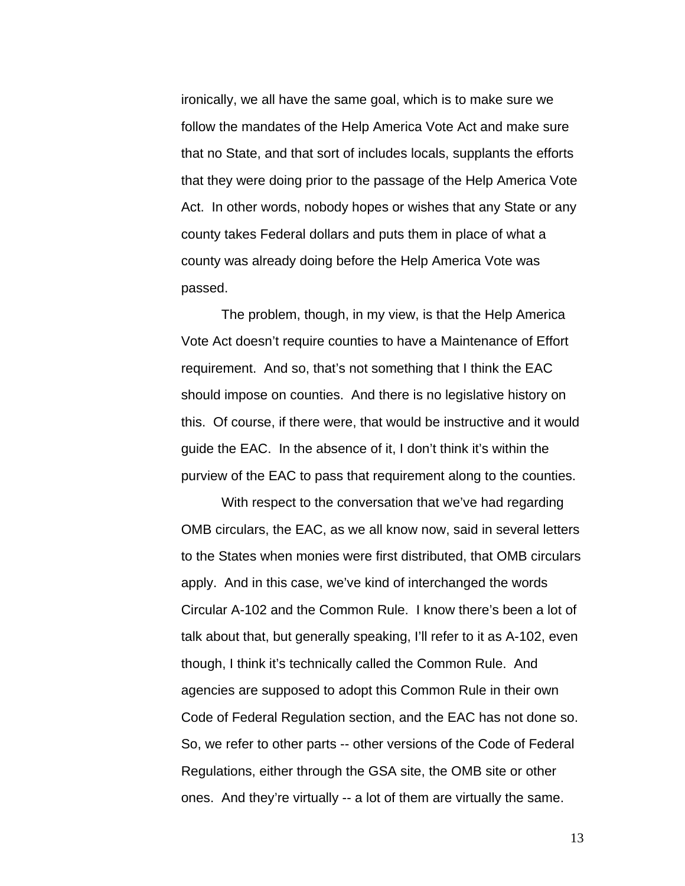ironically, we all have the same goal, which is to make sure we follow the mandates of the Help America Vote Act and make sure that no State, and that sort of includes locals, supplants the efforts that they were doing prior to the passage of the Help America Vote Act. In other words, nobody hopes or wishes that any State or any county takes Federal dollars and puts them in place of what a county was already doing before the Help America Vote was passed.

The problem, though, in my view, is that the Help America Vote Act doesn't require counties to have a Maintenance of Effort requirement. And so, that's not something that I think the EAC should impose on counties. And there is no legislative history on this. Of course, if there were, that would be instructive and it would guide the EAC. In the absence of it, I don't think it's within the purview of the EAC to pass that requirement along to the counties.

With respect to the conversation that we've had regarding OMB circulars, the EAC, as we all know now, said in several letters to the States when monies were first distributed, that OMB circulars apply. And in this case, we've kind of interchanged the words Circular A-102 and the Common Rule. I know there's been a lot of talk about that, but generally speaking, I'll refer to it as A-102, even though, I think it's technically called the Common Rule. And agencies are supposed to adopt this Common Rule in their own Code of Federal Regulation section, and the EAC has not done so. So, we refer to other parts -- other versions of the Code of Federal Regulations, either through the GSA site, the OMB site or other ones. And they're virtually -- a lot of them are virtually the same.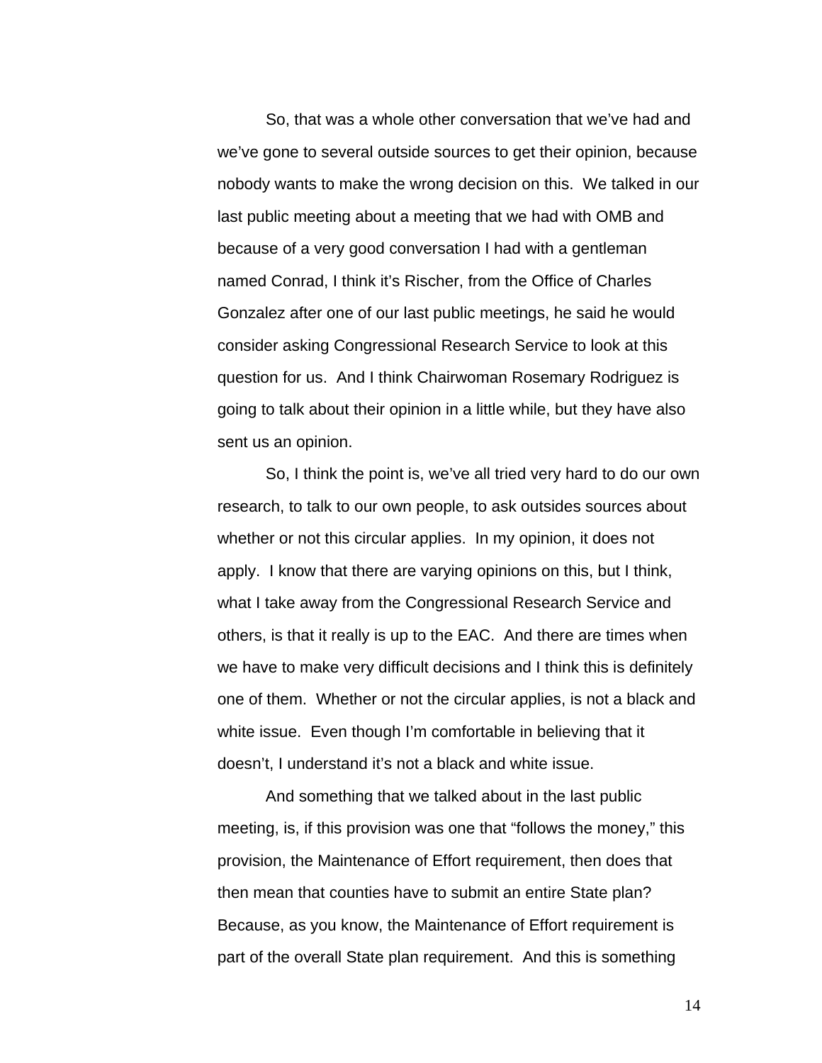So, that was a whole other conversation that we've had and we've gone to several outside sources to get their opinion, because nobody wants to make the wrong decision on this. We talked in our last public meeting about a meeting that we had with OMB and because of a very good conversation I had with a gentleman named Conrad, I think it's Rischer, from the Office of Charles Gonzalez after one of our last public meetings, he said he would consider asking Congressional Research Service to look at this question for us. And I think Chairwoman Rosemary Rodriguez is going to talk about their opinion in a little while, but they have also sent us an opinion.

So, I think the point is, we've all tried very hard to do our own research, to talk to our own people, to ask outsides sources about whether or not this circular applies. In my opinion, it does not apply. I know that there are varying opinions on this, but I think, what I take away from the Congressional Research Service and others, is that it really is up to the EAC. And there are times when we have to make very difficult decisions and I think this is definitely one of them. Whether or not the circular applies, is not a black and white issue. Even though I'm comfortable in believing that it doesn't, I understand it's not a black and white issue.

And something that we talked about in the last public meeting, is, if this provision was one that "follows the money," this provision, the Maintenance of Effort requirement, then does that then mean that counties have to submit an entire State plan? Because, as you know, the Maintenance of Effort requirement is part of the overall State plan requirement. And this is something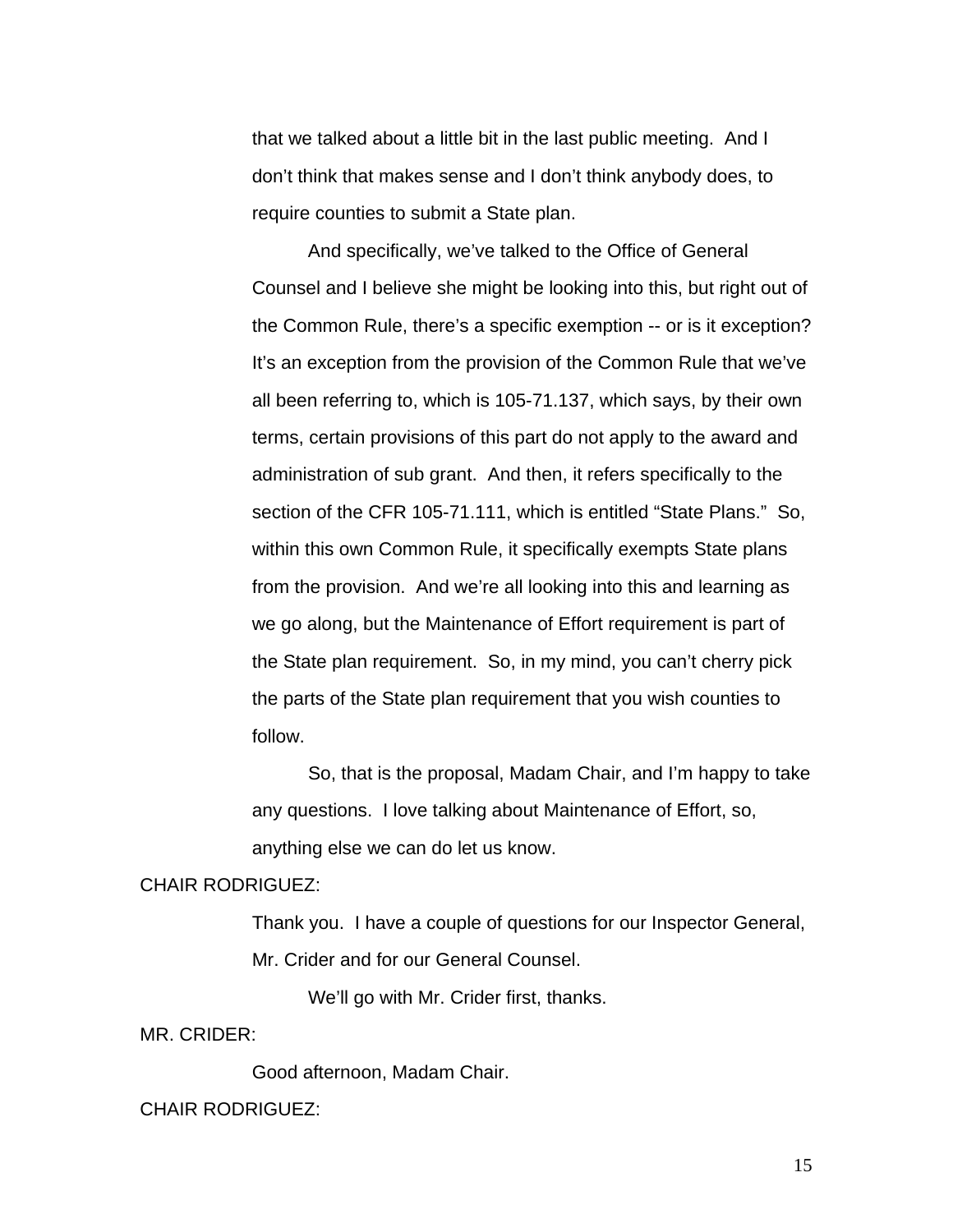that we talked about a little bit in the last public meeting. And I don't think that makes sense and I don't think anybody does, to require counties to submit a State plan.

And specifically, we've talked to the Office of General Counsel and I believe she might be looking into this, but right out of the Common Rule, there's a specific exemption -- or is it exception? It's an exception from the provision of the Common Rule that we've all been referring to, which is 105-71.137, which says, by their own terms, certain provisions of this part do not apply to the award and administration of sub grant. And then, it refers specifically to the section of the CFR 105-71.111, which is entitled "State Plans." So, within this own Common Rule, it specifically exempts State plans from the provision. And we're all looking into this and learning as we go along, but the Maintenance of Effort requirement is part of the State plan requirement. So, in my mind, you can't cherry pick the parts of the State plan requirement that you wish counties to follow.

So, that is the proposal, Madam Chair, and I'm happy to take any questions. I love talking about Maintenance of Effort, so, anything else we can do let us know.

CHAIR RODRIGUEZ:

Thank you. I have a couple of questions for our Inspector General, Mr. Crider and for our General Counsel.

We'll go with Mr. Crider first, thanks.

MR. CRIDER:

Good afternoon, Madam Chair.

CHAIR RODRIGUEZ: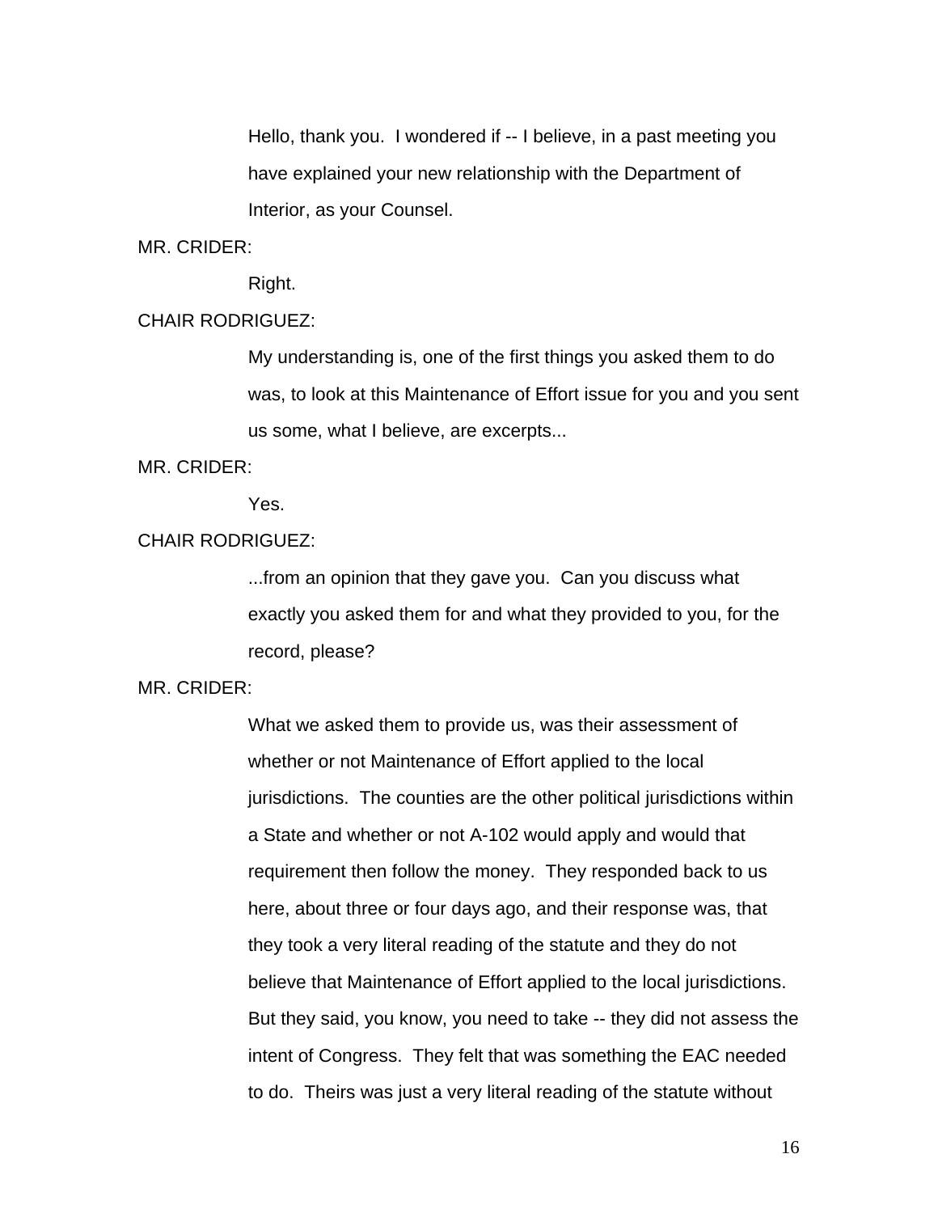Hello, thank you. I wondered if -- I believe, in a past meeting you have explained your new relationship with the Department of Interior, as your Counsel.

MR. CRIDER:

Right.

CHAIR RODRIGUEZ:

My understanding is, one of the first things you asked them to do was, to look at this Maintenance of Effort issue for you and you sent us some, what I believe, are excerpts...

MR. CRIDER:

Yes.

CHAIR RODRIGUEZ:

...from an opinion that they gave you. Can you discuss what exactly you asked them for and what they provided to you, for the record, please?

MR. CRIDER:

What we asked them to provide us, was their assessment of whether or not Maintenance of Effort applied to the local jurisdictions. The counties are the other political jurisdictions within a State and whether or not A-102 would apply and would that requirement then follow the money. They responded back to us here, about three or four days ago, and their response was, that they took a very literal reading of the statute and they do not believe that Maintenance of Effort applied to the local jurisdictions. But they said, you know, you need to take -- they did not assess the intent of Congress. They felt that was something the EAC needed to do. Theirs was just a very literal reading of the statute without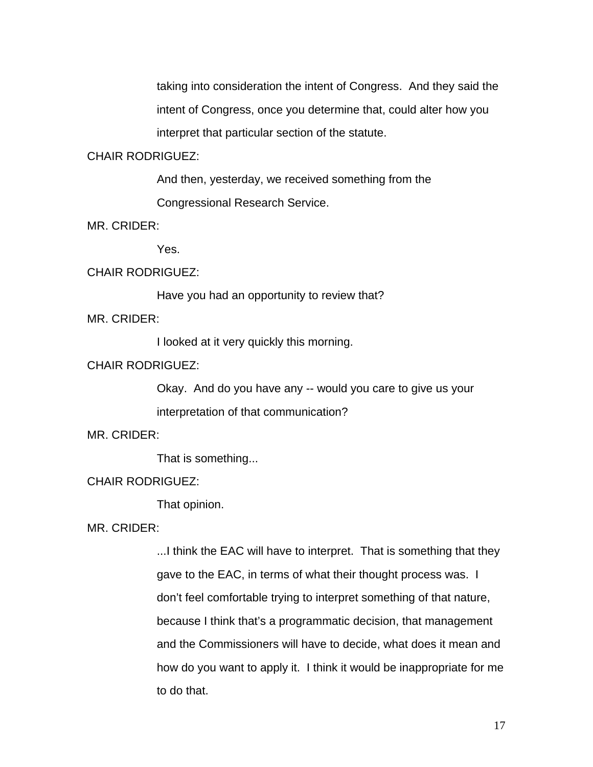taking into consideration the intent of Congress. And they said the intent of Congress, once you determine that, could alter how you interpret that particular section of the statute.

CHAIR RODRIGUEZ:

And then, yesterday, we received something from the Congressional Research Service.

MR. CRIDER:

Yes.

CHAIR RODRIGUEZ:

Have you had an opportunity to review that?

MR. CRIDER:

I looked at it very quickly this morning.

CHAIR RODRIGUEZ:

Okay. And do you have any -- would you care to give us your interpretation of that communication?

MR. CRIDER:

That is something...

CHAIR RODRIGUEZ:

That opinion.

MR. CRIDER:

...I think the EAC will have to interpret. That is something that they gave to the EAC, in terms of what their thought process was. I don't feel comfortable trying to interpret something of that nature, because I think that's a programmatic decision, that management and the Commissioners will have to decide, what does it mean and how do you want to apply it. I think it would be inappropriate for me to do that.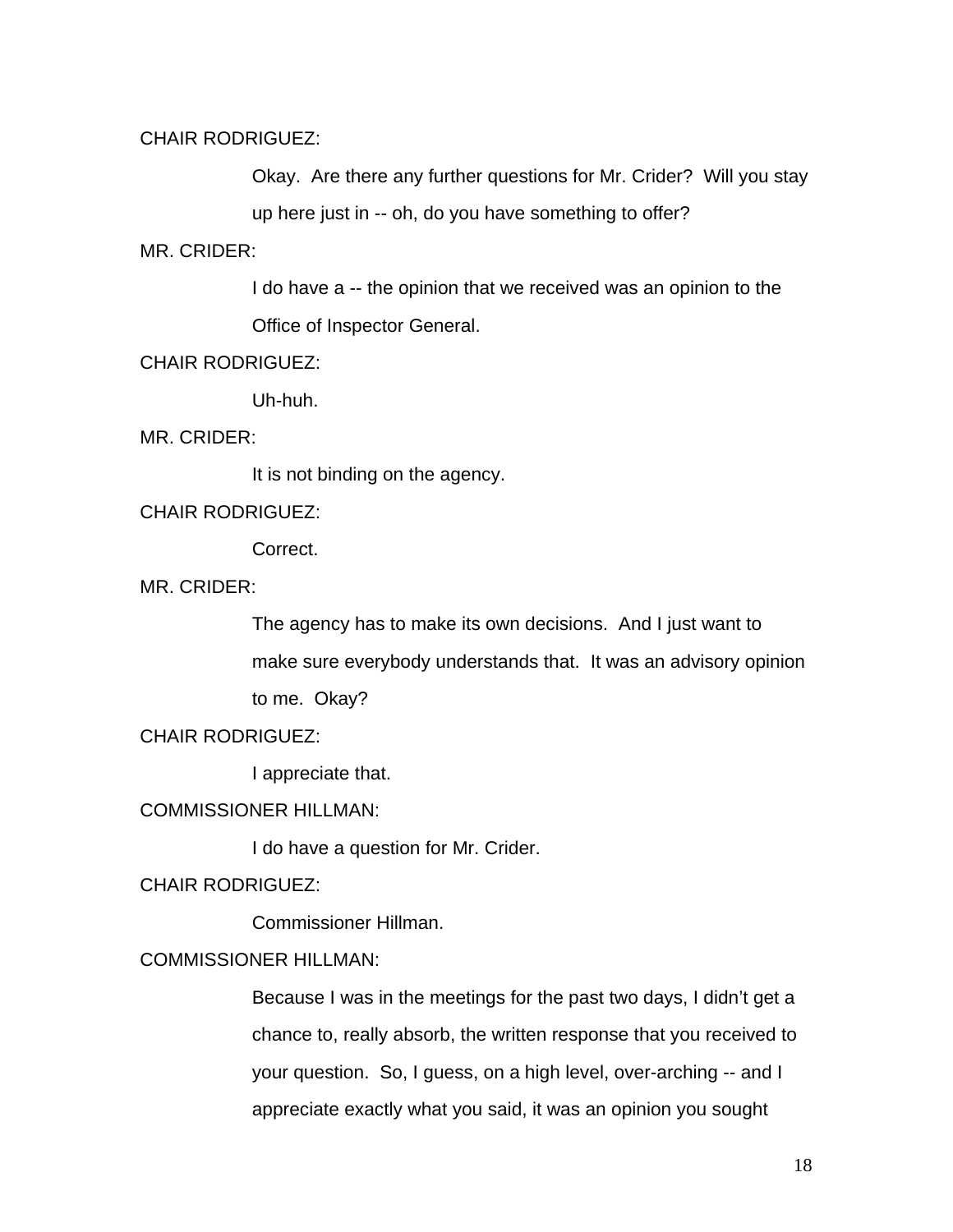CHAIR RODRIGUEZ:

Okay. Are there any further questions for Mr. Crider? Will you stay up here just in -- oh, do you have something to offer?

MR. CRIDER:

I do have a -- the opinion that we received was an opinion to the Office of Inspector General.

CHAIR RODRIGUEZ:

Uh-huh.

MR. CRIDER:

It is not binding on the agency.

CHAIR RODRIGUEZ:

Correct.

MR. CRIDER:

The agency has to make its own decisions. And I just want to make sure everybody understands that. It was an advisory opinion to me. Okay?

CHAIR RODRIGUEZ:

I appreciate that.

COMMISSIONER HILLMAN:

I do have a question for Mr. Crider.

CHAIR RODRIGUEZ:

Commissioner Hillman.

COMMISSIONER HILLMAN:

Because I was in the meetings for the past two days, I didn't get a chance to, really absorb, the written response that you received to your question. So, I guess, on a high level, over-arching -- and I appreciate exactly what you said, it was an opinion you sought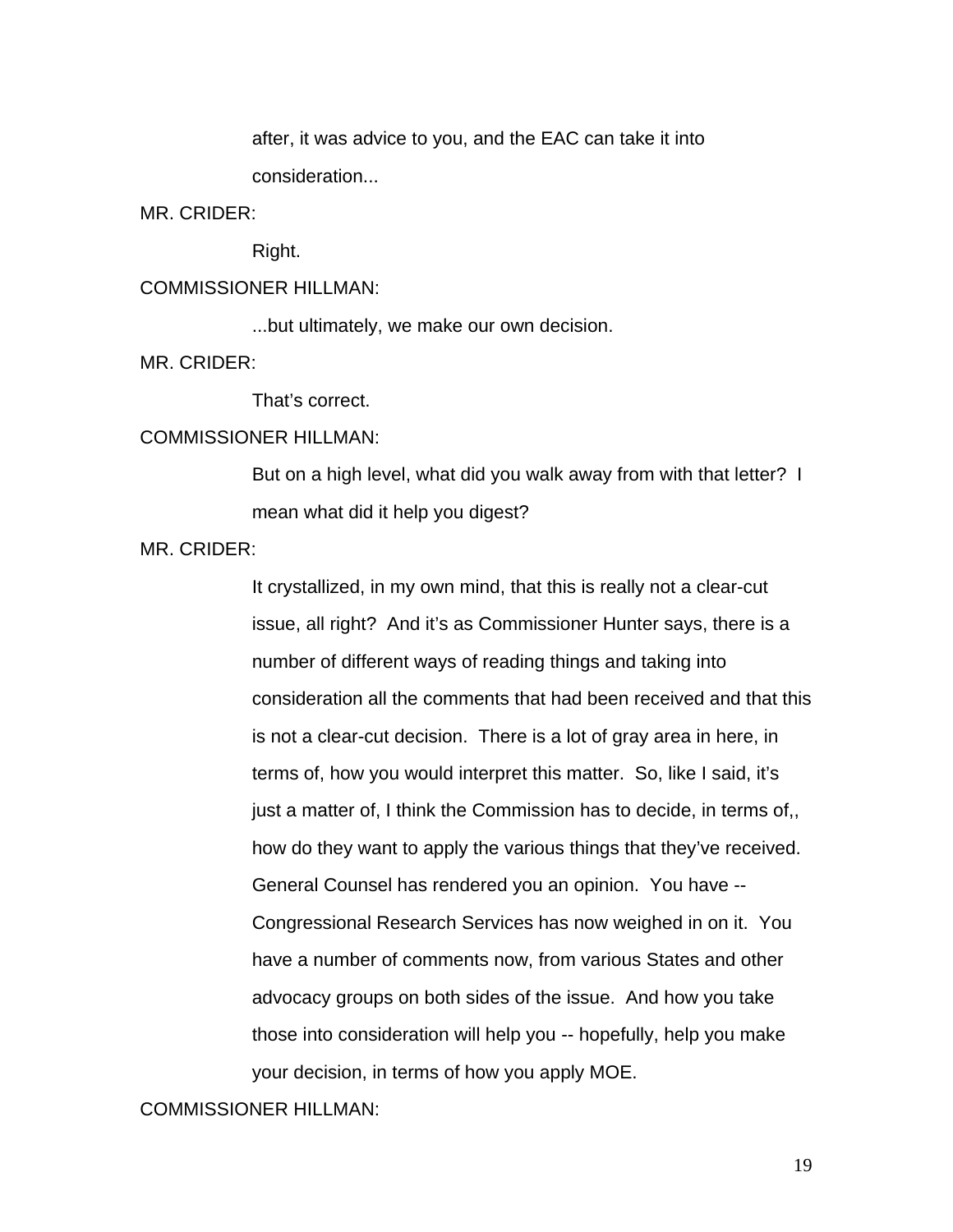after, it was advice to you, and the EAC can take it into consideration...

MR. CRIDER:

Right.

COMMISSIONER HILLMAN:

...but ultimately, we make our own decision.

MR. CRIDER:

That's correct.

COMMISSIONER HILLMAN:

But on a high level, what did you walk away from with that letter? I mean what did it help you digest?

MR. CRIDER:

It crystallized, in my own mind, that this is really not a clear-cut issue, all right? And it's as Commissioner Hunter says, there is a number of different ways of reading things and taking into consideration all the comments that had been received and that this is not a clear-cut decision. There is a lot of gray area in here, in terms of, how you would interpret this matter. So, like I said, it's just a matter of, I think the Commission has to decide, in terms of,, how do they want to apply the various things that they've received. General Counsel has rendered you an opinion. You have -- Congressional Research Services has now weighed in on it. You have a number of comments now, from various States and other advocacy groups on both sides of the issue. And how you take those into consideration will help you -- hopefully, help you make your decision, in terms of how you apply MOE.

COMMISSIONER HILLMAN: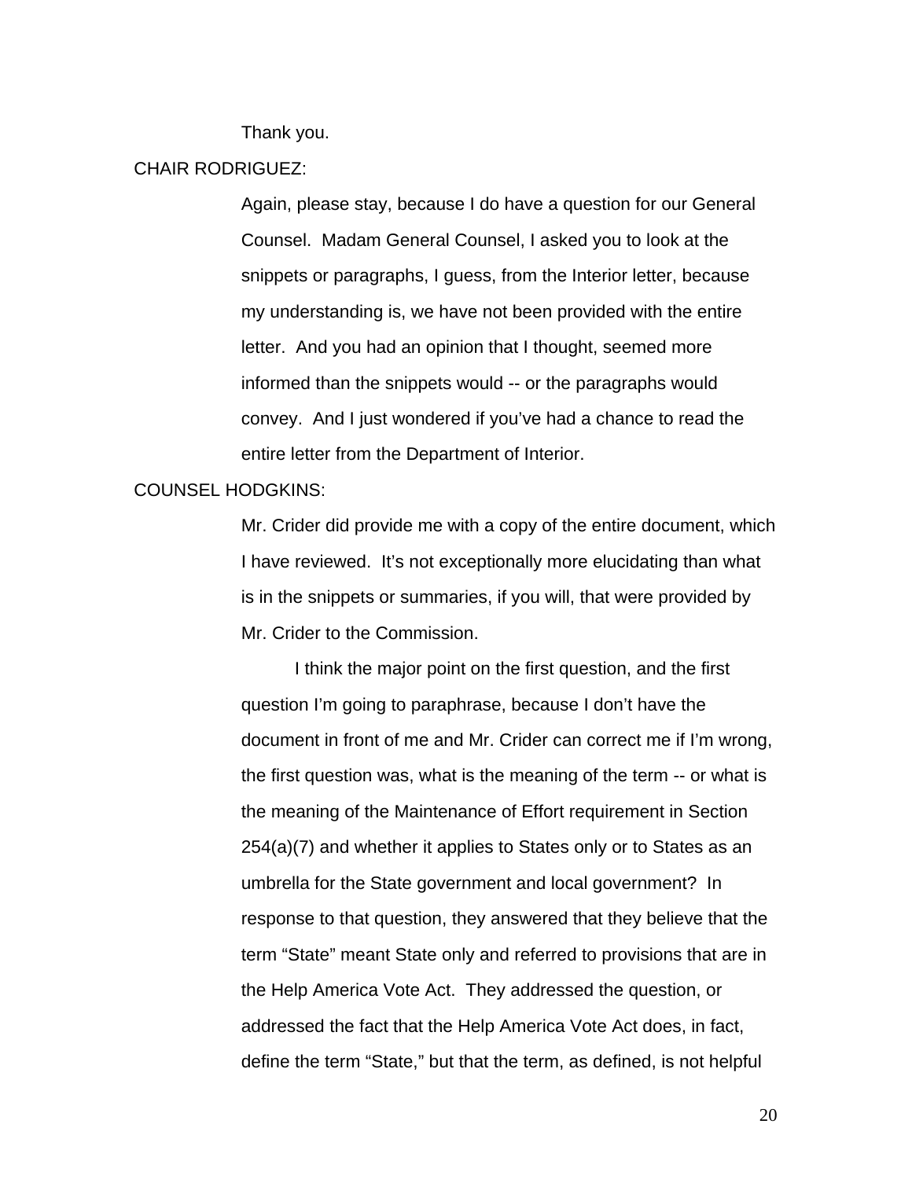Thank you.

CHAIR RODRIGUEZ:

Again, please stay, because I do have a question for our General Counsel. Madam General Counsel, I asked you to look at the snippets or paragraphs, I guess, from the Interior letter, because my understanding is, we have not been provided with the entire letter. And you had an opinion that I thought, seemed more informed than the snippets would -- or the paragraphs would convey. And I just wondered if you've had a chance to read the entire letter from the Department of Interior.

COUNSEL HODGKINS:

Mr. Crider did provide me with a copy of the entire document, which I have reviewed. It's not exceptionally more elucidating than what is in the snippets or summaries, if you will, that were provided by Mr. Crider to the Commission.

I think the major point on the first question, and the first question I'm going to paraphrase, because I don't have the document in front of me and Mr. Crider can correct me if I'm wrong, the first question was, what is the meaning of the term -- or what is the meaning of the Maintenance of Effort requirement in Section 254(a)(7) and whether it applies to States only or to States as an umbrella for the State government and local government? In response to that question, they answered that they believe that the term "State" meant State only and referred to provisions that are in the Help America Vote Act. They addressed the question, or addressed the fact that the Help America Vote Act does, in fact, define the term "State," but that the term, as defined, is not helpful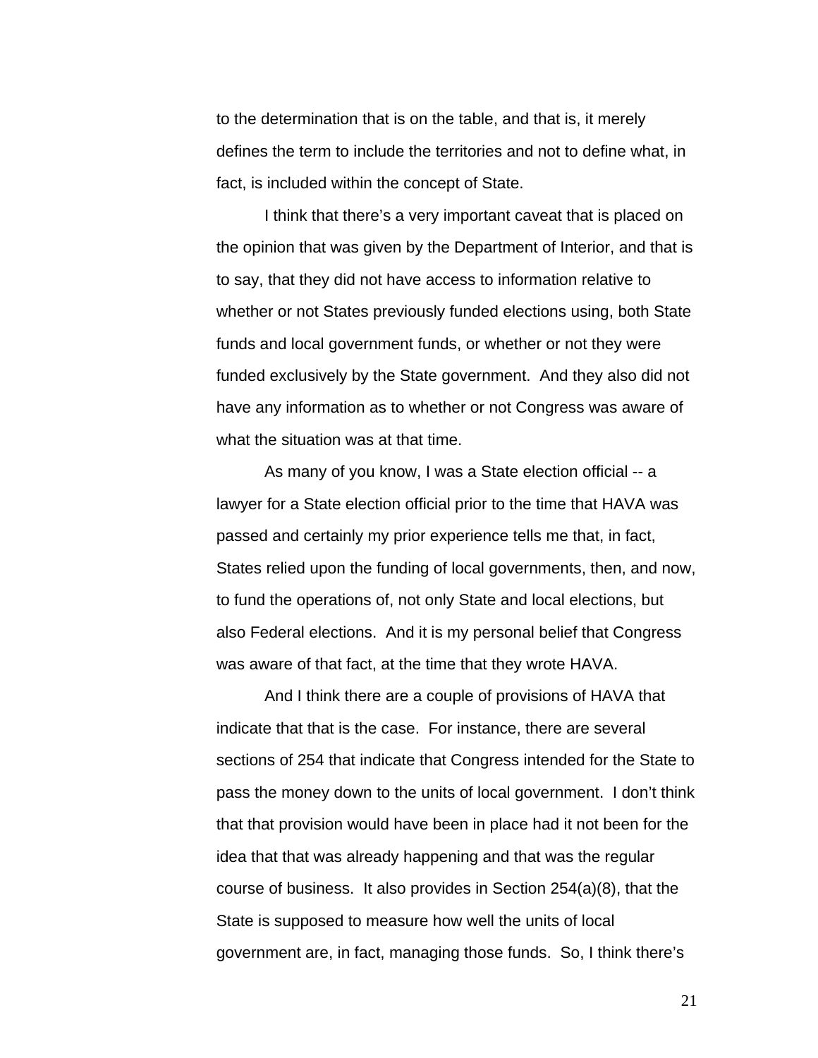to the determination that is on the table, and that is, it merely defines the term to include the territories and not to define what, in fact, is included within the concept of State.

I think that there's a very important caveat that is placed on the opinion that was given by the Department of Interior, and that is to say, that they did not have access to information relative to whether or not States previously funded elections using, both State funds and local government funds, or whether or not they were funded exclusively by the State government. And they also did not have any information as to whether or not Congress was aware of what the situation was at that time.

As many of you know, I was a State election official -- a lawyer for a State election official prior to the time that HAVA was passed and certainly my prior experience tells me that, in fact, States relied upon the funding of local governments, then, and now, to fund the operations of, not only State and local elections, but also Federal elections. And it is my personal belief that Congress was aware of that fact, at the time that they wrote HAVA.

And I think there are a couple of provisions of HAVA that indicate that that is the case. For instance, there are several sections of 254 that indicate that Congress intended for the State to pass the money down to the units of local government. I don't think that that provision would have been in place had it not been for the idea that that was already happening and that was the regular course of business. It also provides in Section 254(a)(8), that the State is supposed to measure how well the units of local government are, in fact, managing those funds. So, I think there's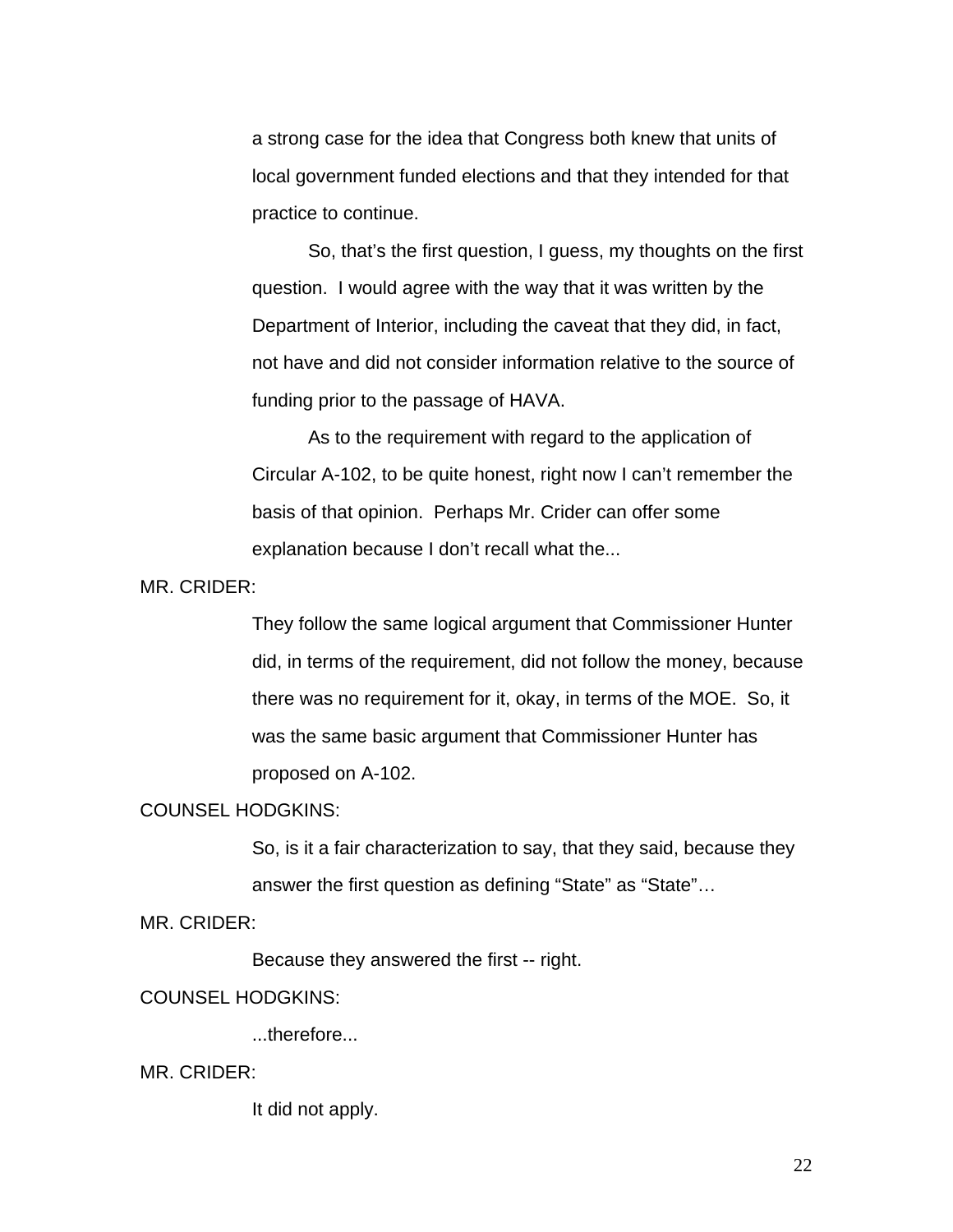a strong case for the idea that Congress both knew that units of local government funded elections and that they intended for that practice to continue.

So, that's the first question, I guess, my thoughts on the first question. I would agree with the way that it was written by the Department of Interior, including the caveat that they did, in fact, not have and did not consider information relative to the source of funding prior to the passage of HAVA.

As to the requirement with regard to the application of Circular A-102, to be quite honest, right now I can't remember the basis of that opinion. Perhaps Mr. Crider can offer some explanation because I don't recall what the...

MR. CRIDER:

They follow the same logical argument that Commissioner Hunter did, in terms of the requirement, did not follow the money, because there was no requirement for it, okay, in terms of the MOE. So, it was the same basic argument that Commissioner Hunter has proposed on A-102.

COUNSEL HODGKINS:

So, is it a fair characterization to say, that they said, because they answer the first question as defining "State" as "State"…

MR. CRIDER:

Because they answered the first -- right.

COUNSEL HODGKINS:

...therefore...

MR. CRIDER:

It did not apply.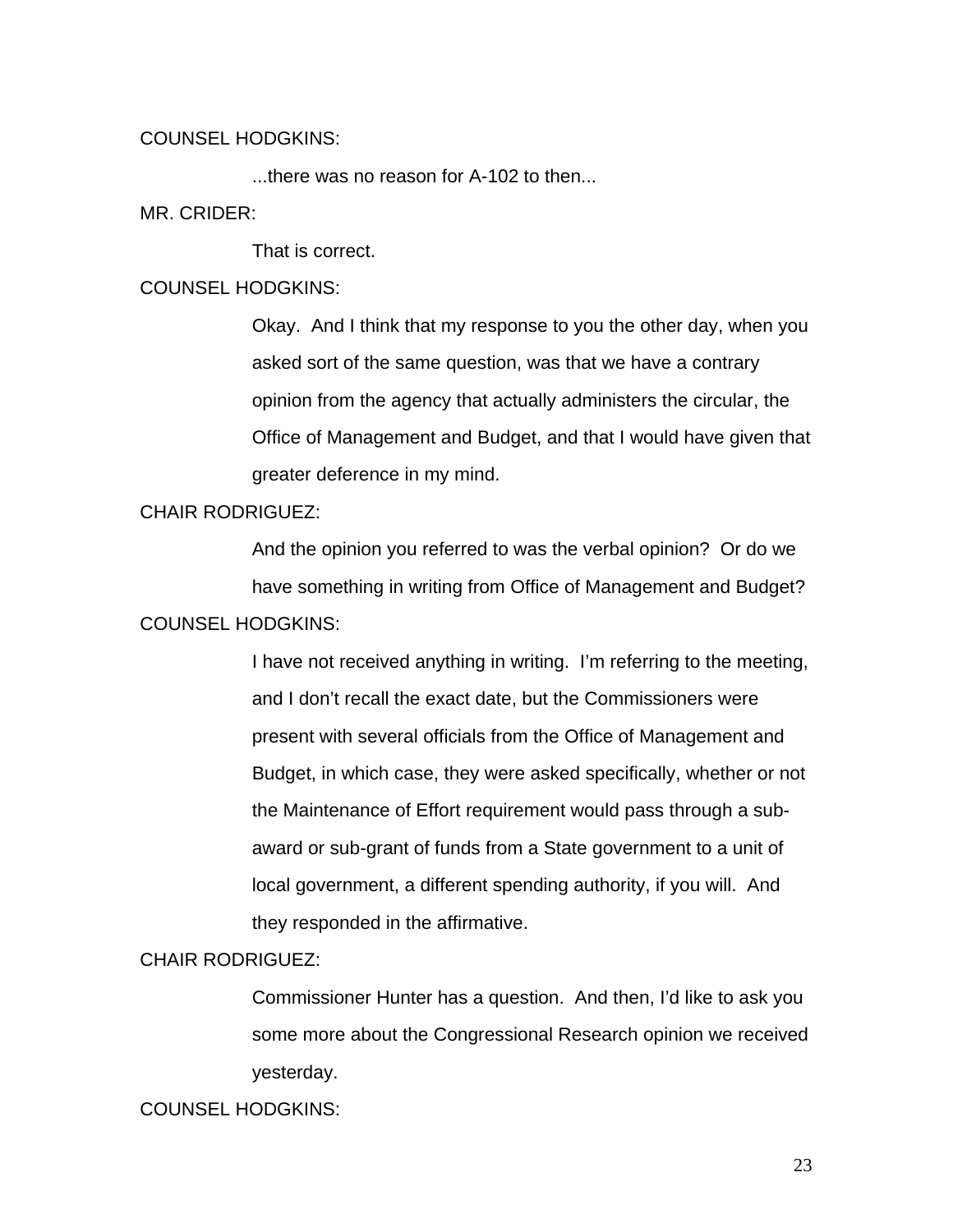COUNSEL HODGKINS:

...there was no reason for A-102 to then...

MR. CRIDER:

That is correct.

COUNSEL HODGKINS:

Okay. And I think that my response to you the other day, when you asked sort of the same question, was that we have a contrary opinion from the agency that actually administers the circular, the Office of Management and Budget, and that I would have given that greater deference in my mind.

CHAIR RODRIGUEZ:

And the opinion you referred to was the verbal opinion? Or do we have something in writing from Office of Management and Budget?

COUNSEL HODGKINS:

I have not received anything in writing. I'm referring to the meeting, and I don't recall the exact date, but the Commissioners were present with several officials from the Office of Management and Budget, in which case, they were asked specifically, whether or not the Maintenance of Effort requirement would pass through a sub-award or sub-grant of funds from a State government to a unit of local government, a different spending authority, if you will. And they responded in the affirmative.

CHAIR RODRIGUEZ:

Commissioner Hunter has a question. And then, I'd like to ask you some more about the Congressional Research opinion we received yesterday.

COUNSEL HODGKINS: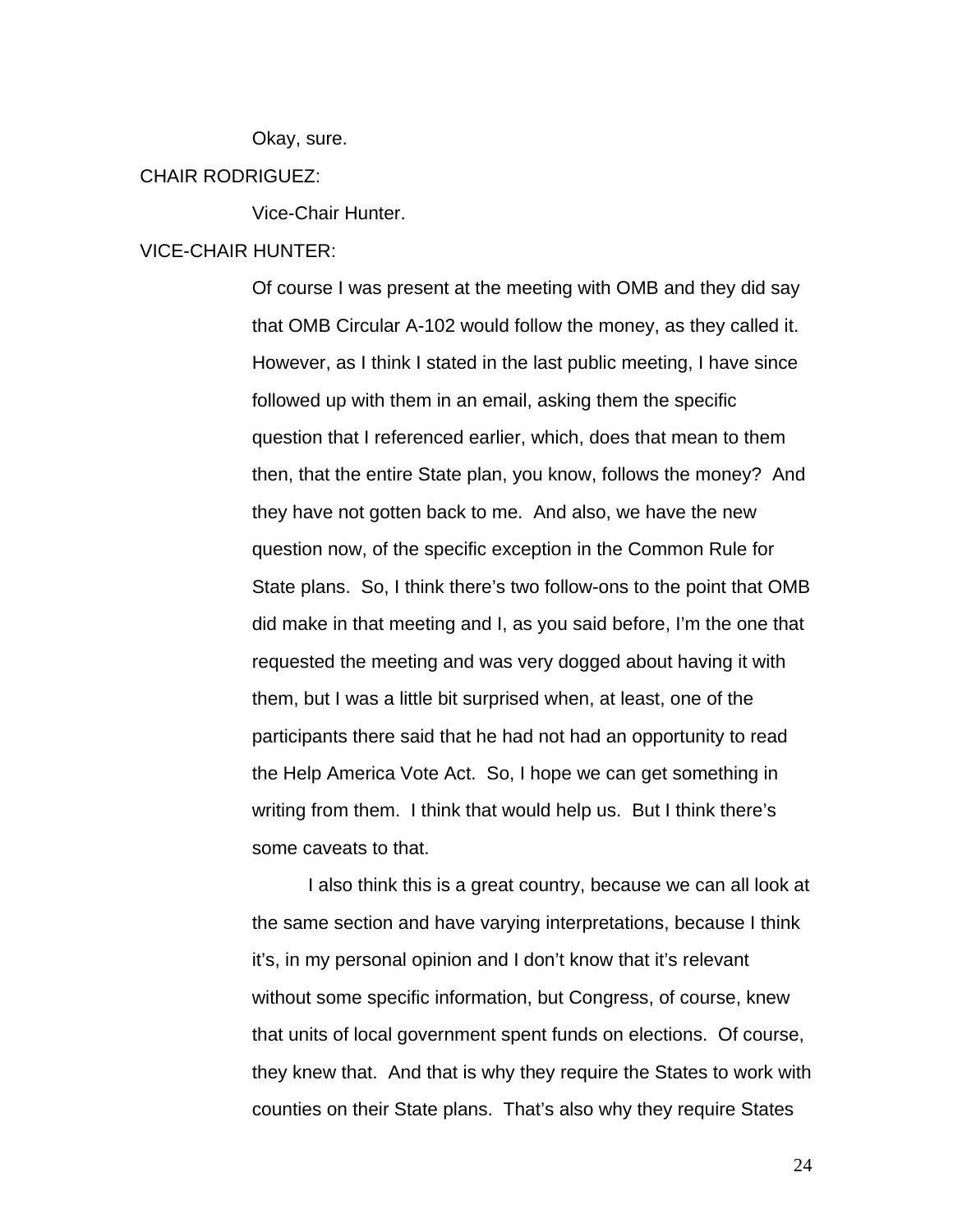Okay, sure.

CHAIR RODRIGUEZ:

Vice-Chair Hunter.

VICE-CHAIR HUNTER:

Of course I was present at the meeting with OMB and they did say that OMB Circular A-102 would follow the money, as they called it. However, as I think I stated in the last public meeting, I have since followed up with them in an email, asking them the specific question that I referenced earlier, which, does that mean to them then, that the entire State plan, you know, follows the money? And they have not gotten back to me. And also, we have the new question now, of the specific exception in the Common Rule for State plans. So, I think there's two follow-ons to the point that OMB did make in that meeting and I, as you said before, I'm the one that requested the meeting and was very dogged about having it with them, but I was a little bit surprised when, at least, one of the participants there said that he had not had an opportunity to read the Help America Vote Act. So, I hope we can get something in writing from them. I think that would help us. But I think there's some caveats to that.

I also think this is a great country, because we can all look at the same section and have varying interpretations, because I think it's, in my personal opinion and I don't know that it's relevant without some specific information, but Congress, of course, knew that units of local government spent funds on elections. Of course, they knew that. And that is why they require the States to work with counties on their State plans. That's also why they require States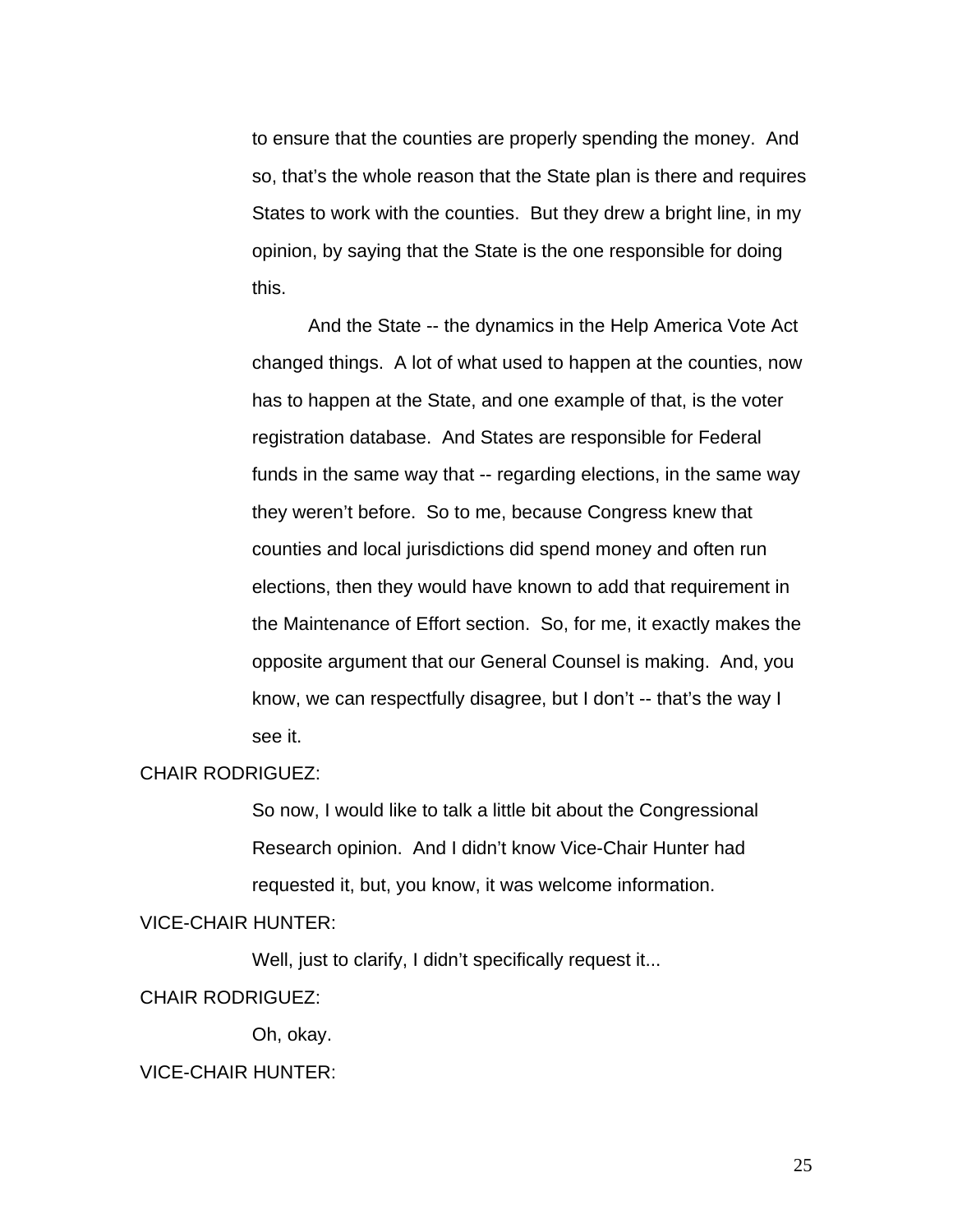to ensure that the counties are properly spending the money. And so, that's the whole reason that the State plan is there and requires States to work with the counties. But they drew a bright line, in my opinion, by saying that the State is the one responsible for doing this.

And the State -- the dynamics in the Help America Vote Act changed things. A lot of what used to happen at the counties, now has to happen at the State, and one example of that, is the voter registration database. And States are responsible for Federal funds in the same way that -- regarding elections, in the same way they weren't before. So to me, because Congress knew that counties and local jurisdictions did spend money and often run elections, then they would have known to add that requirement in the Maintenance of Effort section. So, for me, it exactly makes the opposite argument that our General Counsel is making. And, you know, we can respectfully disagree, but I don't -- that's the way I see it.

CHAIR RODRIGUEZ:

So now, I would like to talk a little bit about the Congressional Research opinion. And I didn't know Vice-Chair Hunter had requested it, but, you know, it was welcome information.

VICE-CHAIR HUNTER:

Well, just to clarify, I didn't specifically request it...

CHAIR RODRIGUEZ:

Oh, okay.

VICE-CHAIR HUNTER: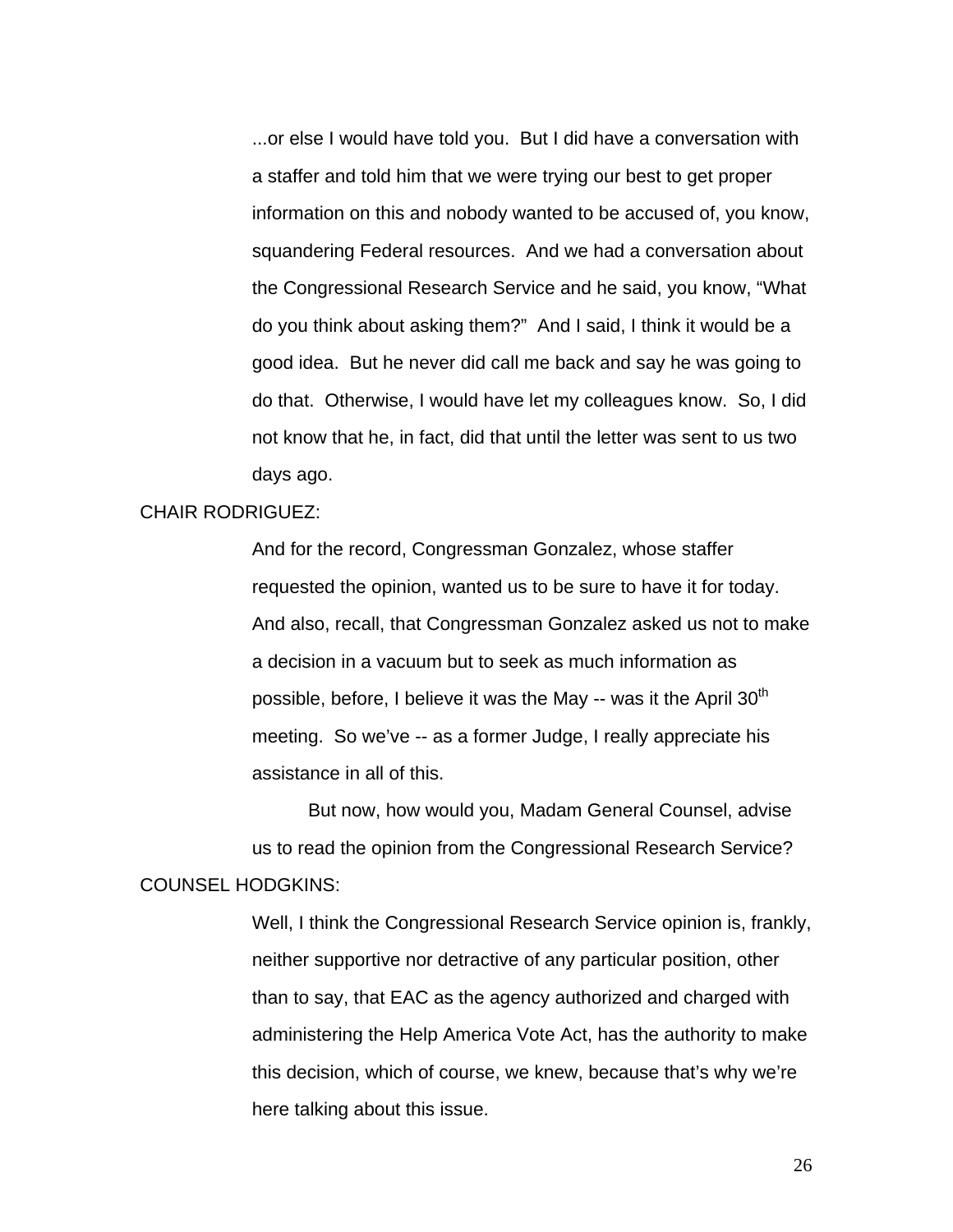...or else I would have told you. But I did have a conversation with a staffer and told him that we were trying our best to get proper information on this and nobody wanted to be accused of, you know, squandering Federal resources. And we had a conversation about the Congressional Research Service and he said, you know, "What do you think about asking them?" And I said, I think it would be a good idea. But he never did call me back and say he was going to do that. Otherwise, I would have let my colleagues know. So, I did not know that he, in fact, did that until the letter was sent to us two days ago.

CHAIR RODRIGUEZ:

And for the record, Congressman Gonzalez, whose staffer requested the opinion, wanted us to be sure to have it for today. And also, recall, that Congressman Gonzalez asked us not to make a decision in a vacuum but to seek as much information as possible, before, I believe it was the May -- was it the April 30th meeting. So we've -- as a former Judge, I really appreciate his assistance in all of this.

But now, how would you, Madam General Counsel, advise us to read the opinion from the Congressional Research Service?

COUNSEL HODGKINS:

Well, I think the Congressional Research Service opinion is, frankly, neither supportive nor detractive of any particular position, other than to say, that EAC as the agency authorized and charged with administering the Help America Vote Act, has the authority to make this decision, which of course, we knew, because that's why we're here talking about this issue.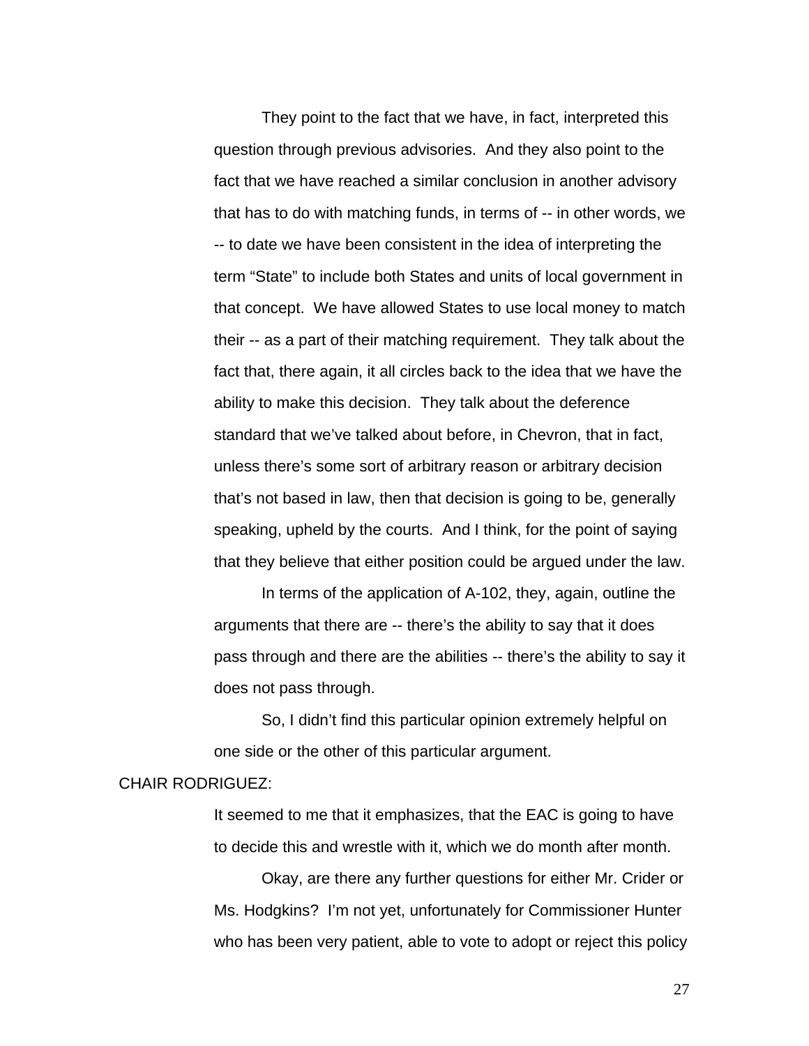They point to the fact that we have, in fact, interpreted this question through previous advisories. And they also point to the fact that we have reached a similar conclusion in another advisory that has to do with matching funds, in terms of -- in other words, we -- to date we have been consistent in the idea of interpreting the term “State” to include both States and units of local government in that concept. We have allowed States to use local money to match their -- as a part of their matching requirement. They talk about the fact that, there again, it all circles back to the idea that we have the ability to make this decision. They talk about the deference standard that we’ve talked about before, in Chevron, that in fact, unless there’s some sort of arbitrary reason or arbitrary decision that’s not based in law, then that decision is going to be, generally speaking, upheld by the courts. And I think, for the point of saying that they believe that either position could be argued under the law.

In terms of the application of A-102, they, again, outline the arguments that there are -- there’s the ability to say that it does pass through and there are the abilities -- there’s the ability to say it does not pass through.

So, I didn’t find this particular opinion extremely helpful on one side or the other of this particular argument.

CHAIR RODRIGUEZ:

It seemed to me that it emphasizes, that the EAC is going to have to decide this and wrestle with it, which we do month after month.

Okay, are there any further questions for either Mr. Crider or Ms. Hodgkins? I’m not yet, unfortunately for Commissioner Hunter who has been very patient, able to vote to adopt or reject this policy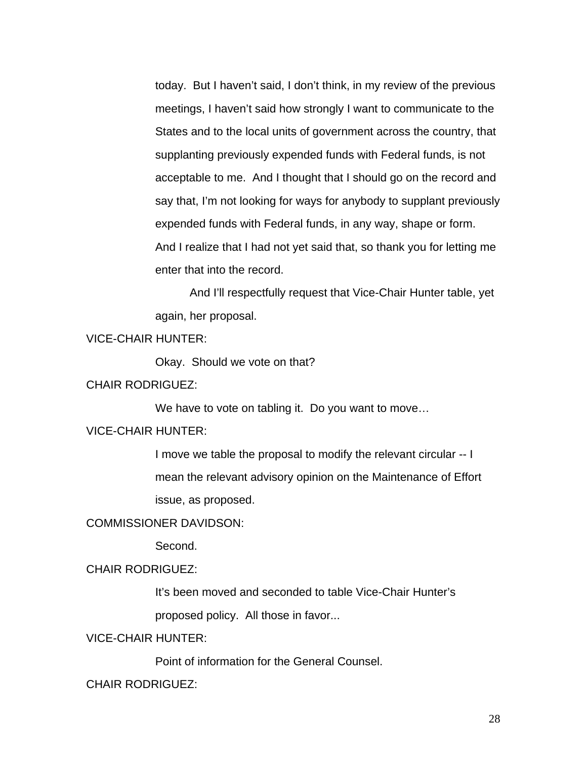today.  But I haven't said, I don't think, in my review of the previous meetings, I haven't said how strongly I want to communicate to the States and to the local units of government across the country, that supplanting previously expended funds with Federal funds, is not acceptable to me.  And I thought that I should go on the record and say that, I'm not looking for ways for anybody to supplant previously expended funds with Federal funds, in any way, shape or form. And I realize that I had not yet said that, so thank you for letting me enter that into the record.

And I'll respectfully request that Vice-Chair Hunter table, yet again, her proposal.

VICE-CHAIR HUNTER:

Okay.  Should we vote on that?

CHAIR RODRIGUEZ:

We have to vote on tabling it.  Do you want to move…

VICE-CHAIR HUNTER:

I move we table the proposal to modify the relevant circular -- I mean the relevant advisory opinion on the Maintenance of Effort issue, as proposed.

COMMISSIONER DAVIDSON:

Second.

CHAIR RODRIGUEZ:

It's been moved and seconded to table Vice-Chair Hunter's proposed policy.  All those in favor...

VICE-CHAIR HUNTER:

Point of information for the General Counsel.

CHAIR RODRIGUEZ: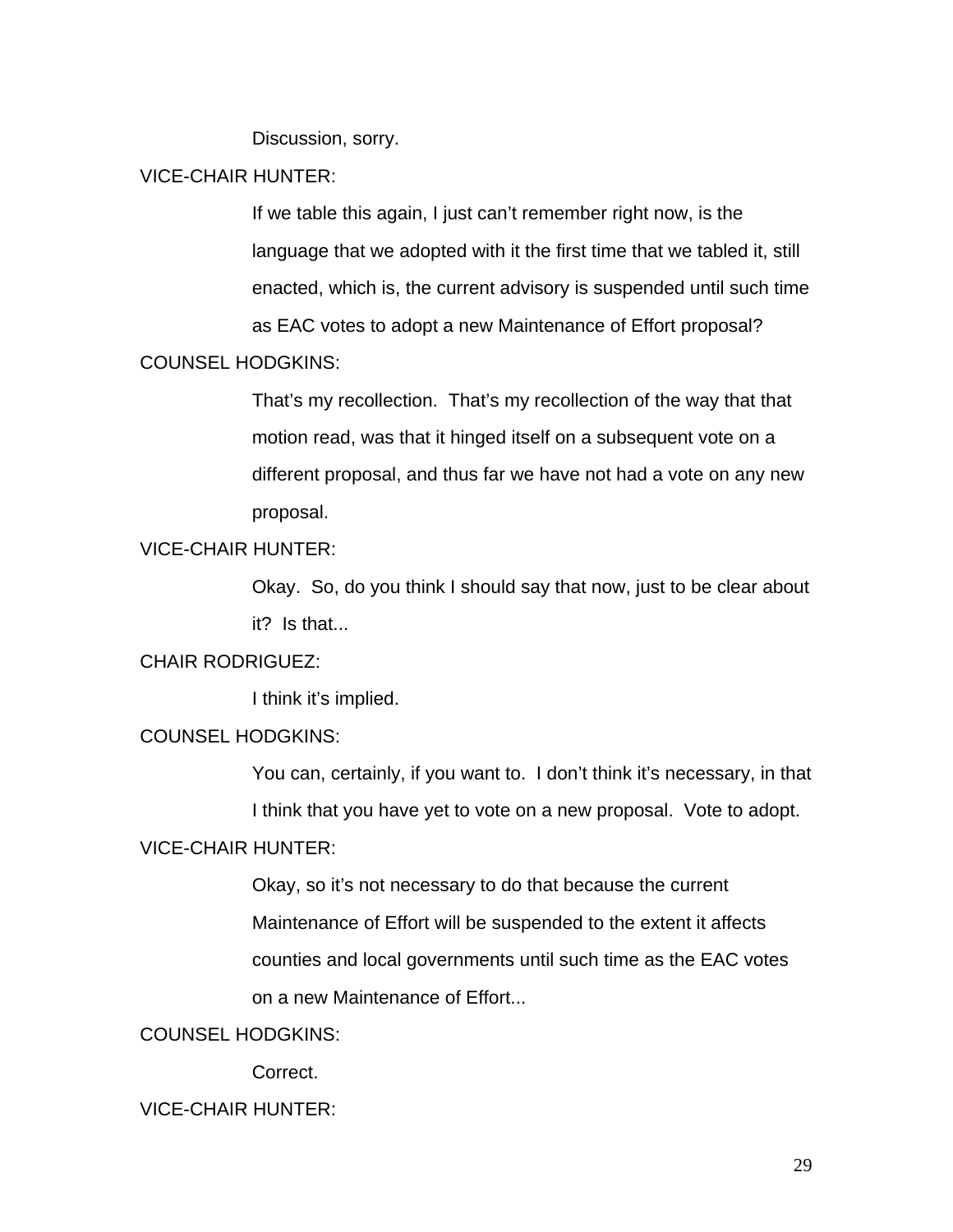Discussion, sorry.

VICE-CHAIR HUNTER:

If we table this again, I just can't remember right now, is the language that we adopted with it the first time that we tabled it, still enacted, which is, the current advisory is suspended until such time as EAC votes to adopt a new Maintenance of Effort proposal?

COUNSEL HODGKINS:

That's my recollection. That's my recollection of the way that that motion read, was that it hinged itself on a subsequent vote on a different proposal, and thus far we have not had a vote on any new proposal.

VICE-CHAIR HUNTER:

Okay. So, do you think I should say that now, just to be clear about it? Is that...

CHAIR RODRIGUEZ:

I think it's implied.

COUNSEL HODGKINS:

You can, certainly, if you want to. I don't think it's necessary, in that I think that you have yet to vote on a new proposal. Vote to adopt.

VICE-CHAIR HUNTER:

Okay, so it's not necessary to do that because the current Maintenance of Effort will be suspended to the extent it affects counties and local governments until such time as the EAC votes on a new Maintenance of Effort...

COUNSEL HODGKINS:

Correct.

VICE-CHAIR HUNTER: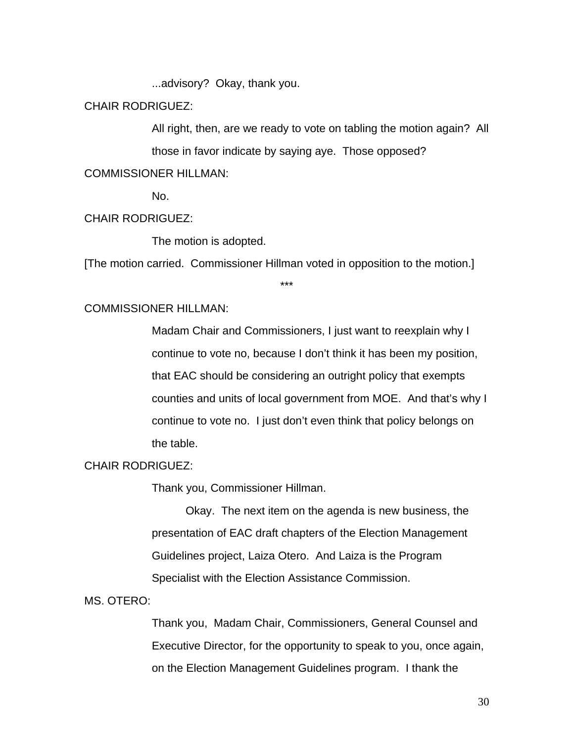...advisory?  Okay, thank you.

CHAIR RODRIGUEZ:

All right, then, are we ready to vote on tabling the motion again?  All those in favor indicate by saying aye.  Those opposed?

COMMISSIONER HILLMAN:

No.

CHAIR RODRIGUEZ:

The motion is adopted.

[The motion carried.  Commissioner Hillman voted in opposition to the motion.]

***

COMMISSIONER HILLMAN:

Madam Chair and Commissioners, I just want to reexplain why I continue to vote no, because I don't think it has been my position, that EAC should be considering an outright policy that exempts counties and units of local government from MOE.  And that's why I continue to vote no.  I just don't even think that policy belongs on the table.

CHAIR RODRIGUEZ:

Thank you, Commissioner Hillman.

Okay.  The next item on the agenda is new business, the presentation of EAC draft chapters of the Election Management Guidelines project, Laiza Otero.  And Laiza is the Program Specialist with the Election Assistance Commission.

MS. OTERO:

Thank you,  Madam Chair, Commissioners, General Counsel and Executive Director, for the opportunity to speak to you, once again, on the Election Management Guidelines program.  I thank the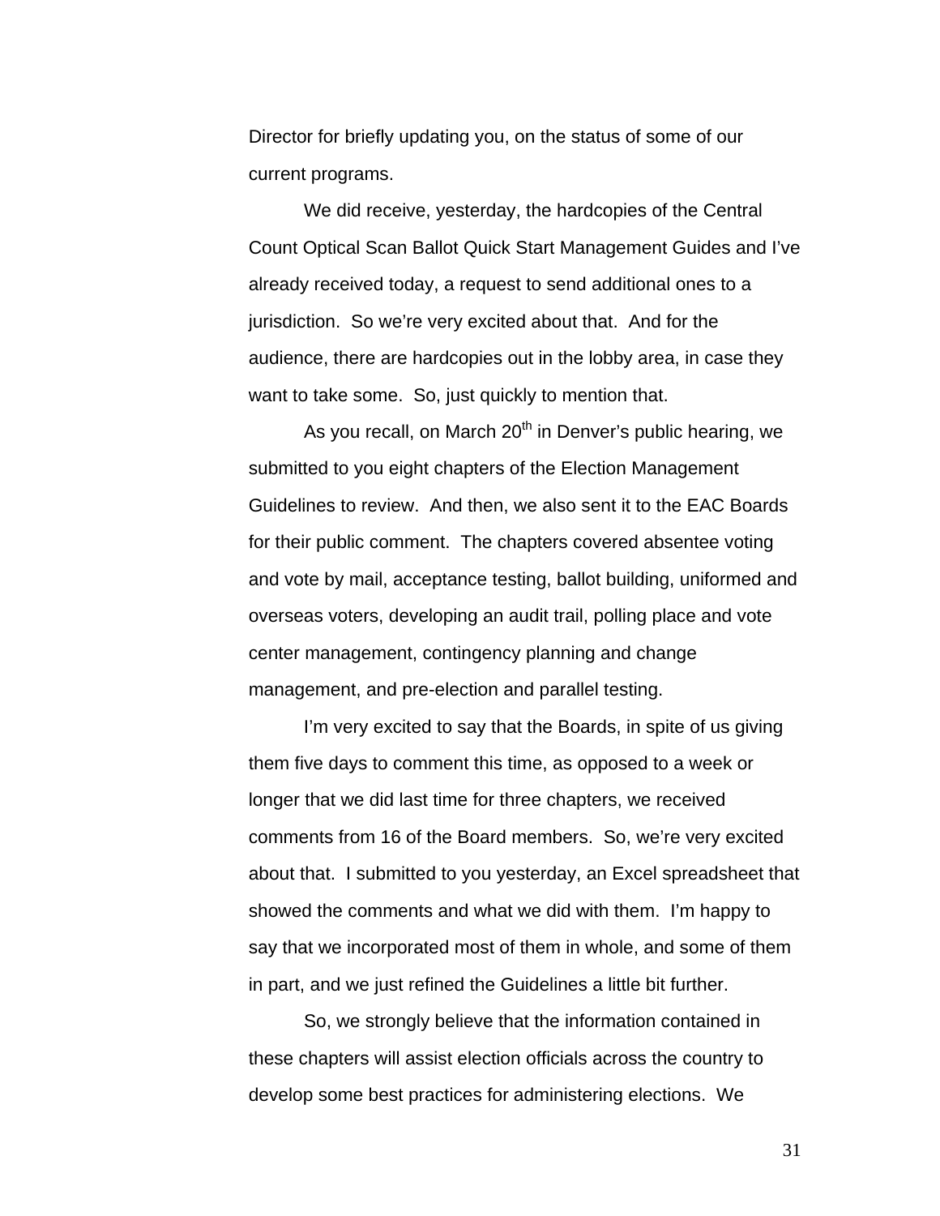Director for briefly updating you, on the status of some of our current programs.

We did receive, yesterday, the hardcopies of the Central Count Optical Scan Ballot Quick Start Management Guides and I've already received today, a request to send additional ones to a jurisdiction. So we're very excited about that. And for the audience, there are hardcopies out in the lobby area, in case they want to take some. So, just quickly to mention that.

As you recall, on March 20th in Denver's public hearing, we submitted to you eight chapters of the Election Management Guidelines to review. And then, we also sent it to the EAC Boards for their public comment. The chapters covered absentee voting and vote by mail, acceptance testing, ballot building, uniformed and overseas voters, developing an audit trail, polling place and vote center management, contingency planning and change management, and pre-election and parallel testing.

I'm very excited to say that the Boards, in spite of us giving them five days to comment this time, as opposed to a week or longer that we did last time for three chapters, we received comments from 16 of the Board members. So, we're very excited about that. I submitted to you yesterday, an Excel spreadsheet that showed the comments and what we did with them. I'm happy to say that we incorporated most of them in whole, and some of them in part, and we just refined the Guidelines a little bit further.

So, we strongly believe that the information contained in these chapters will assist election officials across the country to develop some best practices for administering elections. We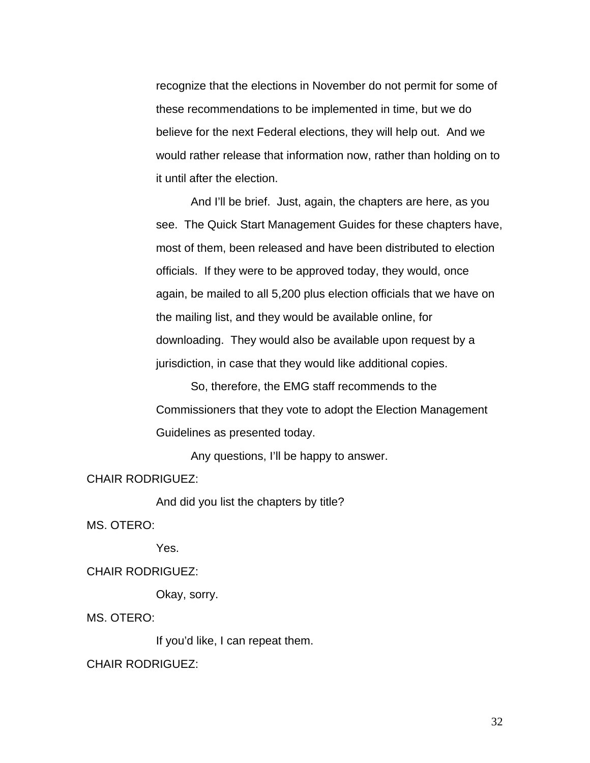recognize that the elections in November do not permit for some of these recommendations to be implemented in time, but we do believe for the next Federal elections, they will help out. And we would rather release that information now, rather than holding on to it until after the election.

And I'll be brief. Just, again, the chapters are here, as you see. The Quick Start Management Guides for these chapters have, most of them, been released and have been distributed to election officials. If they were to be approved today, they would, once again, be mailed to all 5,200 plus election officials that we have on the mailing list, and they would be available online, for downloading. They would also be available upon request by a jurisdiction, in case that they would like additional copies.

So, therefore, the EMG staff recommends to the Commissioners that they vote to adopt the Election Management Guidelines as presented today.

Any questions, I'll be happy to answer.

CHAIR RODRIGUEZ:

And did you list the chapters by title?

MS. OTERO:

Yes.

CHAIR RODRIGUEZ:

Okay, sorry.

MS. OTERO:

If you'd like, I can repeat them.

CHAIR RODRIGUEZ: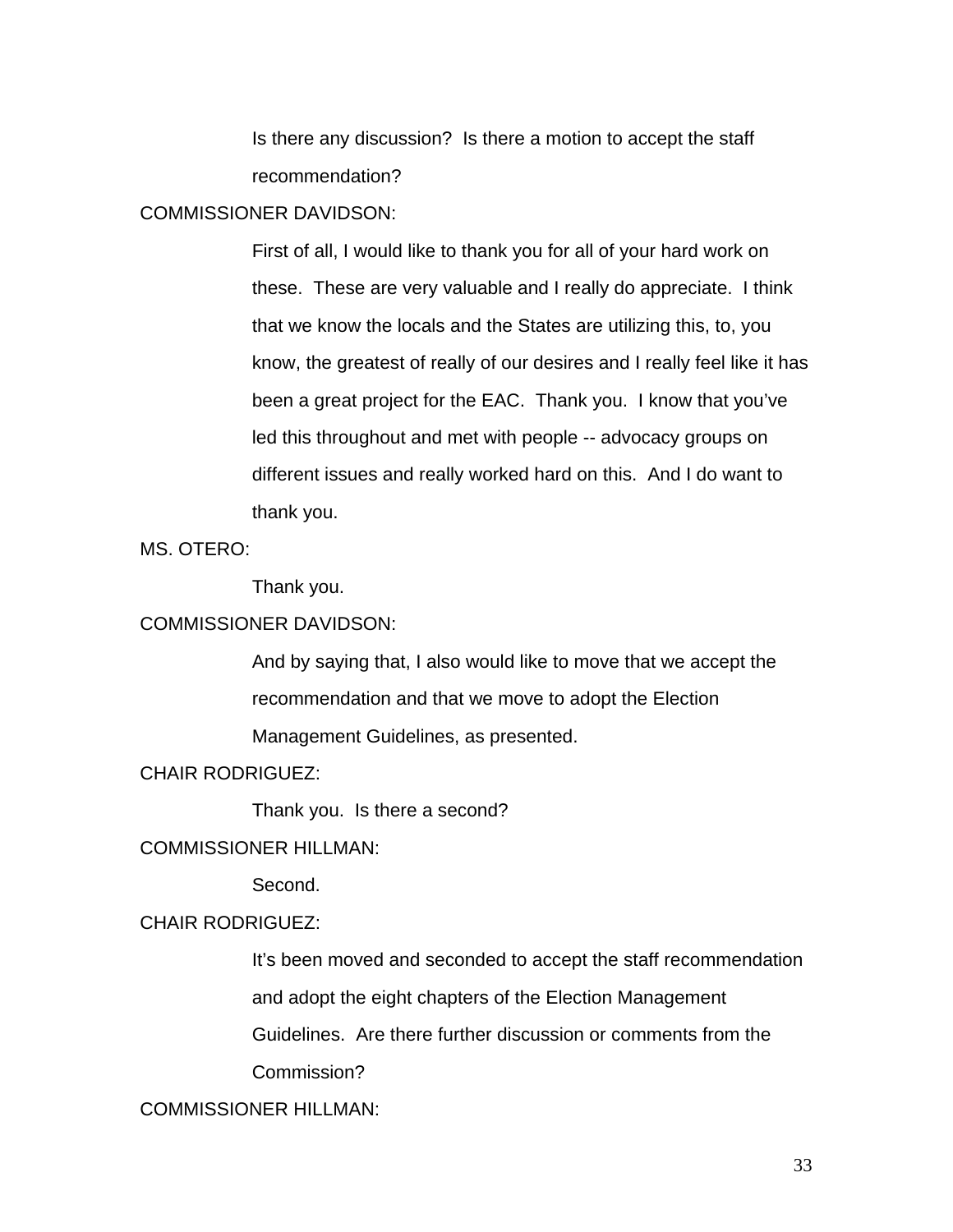Is there any discussion? Is there a motion to accept the staff recommendation?

COMMISSIONER DAVIDSON:

First of all, I would like to thank you for all of your hard work on these. These are very valuable and I really do appreciate. I think that we know the locals and the States are utilizing this, to, you know, the greatest of really of our desires and I really feel like it has been a great project for the EAC. Thank you. I know that you've led this throughout and met with people -- advocacy groups on different issues and really worked hard on this. And I do want to thank you.

MS. OTERO:

Thank you.

COMMISSIONER DAVIDSON:

And by saying that, I also would like to move that we accept the recommendation and that we move to adopt the Election Management Guidelines, as presented.

CHAIR RODRIGUEZ:

Thank you. Is there a second?

COMMISSIONER HILLMAN:

Second.

CHAIR RODRIGUEZ:

It's been moved and seconded to accept the staff recommendation and adopt the eight chapters of the Election Management Guidelines. Are there further discussion or comments from the Commission?

COMMISSIONER HILLMAN: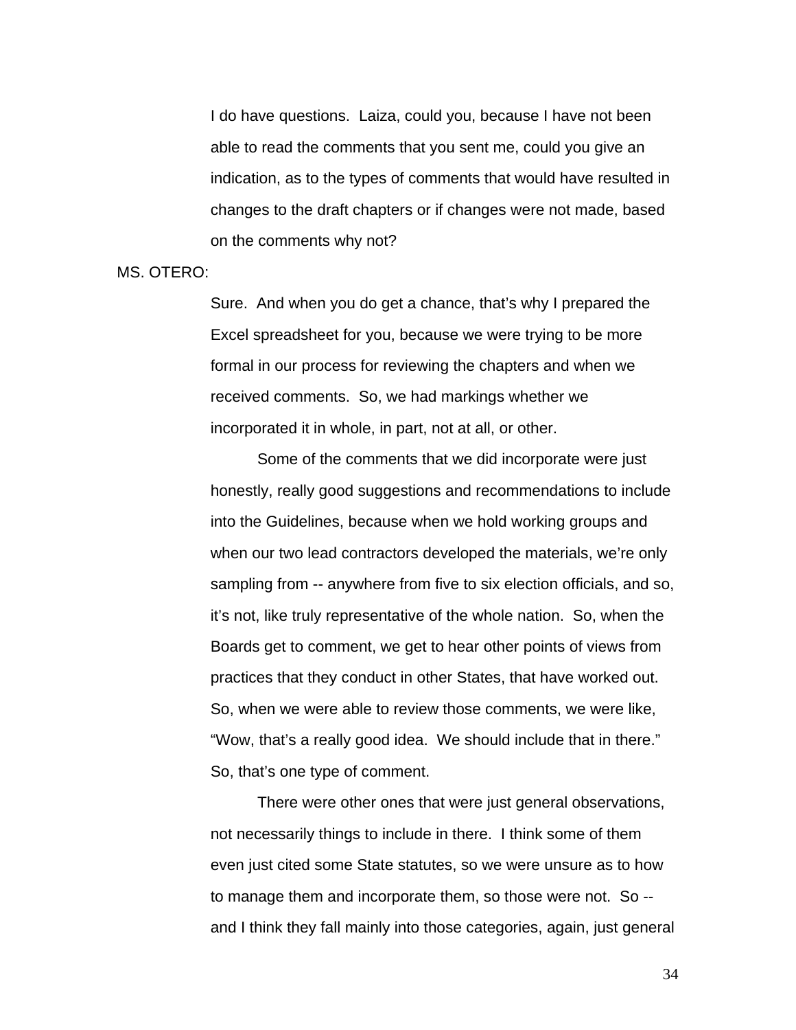I do have questions. Laiza, could you, because I have not been able to read the comments that you sent me, could you give an indication, as to the types of comments that would have resulted in changes to the draft chapters or if changes were not made, based on the comments why not?

MS. OTERO:

Sure. And when you do get a chance, that's why I prepared the Excel spreadsheet for you, because we were trying to be more formal in our process for reviewing the chapters and when we received comments. So, we had markings whether we incorporated it in whole, in part, not at all, or other.

Some of the comments that we did incorporate were just honestly, really good suggestions and recommendations to include into the Guidelines, because when we hold working groups and when our two lead contractors developed the materials, we're only sampling from -- anywhere from five to six election officials, and so, it's not, like truly representative of the whole nation. So, when the Boards get to comment, we get to hear other points of views from practices that they conduct in other States, that have worked out. So, when we were able to review those comments, we were like, "Wow, that's a really good idea. We should include that in there." So, that's one type of comment.

There were other ones that were just general observations, not necessarily things to include in there. I think some of them even just cited some State statutes, so we were unsure as to how to manage them and incorporate them, so those were not. So -- and I think they fall mainly into those categories, again, just general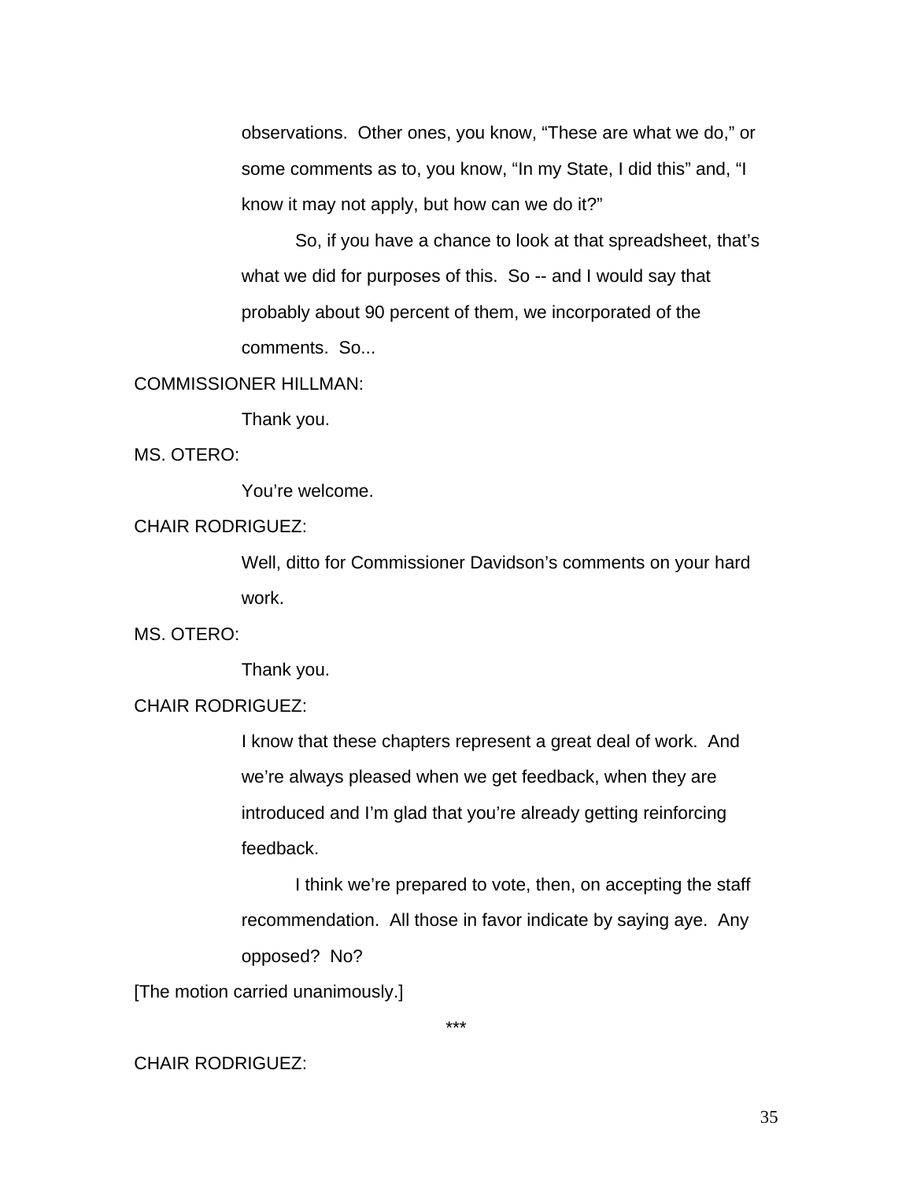observations. Other ones, you know, "These are what we do," or some comments as to, you know, "In my State, I did this" and, "I know it may not apply, but how can we do it?"

So, if you have a chance to look at that spreadsheet, that's what we did for purposes of this. So -- and I would say that probably about 90 percent of them, we incorporated of the comments. So...

COMMISSIONER HILLMAN:

Thank you.

MS. OTERO:

You're welcome.

CHAIR RODRIGUEZ:

Well, ditto for Commissioner Davidson's comments on your hard work.

MS. OTERO:

Thank you.

CHAIR RODRIGUEZ:

I know that these chapters represent a great deal of work. And we're always pleased when we get feedback, when they are introduced and I'm glad that you're already getting reinforcing feedback.

I think we're prepared to vote, then, on accepting the staff recommendation. All those in favor indicate by saying aye. Any opposed? No?

[The motion carried unanimously.]

***

CHAIR RODRIGUEZ: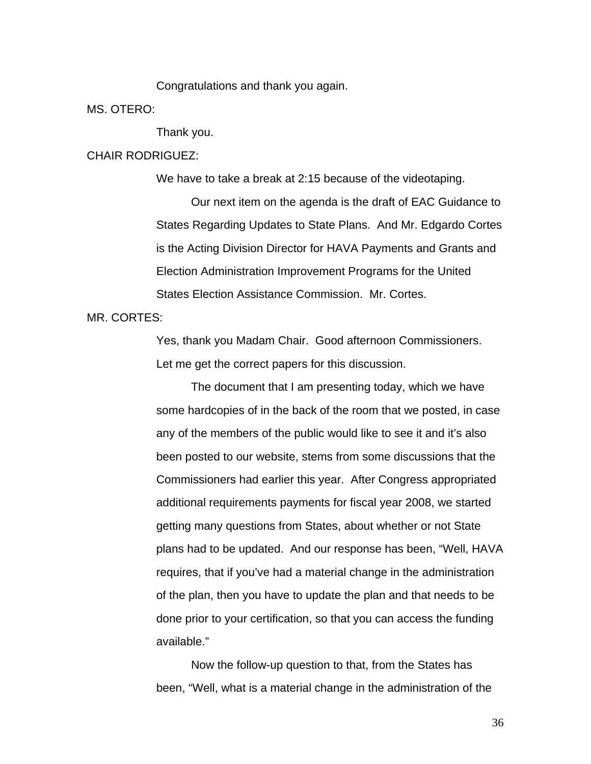Congratulations and thank you again.

MS. OTERO:

Thank you.

CHAIR RODRIGUEZ:

We have to take a break at 2:15 because of the videotaping.

Our next item on the agenda is the draft of EAC Guidance to States Regarding Updates to State Plans. And Mr. Edgardo Cortes is the Acting Division Director for HAVA Payments and Grants and Election Administration Improvement Programs for the United States Election Assistance Commission. Mr. Cortes.

MR. CORTES:

Yes, thank you Madam Chair. Good afternoon Commissioners. Let me get the correct papers for this discussion.

The document that I am presenting today, which we have some hardcopies of in the back of the room that we posted, in case any of the members of the public would like to see it and it's also been posted to our website, stems from some discussions that the Commissioners had earlier this year. After Congress appropriated additional requirements payments for fiscal year 2008, we started getting many questions from States, about whether or not State plans had to be updated. And our response has been, "Well, HAVA requires, that if you've had a material change in the administration of the plan, then you have to update the plan and that needs to be done prior to your certification, so that you can access the funding available."

Now the follow-up question to that, from the States has been, "Well, what is a material change in the administration of the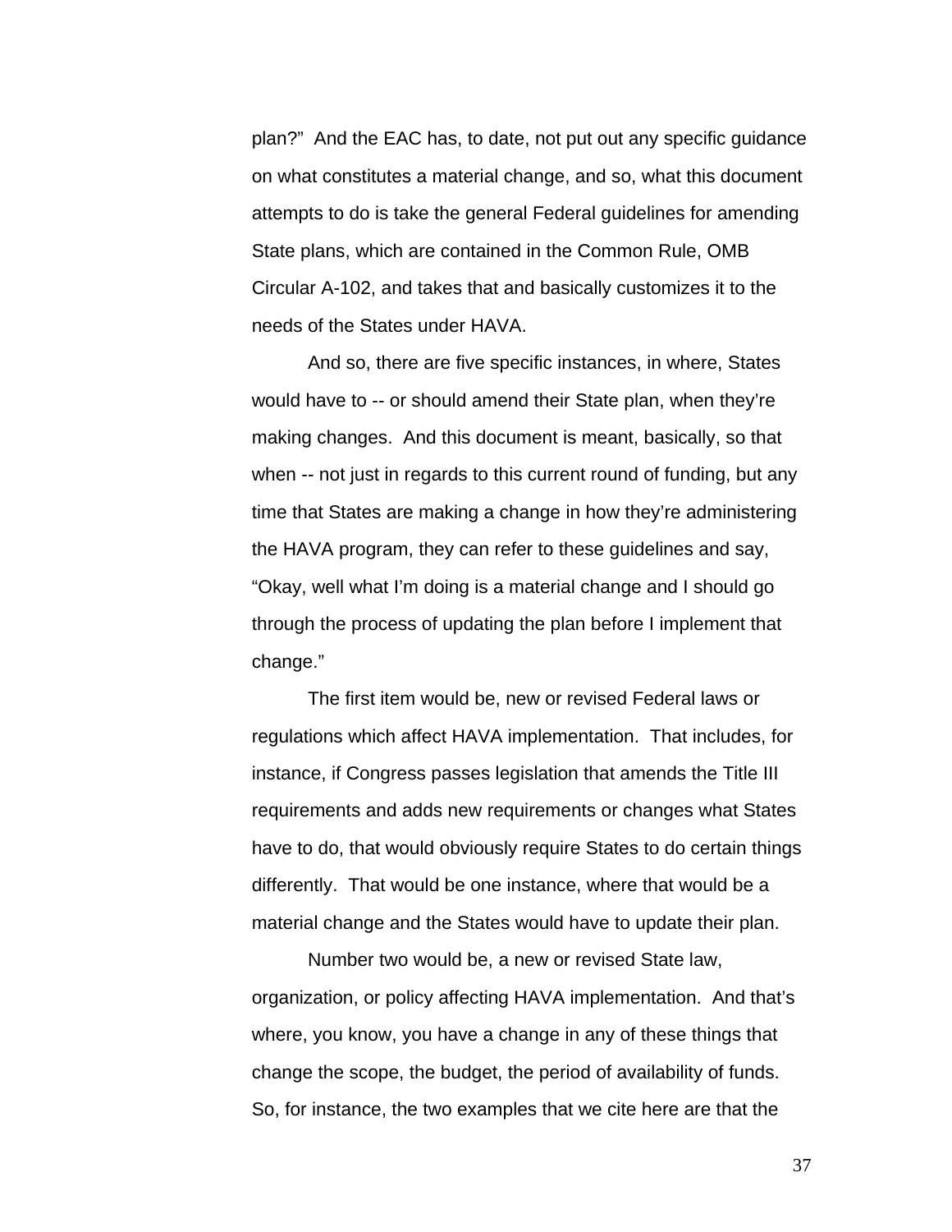plan?" And the EAC has, to date, not put out any specific guidance on what constitutes a material change, and so, what this document attempts to do is take the general Federal guidelines for amending State plans, which are contained in the Common Rule, OMB Circular A-102, and takes that and basically customizes it to the needs of the States under HAVA.

And so, there are five specific instances, in where, States would have to -- or should amend their State plan, when they're making changes. And this document is meant, basically, so that when -- not just in regards to this current round of funding, but any time that States are making a change in how they're administering the HAVA program, they can refer to these guidelines and say, "Okay, well what I'm doing is a material change and I should go through the process of updating the plan before I implement that change."

The first item would be, new or revised Federal laws or regulations which affect HAVA implementation. That includes, for instance, if Congress passes legislation that amends the Title III requirements and adds new requirements or changes what States have to do, that would obviously require States to do certain things differently. That would be one instance, where that would be a material change and the States would have to update their plan.

Number two would be, a new or revised State law, organization, or policy affecting HAVA implementation. And that's where, you know, you have a change in any of these things that change the scope, the budget, the period of availability of funds. So, for instance, the two examples that we cite here are that the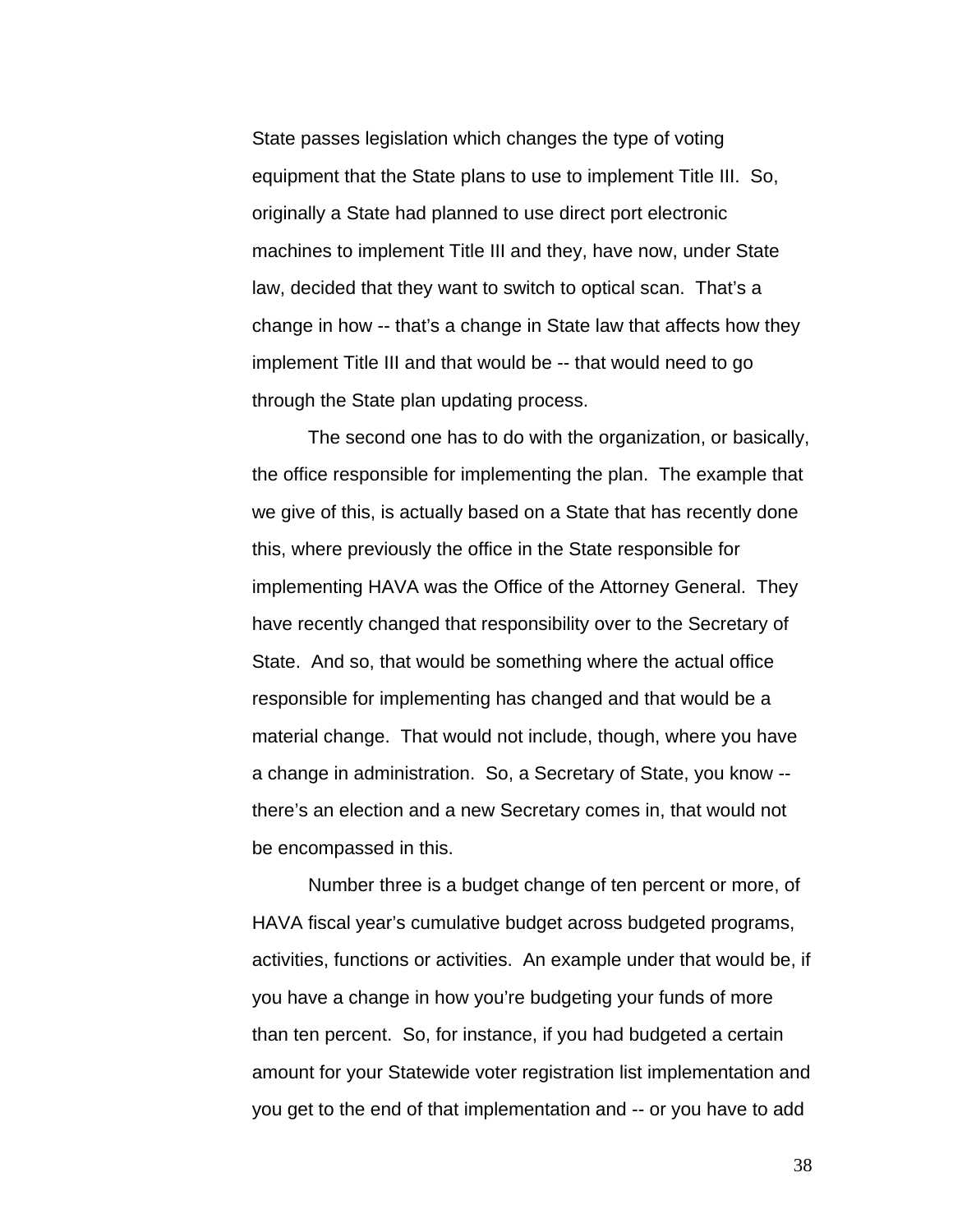State passes legislation which changes the type of voting equipment that the State plans to use to implement Title III. So, originally a State had planned to use direct port electronic machines to implement Title III and they, have now, under State law, decided that they want to switch to optical scan. That's a change in how -- that's a change in State law that affects how they implement Title III and that would be -- that would need to go through the State plan updating process.

The second one has to do with the organization, or basically, the office responsible for implementing the plan. The example that we give of this, is actually based on a State that has recently done this, where previously the office in the State responsible for implementing HAVA was the Office of the Attorney General. They have recently changed that responsibility over to the Secretary of State. And so, that would be something where the actual office responsible for implementing has changed and that would be a material change. That would not include, though, where you have a change in administration. So, a Secretary of State, you know -- there's an election and a new Secretary comes in, that would not be encompassed in this.

Number three is a budget change of ten percent or more, of HAVA fiscal year's cumulative budget across budgeted programs, activities, functions or activities. An example under that would be, if you have a change in how you're budgeting your funds of more than ten percent. So, for instance, if you had budgeted a certain amount for your Statewide voter registration list implementation and you get to the end of that implementation and -- or you have to add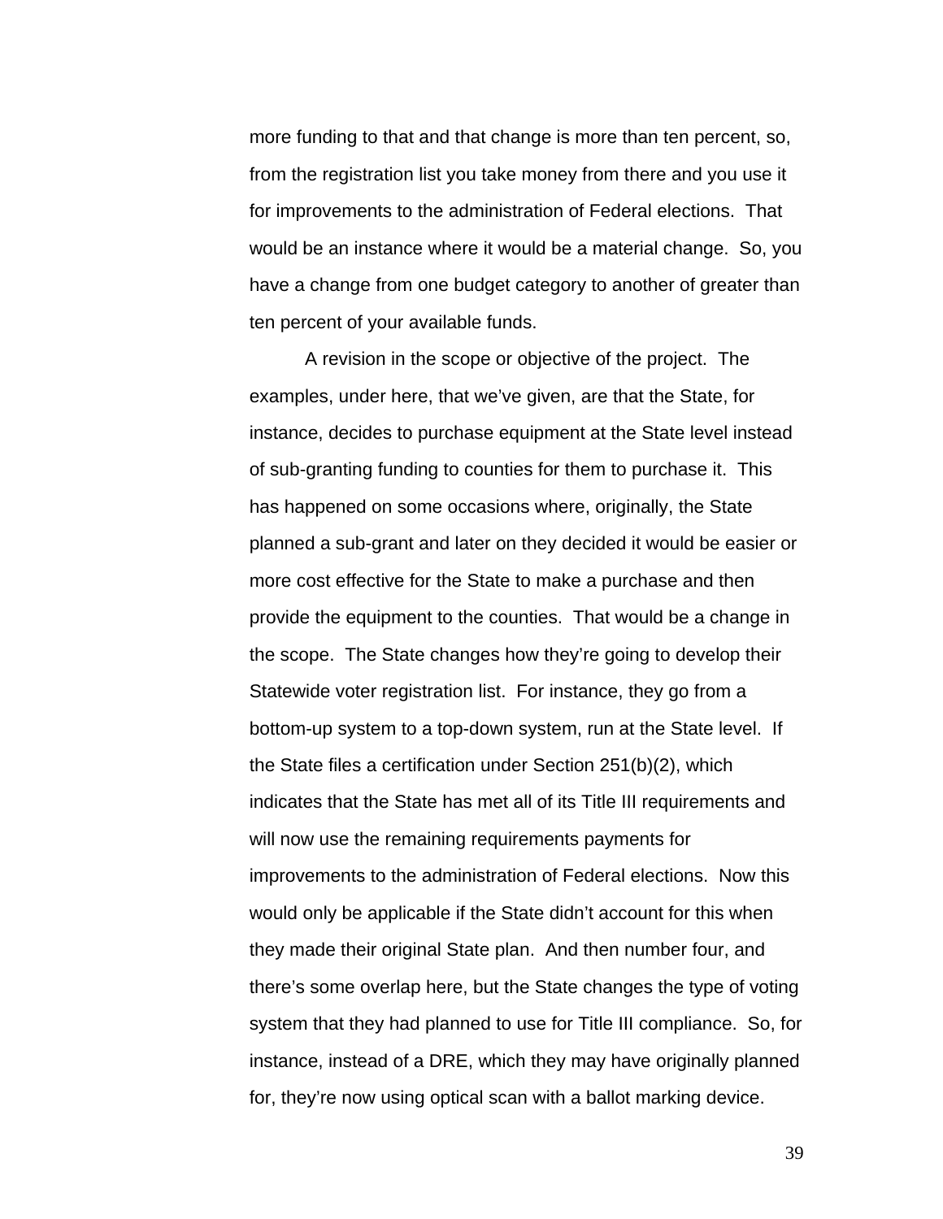more funding to that and that change is more than ten percent, so, from the registration list you take money from there and you use it for improvements to the administration of Federal elections. That would be an instance where it would be a material change. So, you have a change from one budget category to another of greater than ten percent of your available funds.

A revision in the scope or objective of the project. The examples, under here, that we've given, are that the State, for instance, decides to purchase equipment at the State level instead of sub-granting funding to counties for them to purchase it. This has happened on some occasions where, originally, the State planned a sub-grant and later on they decided it would be easier or more cost effective for the State to make a purchase and then provide the equipment to the counties. That would be a change in the scope. The State changes how they're going to develop their Statewide voter registration list. For instance, they go from a bottom-up system to a top-down system, run at the State level. If the State files a certification under Section 251(b)(2), which indicates that the State has met all of its Title III requirements and will now use the remaining requirements payments for improvements to the administration of Federal elections. Now this would only be applicable if the State didn't account for this when they made their original State plan. And then number four, and there's some overlap here, but the State changes the type of voting system that they had planned to use for Title III compliance. So, for instance, instead of a DRE, which they may have originally planned for, they're now using optical scan with a ballot marking device.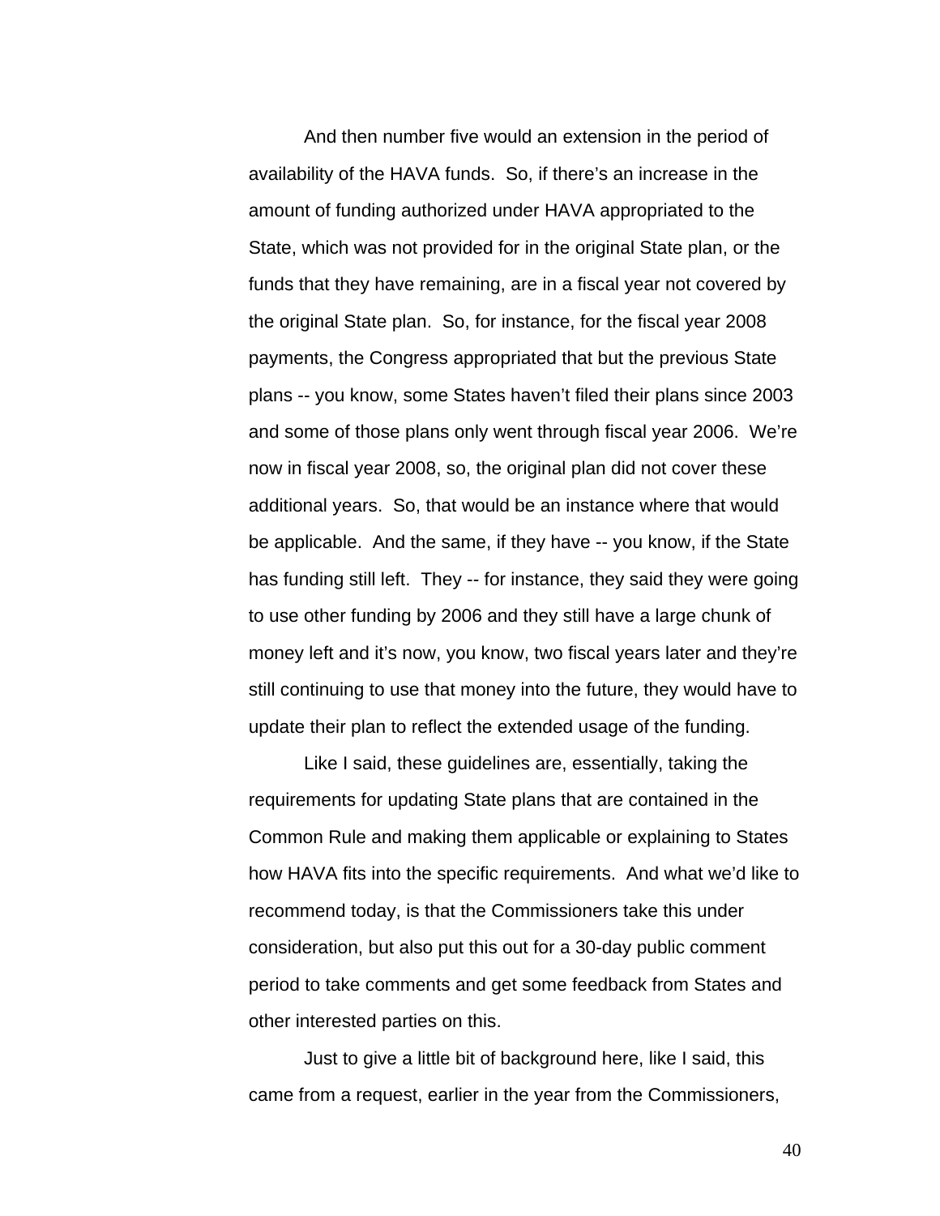And then number five would an extension in the period of availability of the HAVA funds. So, if there's an increase in the amount of funding authorized under HAVA appropriated to the State, which was not provided for in the original State plan, or the funds that they have remaining, are in a fiscal year not covered by the original State plan. So, for instance, for the fiscal year 2008 payments, the Congress appropriated that but the previous State plans -- you know, some States haven't filed their plans since 2003 and some of those plans only went through fiscal year 2006. We're now in fiscal year 2008, so, the original plan did not cover these additional years. So, that would be an instance where that would be applicable. And the same, if they have -- you know, if the State has funding still left. They -- for instance, they said they were going to use other funding by 2006 and they still have a large chunk of money left and it's now, you know, two fiscal years later and they're still continuing to use that money into the future, they would have to update their plan to reflect the extended usage of the funding.

Like I said, these guidelines are, essentially, taking the requirements for updating State plans that are contained in the Common Rule and making them applicable or explaining to States how HAVA fits into the specific requirements. And what we'd like to recommend today, is that the Commissioners take this under consideration, but also put this out for a 30-day public comment period to take comments and get some feedback from States and other interested parties on this.

Just to give a little bit of background here, like I said, this came from a request, earlier in the year from the Commissioners,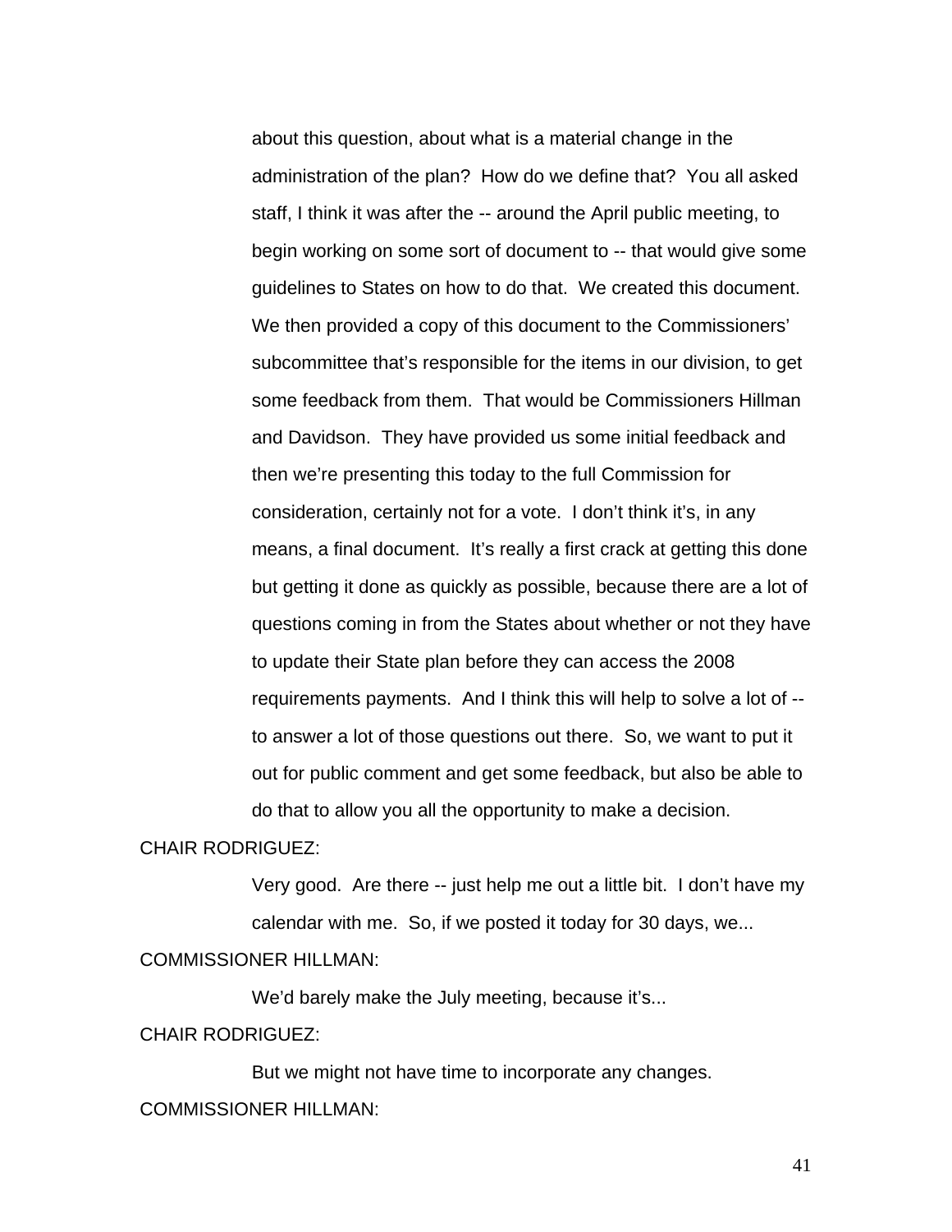about this question, about what is a material change in the administration of the plan? How do we define that? You all asked staff, I think it was after the -- around the April public meeting, to begin working on some sort of document to -- that would give some guidelines to States on how to do that. We created this document. We then provided a copy of this document to the Commissioners' subcommittee that's responsible for the items in our division, to get some feedback from them. That would be Commissioners Hillman and Davidson. They have provided us some initial feedback and then we're presenting this today to the full Commission for consideration, certainly not for a vote. I don't think it's, in any means, a final document. It's really a first crack at getting this done but getting it done as quickly as possible, because there are a lot of questions coming in from the States about whether or not they have to update their State plan before they can access the 2008 requirements payments. And I think this will help to solve a lot of -- to answer a lot of those questions out there. So, we want to put it out for public comment and get some feedback, but also be able to do that to allow you all the opportunity to make a decision.

CHAIR RODRIGUEZ:

Very good. Are there -- just help me out a little bit. I don't have my calendar with me. So, if we posted it today for 30 days, we...

COMMISSIONER HILLMAN:

We'd barely make the July meeting, because it's...

CHAIR RODRIGUEZ:

But we might not have time to incorporate any changes.

COMMISSIONER HILLMAN: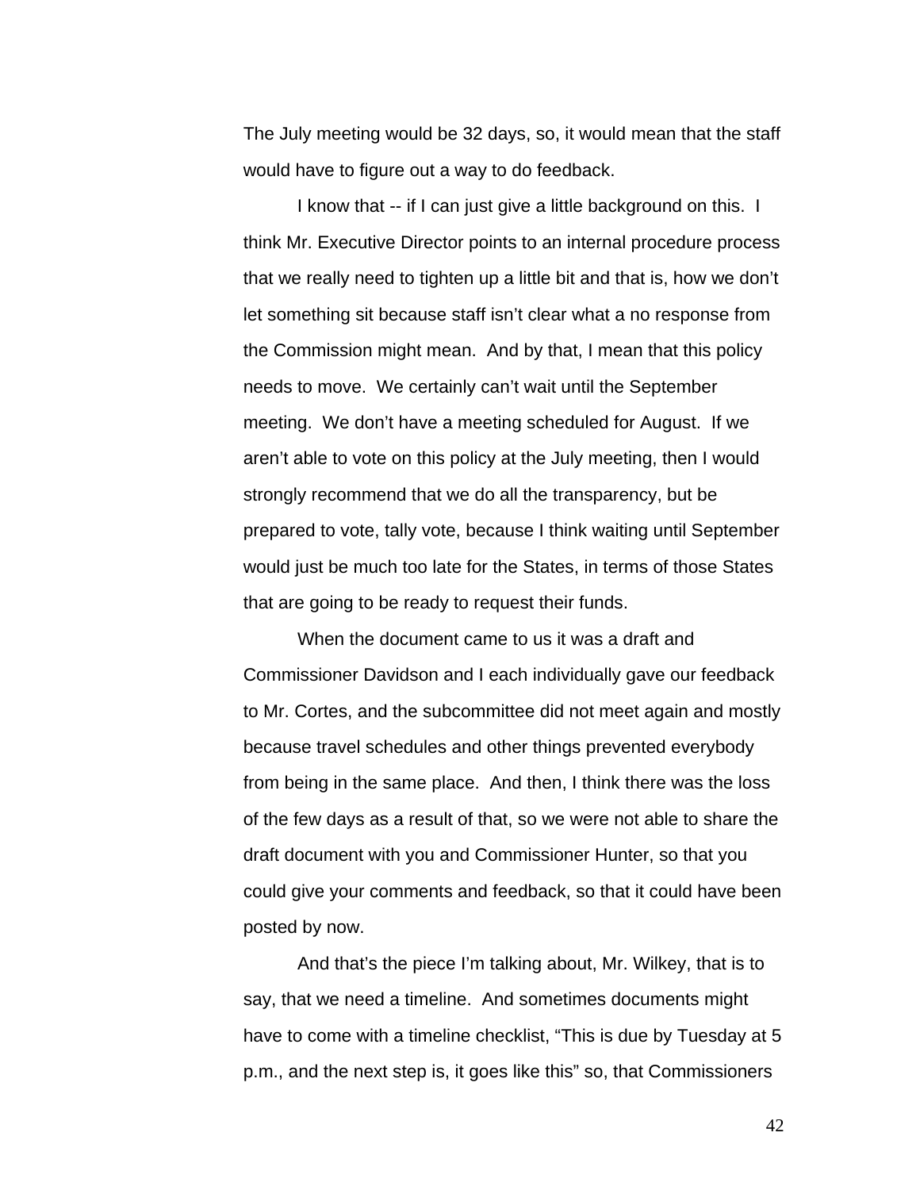The July meeting would be 32 days, so, it would mean that the staff would have to figure out a way to do feedback.

I know that -- if I can just give a little background on this. I think Mr. Executive Director points to an internal procedure process that we really need to tighten up a little bit and that is, how we don't let something sit because staff isn't clear what a no response from the Commission might mean. And by that, I mean that this policy needs to move. We certainly can't wait until the September meeting. We don't have a meeting scheduled for August. If we aren't able to vote on this policy at the July meeting, then I would strongly recommend that we do all the transparency, but be prepared to vote, tally vote, because I think waiting until September would just be much too late for the States, in terms of those States that are going to be ready to request their funds.

When the document came to us it was a draft and Commissioner Davidson and I each individually gave our feedback to Mr. Cortes, and the subcommittee did not meet again and mostly because travel schedules and other things prevented everybody from being in the same place. And then, I think there was the loss of the few days as a result of that, so we were not able to share the draft document with you and Commissioner Hunter, so that you could give your comments and feedback, so that it could have been posted by now.

And that's the piece I'm talking about, Mr. Wilkey, that is to say, that we need a timeline. And sometimes documents might have to come with a timeline checklist, "This is due by Tuesday at 5 p.m., and the next step is, it goes like this" so, that Commissioners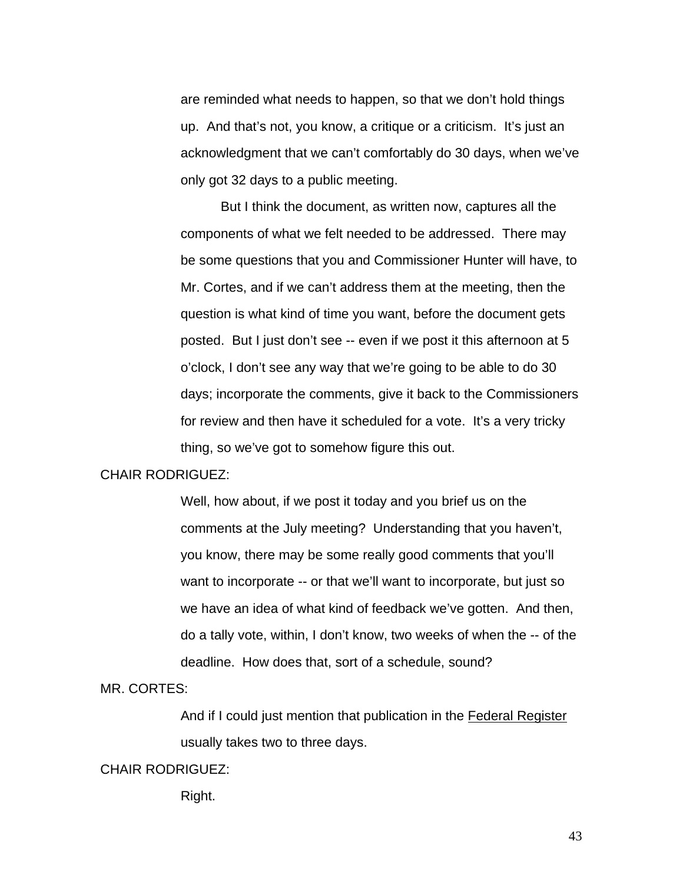are reminded what needs to happen, so that we don't hold things up. And that's not, you know, a critique or a criticism. It's just an acknowledgment that we can't comfortably do 30 days, when we've only got 32 days to a public meeting.

But I think the document, as written now, captures all the components of what we felt needed to be addressed. There may be some questions that you and Commissioner Hunter will have, to Mr. Cortes, and if we can't address them at the meeting, then the question is what kind of time you want, before the document gets posted. But I just don't see -- even if we post it this afternoon at 5 o'clock, I don't see any way that we're going to be able to do 30 days; incorporate the comments, give it back to the Commissioners for review and then have it scheduled for a vote. It's a very tricky thing, so we've got to somehow figure this out.

CHAIR RODRIGUEZ:

Well, how about, if we post it today and you brief us on the comments at the July meeting? Understanding that you haven't, you know, there may be some really good comments that you'll want to incorporate -- or that we'll want to incorporate, but just so we have an idea of what kind of feedback we've gotten. And then, do a tally vote, within, I don't know, two weeks of when the -- of the deadline. How does that, sort of a schedule, sound?

MR. CORTES:

And if I could just mention that publication in the Federal Register usually takes two to three days.

CHAIR RODRIGUEZ:

Right.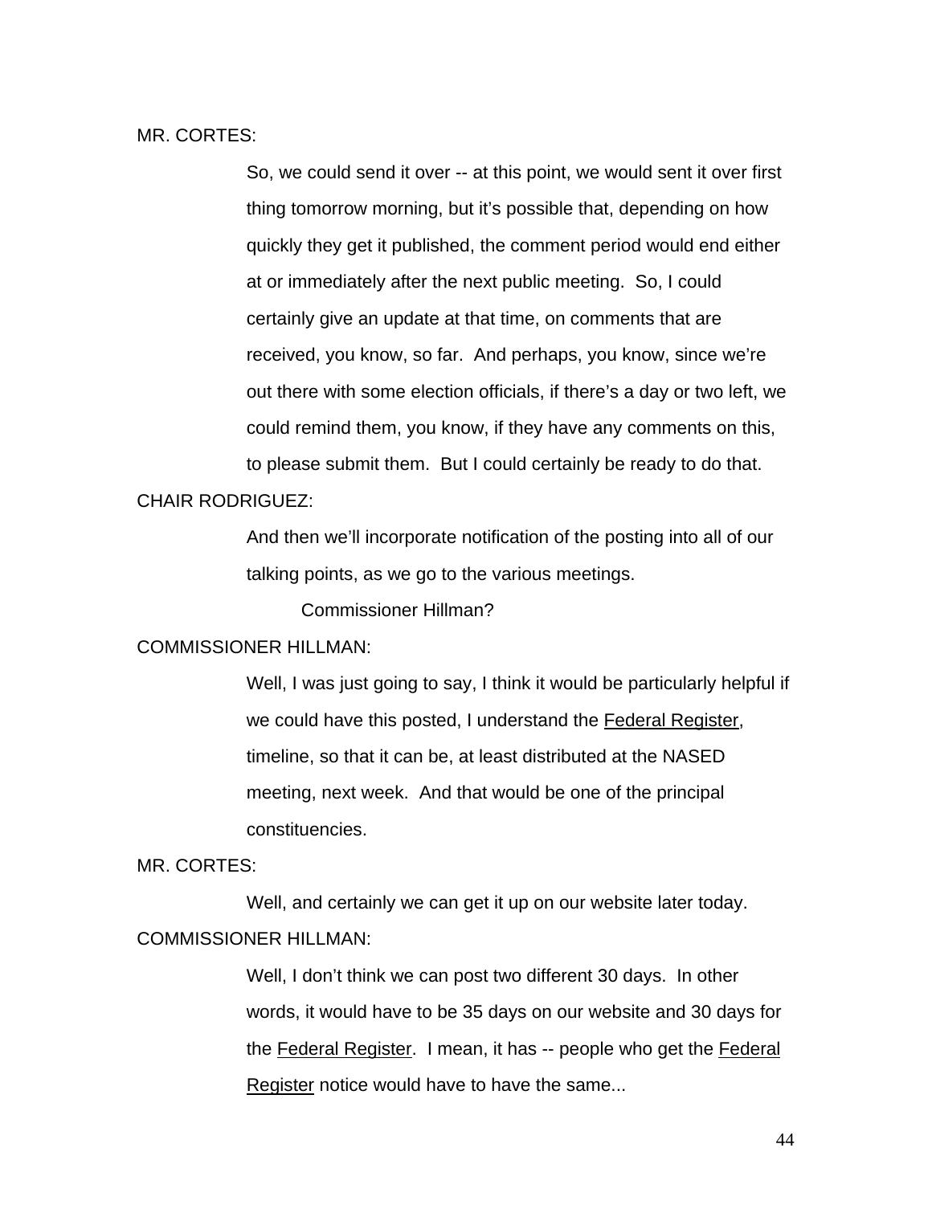MR. CORTES:

So, we could send it over -- at this point, we would sent it over first thing tomorrow morning, but it's possible that, depending on how quickly they get it published, the comment period would end either at or immediately after the next public meeting. So, I could certainly give an update at that time, on comments that are received, you know, so far. And perhaps, you know, since we're out there with some election officials, if there's a day or two left, we could remind them, you know, if they have any comments on this, to please submit them. But I could certainly be ready to do that.

CHAIR RODRIGUEZ:

And then we'll incorporate notification of the posting into all of our talking points, as we go to the various meetings.

Commissioner Hillman?

COMMISSIONER HILLMAN:

Well, I was just going to say, I think it would be particularly helpful if we could have this posted, I understand the Federal Register, timeline, so that it can be, at least distributed at the NASED meeting, next week. And that would be one of the principal constituencies.

MR. CORTES:

Well, and certainly we can get it up on our website later today.

COMMISSIONER HILLMAN:

Well, I don't think we can post two different 30 days. In other words, it would have to be 35 days on our website and 30 days for the Federal Register. I mean, it has -- people who get the Federal Register notice would have to have the same...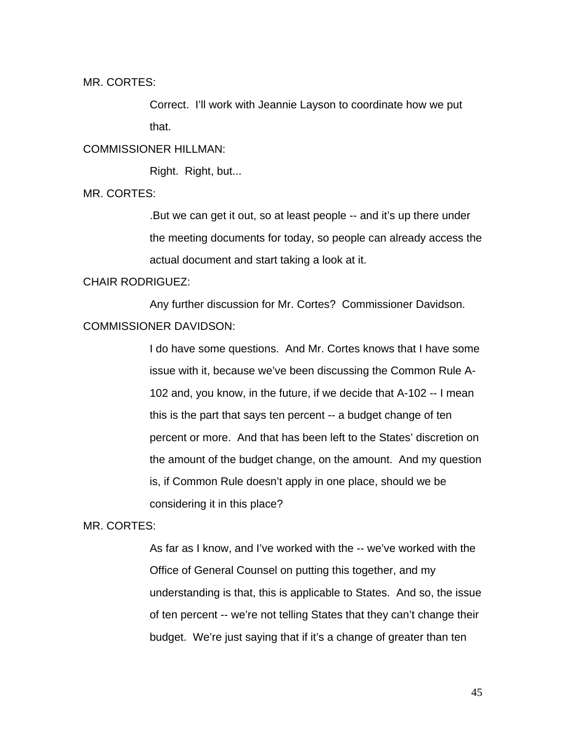MR. CORTES:

Correct. I'll work with Jeannie Layson to coordinate how we put that.

COMMISSIONER HILLMAN:

Right. Right, but...

MR. CORTES:

.But we can get it out, so at least people -- and it's up there under the meeting documents for today, so people can already access the actual document and start taking a look at it.

CHAIR RODRIGUEZ:

Any further discussion for Mr. Cortes? Commissioner Davidson.

COMMISSIONER DAVIDSON:

I do have some questions. And Mr. Cortes knows that I have some issue with it, because we've been discussing the Common Rule A-102 and, you know, in the future, if we decide that A-102 -- I mean this is the part that says ten percent -- a budget change of ten percent or more. And that has been left to the States' discretion on the amount of the budget change, on the amount. And my question is, if Common Rule doesn't apply in one place, should we be considering it in this place?

MR. CORTES:

As far as I know, and I've worked with the -- we've worked with the Office of General Counsel on putting this together, and my understanding is that, this is applicable to States. And so, the issue of ten percent -- we're not telling States that they can't change their budget. We're just saying that if it's a change of greater than ten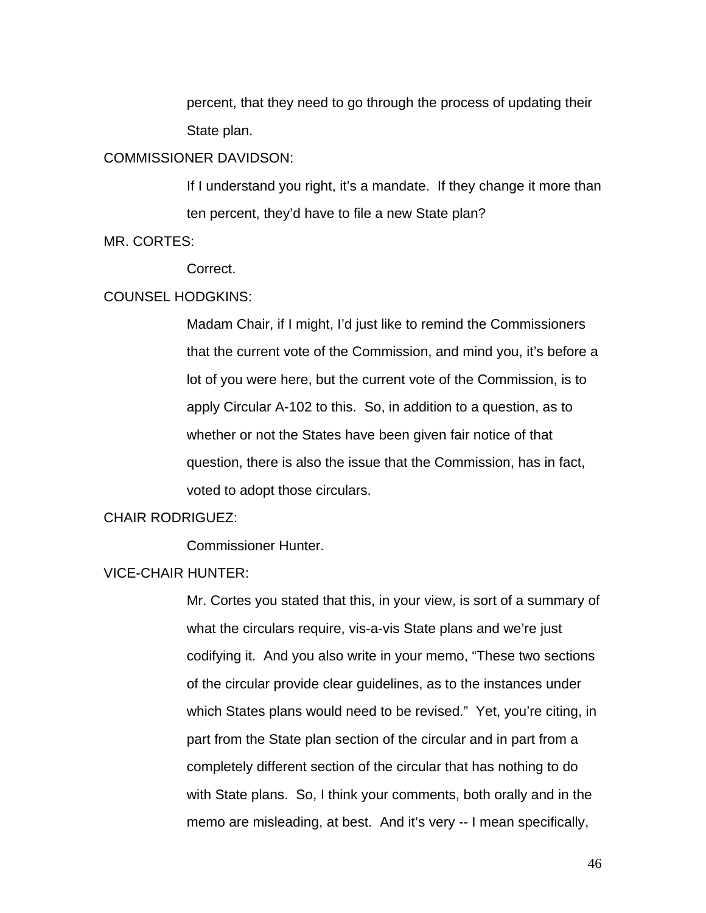percent, that they need to go through the process of updating their State plan.

COMMISSIONER DAVIDSON:

If I understand you right, it's a mandate. If they change it more than ten percent, they'd have to file a new State plan?

MR. CORTES:

Correct.

COUNSEL HODGKINS:

Madam Chair, if I might, I'd just like to remind the Commissioners that the current vote of the Commission, and mind you, it's before a lot of you were here, but the current vote of the Commission, is to apply Circular A-102 to this. So, in addition to a question, as to whether or not the States have been given fair notice of that question, there is also the issue that the Commission, has in fact, voted to adopt those circulars.

CHAIR RODRIGUEZ:

Commissioner Hunter.

VICE-CHAIR HUNTER:

Mr. Cortes you stated that this, in your view, is sort of a summary of what the circulars require, vis-a-vis State plans and we're just codifying it. And you also write in your memo, "These two sections of the circular provide clear guidelines, as to the instances under which States plans would need to be revised." Yet, you're citing, in part from the State plan section of the circular and in part from a completely different section of the circular that has nothing to do with State plans. So, I think your comments, both orally and in the memo are misleading, at best. And it's very -- I mean specifically,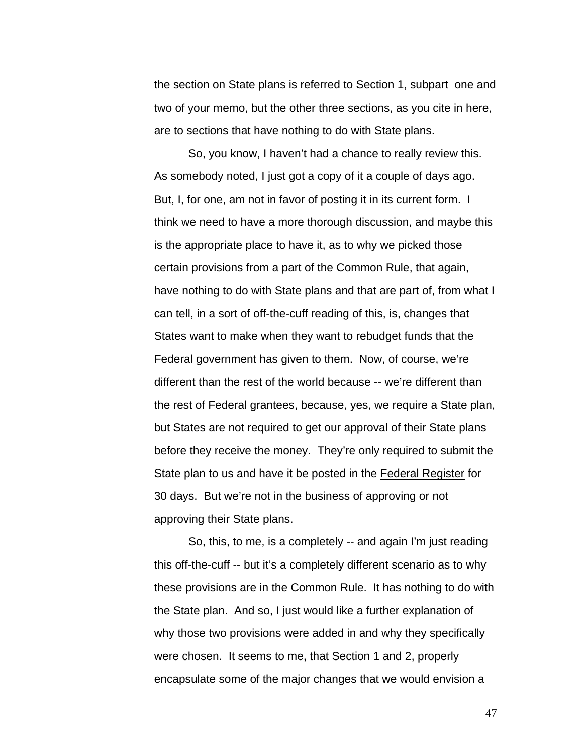the section on State plans is referred to Section 1, subpart one and two of your memo, but the other three sections, as you cite in here, are to sections that have nothing to do with State plans.

So, you know, I haven't had a chance to really review this. As somebody noted, I just got a copy of it a couple of days ago. But, I, for one, am not in favor of posting it in its current form. I think we need to have a more thorough discussion, and maybe this is the appropriate place to have it, as to why we picked those certain provisions from a part of the Common Rule, that again, have nothing to do with State plans and that are part of, from what I can tell, in a sort of off-the-cuff reading of this, is, changes that States want to make when they want to rebudget funds that the Federal government has given to them. Now, of course, we're different than the rest of the world because -- we're different than the rest of Federal grantees, because, yes, we require a State plan, but States are not required to get our approval of their State plans before they receive the money. They're only required to submit the State plan to us and have it be posted in the <u>Federal Register</u> for 30 days. But we're not in the business of approving or not approving their State plans.

So, this, to me, is a completely -- and again I'm just reading this off-the-cuff -- but it's a completely different scenario as to why these provisions are in the Common Rule. It has nothing to do with the State plan. And so, I just would like a further explanation of why those two provisions were added in and why they specifically were chosen. It seems to me, that Section 1 and 2, properly encapsulate some of the major changes that we would envision a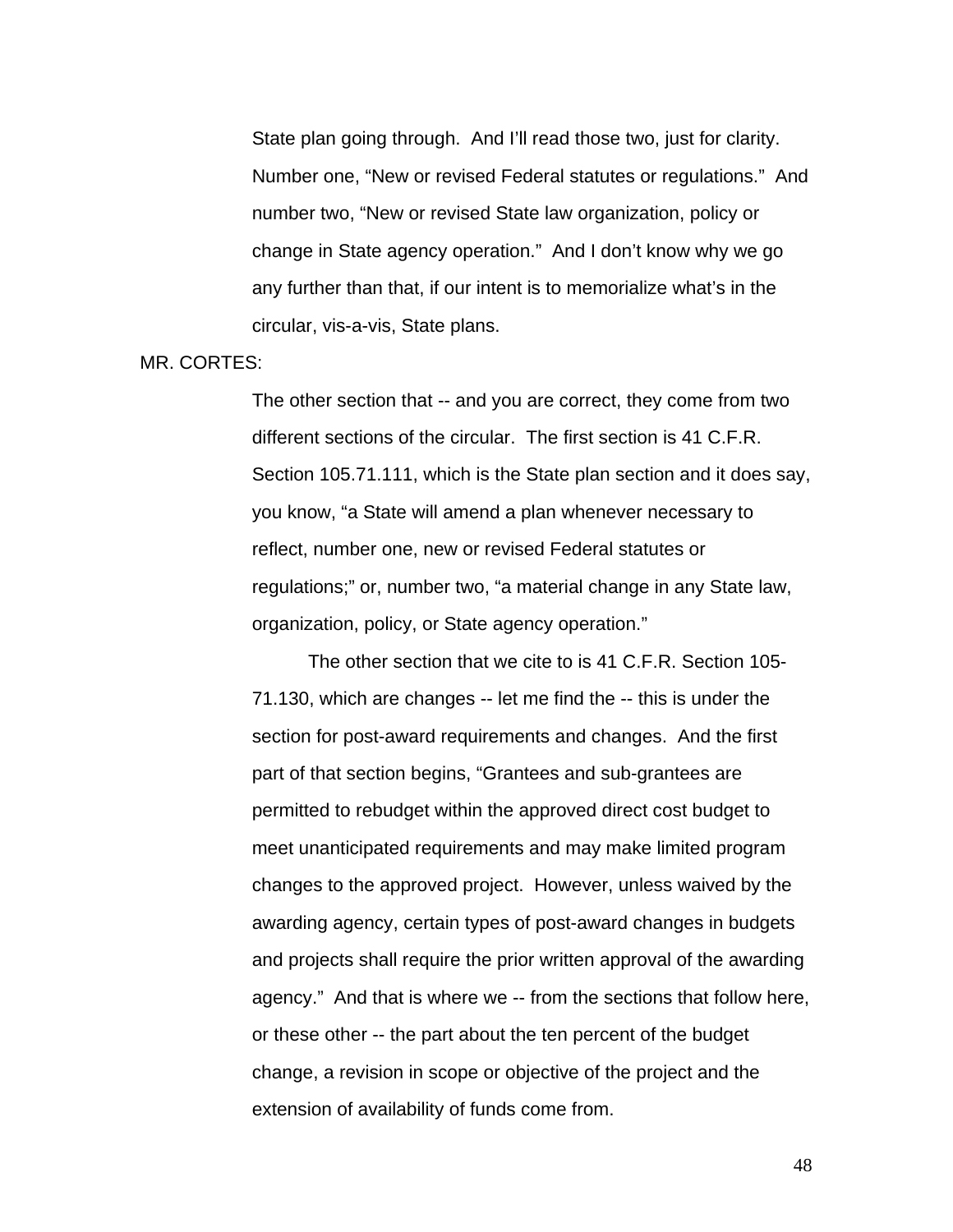State plan going through.  And I'll read those two, just for clarity. Number one, "New or revised Federal statutes or regulations."  And number two, "New or revised State law organization, policy or change in State agency operation."  And I don't know why we go any further than that, if our intent is to memorialize what's in the circular, vis-a-vis, State plans.

MR. CORTES:

The other section that -- and you are correct, they come from two different sections of the circular.  The first section is 41 C.F.R. Section 105.71.111, which is the State plan section and it does say, you know, "a State will amend a plan whenever necessary to reflect, number one, new or revised Federal statutes or regulations;" or, number two, "a material change in any State law, organization, policy, or State agency operation."

The other section that we cite to is 41 C.F.R. Section 105-71.130, which are changes -- let me find the -- this is under the section for post-award requirements and changes.  And the first part of that section begins, "Grantees and sub-grantees are permitted to rebudget within the approved direct cost budget to meet unanticipated requirements and may make limited program changes to the approved project.  However, unless waived by the awarding agency, certain types of post-award changes in budgets and projects shall require the prior written approval of the awarding agency."  And that is where we -- from the sections that follow here, or these other -- the part about the ten percent of the budget change, a revision in scope or objective of the project and the extension of availability of funds come from.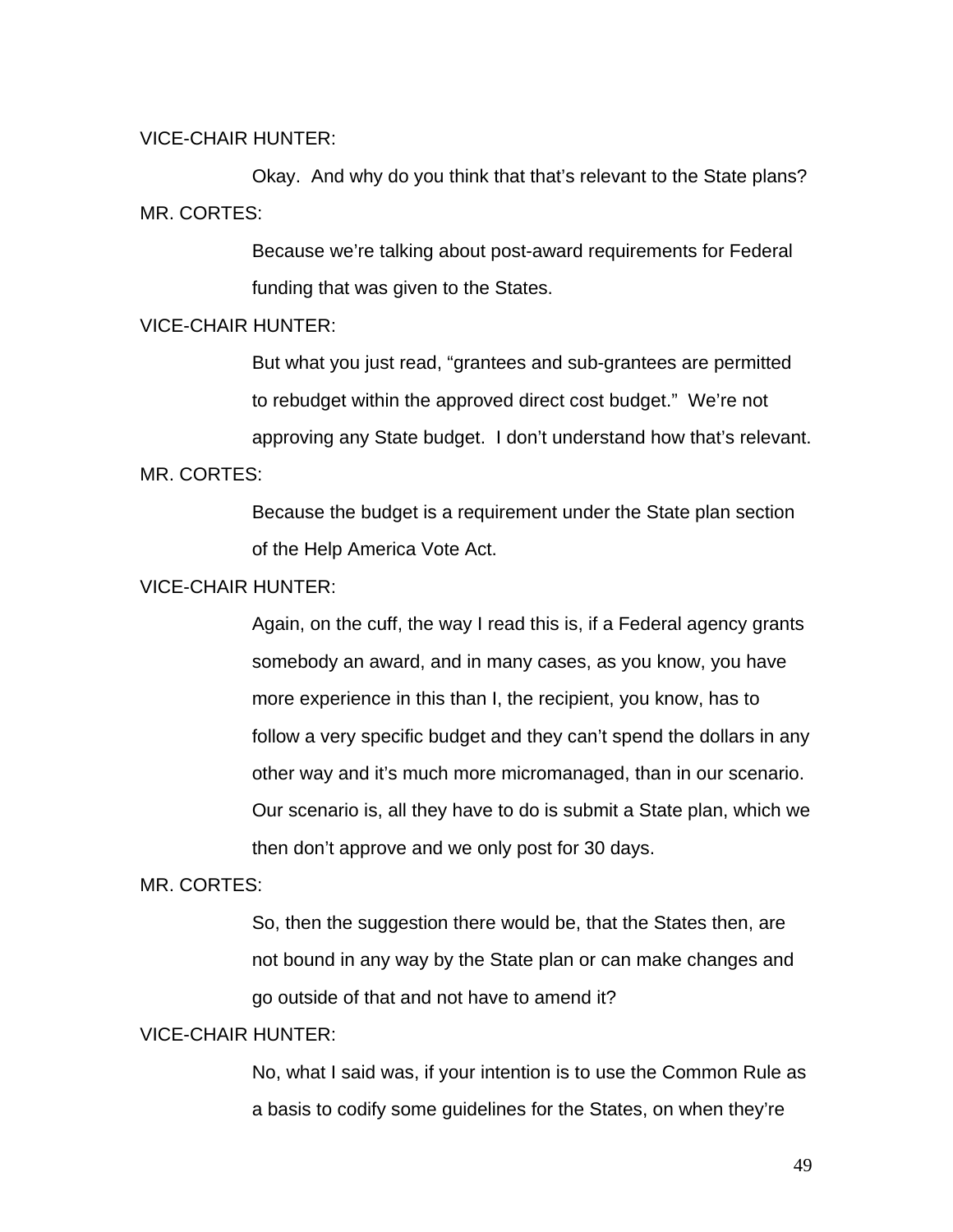VICE-CHAIR HUNTER:

Okay. And why do you think that that's relevant to the State plans?

MR. CORTES:

Because we're talking about post-award requirements for Federal funding that was given to the States.

VICE-CHAIR HUNTER:

But what you just read, "grantees and sub-grantees are permitted to rebudget within the approved direct cost budget." We're not approving any State budget. I don't understand how that's relevant.

MR. CORTES:

Because the budget is a requirement under the State plan section of the Help America Vote Act.

VICE-CHAIR HUNTER:

Again, on the cuff, the way I read this is, if a Federal agency grants somebody an award, and in many cases, as you know, you have more experience in this than I, the recipient, you know, has to follow a very specific budget and they can't spend the dollars in any other way and it's much more micromanaged, than in our scenario. Our scenario is, all they have to do is submit a State plan, which we then don't approve and we only post for 30 days.

MR. CORTES:

So, then the suggestion there would be, that the States then, are not bound in any way by the State plan or can make changes and go outside of that and not have to amend it?

VICE-CHAIR HUNTER:

No, what I said was, if your intention is to use the Common Rule as a basis to codify some guidelines for the States, on when they're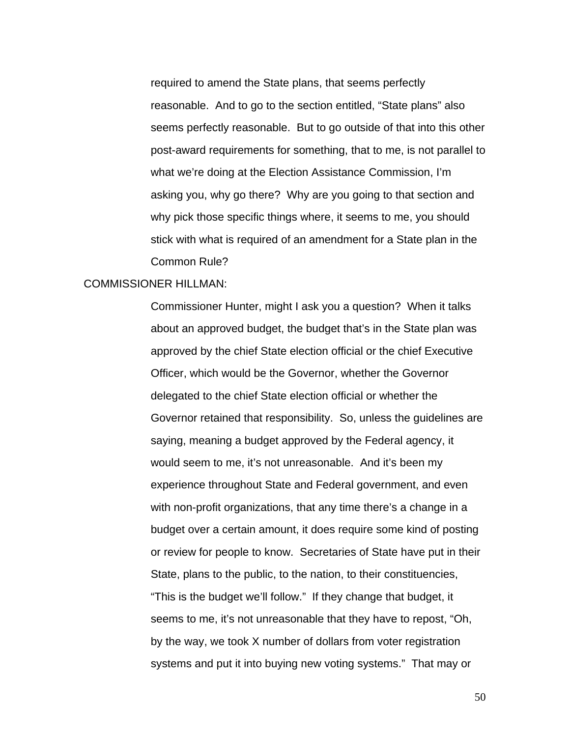required to amend the State plans, that seems perfectly reasonable. And to go to the section entitled, "State plans" also seems perfectly reasonable. But to go outside of that into this other post-award requirements for something, that to me, is not parallel to what we're doing at the Election Assistance Commission, I'm asking you, why go there? Why are you going to that section and why pick those specific things where, it seems to me, you should stick with what is required of an amendment for a State plan in the Common Rule?

COMMISSIONER HILLMAN:

Commissioner Hunter, might I ask you a question? When it talks about an approved budget, the budget that's in the State plan was approved by the chief State election official or the chief Executive Officer, which would be the Governor, whether the Governor delegated to the chief State election official or whether the Governor retained that responsibility. So, unless the guidelines are saying, meaning a budget approved by the Federal agency, it would seem to me, it's not unreasonable. And it's been my experience throughout State and Federal government, and even with non-profit organizations, that any time there's a change in a budget over a certain amount, it does require some kind of posting or review for people to know. Secretaries of State have put in their State, plans to the public, to the nation, to their constituencies, "This is the budget we'll follow." If they change that budget, it seems to me, it's not unreasonable that they have to repost, "Oh, by the way, we took X number of dollars from voter registration systems and put it into buying new voting systems." That may or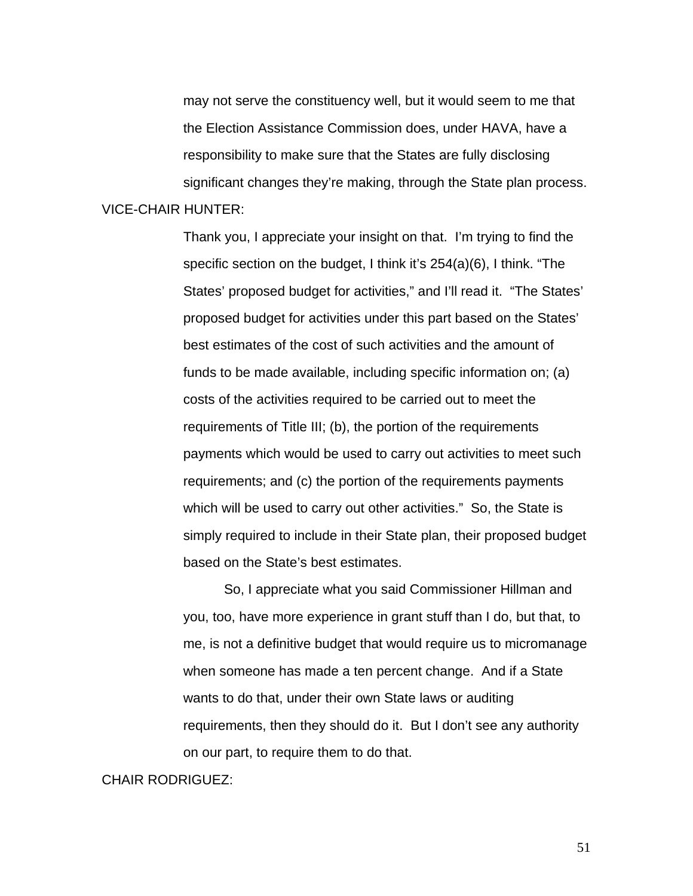may not serve the constituency well, but it would seem to me that the Election Assistance Commission does, under HAVA, have a responsibility to make sure that the States are fully disclosing significant changes they're making, through the State plan process.

VICE-CHAIR HUNTER:

Thank you, I appreciate your insight on that. I'm trying to find the specific section on the budget, I think it's 254(a)(6), I think. "The States' proposed budget for activities," and I'll read it. "The States' proposed budget for activities under this part based on the States' best estimates of the cost of such activities and the amount of funds to be made available, including specific information on; (a) costs of the activities required to be carried out to meet the requirements of Title III; (b), the portion of the requirements payments which would be used to carry out activities to meet such requirements; and (c) the portion of the requirements payments which will be used to carry out other activities." So, the State is simply required to include in their State plan, their proposed budget based on the State's best estimates.

So, I appreciate what you said Commissioner Hillman and you, too, have more experience in grant stuff than I do, but that, to me, is not a definitive budget that would require us to micromanage when someone has made a ten percent change. And if a State wants to do that, under their own State laws or auditing requirements, then they should do it. But I don't see any authority on our part, to require them to do that.

CHAIR RODRIGUEZ: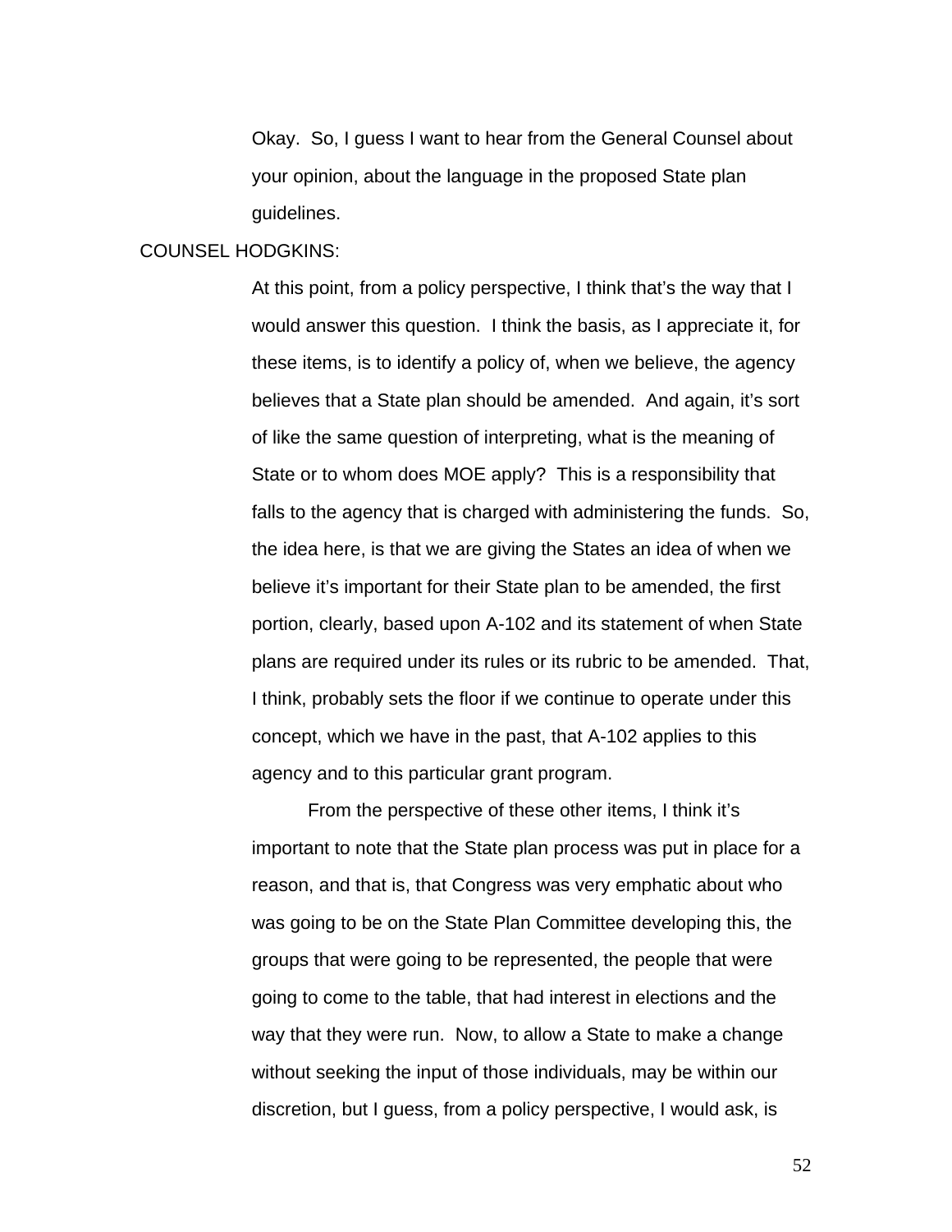Okay. So, I guess I want to hear from the General Counsel about your opinion, about the language in the proposed State plan guidelines.

COUNSEL HODGKINS:

At this point, from a policy perspective, I think that's the way that I would answer this question. I think the basis, as I appreciate it, for these items, is to identify a policy of, when we believe, the agency believes that a State plan should be amended. And again, it's sort of like the same question of interpreting, what is the meaning of State or to whom does MOE apply? This is a responsibility that falls to the agency that is charged with administering the funds. So, the idea here, is that we are giving the States an idea of when we believe it's important for their State plan to be amended, the first portion, clearly, based upon A-102 and its statement of when State plans are required under its rules or its rubric to be amended. That, I think, probably sets the floor if we continue to operate under this concept, which we have in the past, that A-102 applies to this agency and to this particular grant program.

From the perspective of these other items, I think it's important to note that the State plan process was put in place for a reason, and that is, that Congress was very emphatic about who was going to be on the State Plan Committee developing this, the groups that were going to be represented, the people that were going to come to the table, that had interest in elections and the way that they were run. Now, to allow a State to make a change without seeking the input of those individuals, may be within our discretion, but I guess, from a policy perspective, I would ask, is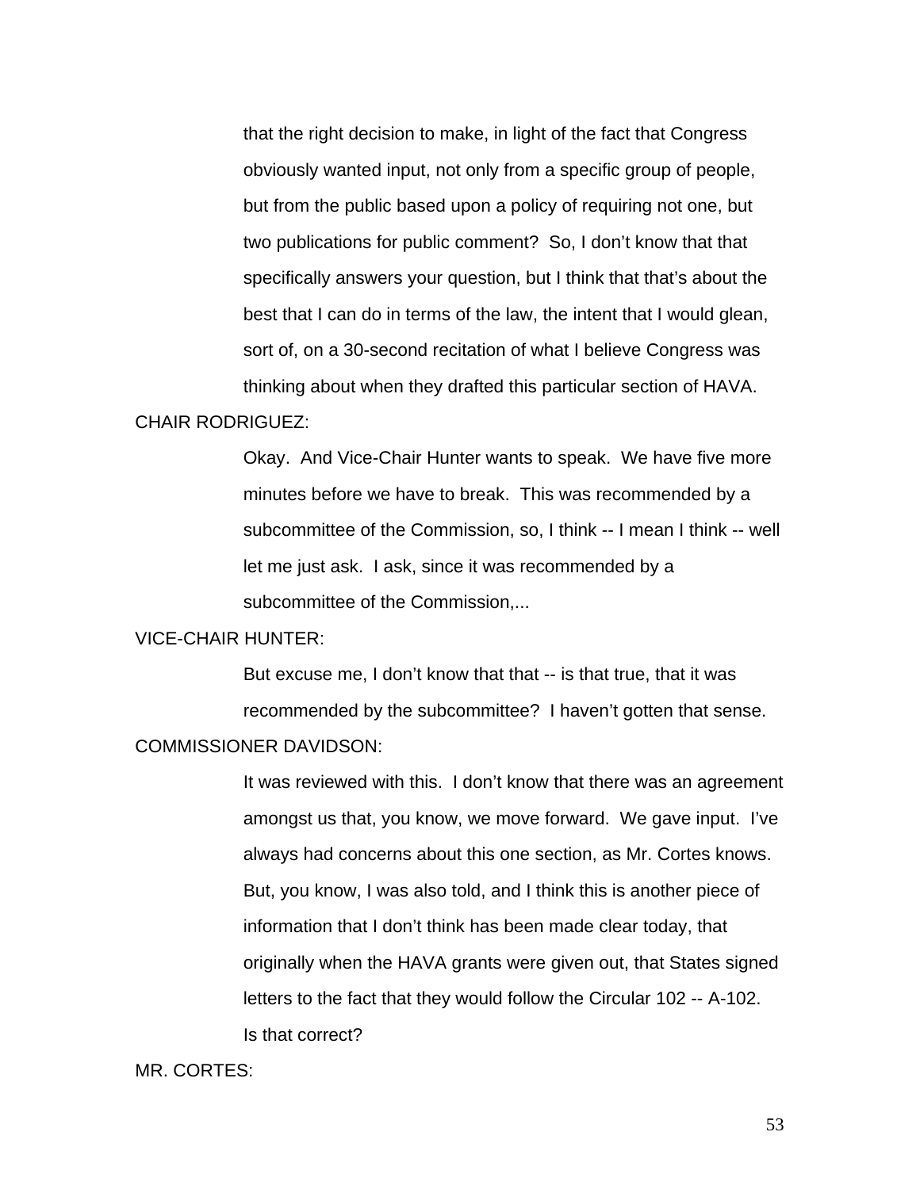that the right decision to make, in light of the fact that Congress obviously wanted input, not only from a specific group of people, but from the public based upon a policy of requiring not one, but two publications for public comment? So, I don't know that that specifically answers your question, but I think that that's about the best that I can do in terms of the law, the intent that I would glean, sort of, on a 30-second recitation of what I believe Congress was thinking about when they drafted this particular section of HAVA.

CHAIR RODRIGUEZ:

Okay. And Vice-Chair Hunter wants to speak. We have five more minutes before we have to break. This was recommended by a subcommittee of the Commission, so, I think -- I mean I think -- well let me just ask. I ask, since it was recommended by a subcommittee of the Commission,...

VICE-CHAIR HUNTER:

But excuse me, I don't know that that -- is that true, that it was recommended by the subcommittee? I haven't gotten that sense.

COMMISSIONER DAVIDSON:

It was reviewed with this. I don't know that there was an agreement amongst us that, you know, we move forward. We gave input. I've always had concerns about this one section, as Mr. Cortes knows. But, you know, I was also told, and I think this is another piece of information that I don't think has been made clear today, that originally when the HAVA grants were given out, that States signed letters to the fact that they would follow the Circular 102 -- A-102. Is that correct?

MR. CORTES: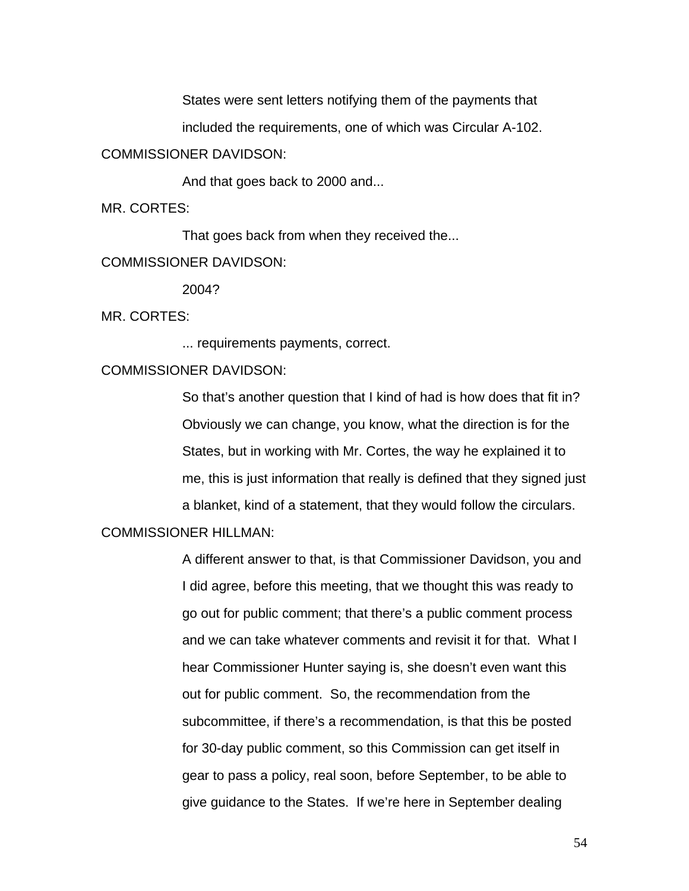States were sent letters notifying them of the payments that included the requirements, one of which was Circular A-102.

COMMISSIONER DAVIDSON:

And that goes back to 2000 and...

MR. CORTES:

That goes back from when they received the...

COMMISSIONER DAVIDSON:

2004?

MR. CORTES:

... requirements payments, correct.

COMMISSIONER DAVIDSON:

So that's another question that I kind of had is how does that fit in? Obviously we can change, you know, what the direction is for the States, but in working with Mr. Cortes, the way he explained it to me, this is just information that really is defined that they signed just a blanket, kind of a statement, that they would follow the circulars.

COMMISSIONER HILLMAN:

A different answer to that, is that Commissioner Davidson, you and I did agree, before this meeting, that we thought this was ready to go out for public comment; that there's a public comment process and we can take whatever comments and revisit it for that. What I hear Commissioner Hunter saying is, she doesn't even want this out for public comment. So, the recommendation from the subcommittee, if there's a recommendation, is that this be posted for 30-day public comment, so this Commission can get itself in gear to pass a policy, real soon, before September, to be able to give guidance to the States. If we're here in September dealing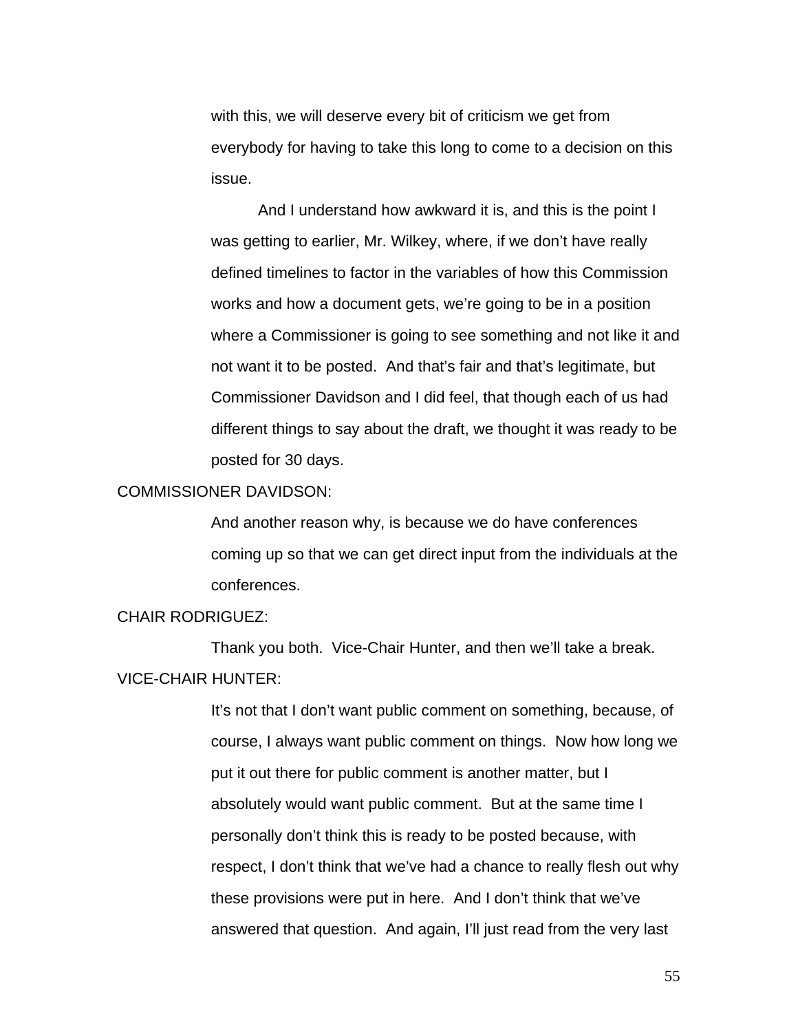with this, we will deserve every bit of criticism we get from everybody for having to take this long to come to a decision on this issue.

And I understand how awkward it is, and this is the point I was getting to earlier, Mr. Wilkey, where, if we don't have really defined timelines to factor in the variables of how this Commission works and how a document gets, we're going to be in a position where a Commissioner is going to see something and not like it and not want it to be posted. And that's fair and that's legitimate, but Commissioner Davidson and I did feel, that though each of us had different things to say about the draft, we thought it was ready to be posted for 30 days.

COMMISSIONER DAVIDSON:

And another reason why, is because we do have conferences coming up so that we can get direct input from the individuals at the conferences.

CHAIR RODRIGUEZ:

Thank you both. Vice-Chair Hunter, and then we'll take a break.

VICE-CHAIR HUNTER:

It's not that I don't want public comment on something, because, of course, I always want public comment on things. Now how long we put it out there for public comment is another matter, but I absolutely would want public comment. But at the same time I personally don't think this is ready to be posted because, with respect, I don't think that we've had a chance to really flesh out why these provisions were put in here. And I don't think that we've answered that question. And again, I'll just read from the very last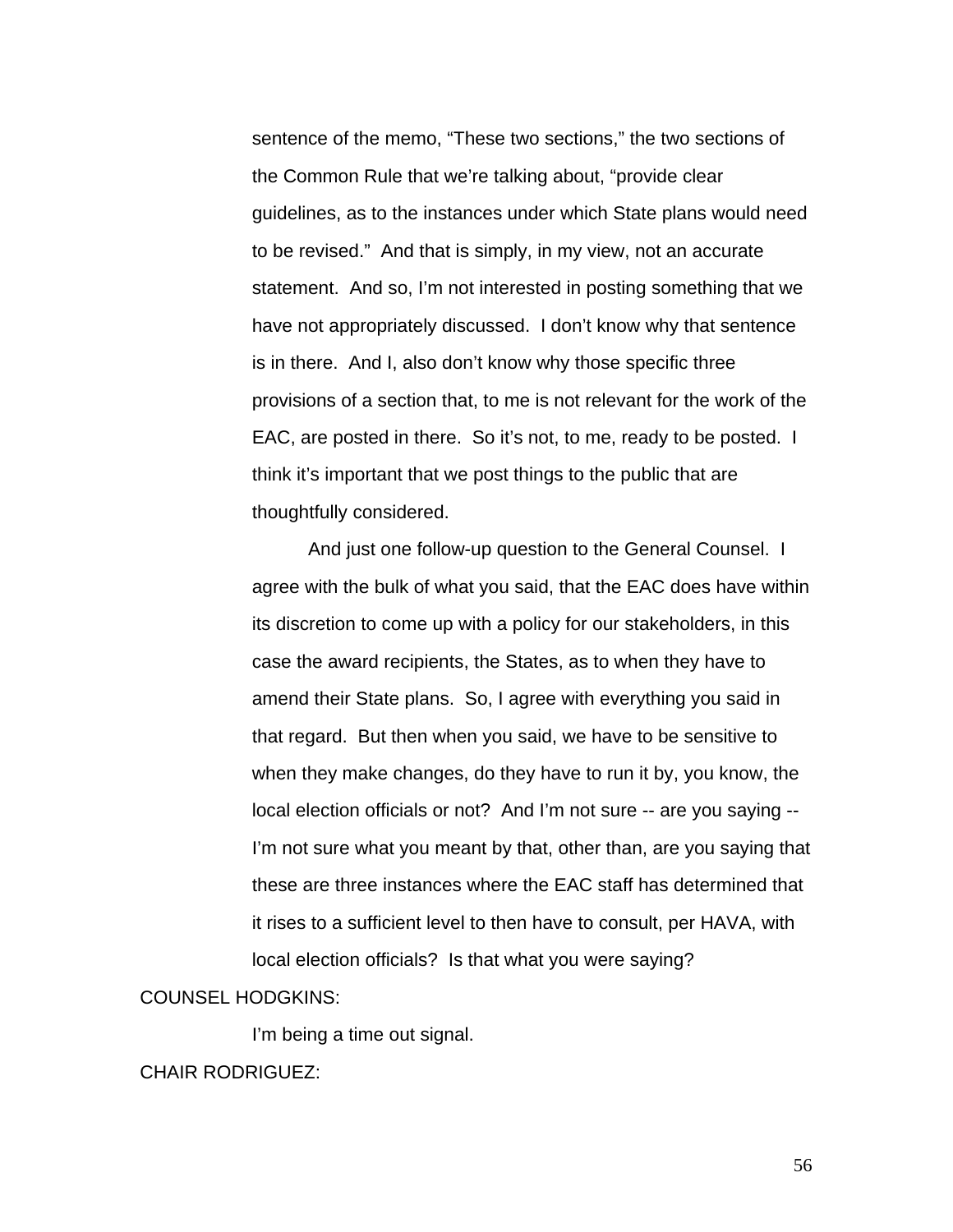sentence of the memo, “These two sections,” the two sections of the Common Rule that we’re talking about, “provide clear guidelines, as to the instances under which State plans would need to be revised.” And that is simply, in my view, not an accurate statement. And so, I’m not interested in posting something that we have not appropriately discussed. I don’t know why that sentence is in there. And I, also don’t know why those specific three provisions of a section that, to me is not relevant for the work of the EAC, are posted in there. So it’s not, to me, ready to be posted. I think it’s important that we post things to the public that are thoughtfully considered.

And just one follow-up question to the General Counsel. I agree with the bulk of what you said, that the EAC does have within its discretion to come up with a policy for our stakeholders, in this case the award recipients, the States, as to when they have to amend their State plans. So, I agree with everything you said in that regard. But then when you said, we have to be sensitive to when they make changes, do they have to run it by, you know, the local election officials or not? And I’m not sure -- are you saying -- I’m not sure what you meant by that, other than, are you saying that these are three instances where the EAC staff has determined that it rises to a sufficient level to then have to consult, per HAVA, with local election officials? Is that what you were saying?

COUNSEL HODGKINS:

I’m being a time out signal.

CHAIR RODRIGUEZ: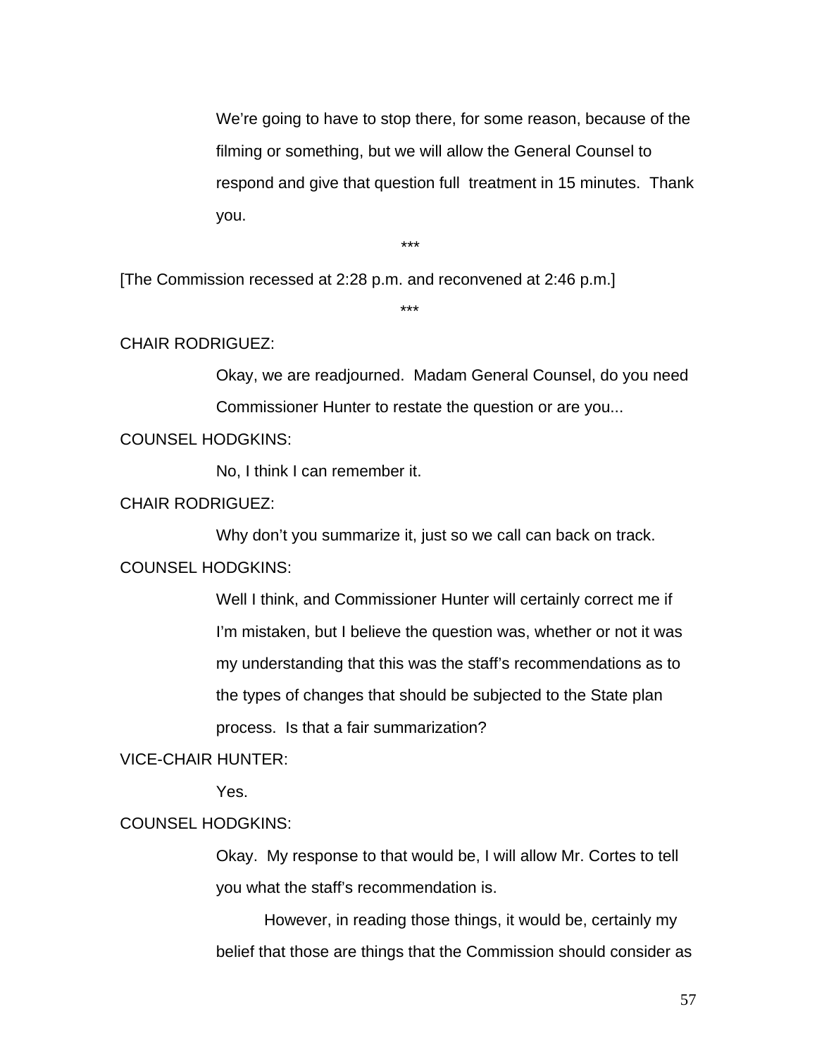We’re going to have to stop there, for some reason, because of the filming or something, but we will allow the General Counsel to respond and give that question full treatment in 15 minutes. Thank you.

***

[The Commission recessed at 2:28 p.m. and reconvened at 2:46 p.m.]

***

CHAIR RODRIGUEZ:

Okay, we are readjourned. Madam General Counsel, do you need Commissioner Hunter to restate the question or are you...

COUNSEL HODGKINS:

No, I think I can remember it.

CHAIR RODRIGUEZ:

Why don’t you summarize it, just so we call can back on track.

COUNSEL HODGKINS:

Well I think, and Commissioner Hunter will certainly correct me if I’m mistaken, but I believe the question was, whether or not it was my understanding that this was the staff’s recommendations as to the types of changes that should be subjected to the State plan process. Is that a fair summarization?

VICE-CHAIR HUNTER:

Yes.

COUNSEL HODGKINS:

Okay. My response to that would be, I will allow Mr. Cortes to tell you what the staff’s recommendation is.

However, in reading those things, it would be, certainly my belief that those are things that the Commission should consider as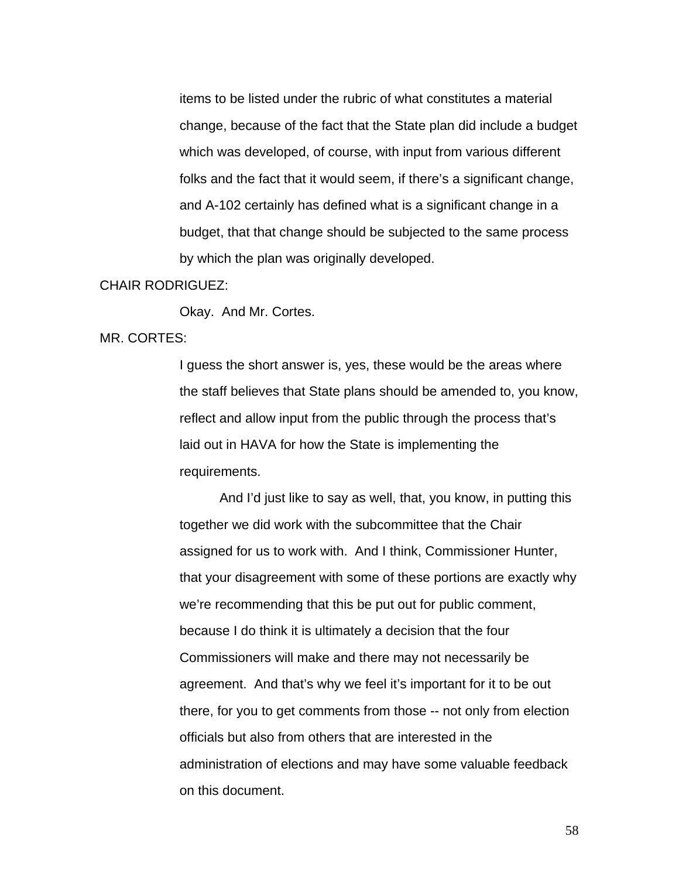items to be listed under the rubric of what constitutes a material change, because of the fact that the State plan did include a budget which was developed, of course, with input from various different folks and the fact that it would seem, if there's a significant change, and A-102 certainly has defined what is a significant change in a budget, that that change should be subjected to the same process by which the plan was originally developed.

CHAIR RODRIGUEZ:

Okay. And Mr. Cortes.

MR. CORTES:

I guess the short answer is, yes, these would be the areas where the staff believes that State plans should be amended to, you know, reflect and allow input from the public through the process that's laid out in HAVA for how the State is implementing the requirements.

And I'd just like to say as well, that, you know, in putting this together we did work with the subcommittee that the Chair assigned for us to work with. And I think, Commissioner Hunter, that your disagreement with some of these portions are exactly why we're recommending that this be put out for public comment, because I do think it is ultimately a decision that the four Commissioners will make and there may not necessarily be agreement. And that's why we feel it's important for it to be out there, for you to get comments from those -- not only from election officials but also from others that are interested in the administration of elections and may have some valuable feedback on this document.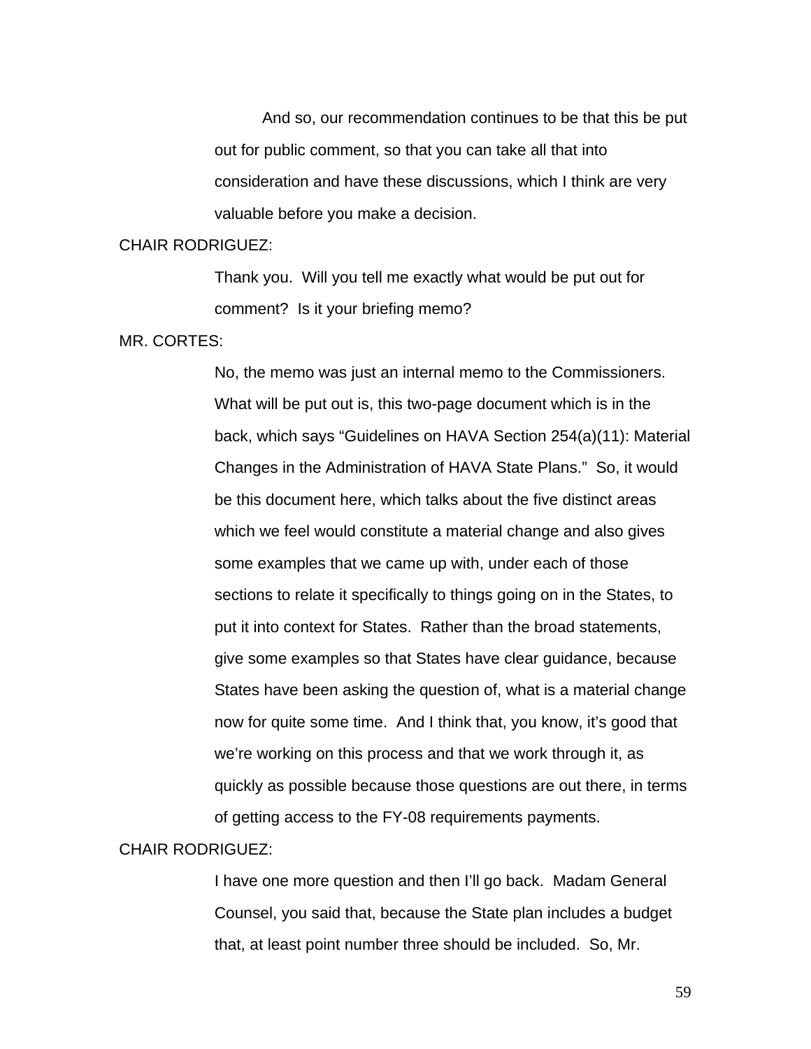And so, our recommendation continues to be that this be put out for public comment, so that you can take all that into consideration and have these discussions, which I think are very valuable before you make a decision.

CHAIR RODRIGUEZ:

Thank you. Will you tell me exactly what would be put out for comment? Is it your briefing memo?

MR. CORTES:

No, the memo was just an internal memo to the Commissioners. What will be put out is, this two-page document which is in the back, which says "Guidelines on HAVA Section 254(a)(11): Material Changes in the Administration of HAVA State Plans." So, it would be this document here, which talks about the five distinct areas which we feel would constitute a material change and also gives some examples that we came up with, under each of those sections to relate it specifically to things going on in the States, to put it into context for States. Rather than the broad statements, give some examples so that States have clear guidance, because States have been asking the question of, what is a material change now for quite some time. And I think that, you know, it's good that we're working on this process and that we work through it, as quickly as possible because those questions are out there, in terms of getting access to the FY-08 requirements payments.

CHAIR RODRIGUEZ:

I have one more question and then I'll go back. Madam General Counsel, you said that, because the State plan includes a budget that, at least point number three should be included. So, Mr.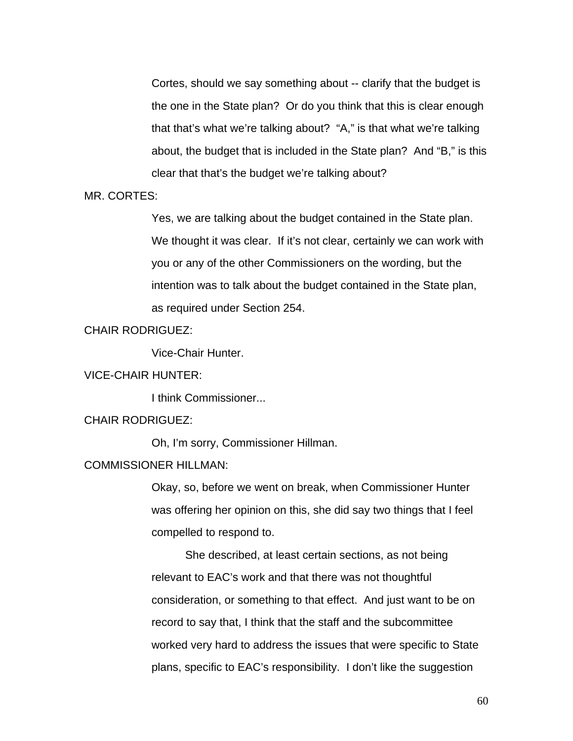Cortes, should we say something about -- clarify that the budget is the one in the State plan? Or do you think that this is clear enough that that's what we're talking about? "A," is that what we're talking about, the budget that is included in the State plan? And "B," is this clear that that's the budget we're talking about?

MR. CORTES:

Yes, we are talking about the budget contained in the State plan. We thought it was clear. If it's not clear, certainly we can work with you or any of the other Commissioners on the wording, but the intention was to talk about the budget contained in the State plan, as required under Section 254.

CHAIR RODRIGUEZ:

Vice-Chair Hunter.

VICE-CHAIR HUNTER:

I think Commissioner...

CHAIR RODRIGUEZ:

Oh, I'm sorry, Commissioner Hillman.

COMMISSIONER HILLMAN:

Okay, so, before we went on break, when Commissioner Hunter was offering her opinion on this, she did say two things that I feel compelled to respond to.

She described, at least certain sections, as not being relevant to EAC's work and that there was not thoughtful consideration, or something to that effect. And just want to be on record to say that, I think that the staff and the subcommittee worked very hard to address the issues that were specific to State plans, specific to EAC's responsibility. I don't like the suggestion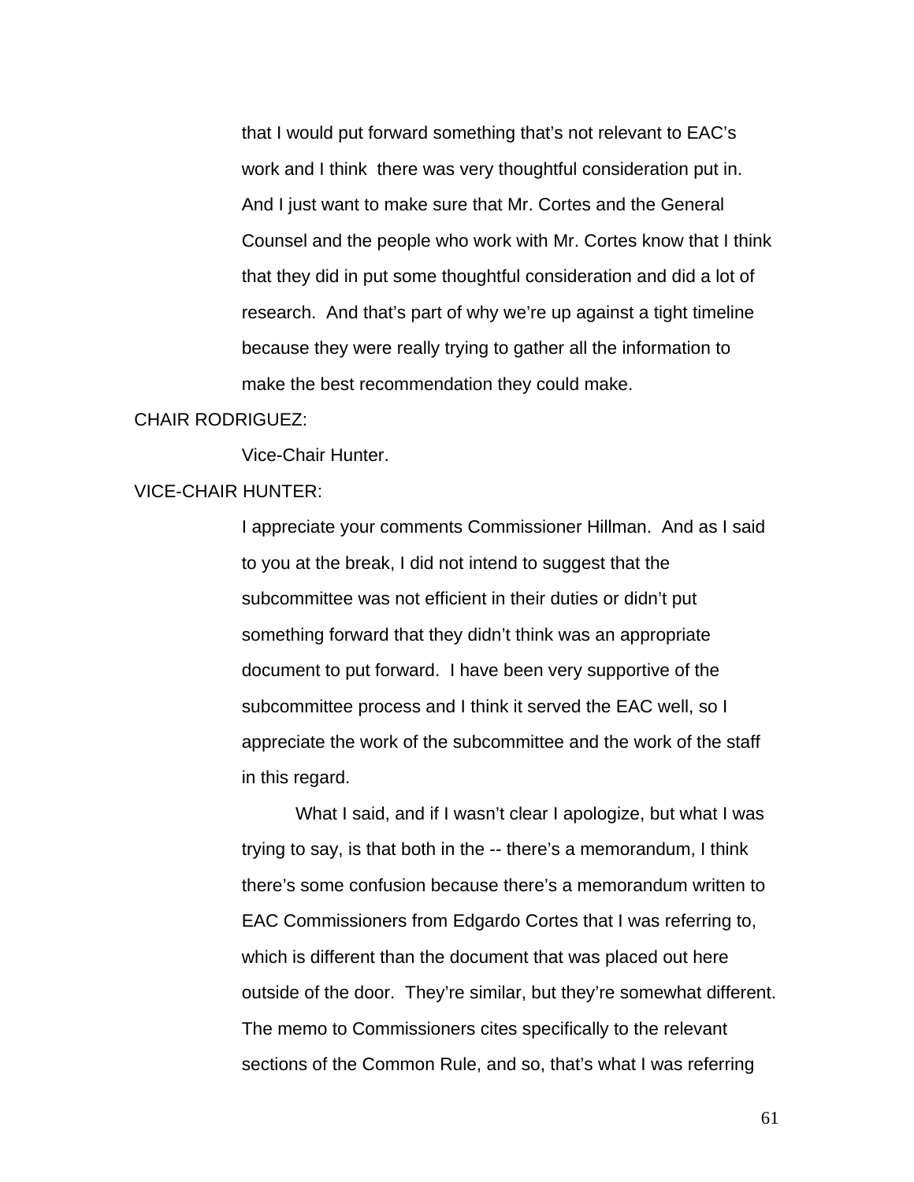that I would put forward something that's not relevant to EAC's work and I think there was very thoughtful consideration put in. And I just want to make sure that Mr. Cortes and the General Counsel and the people who work with Mr. Cortes know that I think that they did in put some thoughtful consideration and did a lot of research. And that's part of why we're up against a tight timeline because they were really trying to gather all the information to make the best recommendation they could make.

CHAIR RODRIGUEZ:

Vice-Chair Hunter.

VICE-CHAIR HUNTER:

I appreciate your comments Commissioner Hillman. And as I said to you at the break, I did not intend to suggest that the subcommittee was not efficient in their duties or didn't put something forward that they didn't think was an appropriate document to put forward. I have been very supportive of the subcommittee process and I think it served the EAC well, so I appreciate the work of the subcommittee and the work of the staff in this regard.

What I said, and if I wasn't clear I apologize, but what I was trying to say, is that both in the -- there's a memorandum, I think there's some confusion because there's a memorandum written to EAC Commissioners from Edgardo Cortes that I was referring to, which is different than the document that was placed out here outside of the door. They're similar, but they're somewhat different. The memo to Commissioners cites specifically to the relevant sections of the Common Rule, and so, that's what I was referring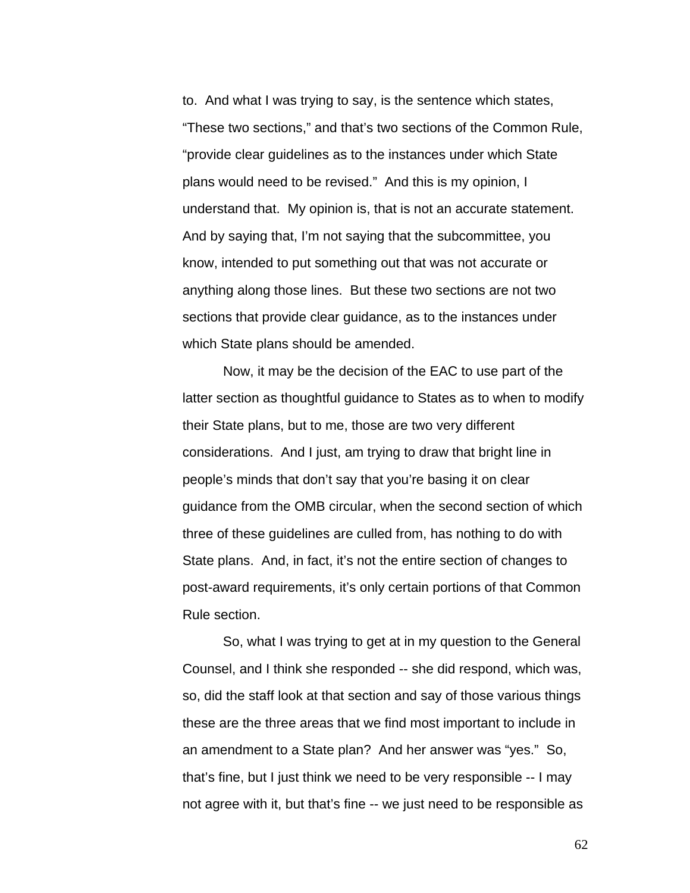to. And what I was trying to say, is the sentence which states, “These two sections,” and that’s two sections of the Common Rule, “provide clear guidelines as to the instances under which State plans would need to be revised.” And this is my opinion, I understand that. My opinion is, that is not an accurate statement. And by saying that, I’m not saying that the subcommittee, you know, intended to put something out that was not accurate or anything along those lines. But these two sections are not two sections that provide clear guidance, as to the instances under which State plans should be amended.

Now, it may be the decision of the EAC to use part of the latter section as thoughtful guidance to States as to when to modify their State plans, but to me, those are two very different considerations. And I just, am trying to draw that bright line in people’s minds that don’t say that you’re basing it on clear guidance from the OMB circular, when the second section of which three of these guidelines are culled from, has nothing to do with State plans. And, in fact, it’s not the entire section of changes to post-award requirements, it’s only certain portions of that Common Rule section.

So, what I was trying to get at in my question to the General Counsel, and I think she responded -- she did respond, which was, so, did the staff look at that section and say of those various things these are the three areas that we find most important to include in an amendment to a State plan? And her answer was “yes.” So, that’s fine, but I just think we need to be very responsible -- I may not agree with it, but that’s fine -- we just need to be responsible as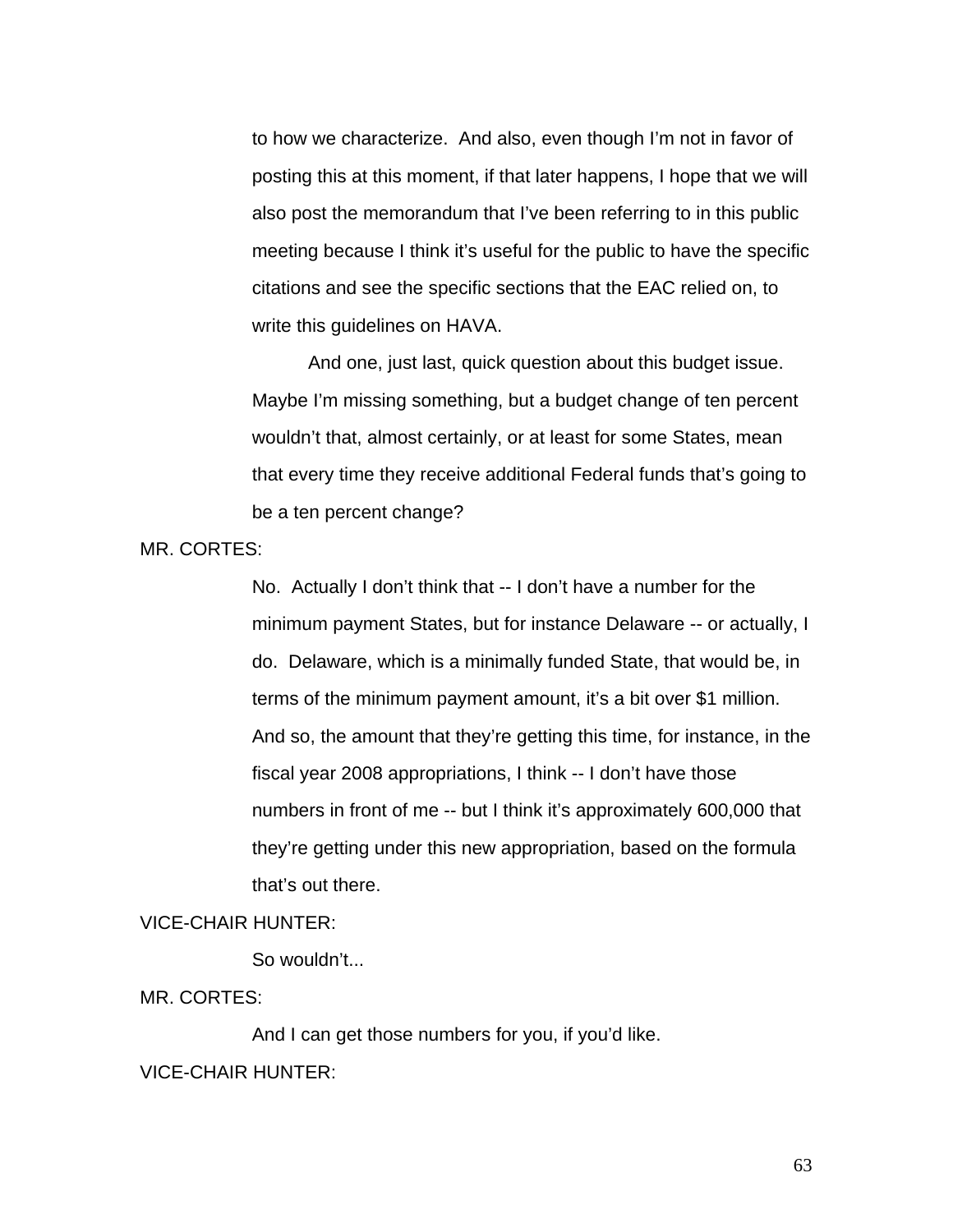to how we characterize. And also, even though I'm not in favor of posting this at this moment, if that later happens, I hope that we will also post the memorandum that I've been referring to in this public meeting because I think it's useful for the public to have the specific citations and see the specific sections that the EAC relied on, to write this guidelines on HAVA.

And one, just last, quick question about this budget issue. Maybe I'm missing something, but a budget change of ten percent wouldn't that, almost certainly, or at least for some States, mean that every time they receive additional Federal funds that's going to be a ten percent change?

MR. CORTES:

No. Actually I don't think that -- I don't have a number for the minimum payment States, but for instance Delaware -- or actually, I do. Delaware, which is a minimally funded State, that would be, in terms of the minimum payment amount, it's a bit over $1 million. And so, the amount that they're getting this time, for instance, in the fiscal year 2008 appropriations, I think -- I don't have those numbers in front of me -- but I think it's approximately 600,000 that they're getting under this new appropriation, based on the formula that's out there.

VICE-CHAIR HUNTER:

So wouldn't...

MR. CORTES:

And I can get those numbers for you, if you'd like.

VICE-CHAIR HUNTER: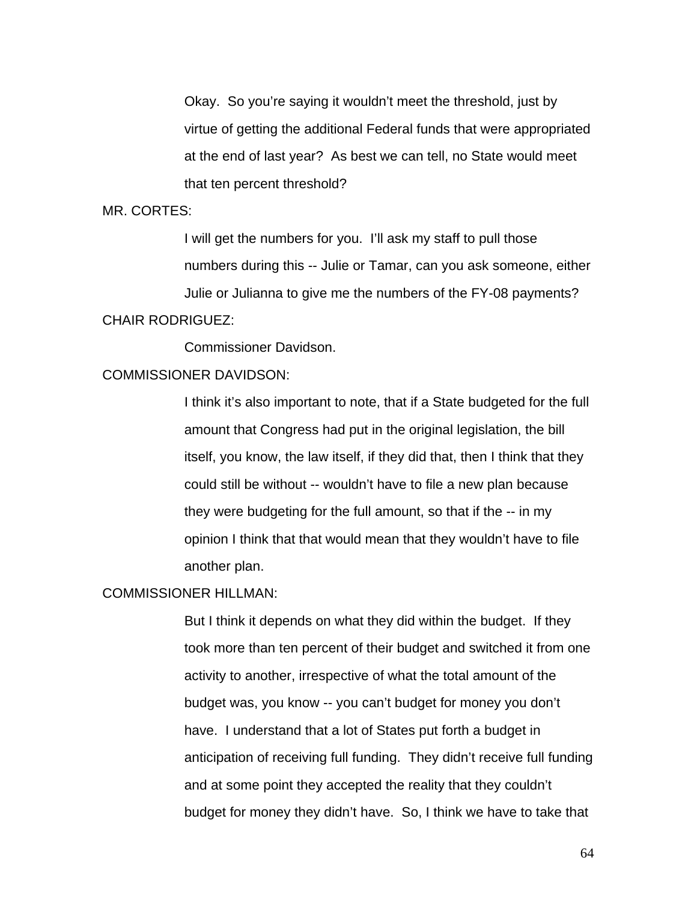Okay. So you're saying it wouldn't meet the threshold, just by virtue of getting the additional Federal funds that were appropriated at the end of last year? As best we can tell, no State would meet that ten percent threshold?

MR. CORTES:

I will get the numbers for you. I'll ask my staff to pull those numbers during this -- Julie or Tamar, can you ask someone, either Julie or Julianna to give me the numbers of the FY-08 payments?

CHAIR RODRIGUEZ:

Commissioner Davidson.

COMMISSIONER DAVIDSON:

I think it's also important to note, that if a State budgeted for the full amount that Congress had put in the original legislation, the bill itself, you know, the law itself, if they did that, then I think that they could still be without -- wouldn't have to file a new plan because they were budgeting for the full amount, so that if the -- in my opinion I think that that would mean that they wouldn't have to file another plan.

COMMISSIONER HILLMAN:

But I think it depends on what they did within the budget. If they took more than ten percent of their budget and switched it from one activity to another, irrespective of what the total amount of the budget was, you know -- you can't budget for money you don't have. I understand that a lot of States put forth a budget in anticipation of receiving full funding. They didn't receive full funding and at some point they accepted the reality that they couldn't budget for money they didn't have. So, I think we have to take that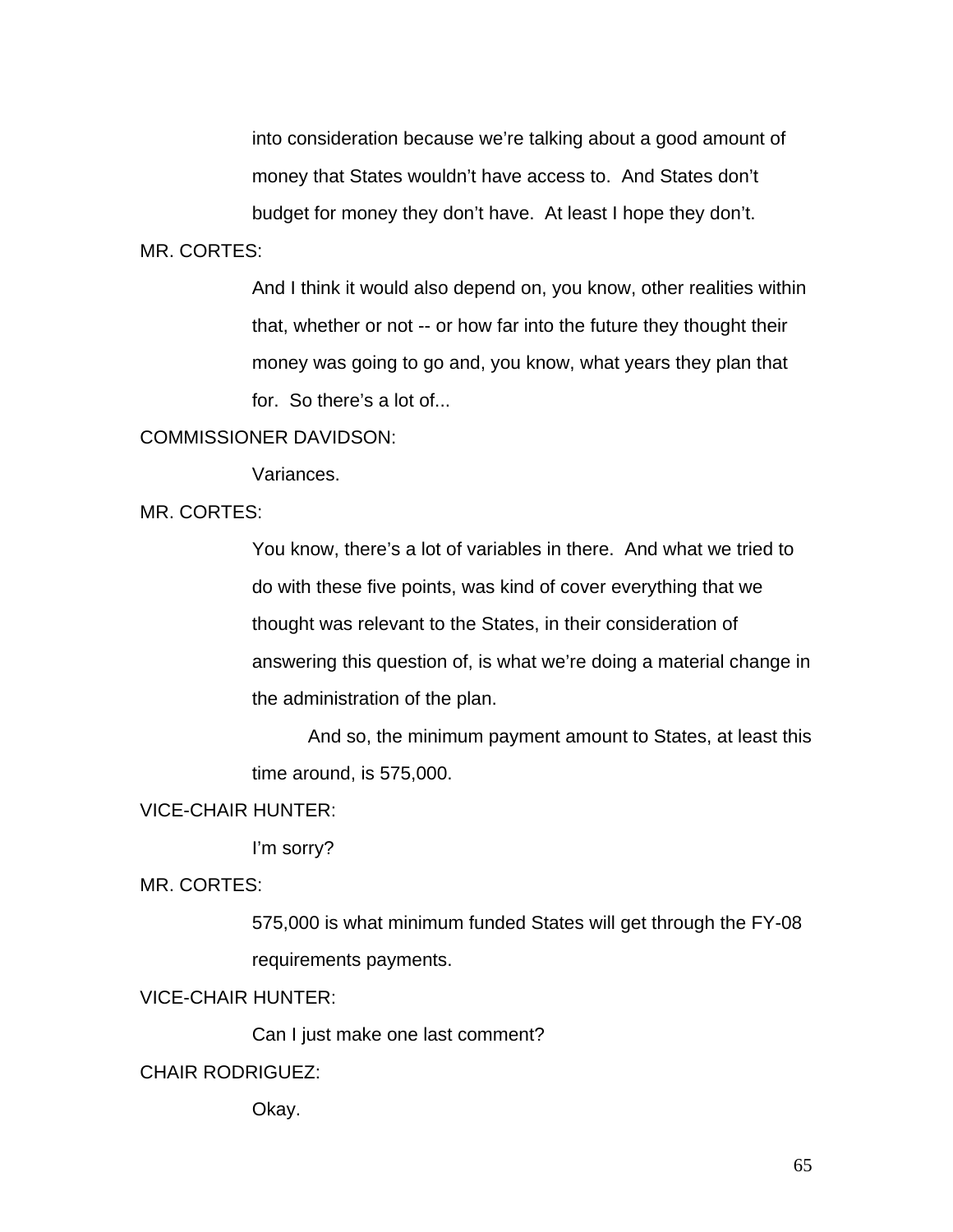into consideration because we're talking about a good amount of money that States wouldn't have access to. And States don't budget for money they don't have. At least I hope they don't.

MR. CORTES:

And I think it would also depend on, you know, other realities within that, whether or not -- or how far into the future they thought their money was going to go and, you know, what years they plan that for. So there's a lot of...

COMMISSIONER DAVIDSON:

Variances.

MR. CORTES:

You know, there's a lot of variables in there. And what we tried to do with these five points, was kind of cover everything that we thought was relevant to the States, in their consideration of answering this question of, is what we're doing a material change in the administration of the plan.

And so, the minimum payment amount to States, at least this time around, is 575,000.

VICE-CHAIR HUNTER:

I'm sorry?

MR. CORTES:

575,000 is what minimum funded States will get through the FY-08 requirements payments.

VICE-CHAIR HUNTER:

Can I just make one last comment?

CHAIR RODRIGUEZ:

Okay.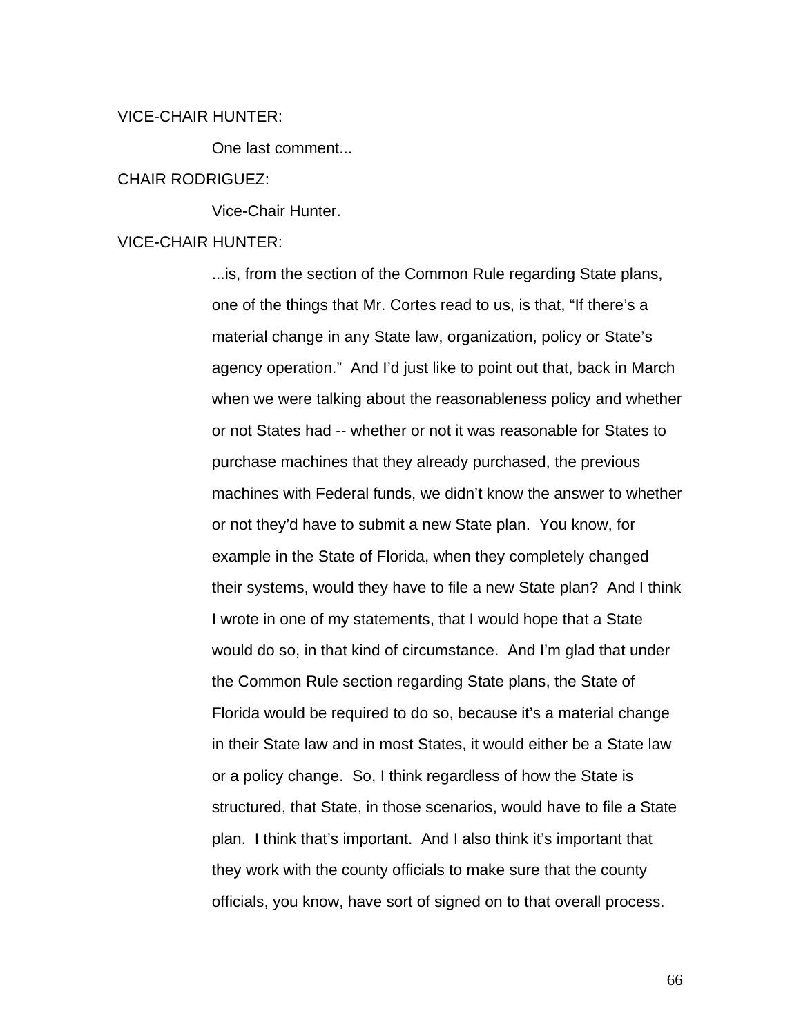VICE-CHAIR HUNTER:

One last comment...

CHAIR RODRIGUEZ:

Vice-Chair Hunter.

VICE-CHAIR HUNTER:

...is, from the section of the Common Rule regarding State plans, one of the things that Mr. Cortes read to us, is that, “If there’s a material change in any State law, organization, policy or State’s agency operation.” And I’d just like to point out that, back in March when we were talking about the reasonableness policy and whether or not States had -- whether or not it was reasonable for States to purchase machines that they already purchased, the previous machines with Federal funds, we didn’t know the answer to whether or not they’d have to submit a new State plan. You know, for example in the State of Florida, when they completely changed their systems, would they have to file a new State plan? And I think I wrote in one of my statements, that I would hope that a State would do so, in that kind of circumstance. And I’m glad that under the Common Rule section regarding State plans, the State of Florida would be required to do so, because it’s a material change in their State law and in most States, it would either be a State law or a policy change. So, I think regardless of how the State is structured, that State, in those scenarios, would have to file a State plan. I think that’s important. And I also think it’s important that they work with the county officials to make sure that the county officials, you know, have sort of signed on to that overall process.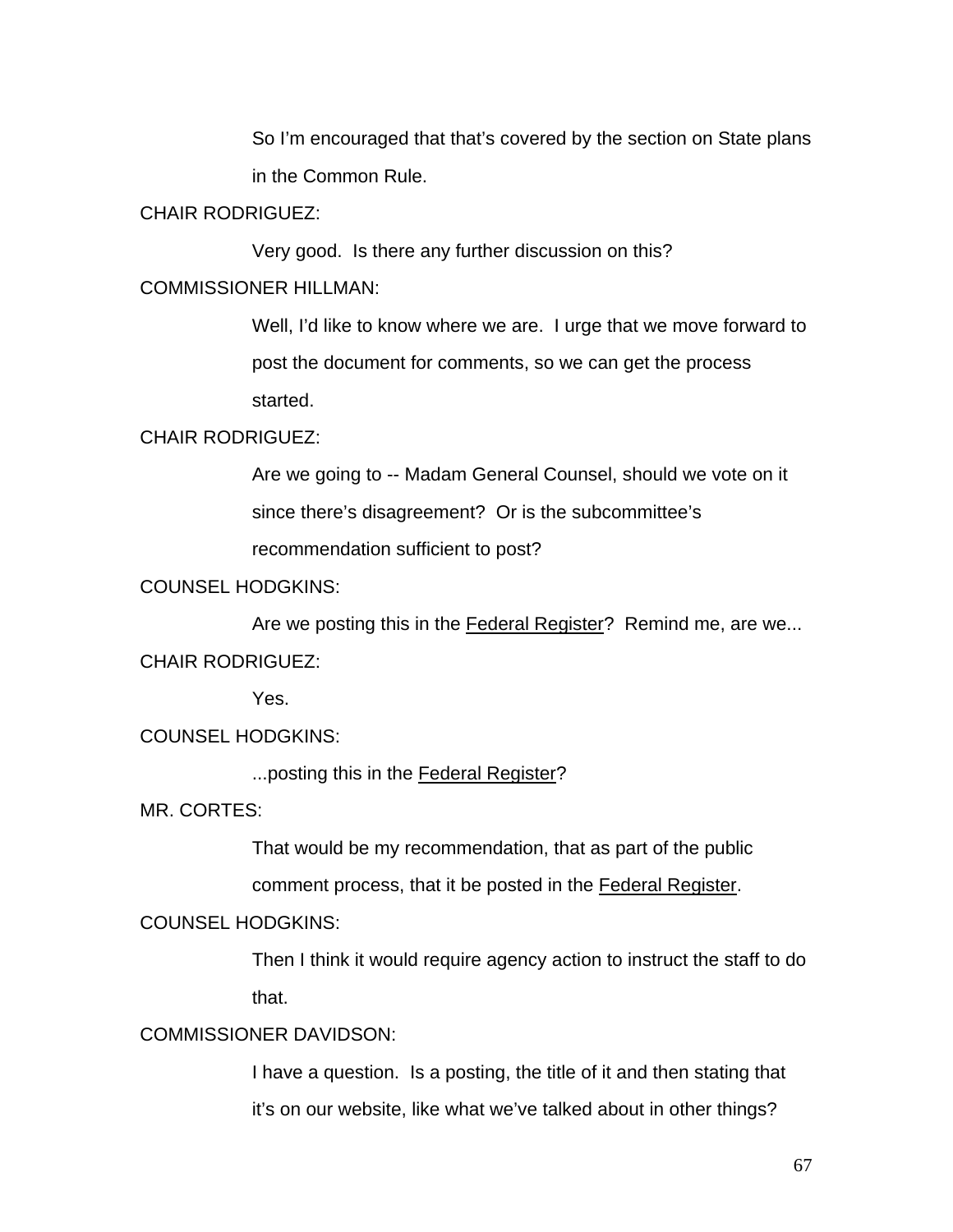So I'm encouraged that that's covered by the section on State plans in the Common Rule.

CHAIR RODRIGUEZ:

Very good. Is there any further discussion on this?

COMMISSIONER HILLMAN:

Well, I'd like to know where we are. I urge that we move forward to post the document for comments, so we can get the process started.

CHAIR RODRIGUEZ:

Are we going to -- Madam General Counsel, should we vote on it since there's disagreement? Or is the subcommittee's recommendation sufficient to post?

COUNSEL HODGKINS:

Are we posting this in the Federal Register? Remind me, are we...

CHAIR RODRIGUEZ:

Yes.

COUNSEL HODGKINS:

...posting this in the Federal Register?

MR. CORTES:

That would be my recommendation, that as part of the public comment process, that it be posted in the Federal Register.

COUNSEL HODGKINS:

Then I think it would require agency action to instruct the staff to do that.

COMMISSIONER DAVIDSON:

I have a question. Is a posting, the title of it and then stating that it's on our website, like what we've talked about in other things?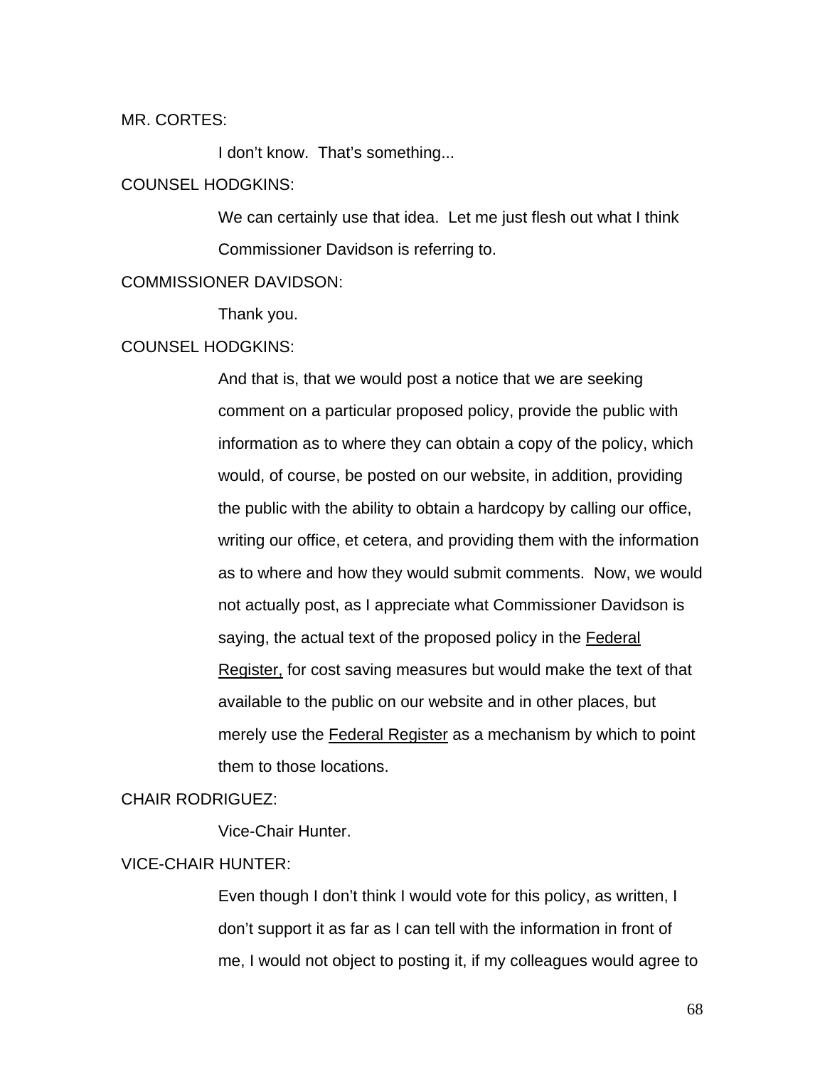MR. CORTES:

I don't know. That's something...

COUNSEL HODGKINS:

We can certainly use that idea. Let me just flesh out what I think Commissioner Davidson is referring to.

COMMISSIONER DAVIDSON:

Thank you.

COUNSEL HODGKINS:

And that is, that we would post a notice that we are seeking comment on a particular proposed policy, provide the public with information as to where they can obtain a copy of the policy, which would, of course, be posted on our website, in addition, providing the public with the ability to obtain a hardcopy by calling our office, writing our office, et cetera, and providing them with the information as to where and how they would submit comments. Now, we would not actually post, as I appreciate what Commissioner Davidson is saying, the actual text of the proposed policy in the Federal Register, for cost saving measures but would make the text of that available to the public on our website and in other places, but merely use the Federal Register as a mechanism by which to point them to those locations.

CHAIR RODRIGUEZ:

Vice-Chair Hunter.

VICE-CHAIR HUNTER:

Even though I don't think I would vote for this policy, as written, I don't support it as far as I can tell with the information in front of me, I would not object to posting it, if my colleagues would agree to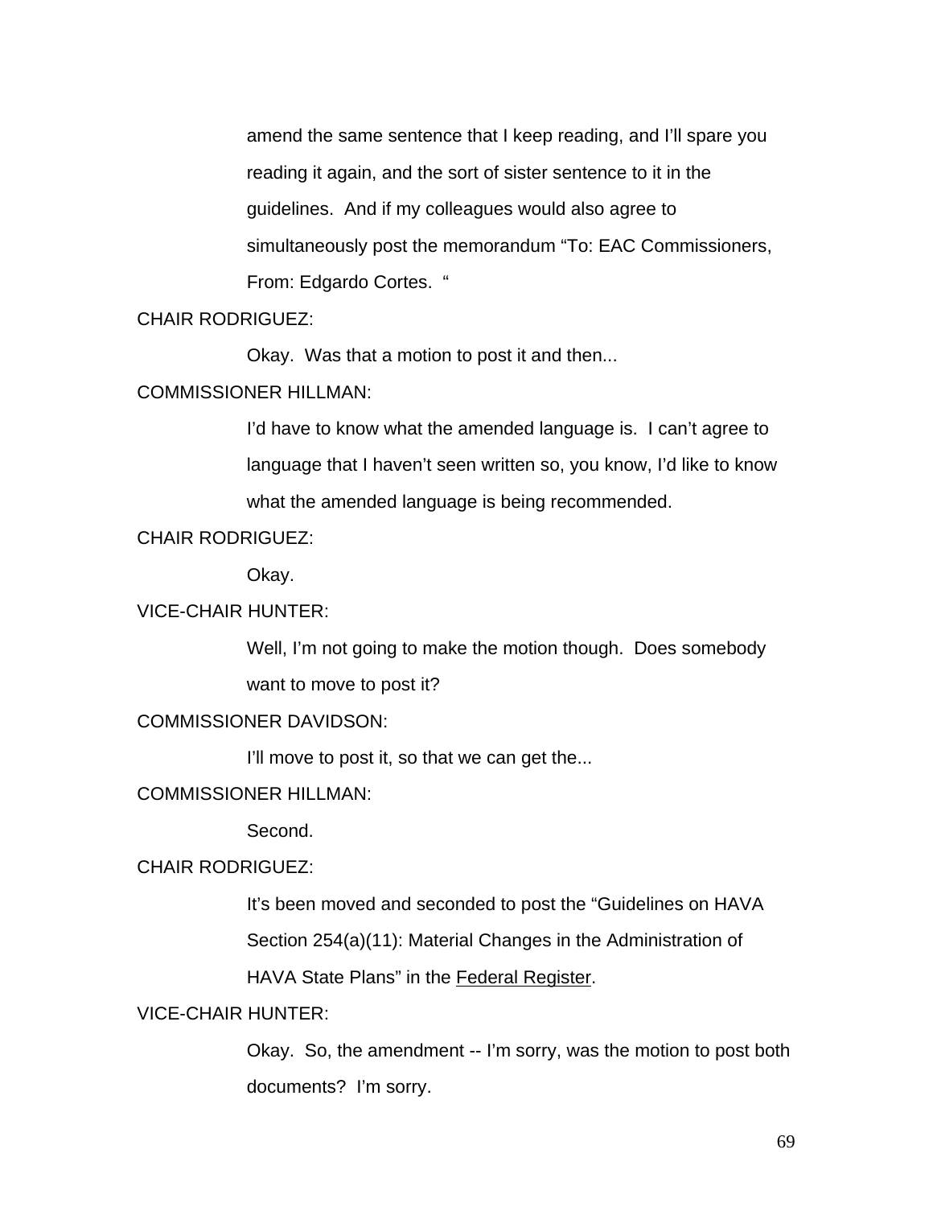amend the same sentence that I keep reading, and I'll spare you reading it again, and the sort of sister sentence to it in the guidelines. And if my colleagues would also agree to simultaneously post the memorandum "To: EAC Commissioners, From: Edgardo Cortes. "

CHAIR RODRIGUEZ:

Okay. Was that a motion to post it and then...

COMMISSIONER HILLMAN:

I'd have to know what the amended language is. I can't agree to language that I haven't seen written so, you know, I'd like to know what the amended language is being recommended.

CHAIR RODRIGUEZ:

Okay.

VICE-CHAIR HUNTER:

Well, I'm not going to make the motion though. Does somebody want to move to post it?

COMMISSIONER DAVIDSON:

I'll move to post it, so that we can get the...

COMMISSIONER HILLMAN:

Second.

CHAIR RODRIGUEZ:

It's been moved and seconded to post the "Guidelines on HAVA Section 254(a)(11): Material Changes in the Administration of HAVA State Plans" in the Federal Register.

VICE-CHAIR HUNTER:

Okay. So, the amendment -- I'm sorry, was the motion to post both documents? I'm sorry.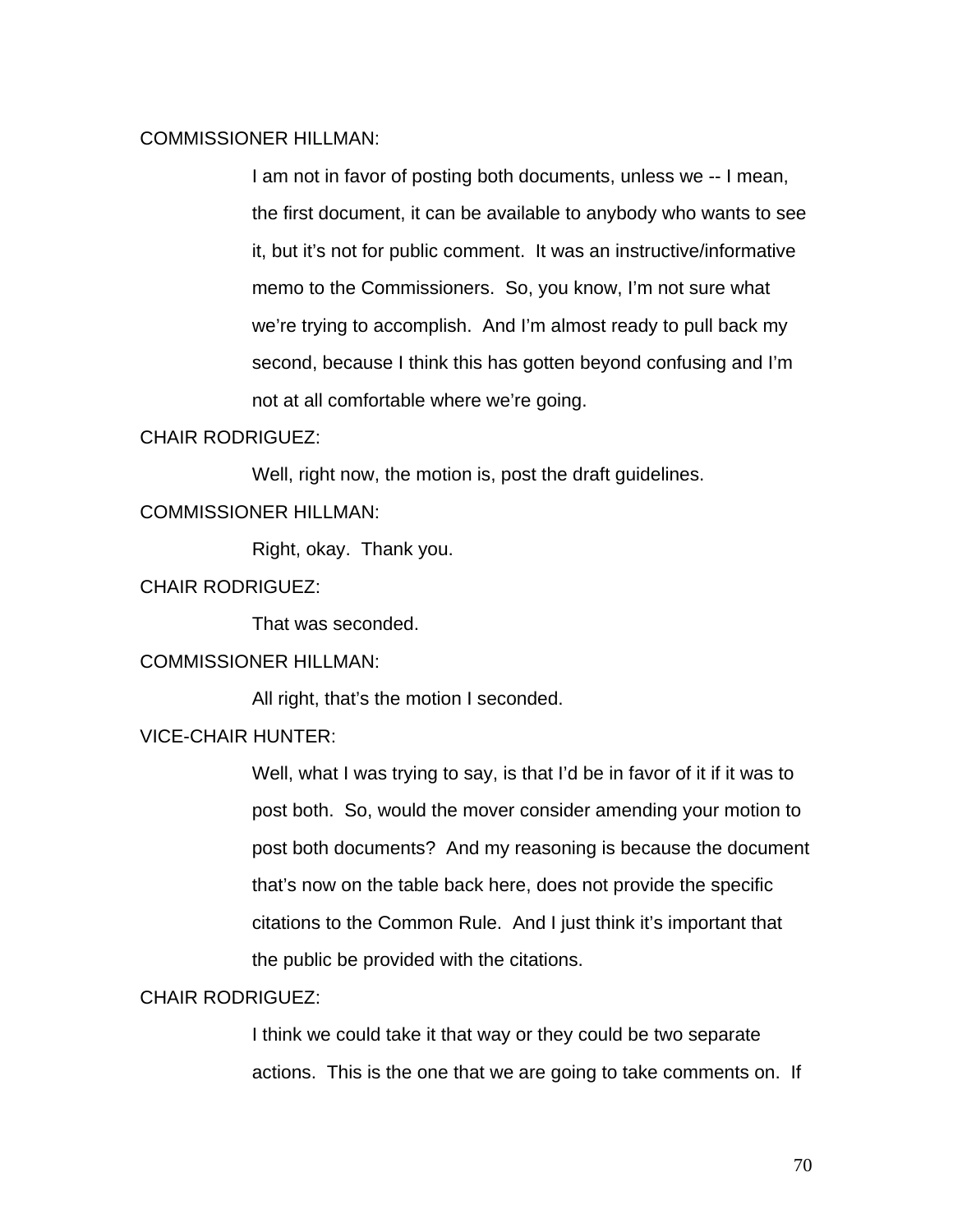COMMISSIONER HILLMAN:

I am not in favor of posting both documents, unless we -- I mean, the first document, it can be available to anybody who wants to see it, but it's not for public comment. It was an instructive/informative memo to the Commissioners. So, you know, I'm not sure what we're trying to accomplish. And I'm almost ready to pull back my second, because I think this has gotten beyond confusing and I'm not at all comfortable where we're going.

CHAIR RODRIGUEZ:

Well, right now, the motion is, post the draft guidelines.

COMMISSIONER HILLMAN:

Right, okay. Thank you.

CHAIR RODRIGUEZ:

That was seconded.

COMMISSIONER HILLMAN:

All right, that's the motion I seconded.

VICE-CHAIR HUNTER:

Well, what I was trying to say, is that I'd be in favor of it if it was to post both. So, would the mover consider amending your motion to post both documents? And my reasoning is because the document that's now on the table back here, does not provide the specific citations to the Common Rule. And I just think it's important that the public be provided with the citations.

CHAIR RODRIGUEZ:

I think we could take it that way or they could be two separate actions. This is the one that we are going to take comments on. If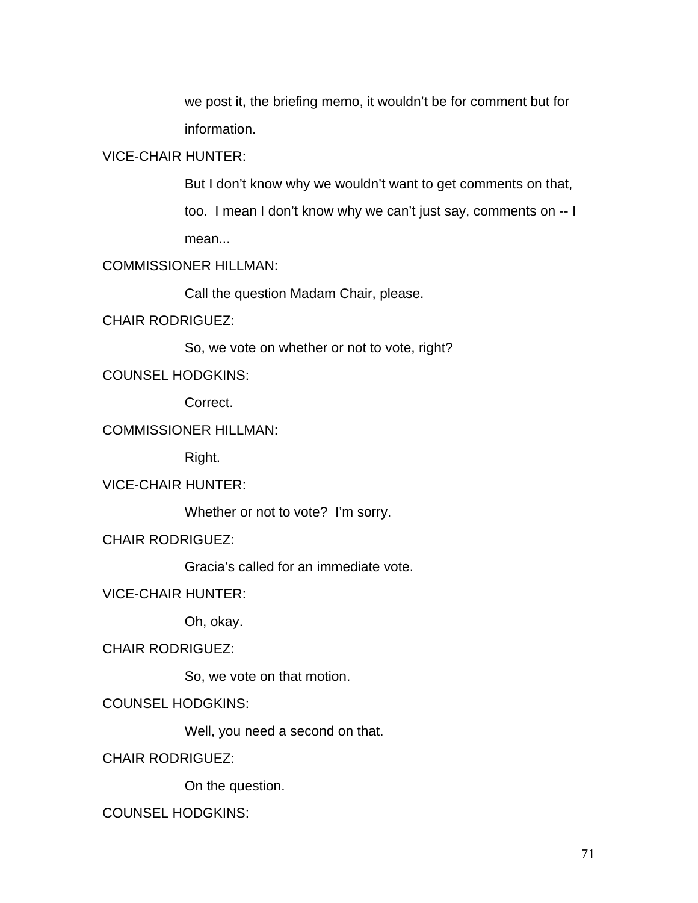we post it, the briefing memo, it wouldn't be for comment but for information.

VICE-CHAIR HUNTER:

But I don't know why we wouldn't want to get comments on that, too. I mean I don't know why we can't just say, comments on -- I mean...

COMMISSIONER HILLMAN:

Call the question Madam Chair, please.

CHAIR RODRIGUEZ:

So, we vote on whether or not to vote, right?

COUNSEL HODGKINS:

Correct.

COMMISSIONER HILLMAN:

Right.

VICE-CHAIR HUNTER:

Whether or not to vote? I'm sorry.

CHAIR RODRIGUEZ:

Gracia's called for an immediate vote.

VICE-CHAIR HUNTER:

Oh, okay.

CHAIR RODRIGUEZ:

So, we vote on that motion.

COUNSEL HODGKINS:

Well, you need a second on that.

CHAIR RODRIGUEZ:

On the question.

COUNSEL HODGKINS: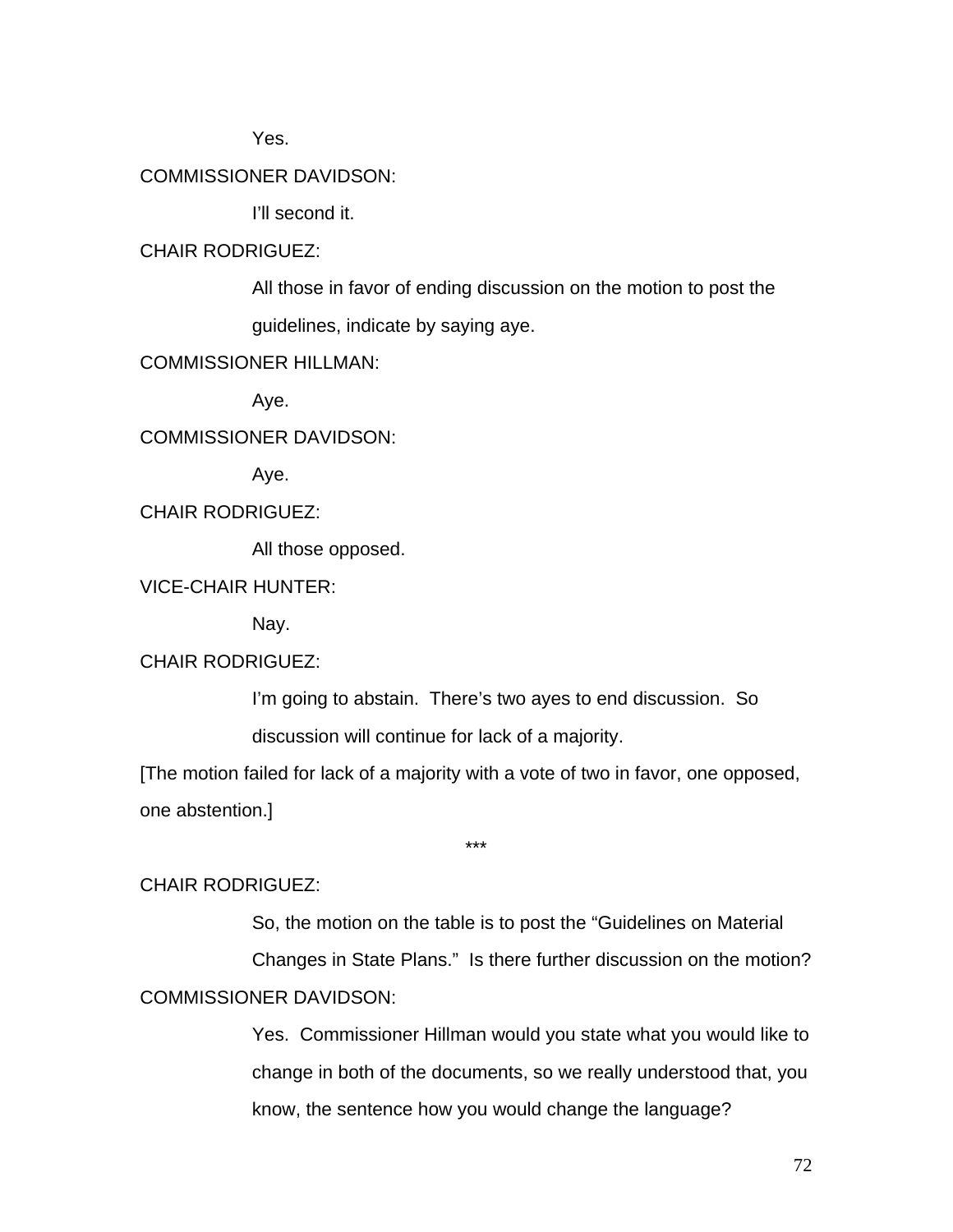Yes.

COMMISSIONER DAVIDSON:

I'll second it.

CHAIR RODRIGUEZ:

All those in favor of ending discussion on the motion to post the guidelines, indicate by saying aye.

COMMISSIONER HILLMAN:

Aye.

COMMISSIONER DAVIDSON:

Aye.

CHAIR RODRIGUEZ:

All those opposed.

VICE-CHAIR HUNTER:

Nay.

CHAIR RODRIGUEZ:

I'm going to abstain. There's two ayes to end discussion. So discussion will continue for lack of a majority.

[The motion failed for lack of a majority with a vote of two in favor, one opposed, one abstention.]

***

CHAIR RODRIGUEZ:

So, the motion on the table is to post the "Guidelines on Material Changes in State Plans." Is there further discussion on the motion?

COMMISSIONER DAVIDSON:

Yes. Commissioner Hillman would you state what you would like to change in both of the documents, so we really understood that, you know, the sentence how you would change the language?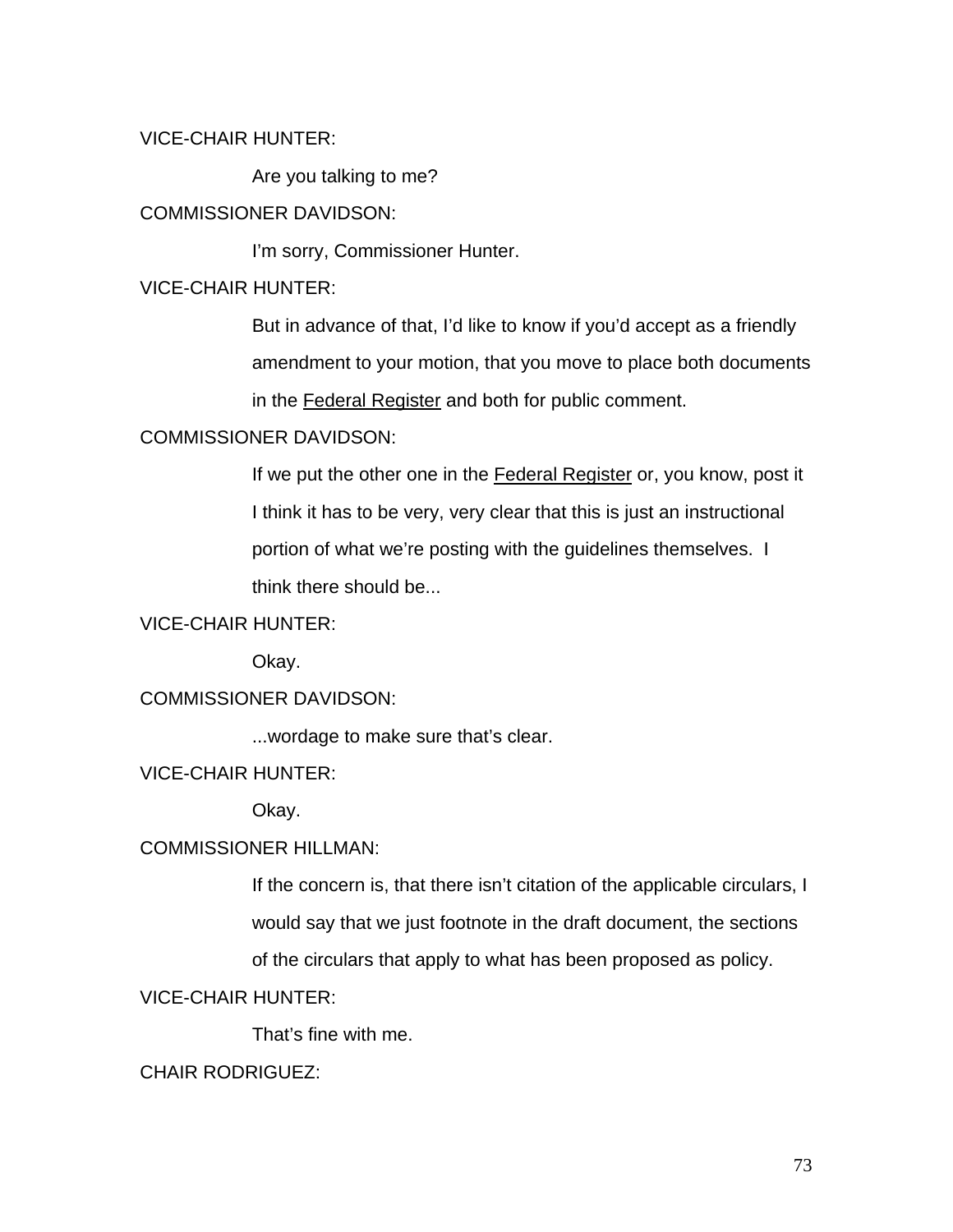VICE-CHAIR HUNTER:

Are you talking to me?

COMMISSIONER DAVIDSON:

I'm sorry, Commissioner Hunter.

VICE-CHAIR HUNTER:

But in advance of that, I'd like to know if you'd accept as a friendly amendment to your motion, that you move to place both documents in the Federal Register and both for public comment.

COMMISSIONER DAVIDSON:

If we put the other one in the Federal Register or, you know, post it I think it has to be very, very clear that this is just an instructional portion of what we're posting with the guidelines themselves. I think there should be...

VICE-CHAIR HUNTER:

Okay.

COMMISSIONER DAVIDSON:

...wordage to make sure that's clear.

VICE-CHAIR HUNTER:

Okay.

COMMISSIONER HILLMAN:

If the concern is, that there isn't citation of the applicable circulars, I would say that we just footnote in the draft document, the sections of the circulars that apply to what has been proposed as policy.

VICE-CHAIR HUNTER:

That's fine with me.

CHAIR RODRIGUEZ: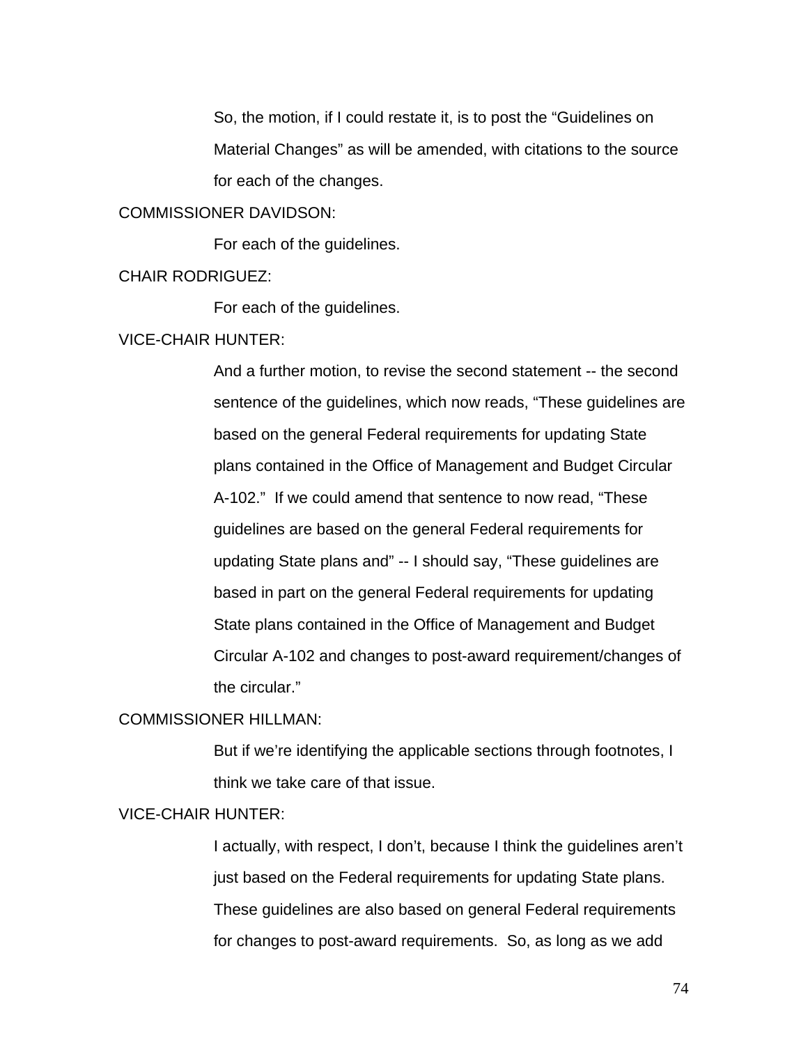So, the motion, if I could restate it, is to post the "Guidelines on Material Changes" as will be amended, with citations to the source for each of the changes.

COMMISSIONER DAVIDSON:

For each of the guidelines.

CHAIR RODRIGUEZ:

For each of the guidelines.

VICE-CHAIR HUNTER:

And a further motion, to revise the second statement -- the second sentence of the guidelines, which now reads, "These guidelines are based on the general Federal requirements for updating State plans contained in the Office of Management and Budget Circular A-102." If we could amend that sentence to now read, "These guidelines are based on the general Federal requirements for updating State plans and" -- I should say, "These guidelines are based in part on the general Federal requirements for updating State plans contained in the Office of Management and Budget Circular A-102 and changes to post-award requirement/changes of the circular."

COMMISSIONER HILLMAN:

But if we're identifying the applicable sections through footnotes, I think we take care of that issue.

VICE-CHAIR HUNTER:

I actually, with respect, I don't, because I think the guidelines aren't just based on the Federal requirements for updating State plans. These guidelines are also based on general Federal requirements for changes to post-award requirements. So, as long as we add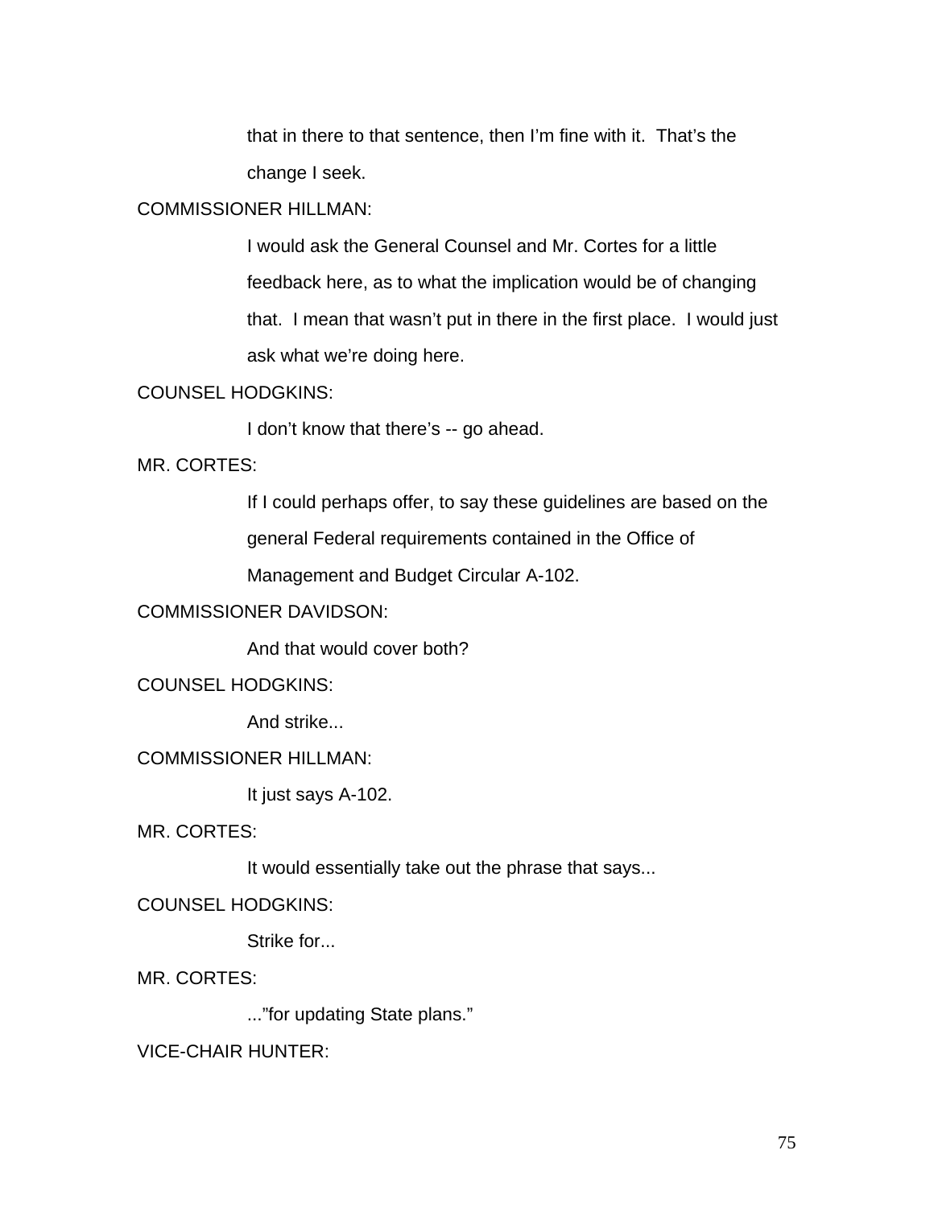that in there to that sentence, then I'm fine with it. That's the change I seek.

COMMISSIONER HILLMAN:

I would ask the General Counsel and Mr. Cortes for a little feedback here, as to what the implication would be of changing that. I mean that wasn't put in there in the first place. I would just ask what we're doing here.

COUNSEL HODGKINS:

I don't know that there's -- go ahead.

MR. CORTES:

If I could perhaps offer, to say these guidelines are based on the general Federal requirements contained in the Office of Management and Budget Circular A-102.

COMMISSIONER DAVIDSON:

And that would cover both?

COUNSEL HODGKINS:

And strike...

COMMISSIONER HILLMAN:

It just says A-102.

MR. CORTES:

It would essentially take out the phrase that says...

COUNSEL HODGKINS:

Strike for...

MR. CORTES:

..."for updating State plans."

VICE-CHAIR HUNTER: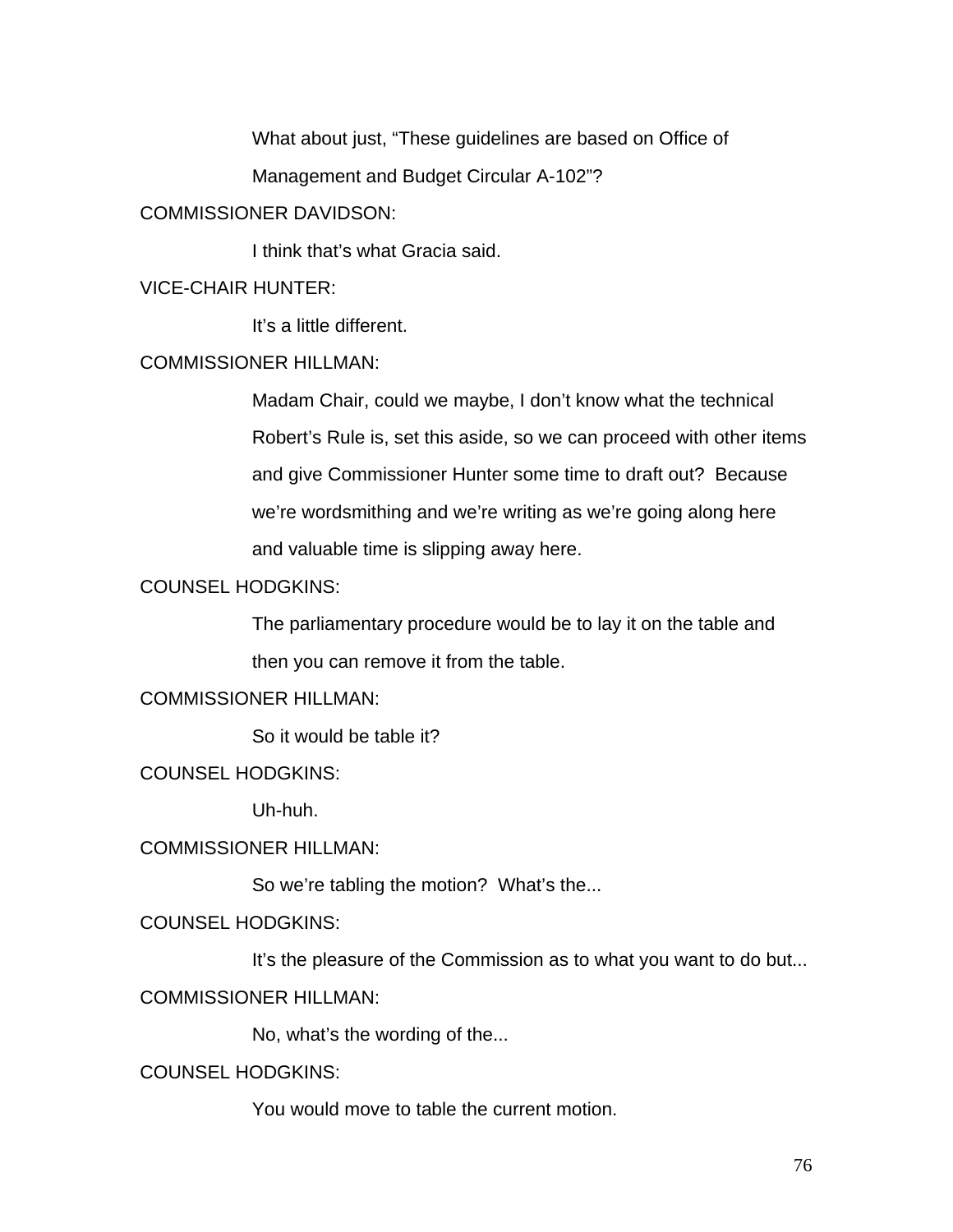What about just, "These guidelines are based on Office of Management and Budget Circular A-102"?

COMMISSIONER DAVIDSON:

I think that's what Gracia said.

VICE-CHAIR HUNTER:

It's a little different.

COMMISSIONER HILLMAN:

Madam Chair, could we maybe, I don't know what the technical Robert's Rule is, set this aside, so we can proceed with other items and give Commissioner Hunter some time to draft out? Because we're wordsmithing and we're writing as we're going along here and valuable time is slipping away here.

COUNSEL HODGKINS:

The parliamentary procedure would be to lay it on the table and then you can remove it from the table.

COMMISSIONER HILLMAN:

So it would be table it?

COUNSEL HODGKINS:

Uh-huh.

COMMISSIONER HILLMAN:

So we're tabling the motion? What's the...

COUNSEL HODGKINS:

It's the pleasure of the Commission as to what you want to do but...

COMMISSIONER HILLMAN:

No, what's the wording of the...

COUNSEL HODGKINS:

You would move to table the current motion.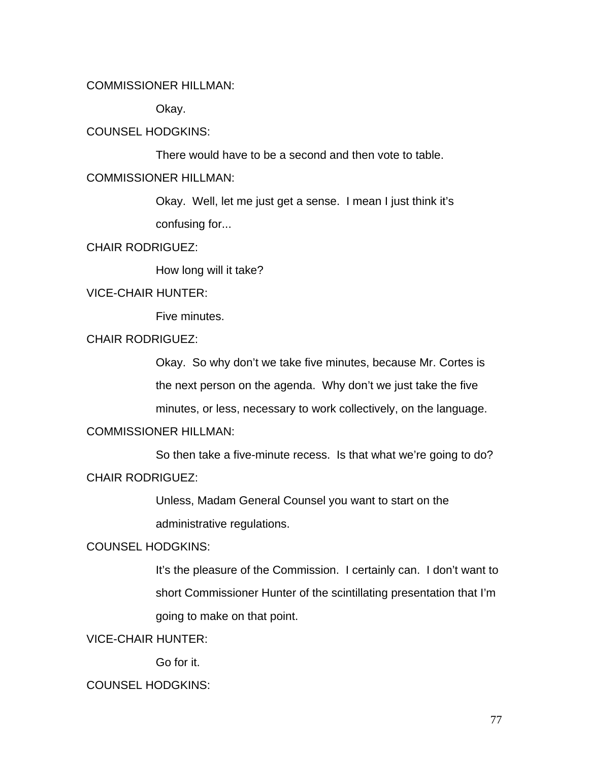COMMISSIONER HILLMAN:

Okay.

COUNSEL HODGKINS:

There would have to be a second and then vote to table.

COMMISSIONER HILLMAN:

Okay. Well, let me just get a sense. I mean I just think it's confusing for...

CHAIR RODRIGUEZ:

How long will it take?

VICE-CHAIR HUNTER:

Five minutes.

CHAIR RODRIGUEZ:

Okay. So why don't we take five minutes, because Mr. Cortes is the next person on the agenda. Why don't we just take the five minutes, or less, necessary to work collectively, on the language.

COMMISSIONER HILLMAN:

So then take a five-minute recess. Is that what we're going to do?

CHAIR RODRIGUEZ:

Unless, Madam General Counsel you want to start on the administrative regulations.

COUNSEL HODGKINS:

It's the pleasure of the Commission. I certainly can. I don't want to short Commissioner Hunter of the scintillating presentation that I'm going to make on that point.

VICE-CHAIR HUNTER:

Go for it.

COUNSEL HODGKINS: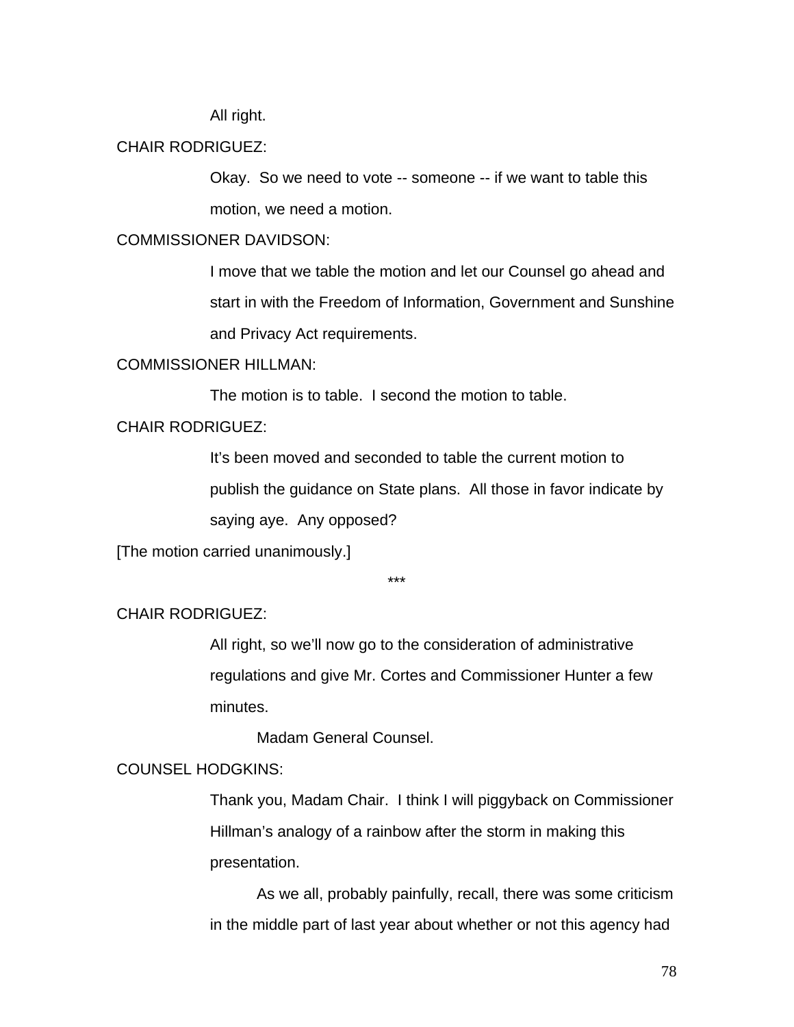All right.

CHAIR RODRIGUEZ:

Okay. So we need to vote -- someone -- if we want to table this motion, we need a motion.

COMMISSIONER DAVIDSON:

I move that we table the motion and let our Counsel go ahead and start in with the Freedom of Information, Government and Sunshine and Privacy Act requirements.

COMMISSIONER HILLMAN:

The motion is to table. I second the motion to table.

CHAIR RODRIGUEZ:

It's been moved and seconded to table the current motion to publish the guidance on State plans. All those in favor indicate by saying aye. Any opposed?

[The motion carried unanimously.]

***

CHAIR RODRIGUEZ:

All right, so we'll now go to the consideration of administrative regulations and give Mr. Cortes and Commissioner Hunter a few minutes.

Madam General Counsel.

COUNSEL HODGKINS:

Thank you, Madam Chair. I think I will piggyback on Commissioner Hillman's analogy of a rainbow after the storm in making this presentation.

As we all, probably painfully, recall, there was some criticism in the middle part of last year about whether or not this agency had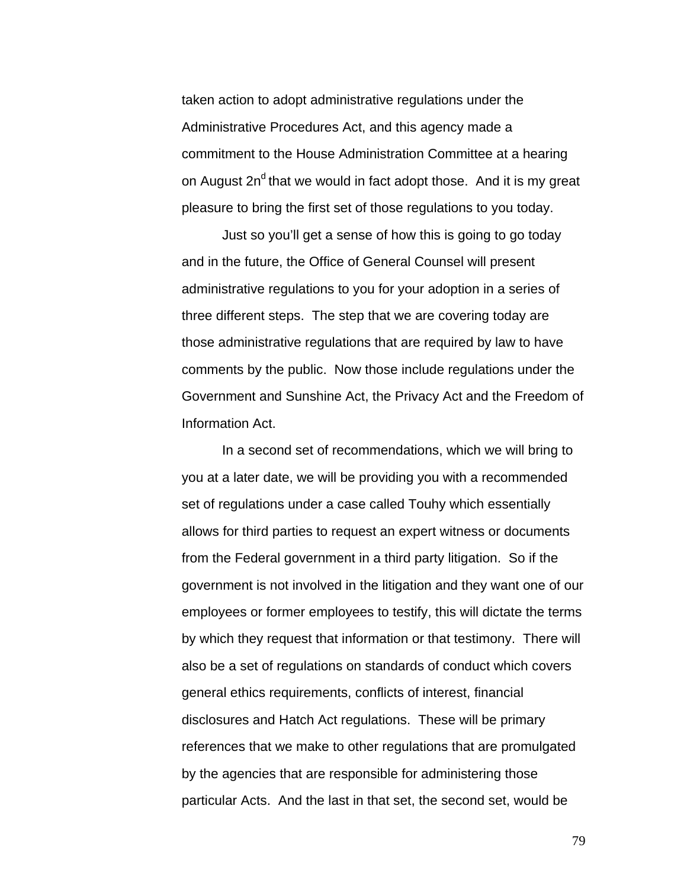taken action to adopt administrative regulations under the Administrative Procedures Act, and this agency made a commitment to the House Administration Committee at a hearing on August 2nd that we would in fact adopt those. And it is my great pleasure to bring the first set of those regulations to you today.

Just so you'll get a sense of how this is going to go today and in the future, the Office of General Counsel will present administrative regulations to you for your adoption in a series of three different steps. The step that we are covering today are those administrative regulations that are required by law to have comments by the public. Now those include regulations under the Government and Sunshine Act, the Privacy Act and the Freedom of Information Act.

In a second set of recommendations, which we will bring to you at a later date, we will be providing you with a recommended set of regulations under a case called Touhy which essentially allows for third parties to request an expert witness or documents from the Federal government in a third party litigation. So if the government is not involved in the litigation and they want one of our employees or former employees to testify, this will dictate the terms by which they request that information or that testimony. There will also be a set of regulations on standards of conduct which covers general ethics requirements, conflicts of interest, financial disclosures and Hatch Act regulations. These will be primary references that we make to other regulations that are promulgated by the agencies that are responsible for administering those particular Acts. And the last in that set, the second set, would be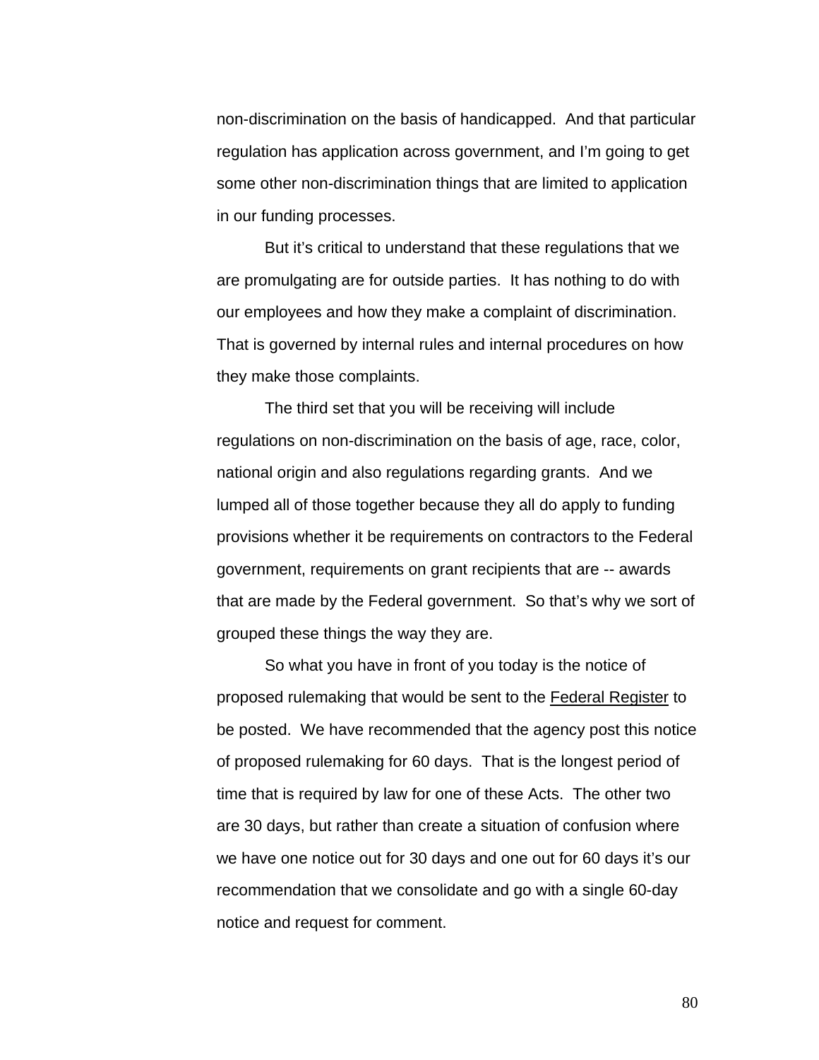non-discrimination on the basis of handicapped. And that particular regulation has application across government, and I'm going to get some other non-discrimination things that are limited to application in our funding processes.

But it's critical to understand that these regulations that we are promulgating are for outside parties. It has nothing to do with our employees and how they make a complaint of discrimination. That is governed by internal rules and internal procedures on how they make those complaints.

The third set that you will be receiving will include regulations on non-discrimination on the basis of age, race, color, national origin and also regulations regarding grants. And we lumped all of those together because they all do apply to funding provisions whether it be requirements on contractors to the Federal government, requirements on grant recipients that are -- awards that are made by the Federal government. So that's why we sort of grouped these things the way they are.

So what you have in front of you today is the notice of proposed rulemaking that would be sent to the Federal Register to be posted. We have recommended that the agency post this notice of proposed rulemaking for 60 days. That is the longest period of time that is required by law for one of these Acts. The other two are 30 days, but rather than create a situation of confusion where we have one notice out for 30 days and one out for 60 days it's our recommendation that we consolidate and go with a single 60-day notice and request for comment.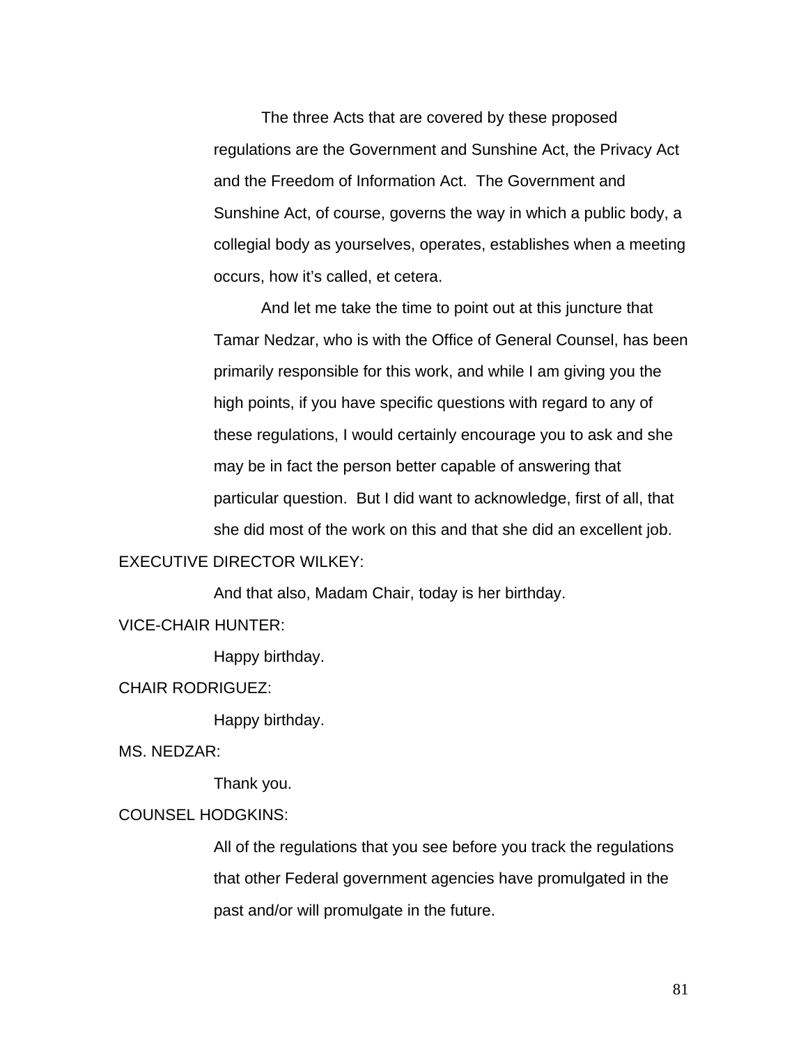The three Acts that are covered by these proposed regulations are the Government and Sunshine Act, the Privacy Act and the Freedom of Information Act. The Government and Sunshine Act, of course, governs the way in which a public body, a collegial body as yourselves, operates, establishes when a meeting occurs, how it's called, et cetera.

And let me take the time to point out at this juncture that Tamar Nedzar, who is with the Office of General Counsel, has been primarily responsible for this work, and while I am giving you the high points, if you have specific questions with regard to any of these regulations, I would certainly encourage you to ask and she may be in fact the person better capable of answering that particular question. But I did want to acknowledge, first of all, that she did most of the work on this and that she did an excellent job.

EXECUTIVE DIRECTOR WILKEY:

And that also, Madam Chair, today is her birthday.

VICE-CHAIR HUNTER:

Happy birthday.

CHAIR RODRIGUEZ:

Happy birthday.

MS. NEDZAR:

Thank you.

COUNSEL HODGKINS:

All of the regulations that you see before you track the regulations that other Federal government agencies have promulgated in the past and/or will promulgate in the future.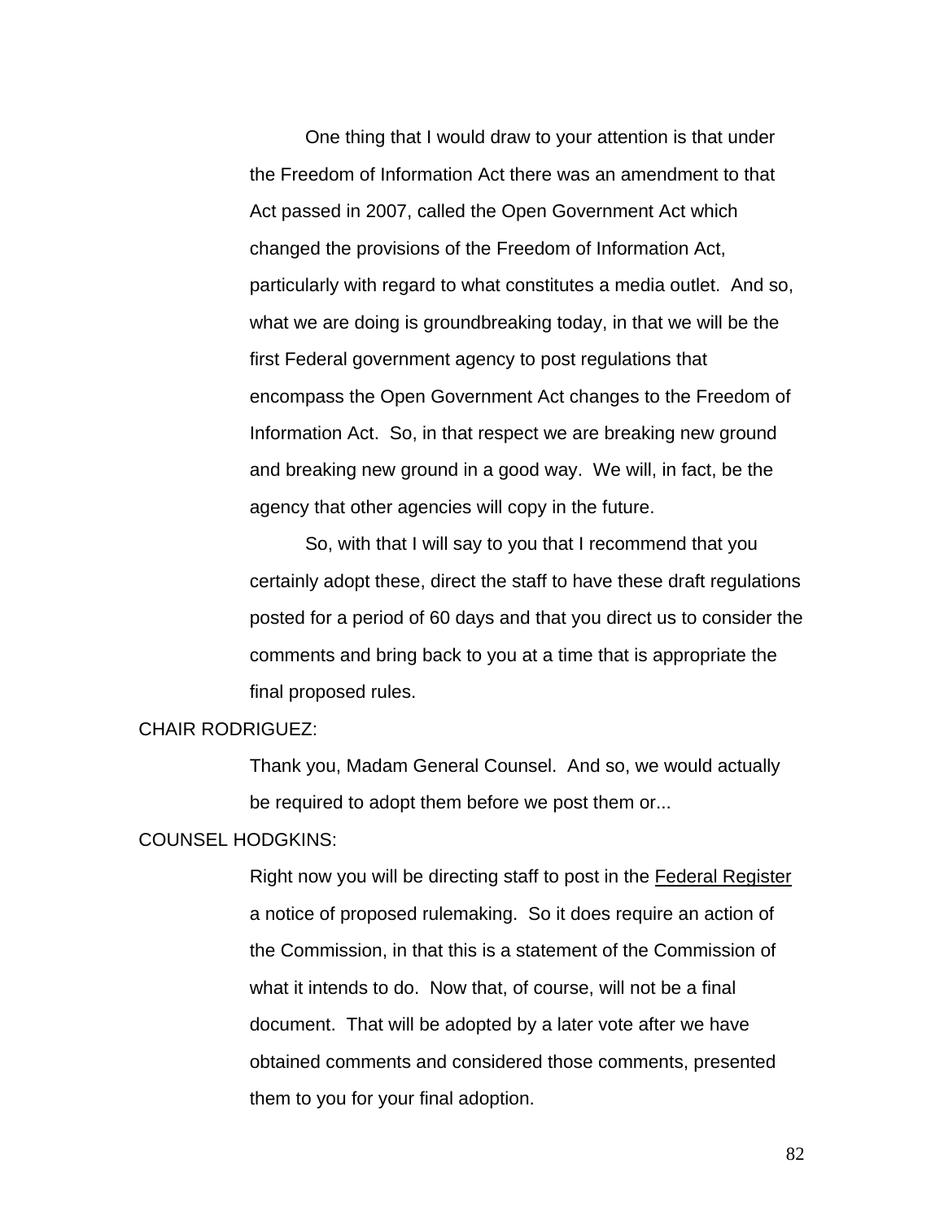One thing that I would draw to your attention is that under the Freedom of Information Act there was an amendment to that Act passed in 2007, called the Open Government Act which changed the provisions of the Freedom of Information Act, particularly with regard to what constitutes a media outlet. And so, what we are doing is groundbreaking today, in that we will be the first Federal government agency to post regulations that encompass the Open Government Act changes to the Freedom of Information Act. So, in that respect we are breaking new ground and breaking new ground in a good way. We will, in fact, be the agency that other agencies will copy in the future.

So, with that I will say to you that I recommend that you certainly adopt these, direct the staff to have these draft regulations posted for a period of 60 days and that you direct us to consider the comments and bring back to you at a time that is appropriate the final proposed rules.

CHAIR RODRIGUEZ:

Thank you, Madam General Counsel. And so, we would actually be required to adopt them before we post them or...

COUNSEL HODGKINS:

Right now you will be directing staff to post in the Federal Register a notice of proposed rulemaking. So it does require an action of the Commission, in that this is a statement of the Commission of what it intends to do. Now that, of course, will not be a final document. That will be adopted by a later vote after we have obtained comments and considered those comments, presented them to you for your final adoption.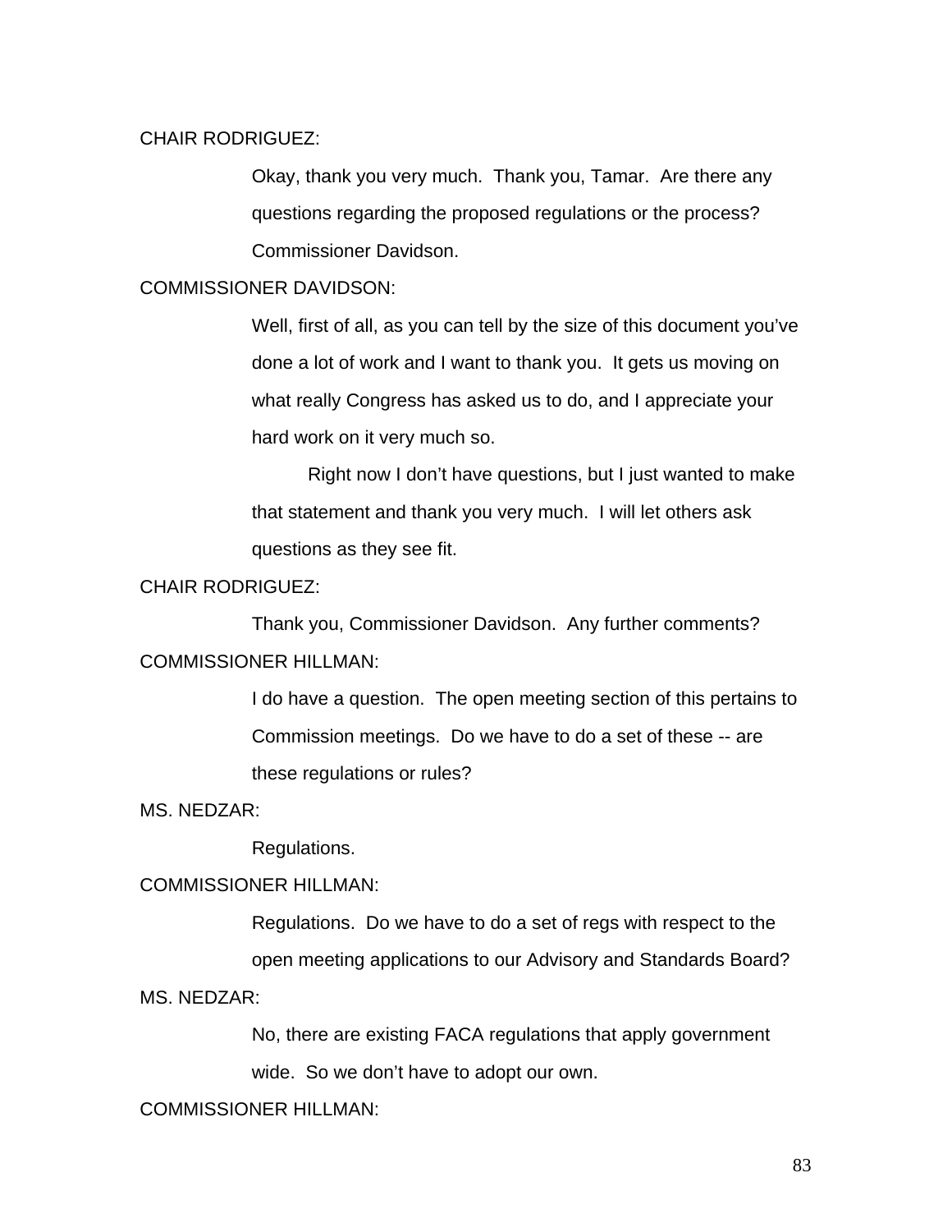CHAIR RODRIGUEZ:

Okay, thank you very much. Thank you, Tamar. Are there any questions regarding the proposed regulations or the process? Commissioner Davidson.

COMMISSIONER DAVIDSON:

Well, first of all, as you can tell by the size of this document you've done a lot of work and I want to thank you. It gets us moving on what really Congress has asked us to do, and I appreciate your hard work on it very much so.

Right now I don't have questions, but I just wanted to make that statement and thank you very much. I will let others ask questions as they see fit.

CHAIR RODRIGUEZ:

Thank you, Commissioner Davidson. Any further comments?

COMMISSIONER HILLMAN:

I do have a question. The open meeting section of this pertains to Commission meetings. Do we have to do a set of these -- are these regulations or rules?

MS. NEDZAR:

Regulations.

COMMISSIONER HILLMAN:

Regulations. Do we have to do a set of regs with respect to the open meeting applications to our Advisory and Standards Board?

MS. NEDZAR:

No, there are existing FACA regulations that apply government wide. So we don't have to adopt our own.

COMMISSIONER HILLMAN: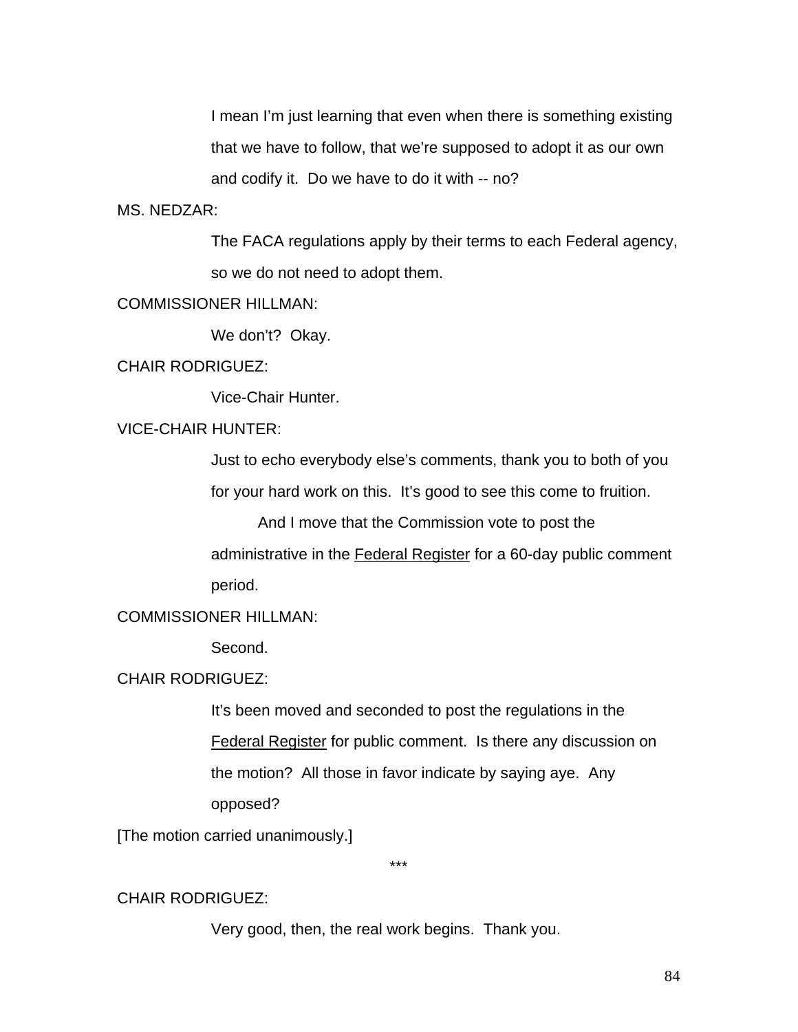I mean I'm just learning that even when there is something existing that we have to follow, that we're supposed to adopt it as our own and codify it. Do we have to do it with -- no?

MS. NEDZAR:

The FACA regulations apply by their terms to each Federal agency, so we do not need to adopt them.

COMMISSIONER HILLMAN:

We don't? Okay.

CHAIR RODRIGUEZ:

Vice-Chair Hunter.

VICE-CHAIR HUNTER:

Just to echo everybody else's comments, thank you to both of you for your hard work on this. It's good to see this come to fruition.

And I move that the Commission vote to post the administrative in the Federal Register for a 60-day public comment period.

COMMISSIONER HILLMAN:

Second.

CHAIR RODRIGUEZ:

It's been moved and seconded to post the regulations in the Federal Register for public comment. Is there any discussion on the motion? All those in favor indicate by saying aye. Any opposed?

[The motion carried unanimously.]

***

CHAIR RODRIGUEZ:

Very good, then, the real work begins. Thank you.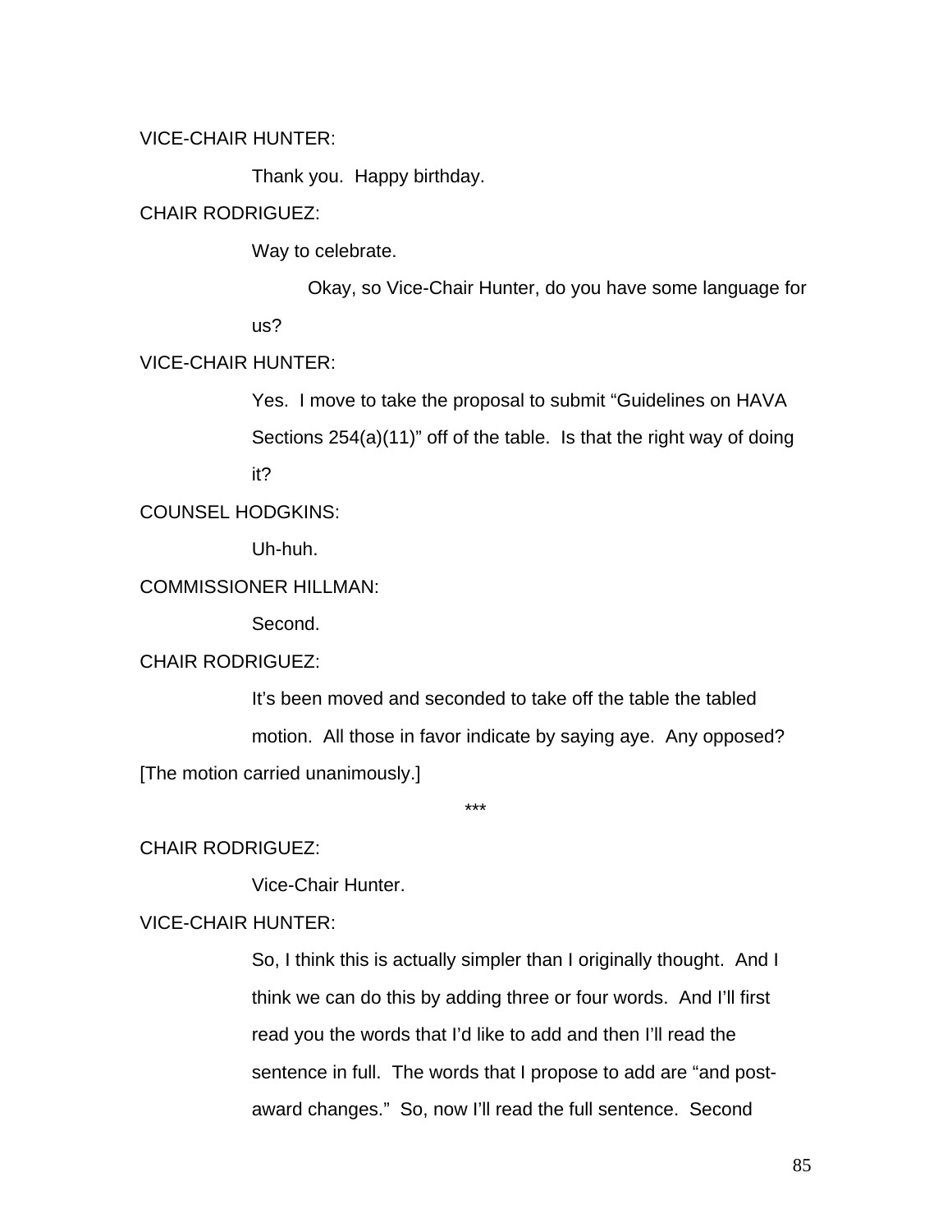VICE-CHAIR HUNTER:

Thank you. Happy birthday.

CHAIR RODRIGUEZ:

Way to celebrate.

Okay, so Vice-Chair Hunter, do you have some language for us?

VICE-CHAIR HUNTER:

Yes. I move to take the proposal to submit “Guidelines on HAVA Sections 254(a)(11)” off of the table. Is that the right way of doing it?

COUNSEL HODGKINS:

Uh-huh.

COMMISSIONER HILLMAN:

Second.

CHAIR RODRIGUEZ:

It’s been moved and seconded to take off the table the tabled motion. All those in favor indicate by saying aye. Any opposed?

[The motion carried unanimously.]

***

CHAIR RODRIGUEZ:

Vice-Chair Hunter.

VICE-CHAIR HUNTER:

So, I think this is actually simpler than I originally thought. And I think we can do this by adding three or four words. And I’ll first read you the words that I’d like to add and then I’ll read the sentence in full. The words that I propose to add are “and post-award changes.” So, now I’ll read the full sentence. Second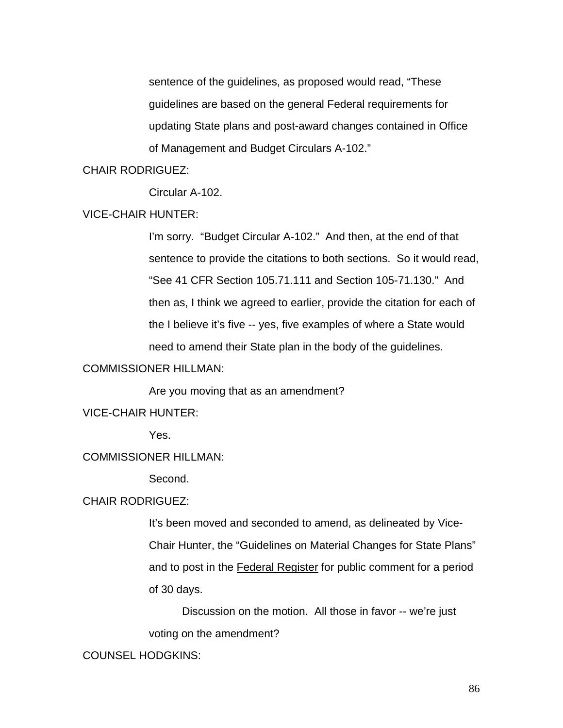sentence of the guidelines, as proposed would read, "These guidelines are based on the general Federal requirements for updating State plans and post-award changes contained in Office of Management and Budget Circulars A-102."

CHAIR RODRIGUEZ:

Circular A-102.

VICE-CHAIR HUNTER:

I'm sorry. "Budget Circular A-102." And then, at the end of that sentence to provide the citations to both sections. So it would read, "See 41 CFR Section 105.71.111 and Section 105-71.130." And then as, I think we agreed to earlier, provide the citation for each of the I believe it's five -- yes, five examples of where a State would need to amend their State plan in the body of the guidelines.

COMMISSIONER HILLMAN:

Are you moving that as an amendment?

VICE-CHAIR HUNTER:

Yes.

COMMISSIONER HILLMAN:

Second.

CHAIR RODRIGUEZ:

It's been moved and seconded to amend, as delineated by Vice-Chair Hunter, the "Guidelines on Material Changes for State Plans" and to post in the Federal Register for public comment for a period of 30 days.

Discussion on the motion. All those in favor -- we're just voting on the amendment?

COUNSEL HODGKINS: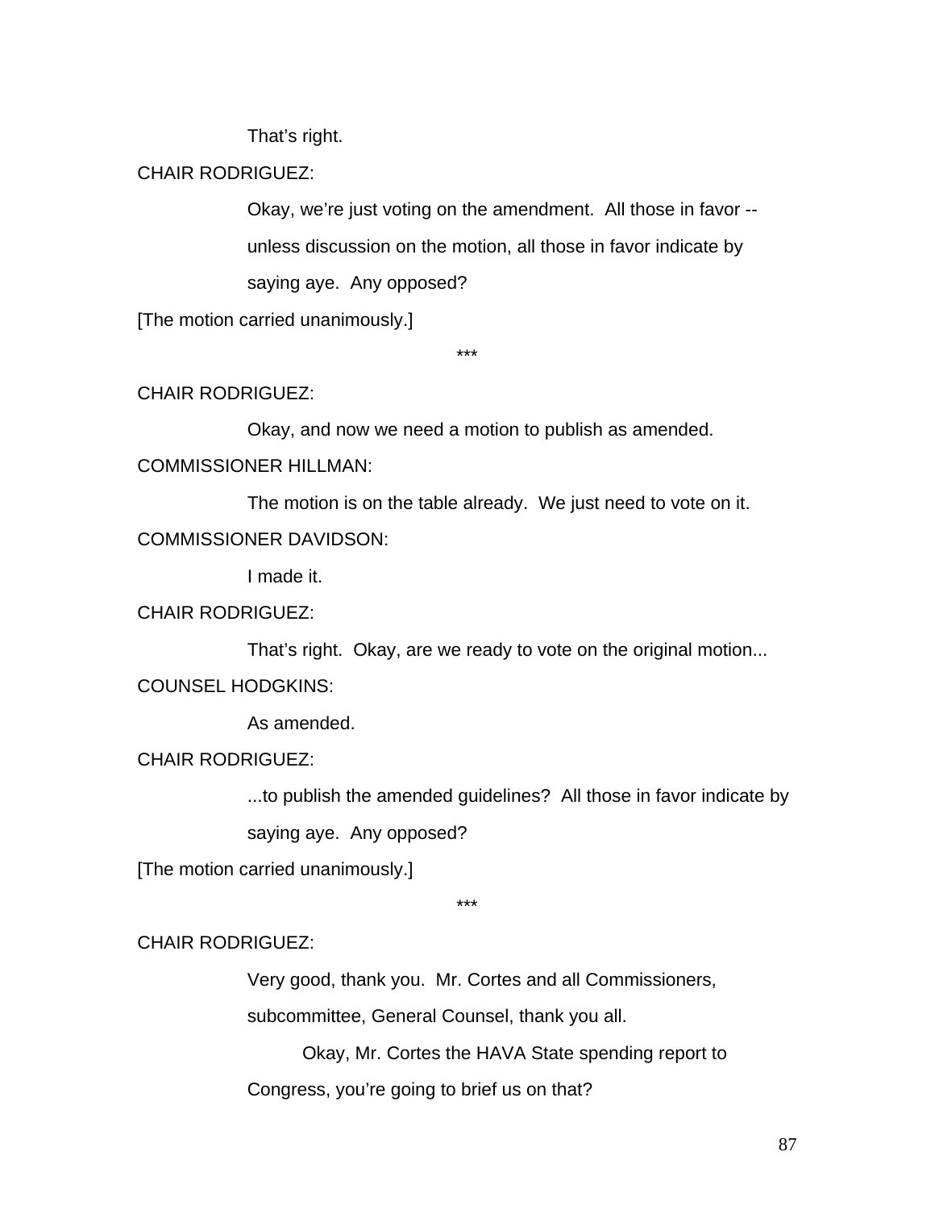That's right.

CHAIR RODRIGUEZ:

Okay, we're just voting on the amendment. All those in favor -- unless discussion on the motion, all those in favor indicate by saying aye. Any opposed?

[The motion carried unanimously.]

***

CHAIR RODRIGUEZ:

Okay, and now we need a motion to publish as amended.

COMMISSIONER HILLMAN:

The motion is on the table already. We just need to vote on it.

COMMISSIONER DAVIDSON:

I made it.

CHAIR RODRIGUEZ:

That's right. Okay, are we ready to vote on the original motion...

COUNSEL HODGKINS:

As amended.

CHAIR RODRIGUEZ:

...to publish the amended guidelines? All those in favor indicate by saying aye. Any opposed?

[The motion carried unanimously.]

***

CHAIR RODRIGUEZ:

Very good, thank you. Mr. Cortes and all Commissioners, subcommittee, General Counsel, thank you all.

Okay, Mr. Cortes the HAVA State spending report to Congress, you're going to brief us on that?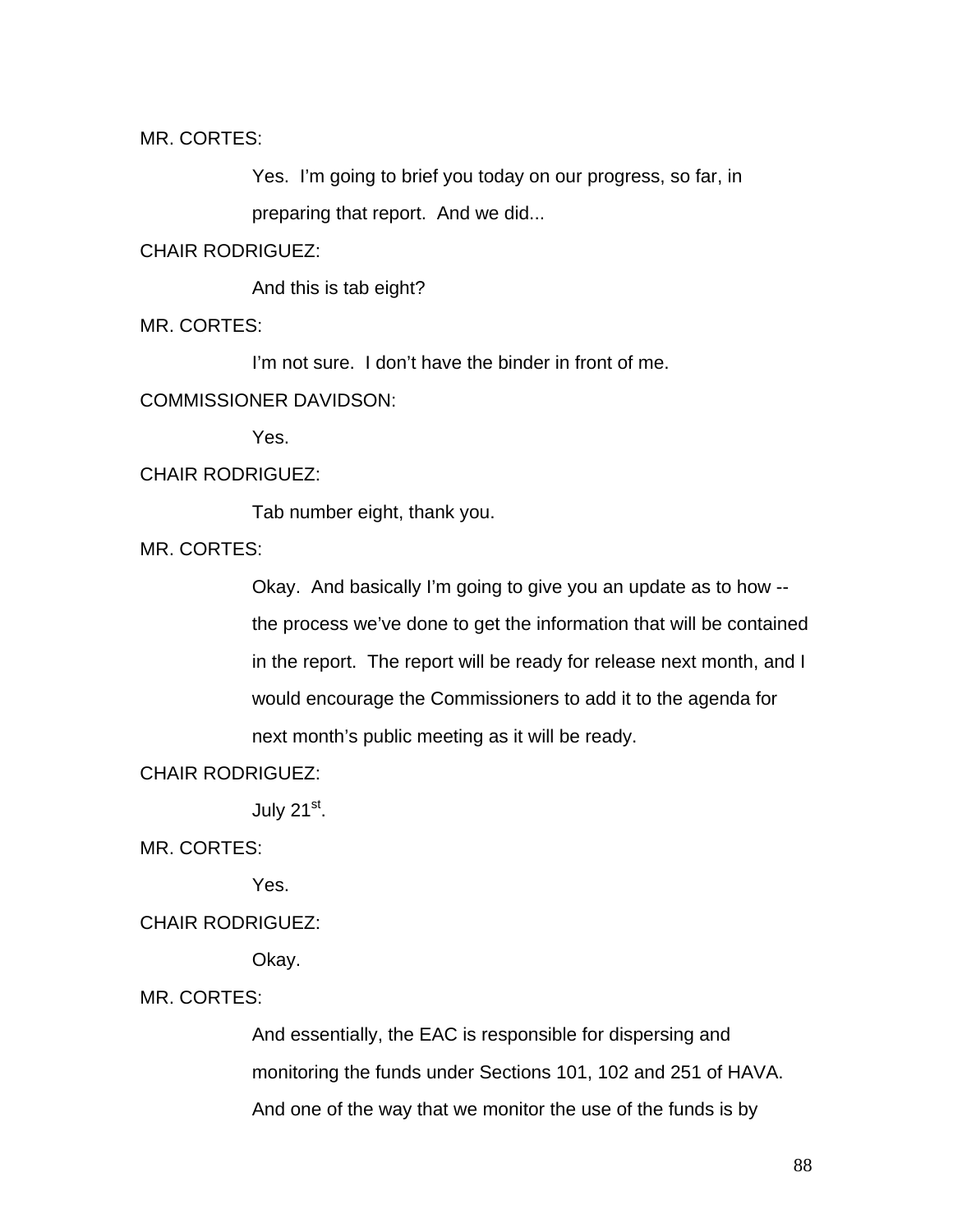MR. CORTES:

Yes. I'm going to brief you today on our progress, so far, in preparing that report. And we did...

CHAIR RODRIGUEZ:

And this is tab eight?

MR. CORTES:

I'm not sure. I don't have the binder in front of me.

COMMISSIONER DAVIDSON:

Yes.

CHAIR RODRIGUEZ:

Tab number eight, thank you.

MR. CORTES:

Okay. And basically I'm going to give you an update as to how -- the process we've done to get the information that will be contained in the report. The report will be ready for release next month, and I would encourage the Commissioners to add it to the agenda for next month's public meeting as it will be ready.

CHAIR RODRIGUEZ:

July 21st.

MR. CORTES:

Yes.

CHAIR RODRIGUEZ:

Okay.

MR. CORTES:

And essentially, the EAC is responsible for dispersing and monitoring the funds under Sections 101, 102 and 251 of HAVA. And one of the way that we monitor the use of the funds is by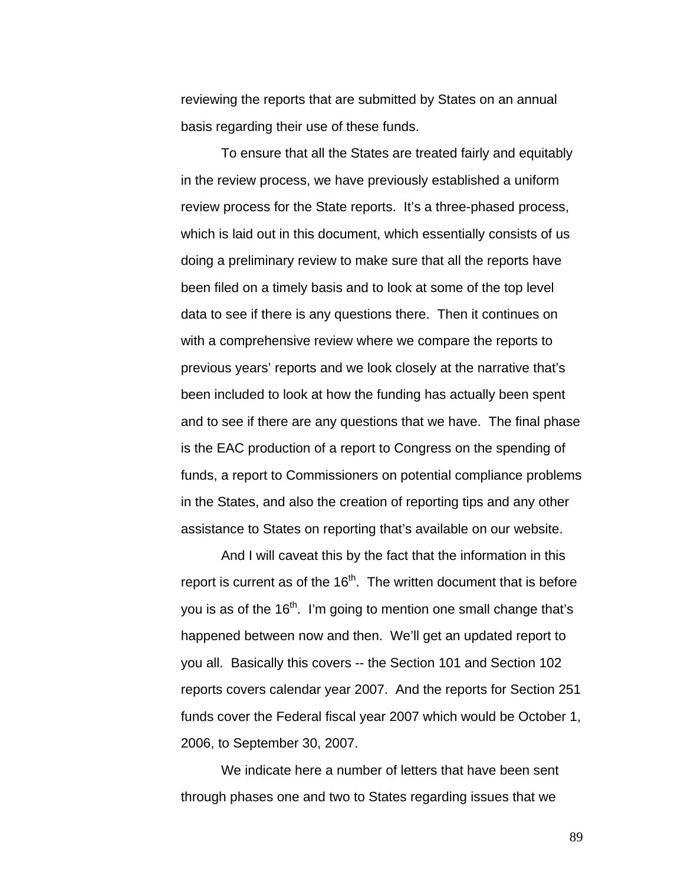reviewing the reports that are submitted by States on an annual basis regarding their use of these funds.

To ensure that all the States are treated fairly and equitably in the review process, we have previously established a uniform review process for the State reports. It's a three-phased process, which is laid out in this document, which essentially consists of us doing a preliminary review to make sure that all the reports have been filed on a timely basis and to look at some of the top level data to see if there is any questions there. Then it continues on with a comprehensive review where we compare the reports to previous years' reports and we look closely at the narrative that's been included to look at how the funding has actually been spent and to see if there are any questions that we have. The final phase is the EAC production of a report to Congress on the spending of funds, a report to Commissioners on potential compliance problems in the States, and also the creation of reporting tips and any other assistance to States on reporting that's available on our website.

And I will caveat this by the fact that the information in this report is current as of the 16th. The written document that is before you is as of the 16th. I'm going to mention one small change that's happened between now and then. We'll get an updated report to you all. Basically this covers -- the Section 101 and Section 102 reports covers calendar year 2007. And the reports for Section 251 funds cover the Federal fiscal year 2007 which would be October 1, 2006, to September 30, 2007.

We indicate here a number of letters that have been sent through phases one and two to States regarding issues that we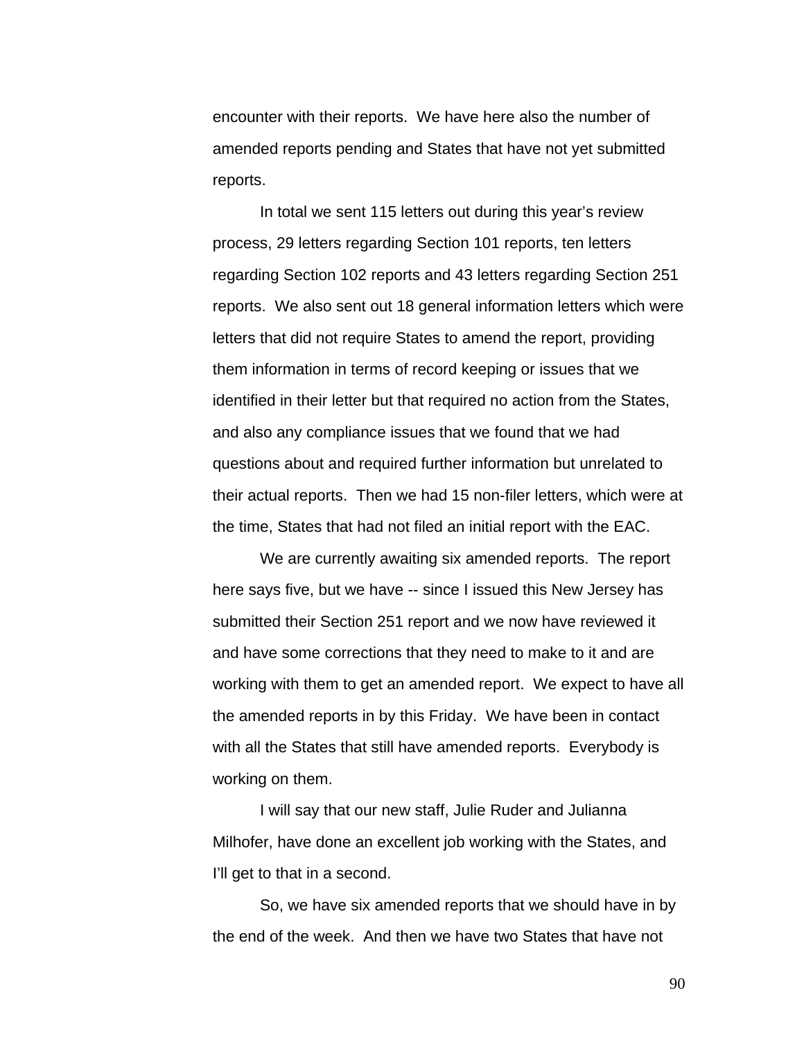encounter with their reports. We have here also the number of amended reports pending and States that have not yet submitted reports.

In total we sent 115 letters out during this year's review process, 29 letters regarding Section 101 reports, ten letters regarding Section 102 reports and 43 letters regarding Section 251 reports. We also sent out 18 general information letters which were letters that did not require States to amend the report, providing them information in terms of record keeping or issues that we identified in their letter but that required no action from the States, and also any compliance issues that we found that we had questions about and required further information but unrelated to their actual reports. Then we had 15 non-filer letters, which were at the time, States that had not filed an initial report with the EAC.

We are currently awaiting six amended reports. The report here says five, but we have -- since I issued this New Jersey has submitted their Section 251 report and we now have reviewed it and have some corrections that they need to make to it and are working with them to get an amended report. We expect to have all the amended reports in by this Friday. We have been in contact with all the States that still have amended reports. Everybody is working on them.

I will say that our new staff, Julie Ruder and Julianna Milhofer, have done an excellent job working with the States, and I'll get to that in a second.

So, we have six amended reports that we should have in by the end of the week. And then we have two States that have not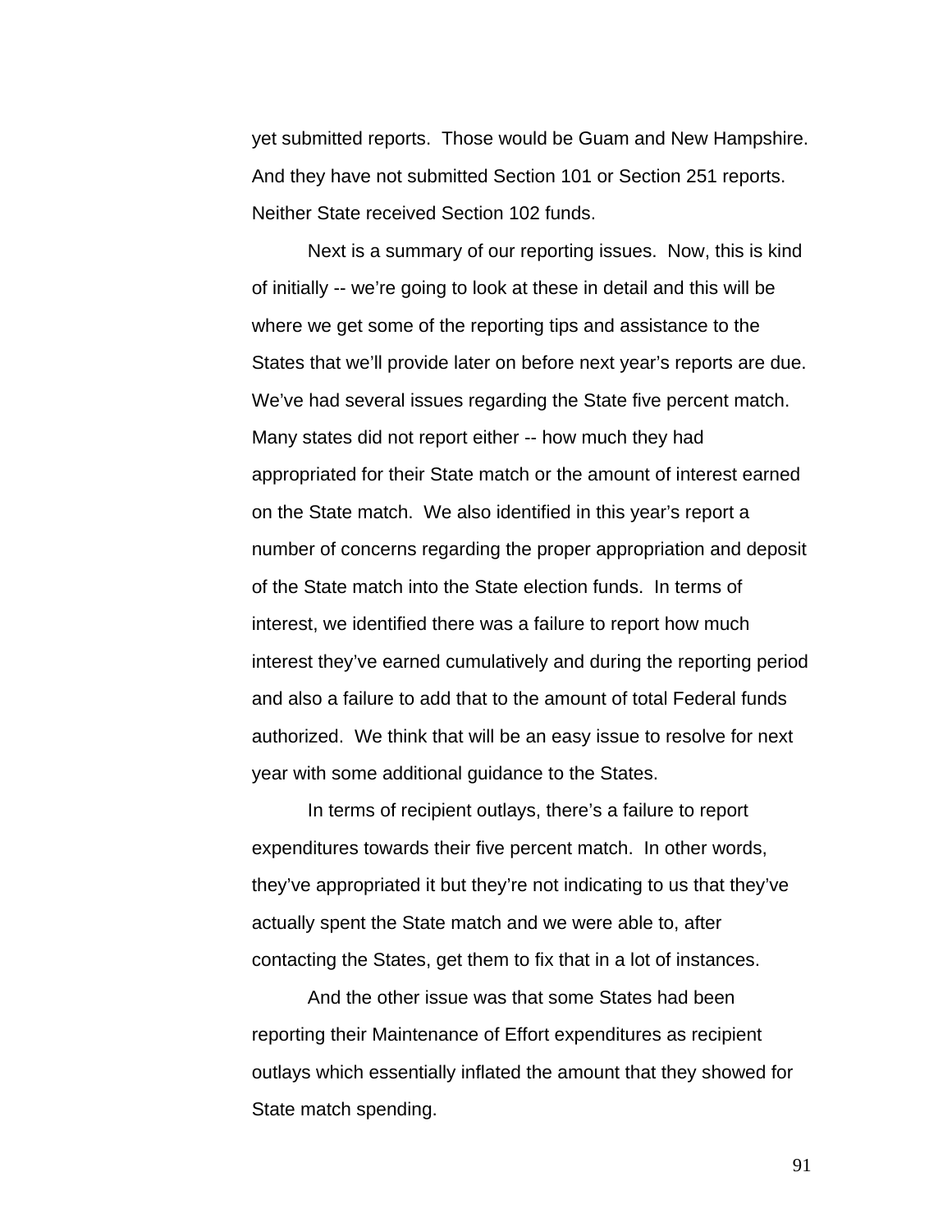yet submitted reports. Those would be Guam and New Hampshire. And they have not submitted Section 101 or Section 251 reports. Neither State received Section 102 funds.

Next is a summary of our reporting issues. Now, this is kind of initially -- we're going to look at these in detail and this will be where we get some of the reporting tips and assistance to the States that we'll provide later on before next year's reports are due. We've had several issues regarding the State five percent match. Many states did not report either -- how much they had appropriated for their State match or the amount of interest earned on the State match. We also identified in this year's report a number of concerns regarding the proper appropriation and deposit of the State match into the State election funds. In terms of interest, we identified there was a failure to report how much interest they've earned cumulatively and during the reporting period and also a failure to add that to the amount of total Federal funds authorized. We think that will be an easy issue to resolve for next year with some additional guidance to the States.

In terms of recipient outlays, there's a failure to report expenditures towards their five percent match. In other words, they've appropriated it but they're not indicating to us that they've actually spent the State match and we were able to, after contacting the States, get them to fix that in a lot of instances.

And the other issue was that some States had been reporting their Maintenance of Effort expenditures as recipient outlays which essentially inflated the amount that they showed for State match spending.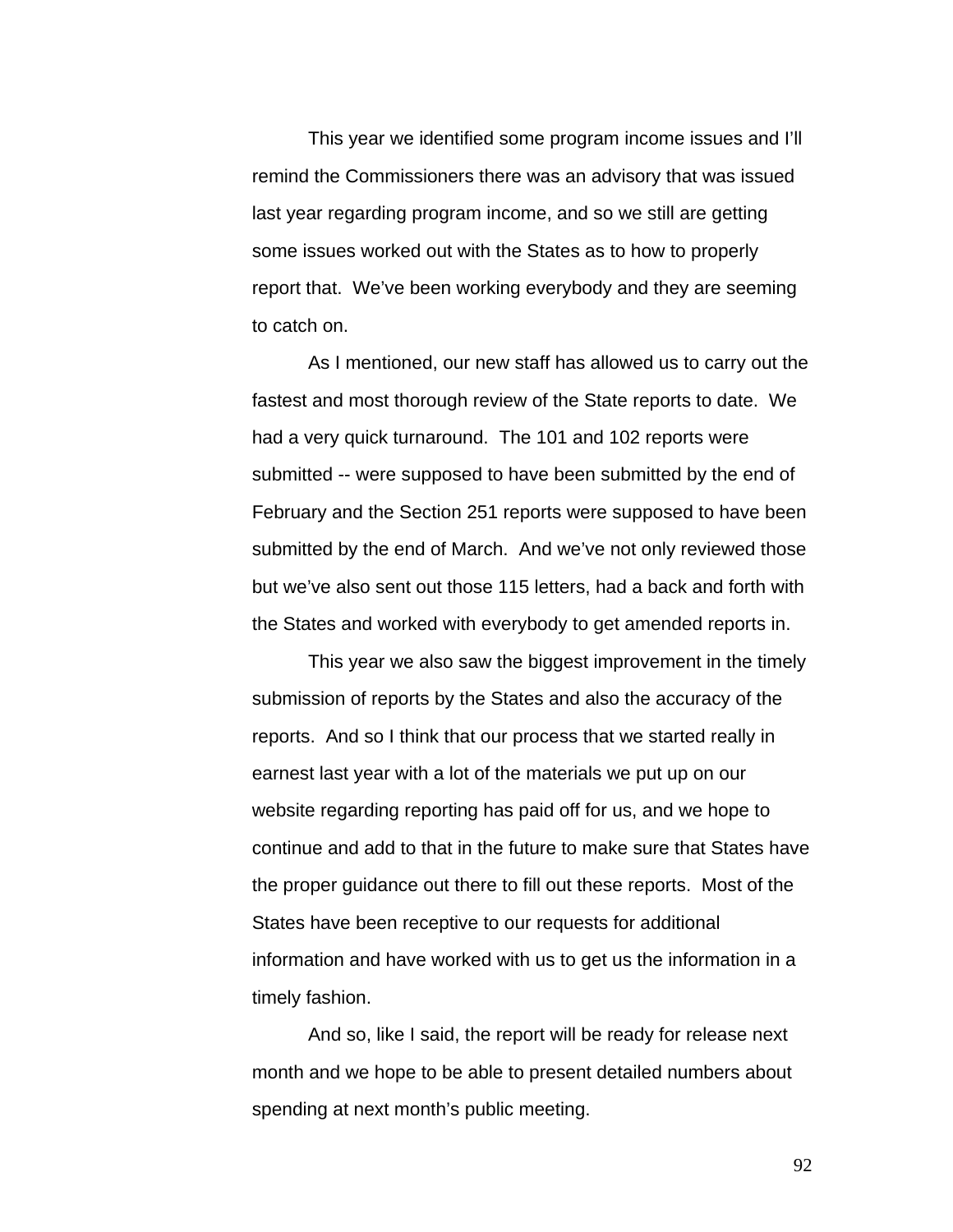This year we identified some program income issues and I'll remind the Commissioners there was an advisory that was issued last year regarding program income, and so we still are getting some issues worked out with the States as to how to properly report that. We've been working everybody and they are seeming to catch on.

As I mentioned, our new staff has allowed us to carry out the fastest and most thorough review of the State reports to date. We had a very quick turnaround. The 101 and 102 reports were submitted -- were supposed to have been submitted by the end of February and the Section 251 reports were supposed to have been submitted by the end of March. And we've not only reviewed those but we've also sent out those 115 letters, had a back and forth with the States and worked with everybody to get amended reports in.

This year we also saw the biggest improvement in the timely submission of reports by the States and also the accuracy of the reports. And so I think that our process that we started really in earnest last year with a lot of the materials we put up on our website regarding reporting has paid off for us, and we hope to continue and add to that in the future to make sure that States have the proper guidance out there to fill out these reports. Most of the States have been receptive to our requests for additional information and have worked with us to get us the information in a timely fashion.

And so, like I said, the report will be ready for release next month and we hope to be able to present detailed numbers about spending at next month's public meeting.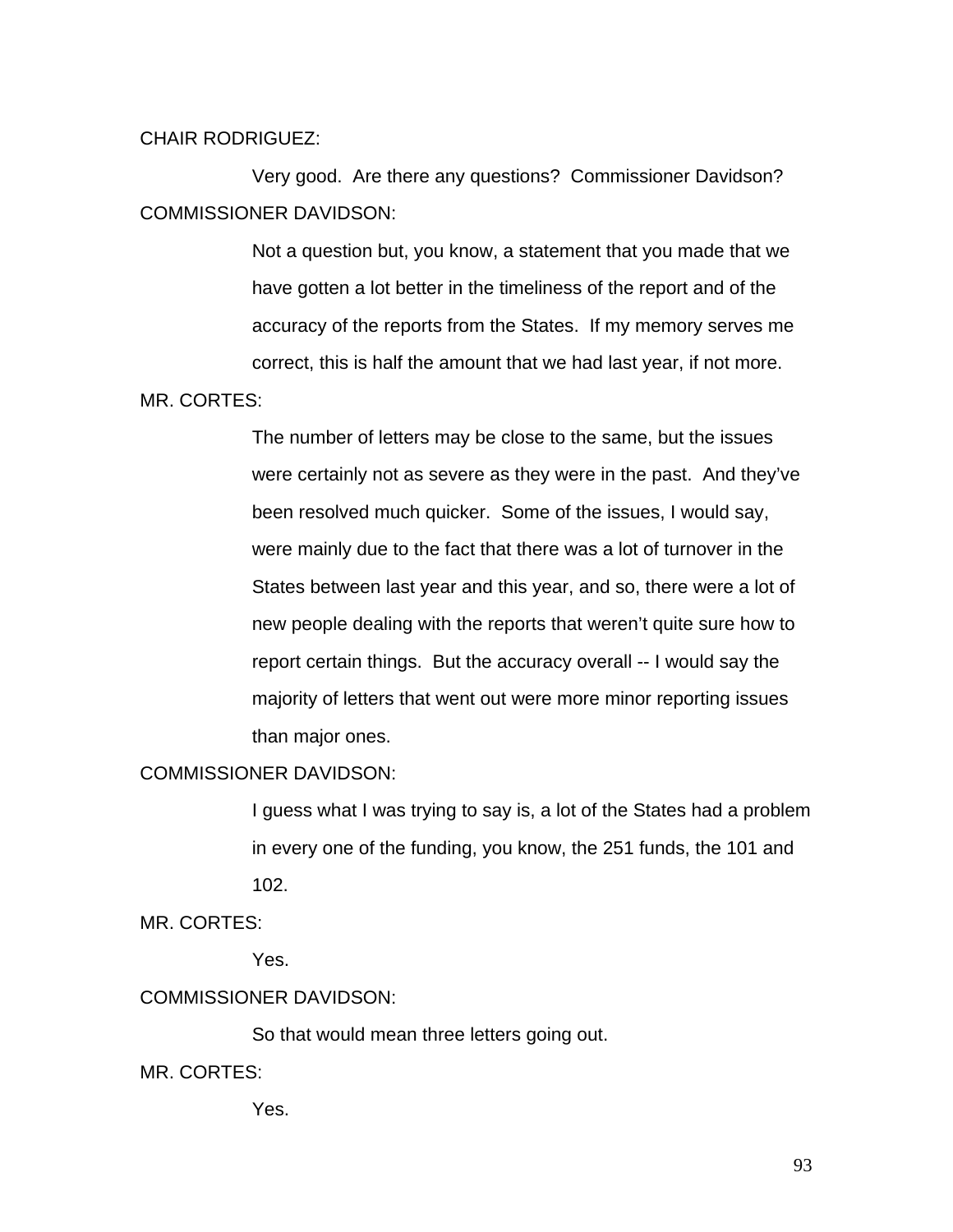CHAIR RODRIGUEZ:

Very good. Are there any questions? Commissioner Davidson?

COMMISSIONER DAVIDSON:

Not a question but, you know, a statement that you made that we have gotten a lot better in the timeliness of the report and of the accuracy of the reports from the States. If my memory serves me correct, this is half the amount that we had last year, if not more.

MR. CORTES:

The number of letters may be close to the same, but the issues were certainly not as severe as they were in the past. And they've been resolved much quicker. Some of the issues, I would say, were mainly due to the fact that there was a lot of turnover in the States between last year and this year, and so, there were a lot of new people dealing with the reports that weren't quite sure how to report certain things. But the accuracy overall -- I would say the majority of letters that went out were more minor reporting issues than major ones.

COMMISSIONER DAVIDSON:

I guess what I was trying to say is, a lot of the States had a problem in every one of the funding, you know, the 251 funds, the 101 and 102.

MR. CORTES:

Yes.

COMMISSIONER DAVIDSON:

So that would mean three letters going out.

MR. CORTES:

Yes.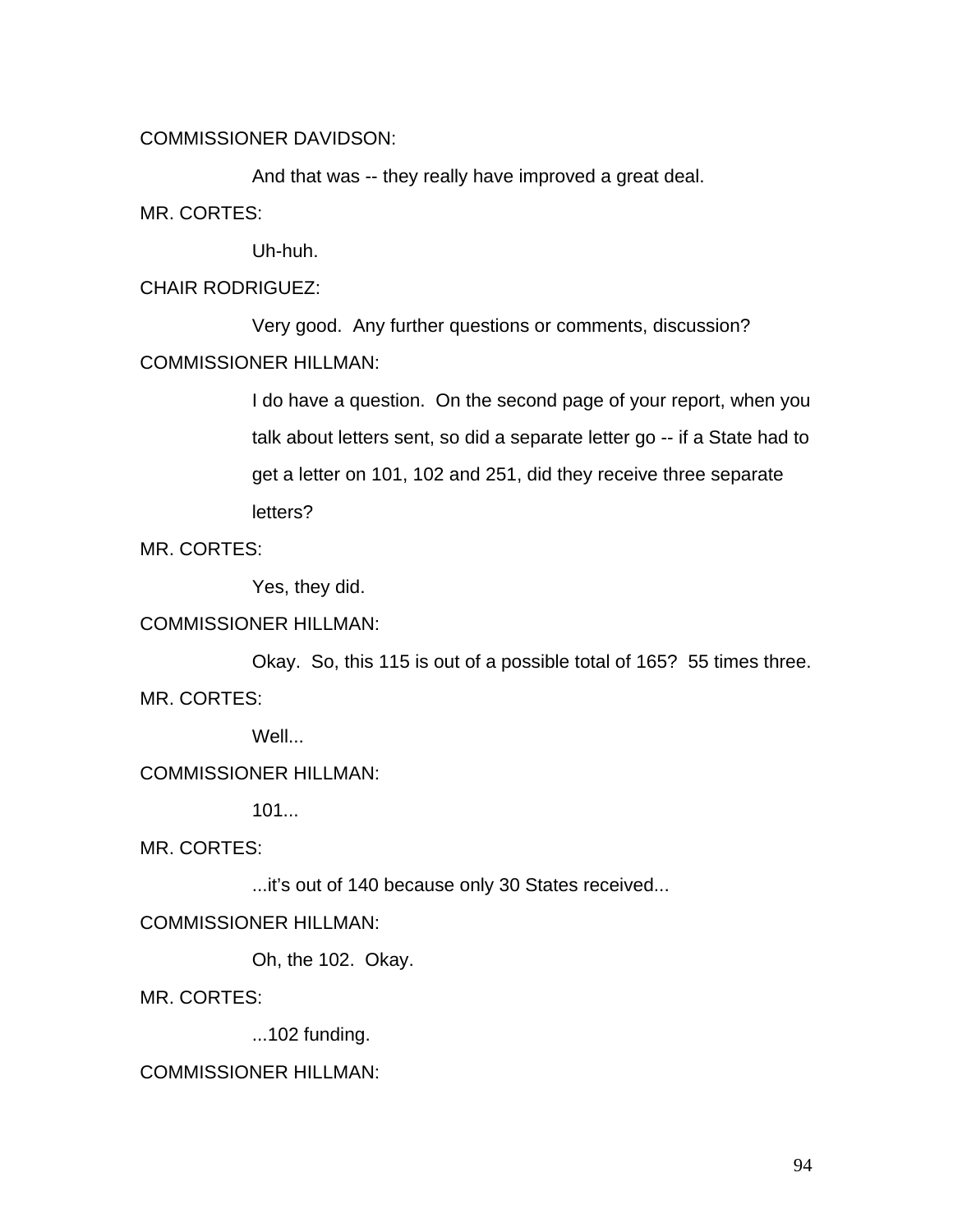COMMISSIONER DAVIDSON:

And that was -- they really have improved a great deal.

MR. CORTES:

Uh-huh.

CHAIR RODRIGUEZ:

Very good. Any further questions or comments, discussion?

COMMISSIONER HILLMAN:

I do have a question. On the second page of your report, when you talk about letters sent, so did a separate letter go -- if a State had to get a letter on 101, 102 and 251, did they receive three separate letters?

MR. CORTES:

Yes, they did.

COMMISSIONER HILLMAN:

Okay. So, this 115 is out of a possible total of 165? 55 times three.

MR. CORTES:

Well...

COMMISSIONER HILLMAN:

101...

MR. CORTES:

...it's out of 140 because only 30 States received...

COMMISSIONER HILLMAN:

Oh, the 102. Okay.

MR. CORTES:

...102 funding.

COMMISSIONER HILLMAN: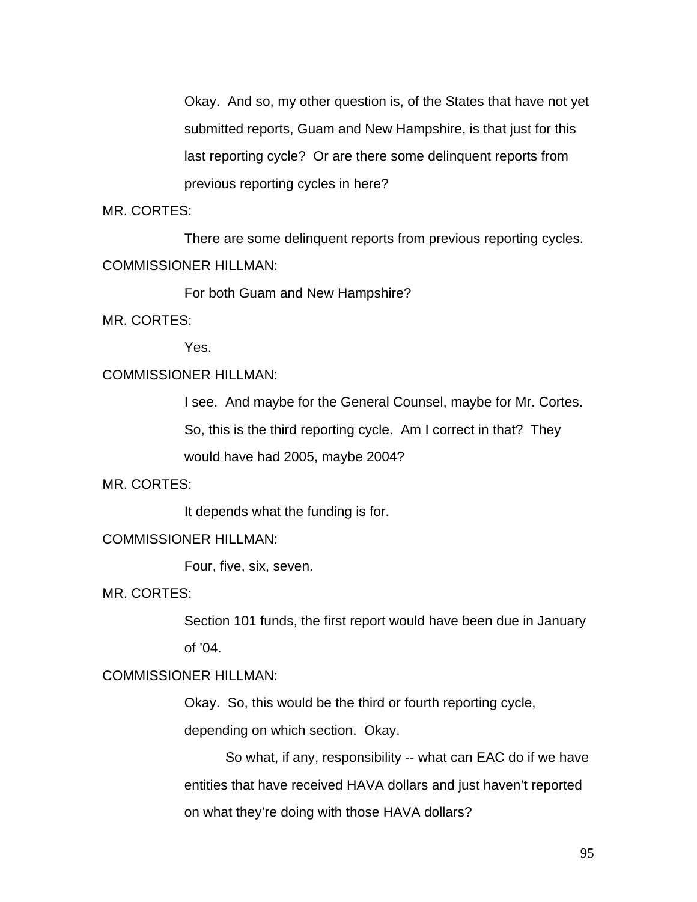Okay. And so, my other question is, of the States that have not yet submitted reports, Guam and New Hampshire, is that just for this last reporting cycle? Or are there some delinquent reports from previous reporting cycles in here?

MR. CORTES:

There are some delinquent reports from previous reporting cycles.

COMMISSIONER HILLMAN:

For both Guam and New Hampshire?

MR. CORTES:

Yes.

COMMISSIONER HILLMAN:

I see. And maybe for the General Counsel, maybe for Mr. Cortes. So, this is the third reporting cycle. Am I correct in that? They would have had 2005, maybe 2004?

MR. CORTES:

It depends what the funding is for.

COMMISSIONER HILLMAN:

Four, five, six, seven.

MR. CORTES:

Section 101 funds, the first report would have been due in January of '04.

COMMISSIONER HILLMAN:

Okay. So, this would be the third or fourth reporting cycle, depending on which section. Okay.

So what, if any, responsibility -- what can EAC do if we have entities that have received HAVA dollars and just haven't reported on what they're doing with those HAVA dollars?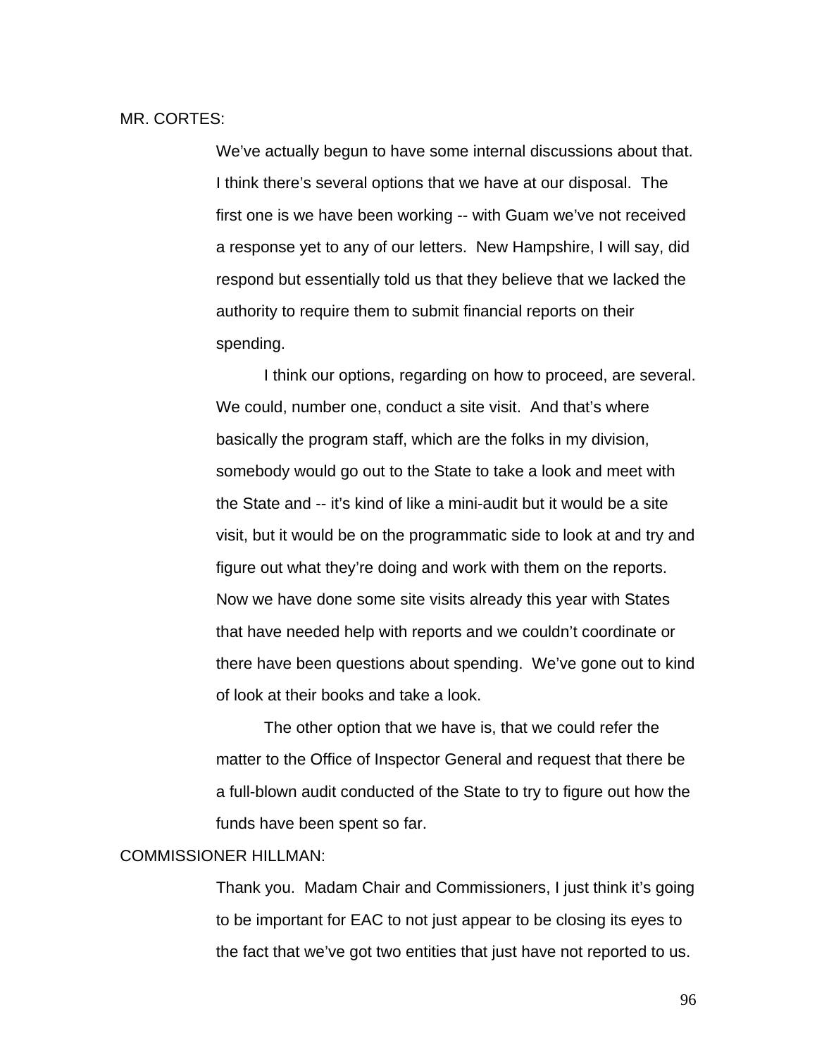MR. CORTES:

We've actually begun to have some internal discussions about that. I think there's several options that we have at our disposal. The first one is we have been working -- with Guam we've not received a response yet to any of our letters. New Hampshire, I will say, did respond but essentially told us that they believe that we lacked the authority to require them to submit financial reports on their spending.

I think our options, regarding on how to proceed, are several. We could, number one, conduct a site visit. And that's where basically the program staff, which are the folks in my division, somebody would go out to the State to take a look and meet with the State and -- it's kind of like a mini-audit but it would be a site visit, but it would be on the programmatic side to look at and try and figure out what they're doing and work with them on the reports. Now we have done some site visits already this year with States that have needed help with reports and we couldn't coordinate or there have been questions about spending. We've gone out to kind of look at their books and take a look.

The other option that we have is, that we could refer the matter to the Office of Inspector General and request that there be a full-blown audit conducted of the State to try to figure out how the funds have been spent so far.

COMMISSIONER HILLMAN:

Thank you. Madam Chair and Commissioners, I just think it's going to be important for EAC to not just appear to be closing its eyes to the fact that we've got two entities that just have not reported to us.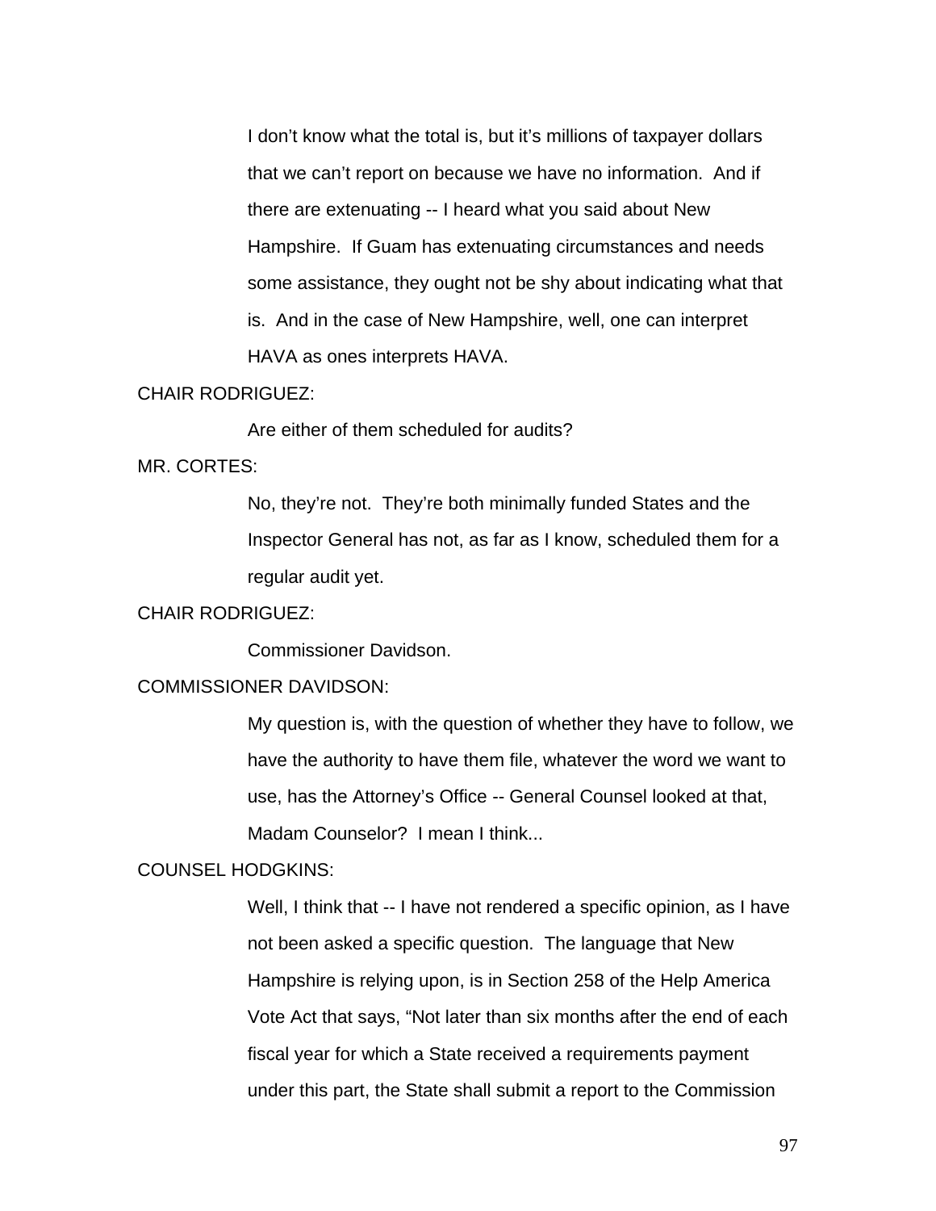I don't know what the total is, but it's millions of taxpayer dollars that we can't report on because we have no information. And if there are extenuating -- I heard what you said about New Hampshire. If Guam has extenuating circumstances and needs some assistance, they ought not be shy about indicating what that is. And in the case of New Hampshire, well, one can interpret HAVA as ones interprets HAVA.

CHAIR RODRIGUEZ:

Are either of them scheduled for audits?

MR. CORTES:

No, they're not. They're both minimally funded States and the Inspector General has not, as far as I know, scheduled them for a regular audit yet.

CHAIR RODRIGUEZ:

Commissioner Davidson.

COMMISSIONER DAVIDSON:

My question is, with the question of whether they have to follow, we have the authority to have them file, whatever the word we want to use, has the Attorney's Office -- General Counsel looked at that, Madam Counselor? I mean I think...

COUNSEL HODGKINS:

Well, I think that -- I have not rendered a specific opinion, as I have not been asked a specific question. The language that New Hampshire is relying upon, is in Section 258 of the Help America Vote Act that says, "Not later than six months after the end of each fiscal year for which a State received a requirements payment under this part, the State shall submit a report to the Commission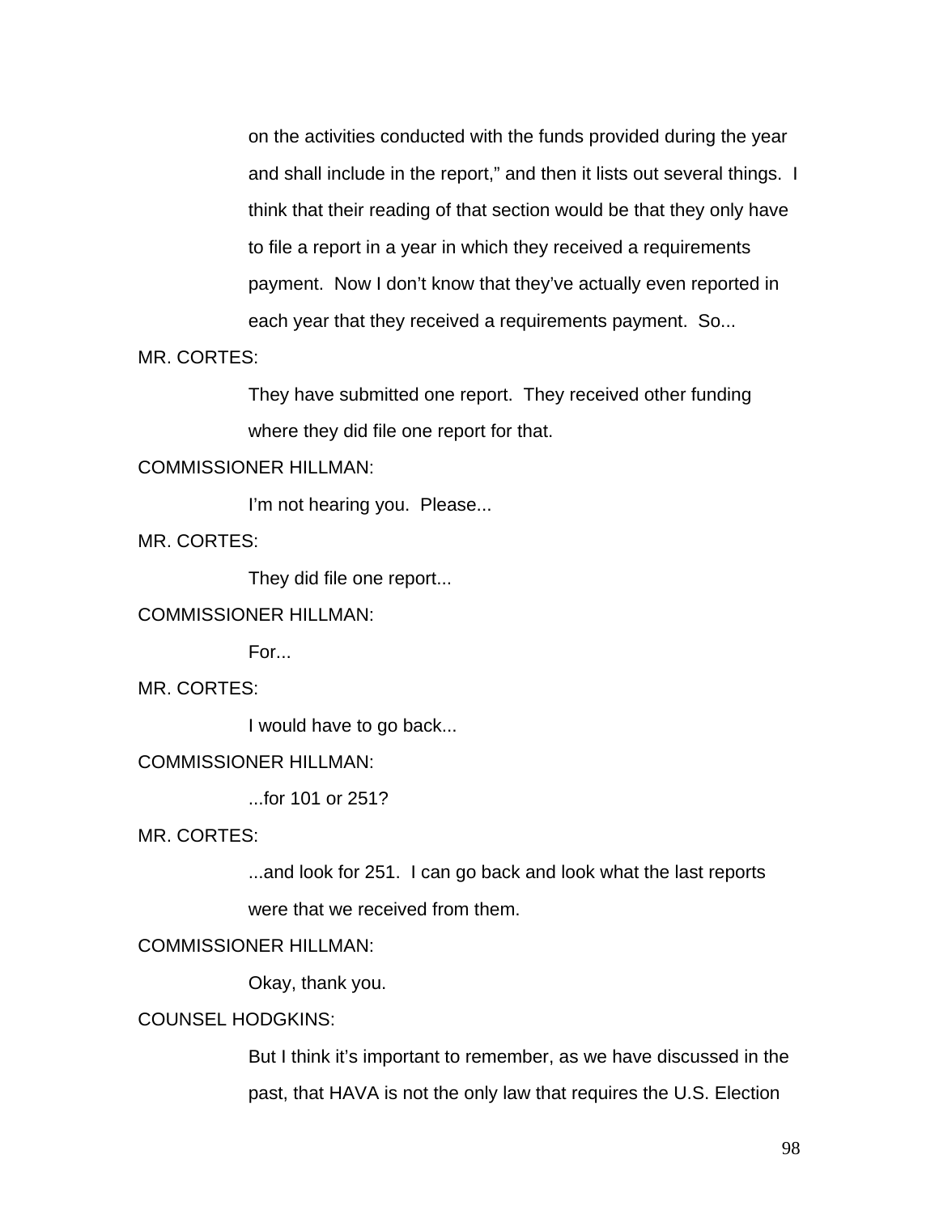on the activities conducted with the funds provided during the year and shall include in the report," and then it lists out several things. I think that their reading of that section would be that they only have to file a report in a year in which they received a requirements payment. Now I don't know that they've actually even reported in each year that they received a requirements payment. So...

MR. CORTES:

They have submitted one report. They received other funding where they did file one report for that.

COMMISSIONER HILLMAN:

I'm not hearing you. Please...

MR. CORTES:

They did file one report...

COMMISSIONER HILLMAN:

For...

MR. CORTES:

I would have to go back...

COMMISSIONER HILLMAN:

...for 101 or 251?

MR. CORTES:

...and look for 251. I can go back and look what the last reports were that we received from them.

COMMISSIONER HILLMAN:

Okay, thank you.

COUNSEL HODGKINS:

But I think it's important to remember, as we have discussed in the past, that HAVA is not the only law that requires the U.S. Election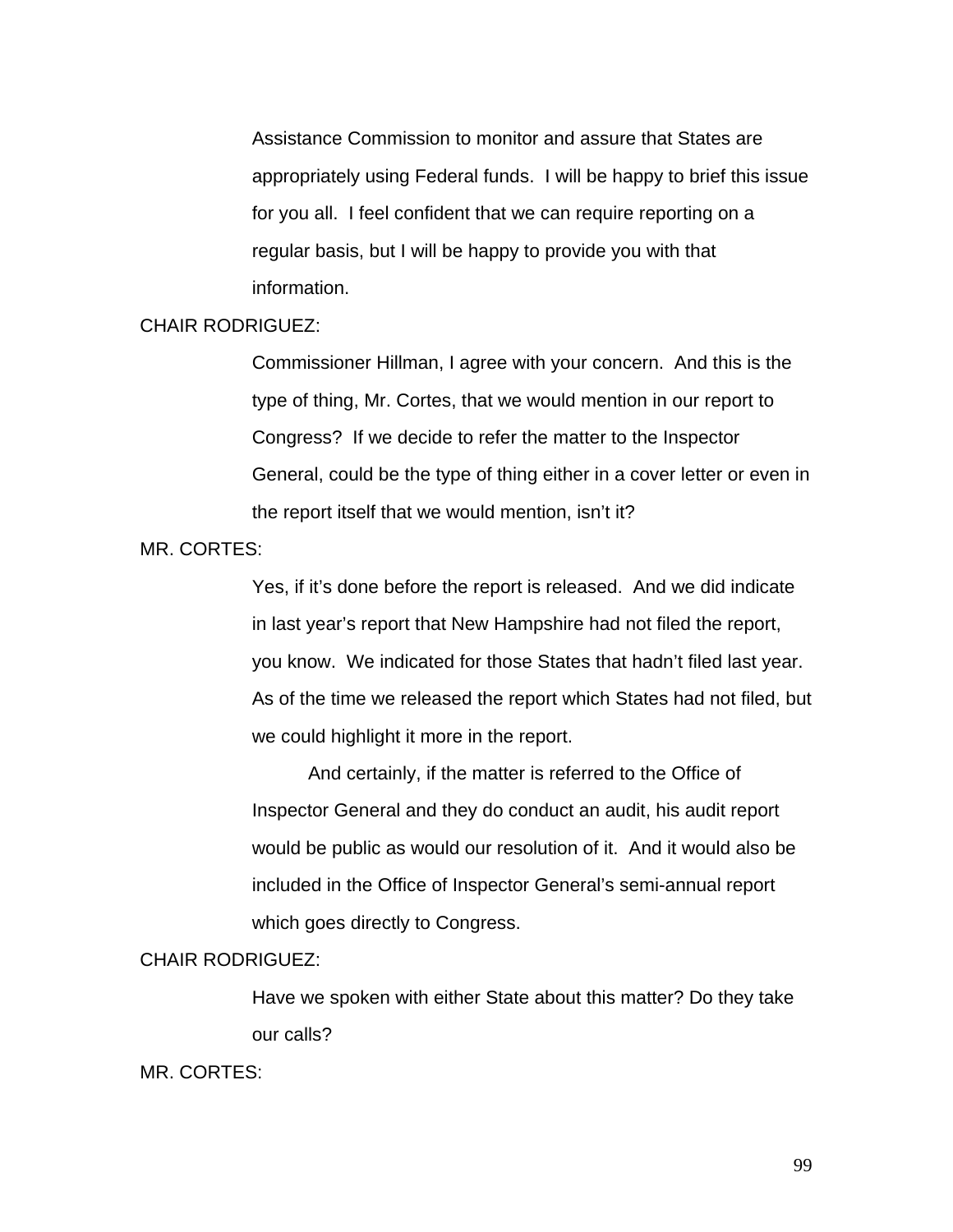Assistance Commission to monitor and assure that States are appropriately using Federal funds. I will be happy to brief this issue for you all. I feel confident that we can require reporting on a regular basis, but I will be happy to provide you with that information.

CHAIR RODRIGUEZ:

Commissioner Hillman, I agree with your concern. And this is the type of thing, Mr. Cortes, that we would mention in our report to Congress? If we decide to refer the matter to the Inspector General, could be the type of thing either in a cover letter or even in the report itself that we would mention, isn't it?

MR. CORTES:

Yes, if it's done before the report is released. And we did indicate in last year's report that New Hampshire had not filed the report, you know. We indicated for those States that hadn't filed last year. As of the time we released the report which States had not filed, but we could highlight it more in the report.

And certainly, if the matter is referred to the Office of Inspector General and they do conduct an audit, his audit report would be public as would our resolution of it. And it would also be included in the Office of Inspector General's semi-annual report which goes directly to Congress.

CHAIR RODRIGUEZ:

Have we spoken with either State about this matter? Do they take our calls?

MR. CORTES: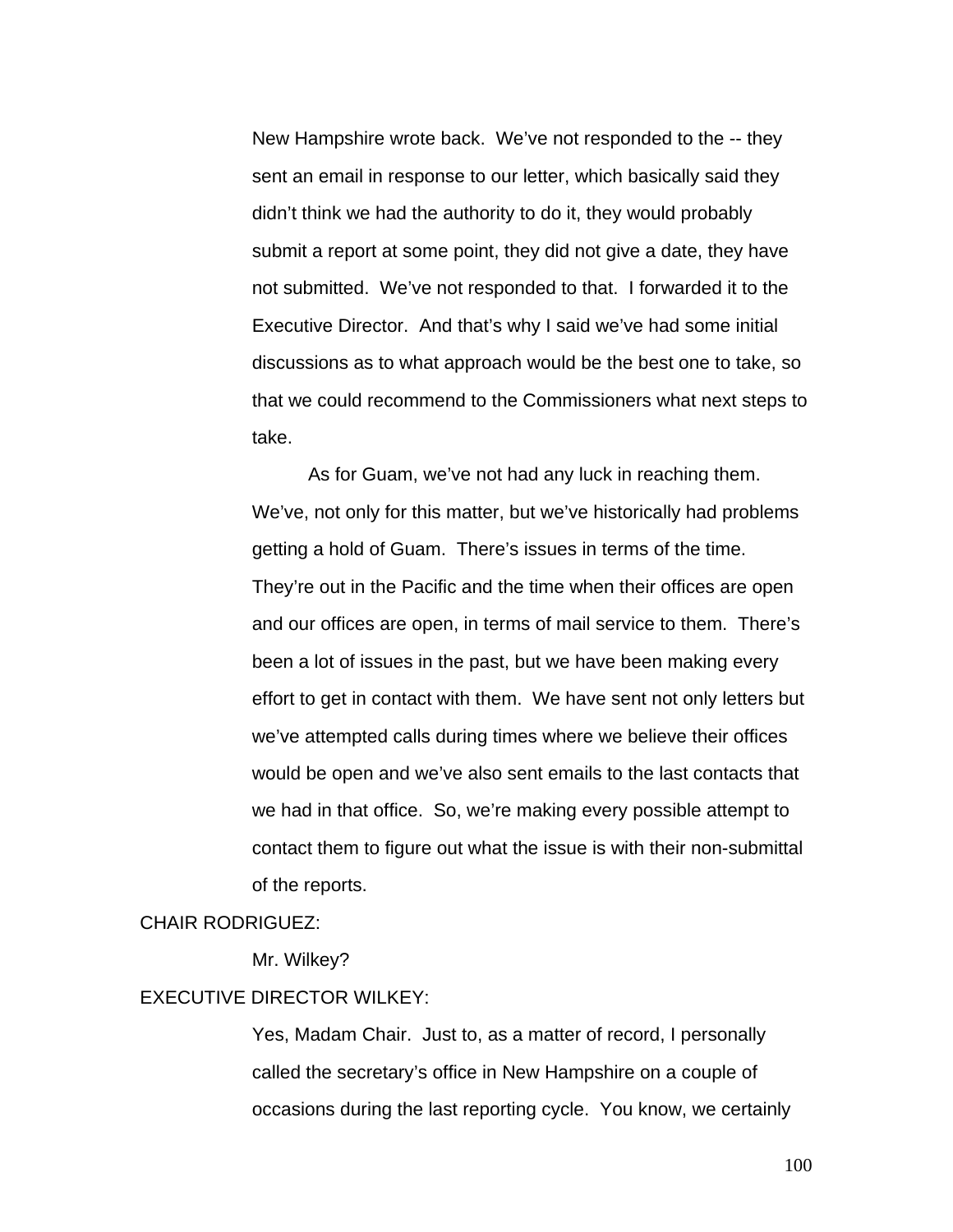New Hampshire wrote back. We've not responded to the -- they sent an email in response to our letter, which basically said they didn't think we had the authority to do it, they would probably submit a report at some point, they did not give a date, they have not submitted. We've not responded to that. I forwarded it to the Executive Director. And that's why I said we've had some initial discussions as to what approach would be the best one to take, so that we could recommend to the Commissioners what next steps to take.

As for Guam, we've not had any luck in reaching them. We've, not only for this matter, but we've historically had problems getting a hold of Guam. There's issues in terms of the time. They're out in the Pacific and the time when their offices are open and our offices are open, in terms of mail service to them. There's been a lot of issues in the past, but we have been making every effort to get in contact with them. We have sent not only letters but we've attempted calls during times where we believe their offices would be open and we've also sent emails to the last contacts that we had in that office. So, we're making every possible attempt to contact them to figure out what the issue is with their non-submittal of the reports.

CHAIR RODRIGUEZ:

Mr. Wilkey?

EXECUTIVE DIRECTOR WILKEY:

Yes, Madam Chair. Just to, as a matter of record, I personally called the secretary's office in New Hampshire on a couple of occasions during the last reporting cycle. You know, we certainly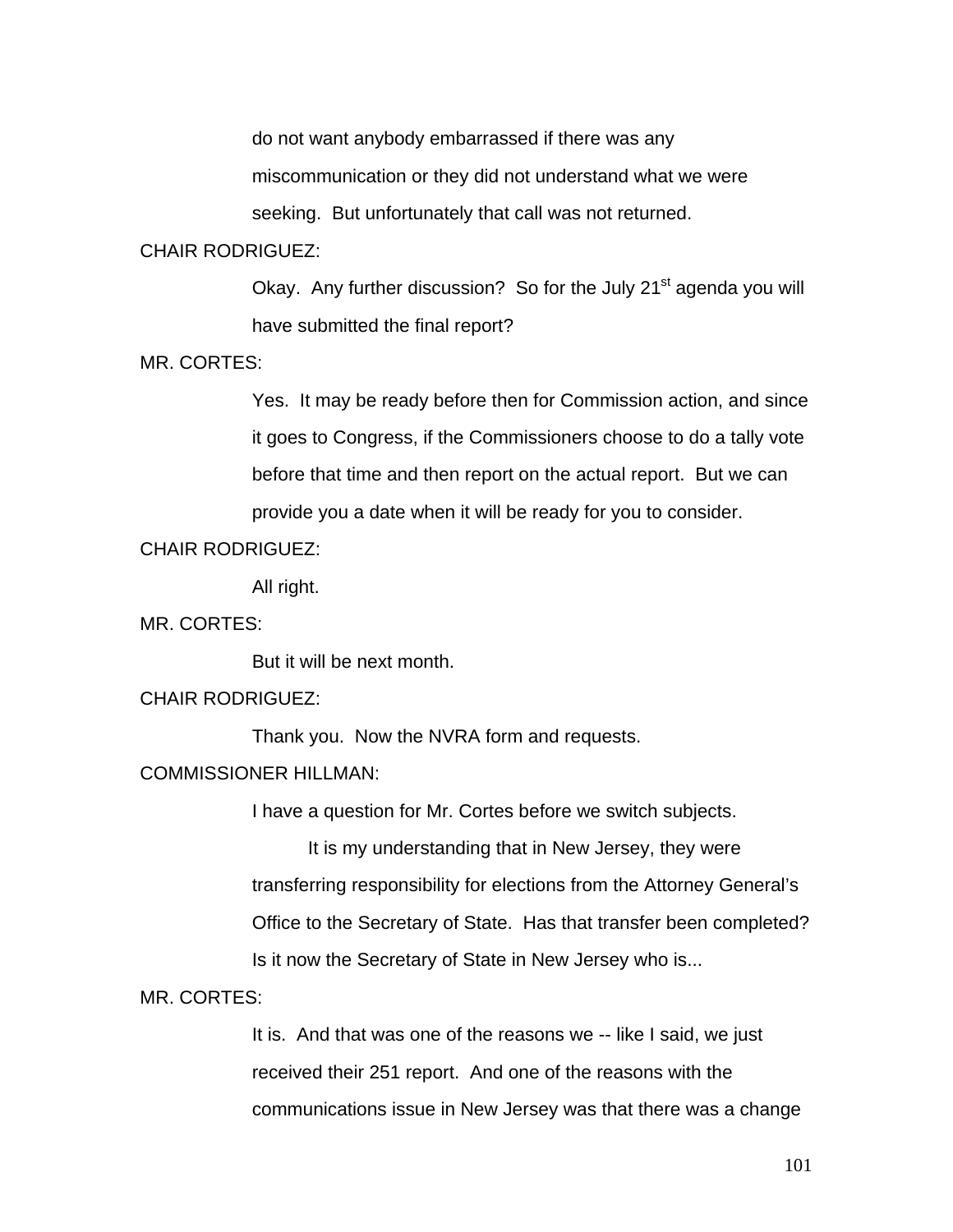do not want anybody embarrassed if there was any miscommunication or they did not understand what we were seeking. But unfortunately that call was not returned.

CHAIR RODRIGUEZ:

Okay. Any further discussion? So for the July 21st agenda you will have submitted the final report?

MR. CORTES:

Yes. It may be ready before then for Commission action, and since it goes to Congress, if the Commissioners choose to do a tally vote before that time and then report on the actual report. But we can provide you a date when it will be ready for you to consider.

CHAIR RODRIGUEZ:

All right.

MR. CORTES:

But it will be next month.

CHAIR RODRIGUEZ:

Thank you. Now the NVRA form and requests.

COMMISSIONER HILLMAN:

I have a question for Mr. Cortes before we switch subjects.

It is my understanding that in New Jersey, they were transferring responsibility for elections from the Attorney General's Office to the Secretary of State. Has that transfer been completed? Is it now the Secretary of State in New Jersey who is...

MR. CORTES:

It is. And that was one of the reasons we -- like I said, we just received their 251 report. And one of the reasons with the communications issue in New Jersey was that there was a change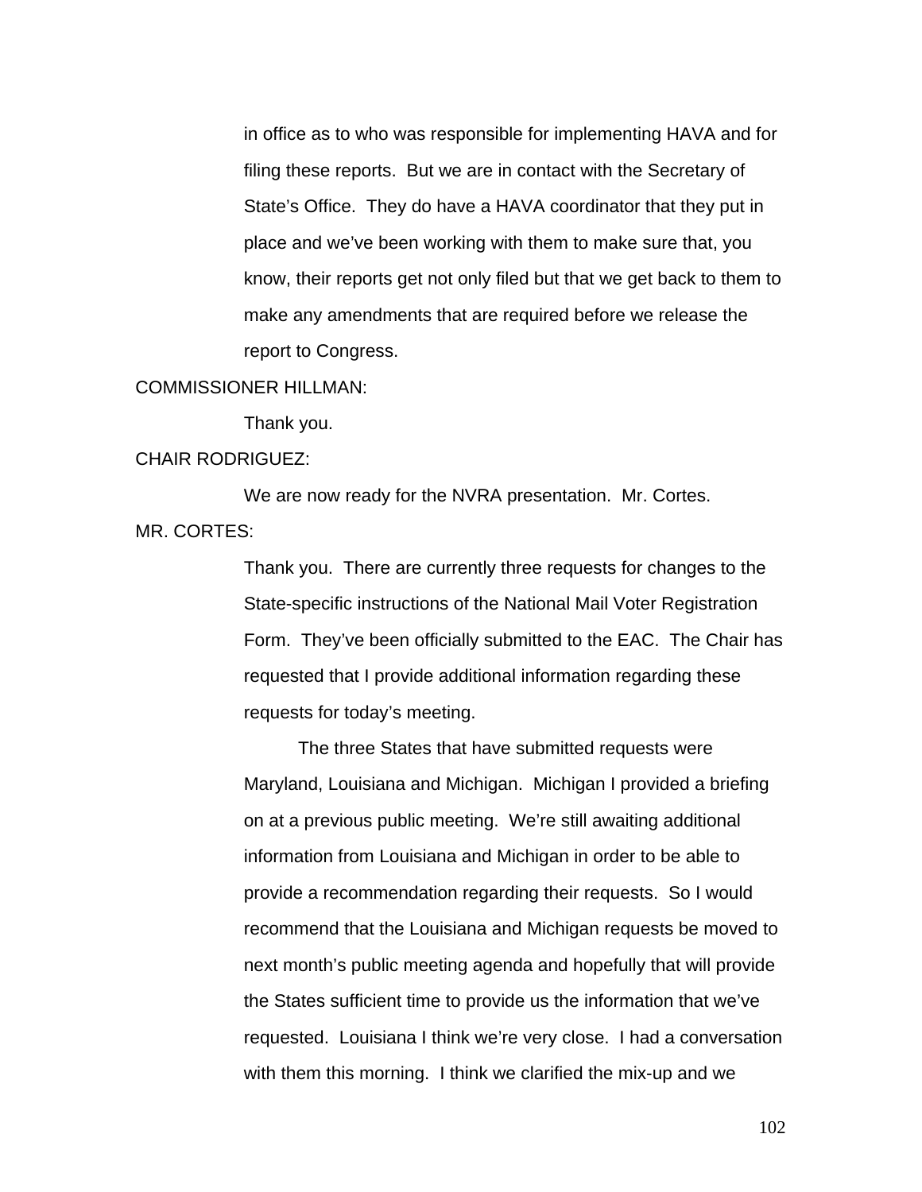in office as to who was responsible for implementing HAVA and for filing these reports. But we are in contact with the Secretary of State's Office. They do have a HAVA coordinator that they put in place and we've been working with them to make sure that, you know, their reports get not only filed but that we get back to them to make any amendments that are required before we release the report to Congress.

COMMISSIONER HILLMAN:

Thank you.

CHAIR RODRIGUEZ:

We are now ready for the NVRA presentation. Mr. Cortes.

MR. CORTES:

Thank you. There are currently three requests for changes to the State-specific instructions of the National Mail Voter Registration Form. They've been officially submitted to the EAC. The Chair has requested that I provide additional information regarding these requests for today's meeting.

The three States that have submitted requests were Maryland, Louisiana and Michigan. Michigan I provided a briefing on at a previous public meeting. We're still awaiting additional information from Louisiana and Michigan in order to be able to provide a recommendation regarding their requests. So I would recommend that the Louisiana and Michigan requests be moved to next month's public meeting agenda and hopefully that will provide the States sufficient time to provide us the information that we've requested. Louisiana I think we're very close. I had a conversation with them this morning. I think we clarified the mix-up and we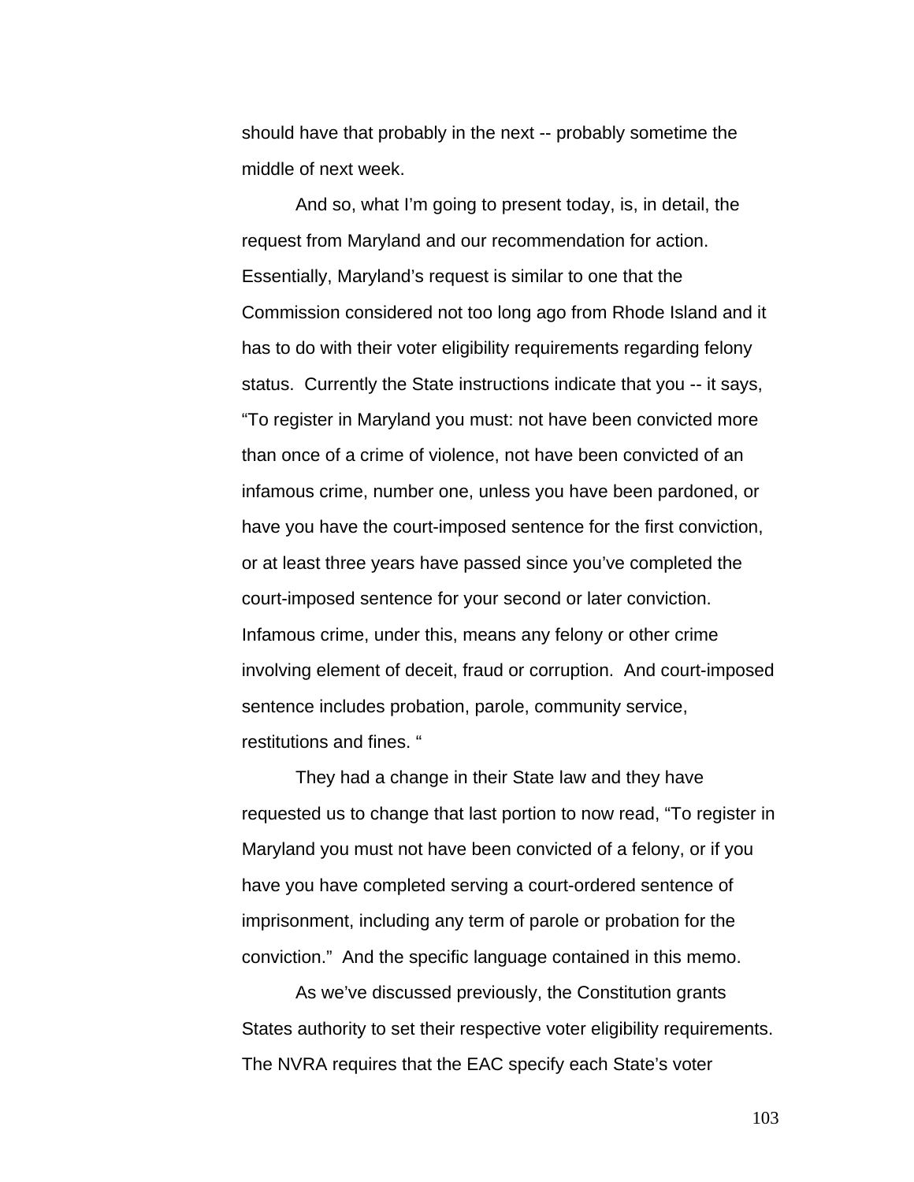should have that probably in the next -- probably sometime the middle of next week.

And so, what I'm going to present today, is, in detail, the request from Maryland and our recommendation for action. Essentially, Maryland's request is similar to one that the Commission considered not too long ago from Rhode Island and it has to do with their voter eligibility requirements regarding felony status. Currently the State instructions indicate that you -- it says, "To register in Maryland you must: not have been convicted more than once of a crime of violence, not have been convicted of an infamous crime, number one, unless you have been pardoned, or have you have the court-imposed sentence for the first conviction, or at least three years have passed since you've completed the court-imposed sentence for your second or later conviction. Infamous crime, under this, means any felony or other crime involving element of deceit, fraud or corruption. And court-imposed sentence includes probation, parole, community service, restitutions and fines. "

They had a change in their State law and they have requested us to change that last portion to now read, "To register in Maryland you must not have been convicted of a felony, or if you have you have completed serving a court-ordered sentence of imprisonment, including any term of parole or probation for the conviction." And the specific language contained in this memo.

As we've discussed previously, the Constitution grants States authority to set their respective voter eligibility requirements. The NVRA requires that the EAC specify each State's voter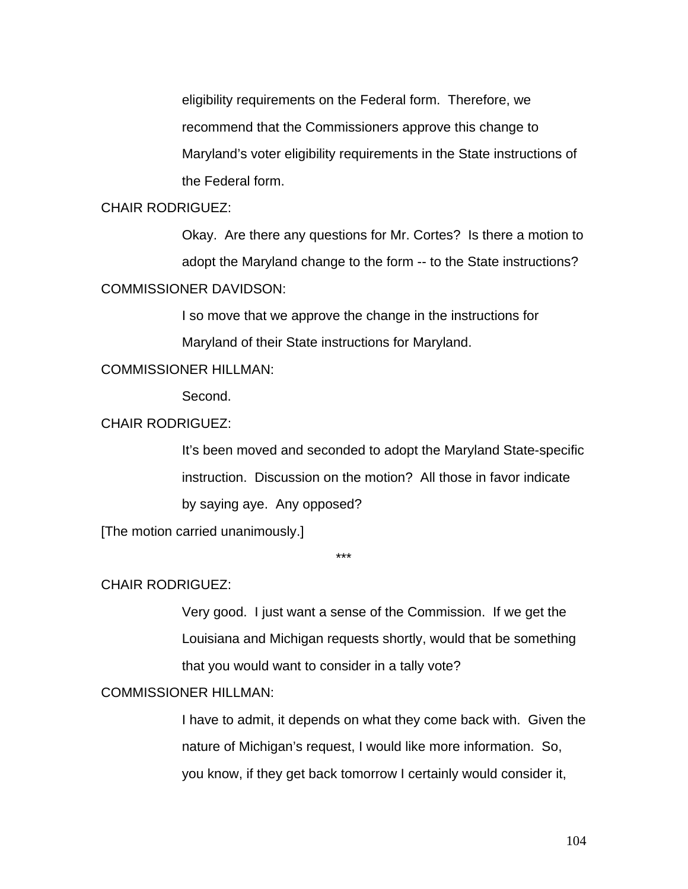eligibility requirements on the Federal form. Therefore, we recommend that the Commissioners approve this change to Maryland's voter eligibility requirements in the State instructions of the Federal form.

CHAIR RODRIGUEZ:

Okay. Are there any questions for Mr. Cortes? Is there a motion to adopt the Maryland change to the form -- to the State instructions?

COMMISSIONER DAVIDSON:

I so move that we approve the change in the instructions for Maryland of their State instructions for Maryland.

COMMISSIONER HILLMAN:

Second.

CHAIR RODRIGUEZ:

It's been moved and seconded to adopt the Maryland State-specific instruction. Discussion on the motion? All those in favor indicate by saying aye. Any opposed?

[The motion carried unanimously.]

***

CHAIR RODRIGUEZ:

Very good. I just want a sense of the Commission. If we get the Louisiana and Michigan requests shortly, would that be something that you would want to consider in a tally vote?

COMMISSIONER HILLMAN:

I have to admit, it depends on what they come back with. Given the nature of Michigan's request, I would like more information. So, you know, if they get back tomorrow I certainly would consider it,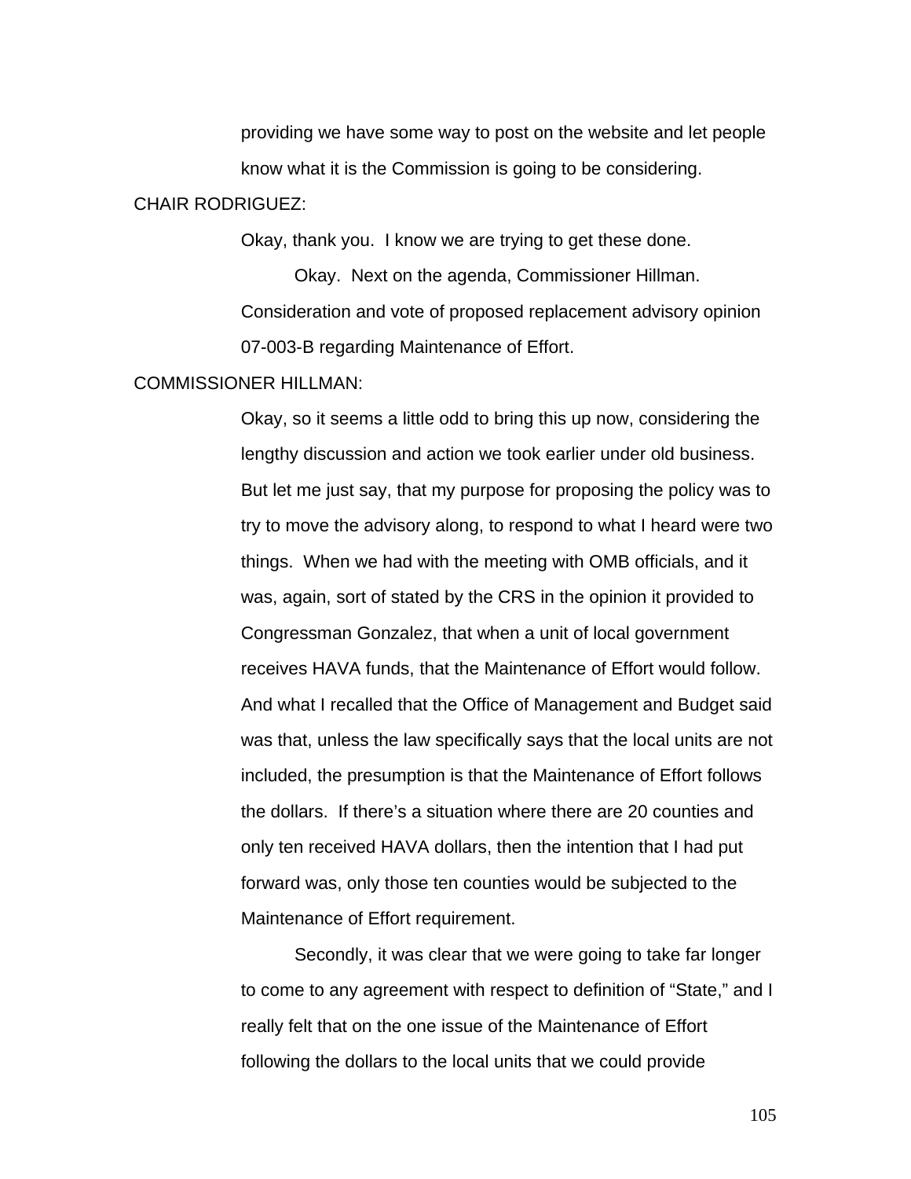providing we have some way to post on the website and let people know what it is the Commission is going to be considering.

CHAIR RODRIGUEZ:

Okay, thank you. I know we are trying to get these done.

Okay. Next on the agenda, Commissioner Hillman. Consideration and vote of proposed replacement advisory opinion 07-003-B regarding Maintenance of Effort.

COMMISSIONER HILLMAN:

Okay, so it seems a little odd to bring this up now, considering the lengthy discussion and action we took earlier under old business. But let me just say, that my purpose for proposing the policy was to try to move the advisory along, to respond to what I heard were two things. When we had with the meeting with OMB officials, and it was, again, sort of stated by the CRS in the opinion it provided to Congressman Gonzalez, that when a unit of local government receives HAVA funds, that the Maintenance of Effort would follow. And what I recalled that the Office of Management and Budget said was that, unless the law specifically says that the local units are not included, the presumption is that the Maintenance of Effort follows the dollars. If there's a situation where there are 20 counties and only ten received HAVA dollars, then the intention that I had put forward was, only those ten counties would be subjected to the Maintenance of Effort requirement.

Secondly, it was clear that we were going to take far longer to come to any agreement with respect to definition of "State," and I really felt that on the one issue of the Maintenance of Effort following the dollars to the local units that we could provide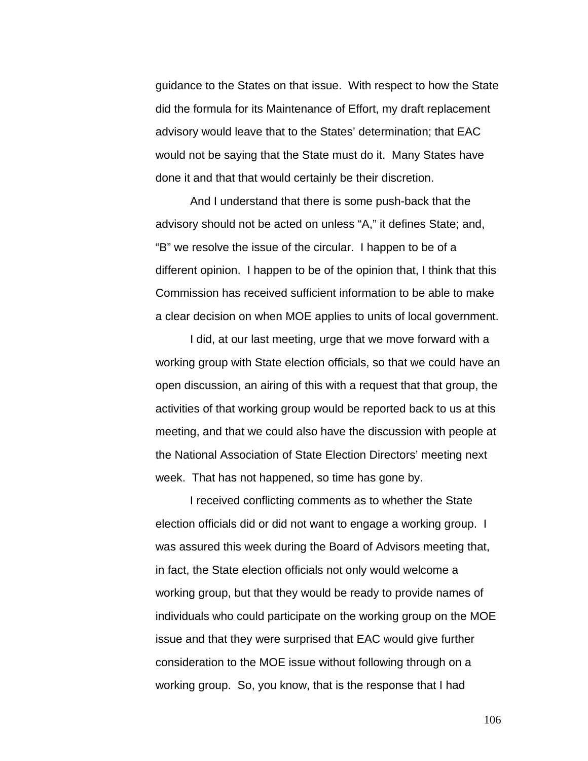guidance to the States on that issue. With respect to how the State did the formula for its Maintenance of Effort, my draft replacement advisory would leave that to the States' determination; that EAC would not be saying that the State must do it. Many States have done it and that that would certainly be their discretion.

And I understand that there is some push-back that the advisory should not be acted on unless "A," it defines State; and, "B" we resolve the issue of the circular. I happen to be of a different opinion. I happen to be of the opinion that, I think that this Commission has received sufficient information to be able to make a clear decision on when MOE applies to units of local government.

I did, at our last meeting, urge that we move forward with a working group with State election officials, so that we could have an open discussion, an airing of this with a request that that group, the activities of that working group would be reported back to us at this meeting, and that we could also have the discussion with people at the National Association of State Election Directors' meeting next week. That has not happened, so time has gone by.

I received conflicting comments as to whether the State election officials did or did not want to engage a working group. I was assured this week during the Board of Advisors meeting that, in fact, the State election officials not only would welcome a working group, but that they would be ready to provide names of individuals who could participate on the working group on the MOE issue and that they were surprised that EAC would give further consideration to the MOE issue without following through on a working group. So, you know, that is the response that I had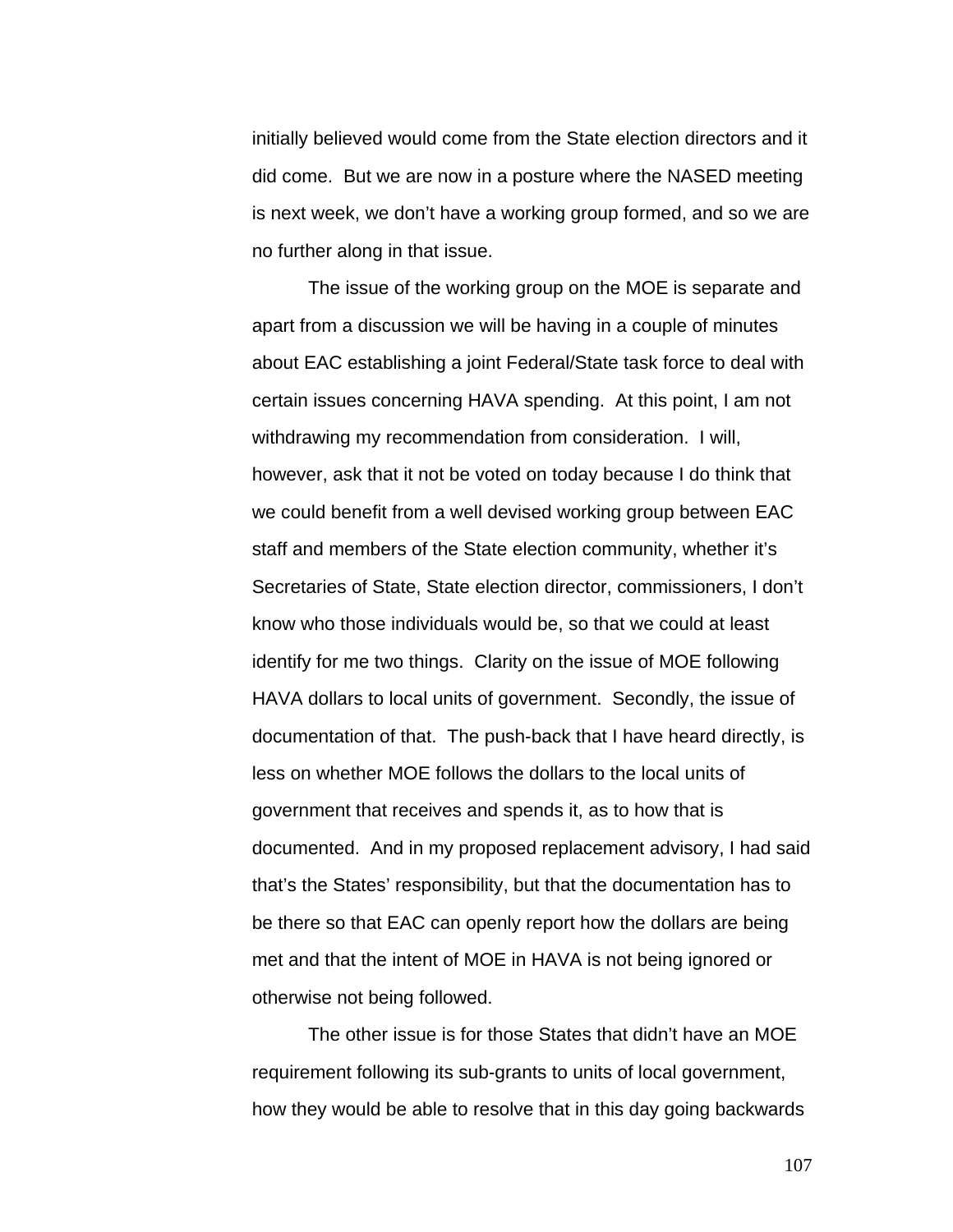initially believed would come from the State election directors and it did come. But we are now in a posture where the NASED meeting is next week, we don't have a working group formed, and so we are no further along in that issue.

The issue of the working group on the MOE is separate and apart from a discussion we will be having in a couple of minutes about EAC establishing a joint Federal/State task force to deal with certain issues concerning HAVA spending. At this point, I am not withdrawing my recommendation from consideration. I will, however, ask that it not be voted on today because I do think that we could benefit from a well devised working group between EAC staff and members of the State election community, whether it's Secretaries of State, State election director, commissioners, I don't know who those individuals would be, so that we could at least identify for me two things. Clarity on the issue of MOE following HAVA dollars to local units of government. Secondly, the issue of documentation of that. The push-back that I have heard directly, is less on whether MOE follows the dollars to the local units of government that receives and spends it, as to how that is documented. And in my proposed replacement advisory, I had said that's the States' responsibility, but that the documentation has to be there so that EAC can openly report how the dollars are being met and that the intent of MOE in HAVA is not being ignored or otherwise not being followed.

The other issue is for those States that didn't have an MOE requirement following its sub-grants to units of local government, how they would be able to resolve that in this day going backwards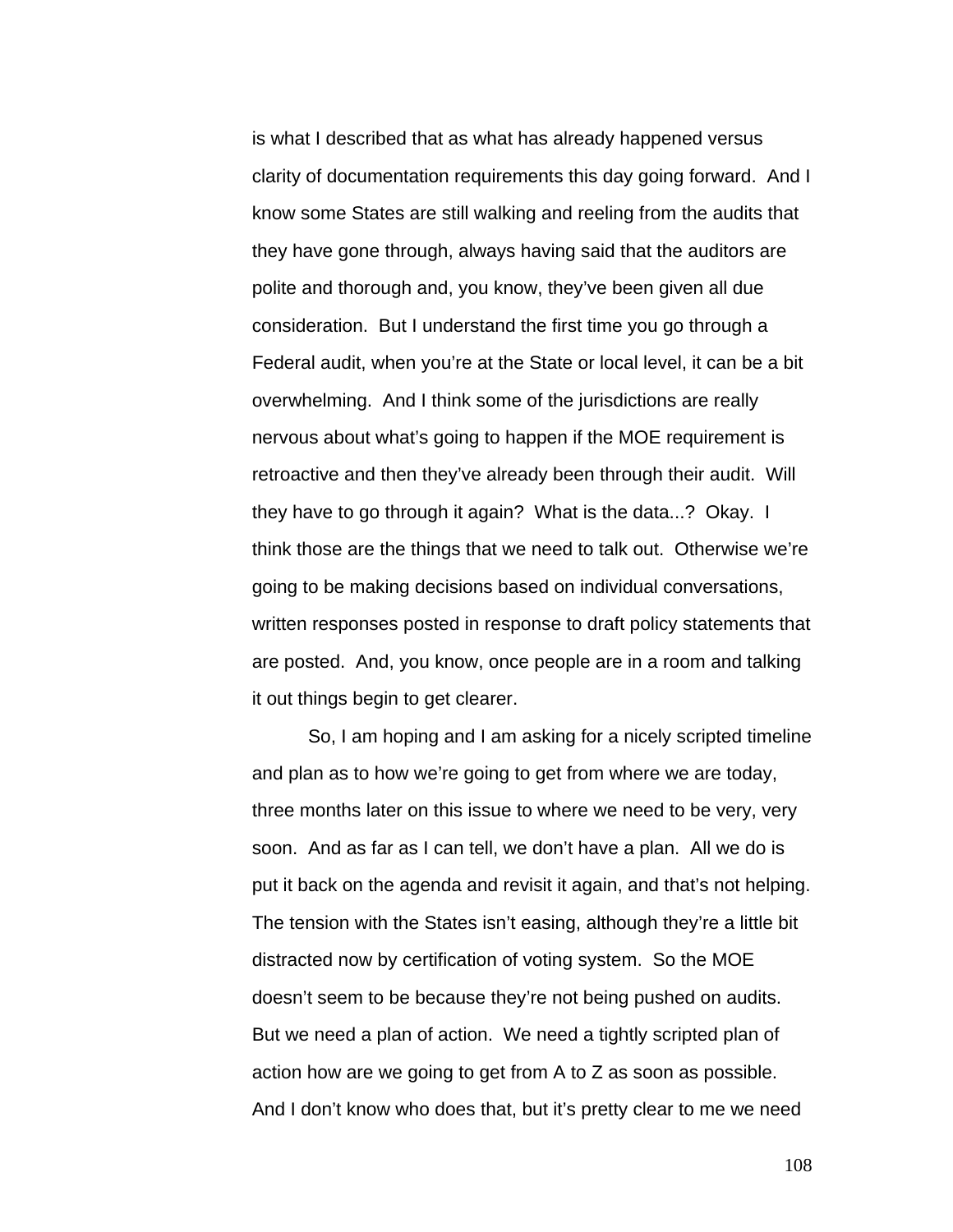is what I described that as what has already happened versus clarity of documentation requirements this day going forward. And I know some States are still walking and reeling from the audits that they have gone through, always having said that the auditors are polite and thorough and, you know, they've been given all due consideration. But I understand the first time you go through a Federal audit, when you're at the State or local level, it can be a bit overwhelming. And I think some of the jurisdictions are really nervous about what's going to happen if the MOE requirement is retroactive and then they've already been through their audit. Will they have to go through it again? What is the data...? Okay. I think those are the things that we need to talk out. Otherwise we're going to be making decisions based on individual conversations, written responses posted in response to draft policy statements that are posted. And, you know, once people are in a room and talking it out things begin to get clearer.

So, I am hoping and I am asking for a nicely scripted timeline and plan as to how we're going to get from where we are today, three months later on this issue to where we need to be very, very soon. And as far as I can tell, we don't have a plan. All we do is put it back on the agenda and revisit it again, and that's not helping. The tension with the States isn't easing, although they're a little bit distracted now by certification of voting system. So the MOE doesn't seem to be because they're not being pushed on audits. But we need a plan of action. We need a tightly scripted plan of action how are we going to get from A to Z as soon as possible. And I don't know who does that, but it's pretty clear to me we need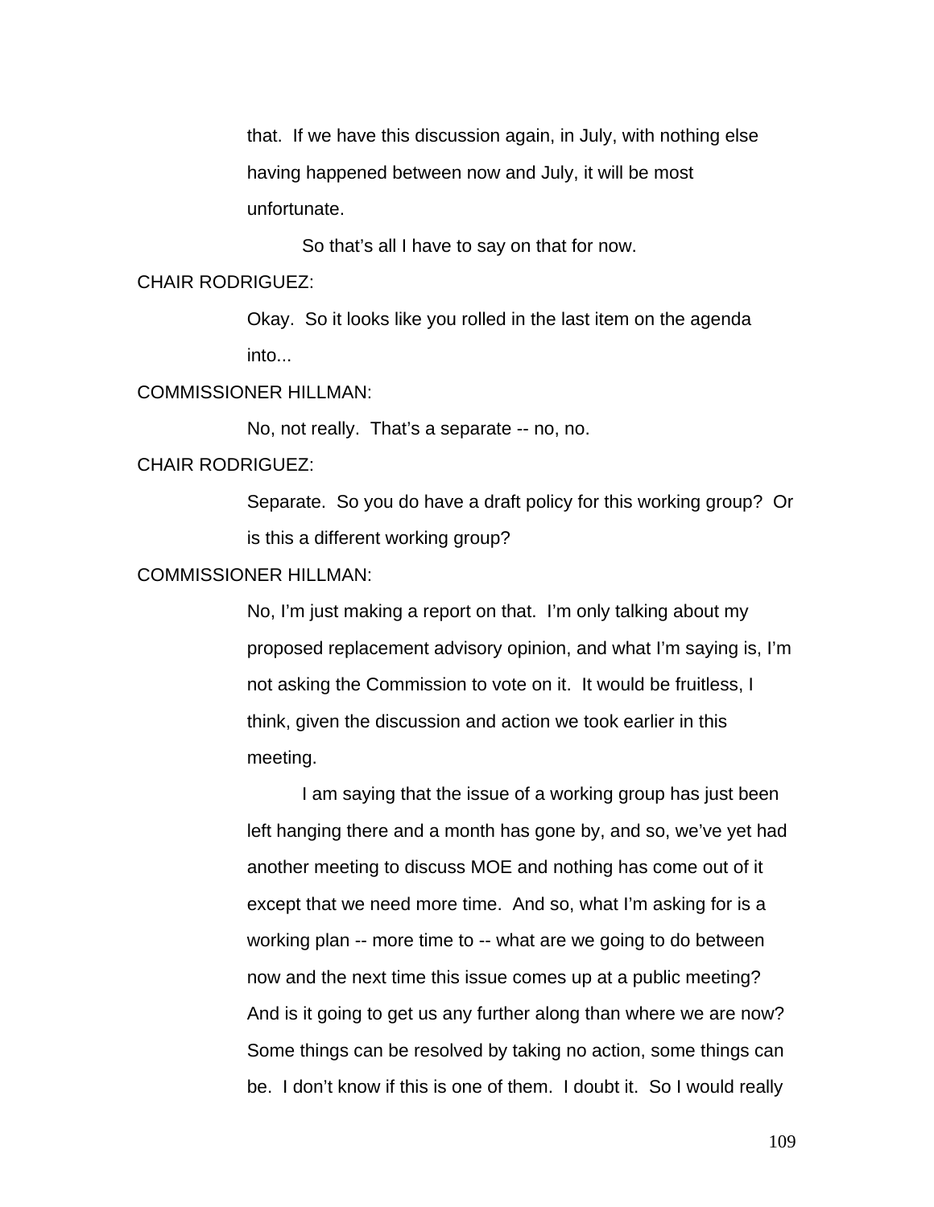that. If we have this discussion again, in July, with nothing else having happened between now and July, it will be most unfortunate.

So that's all I have to say on that for now.

CHAIR RODRIGUEZ:

Okay. So it looks like you rolled in the last item on the agenda into...

COMMISSIONER HILLMAN:

No, not really. That's a separate -- no, no.

CHAIR RODRIGUEZ:

Separate. So you do have a draft policy for this working group? Or is this a different working group?

COMMISSIONER HILLMAN:

No, I'm just making a report on that. I'm only talking about my proposed replacement advisory opinion, and what I'm saying is, I'm not asking the Commission to vote on it. It would be fruitless, I think, given the discussion and action we took earlier in this meeting.

I am saying that the issue of a working group has just been left hanging there and a month has gone by, and so, we've yet had another meeting to discuss MOE and nothing has come out of it except that we need more time. And so, what I'm asking for is a working plan -- more time to -- what are we going to do between now and the next time this issue comes up at a public meeting? And is it going to get us any further along than where we are now? Some things can be resolved by taking no action, some things can be. I don't know if this is one of them. I doubt it. So I would really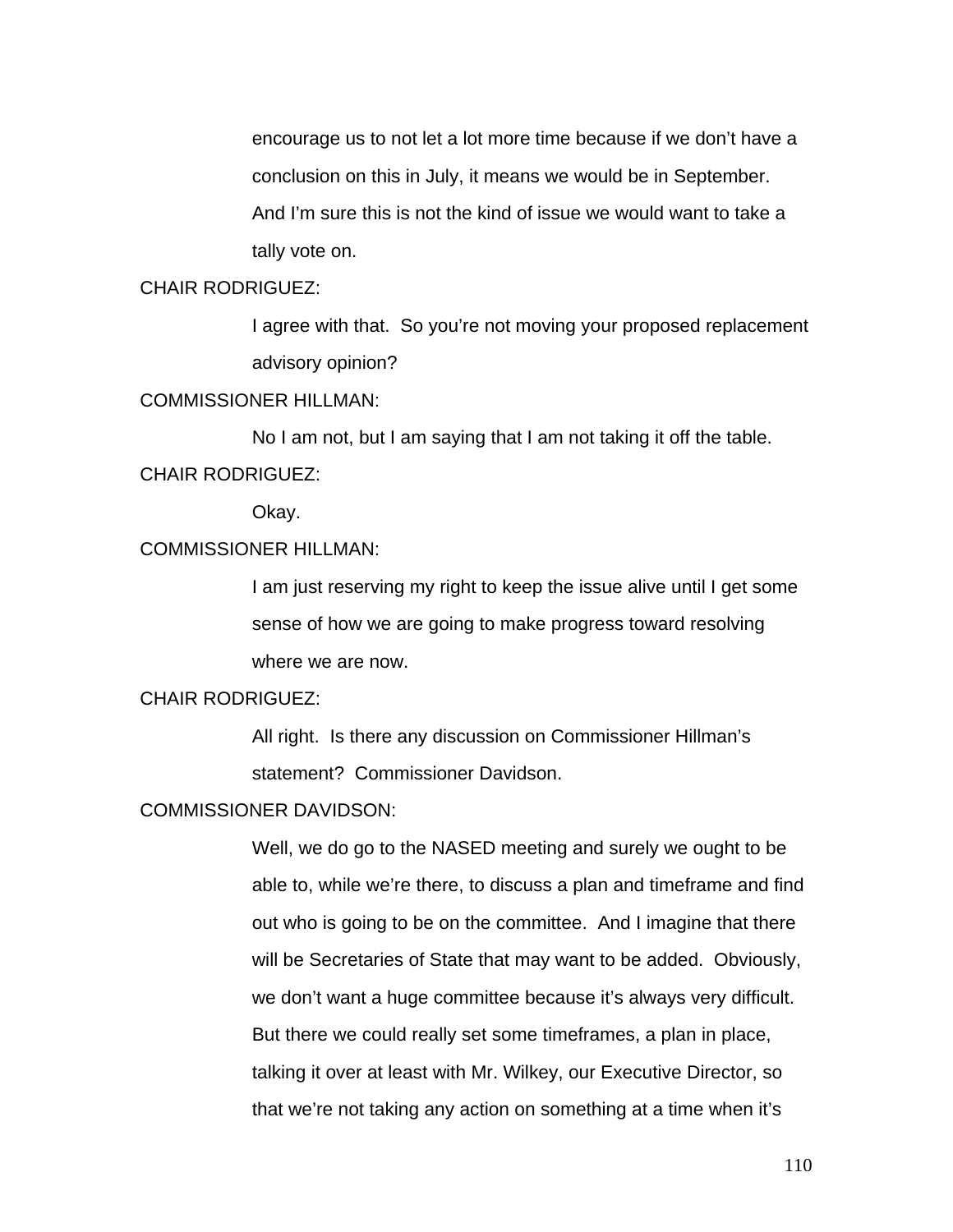encourage us to not let a lot more time because if we don't have a conclusion on this in July, it means we would be in September. And I'm sure this is not the kind of issue we would want to take a tally vote on.

CHAIR RODRIGUEZ:

I agree with that. So you're not moving your proposed replacement advisory opinion?

COMMISSIONER HILLMAN:

No I am not, but I am saying that I am not taking it off the table.

CHAIR RODRIGUEZ:

Okay.

COMMISSIONER HILLMAN:

I am just reserving my right to keep the issue alive until I get some sense of how we are going to make progress toward resolving where we are now.

CHAIR RODRIGUEZ:

All right. Is there any discussion on Commissioner Hillman's statement? Commissioner Davidson.

COMMISSIONER DAVIDSON:

Well, we do go to the NASED meeting and surely we ought to be able to, while we're there, to discuss a plan and timeframe and find out who is going to be on the committee. And I imagine that there will be Secretaries of State that may want to be added. Obviously, we don't want a huge committee because it's always very difficult. But there we could really set some timeframes, a plan in place, talking it over at least with Mr. Wilkey, our Executive Director, so that we're not taking any action on something at a time when it's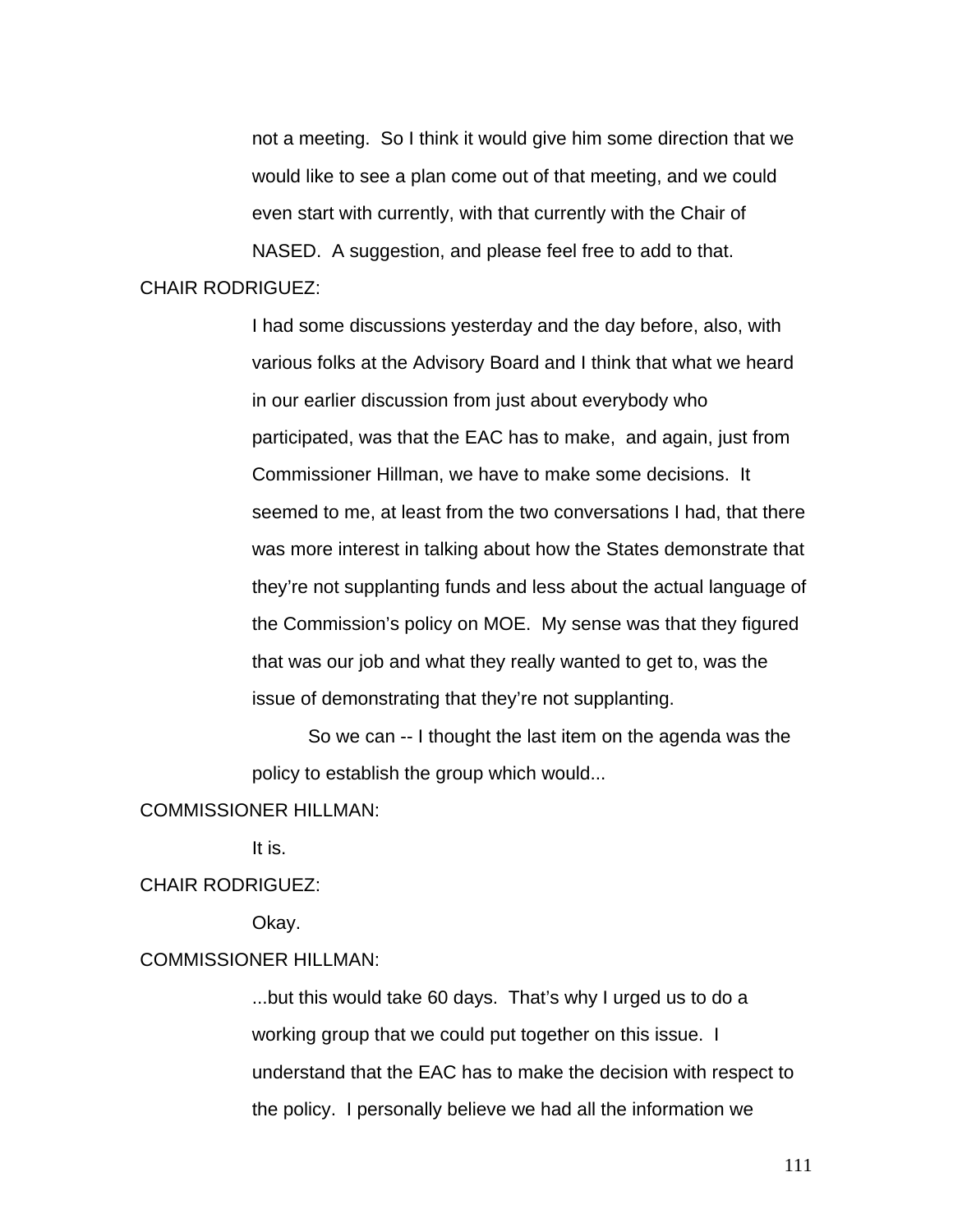not a meeting. So I think it would give him some direction that we would like to see a plan come out of that meeting, and we could even start with currently, with that currently with the Chair of NASED. A suggestion, and please feel free to add to that.

CHAIR RODRIGUEZ:

I had some discussions yesterday and the day before, also, with various folks at the Advisory Board and I think that what we heard in our earlier discussion from just about everybody who participated, was that the EAC has to make, and again, just from Commissioner Hillman, we have to make some decisions. It seemed to me, at least from the two conversations I had, that there was more interest in talking about how the States demonstrate that they're not supplanting funds and less about the actual language of the Commission's policy on MOE. My sense was that they figured that was our job and what they really wanted to get to, was the issue of demonstrating that they're not supplanting.

So we can -- I thought the last item on the agenda was the policy to establish the group which would...

COMMISSIONER HILLMAN:

It is.

CHAIR RODRIGUEZ:

Okay.

COMMISSIONER HILLMAN:

...but this would take 60 days. That's why I urged us to do a working group that we could put together on this issue. I understand that the EAC has to make the decision with respect to the policy. I personally believe we had all the information we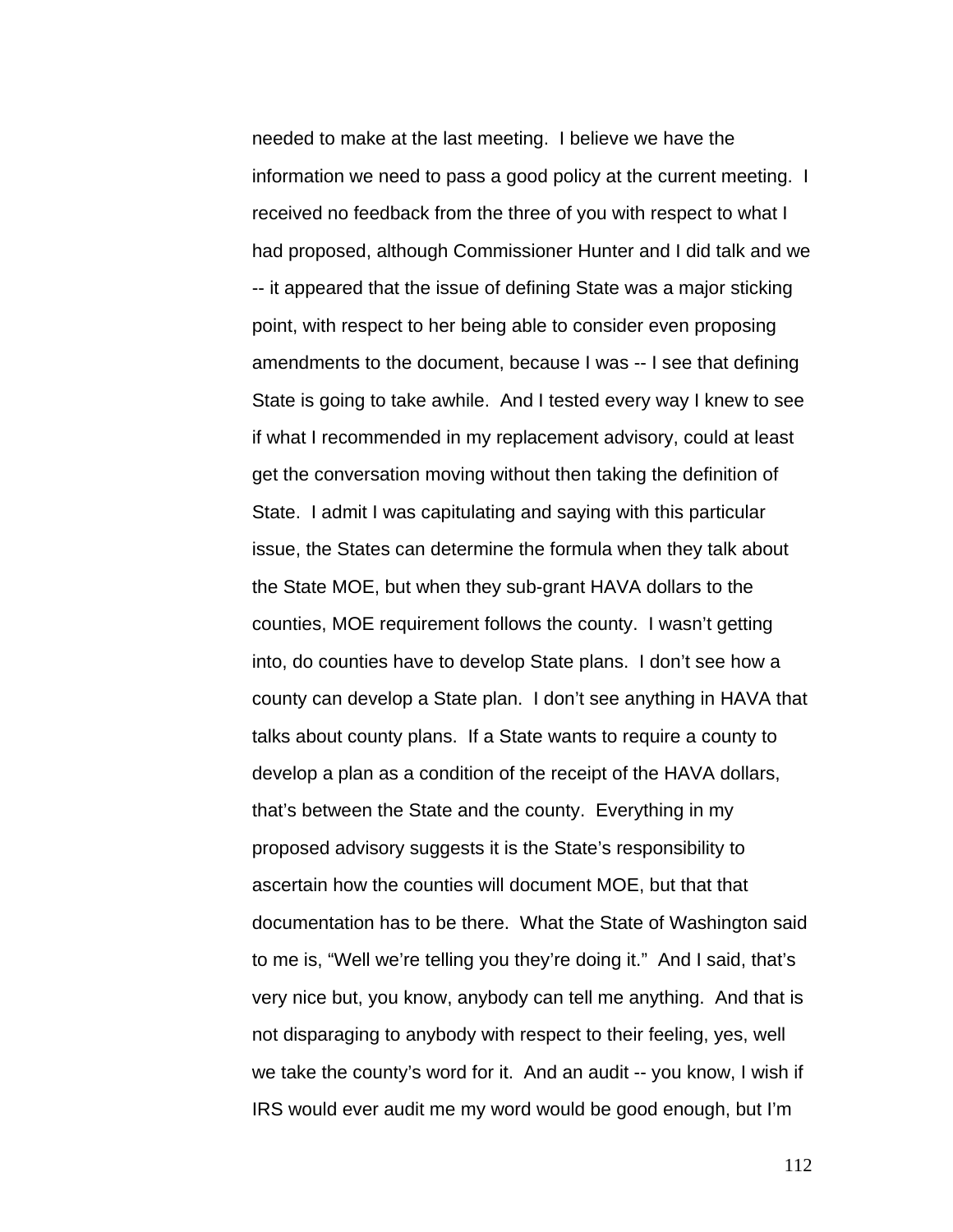needed to make at the last meeting. I believe we have the information we need to pass a good policy at the current meeting. I received no feedback from the three of you with respect to what I had proposed, although Commissioner Hunter and I did talk and we -- it appeared that the issue of defining State was a major sticking point, with respect to her being able to consider even proposing amendments to the document, because I was -- I see that defining State is going to take awhile. And I tested every way I knew to see if what I recommended in my replacement advisory, could at least get the conversation moving without then taking the definition of State. I admit I was capitulating and saying with this particular issue, the States can determine the formula when they talk about the State MOE, but when they sub-grant HAVA dollars to the counties, MOE requirement follows the county. I wasn't getting into, do counties have to develop State plans. I don't see how a county can develop a State plan. I don't see anything in HAVA that talks about county plans. If a State wants to require a county to develop a plan as a condition of the receipt of the HAVA dollars, that's between the State and the county. Everything in my proposed advisory suggests it is the State's responsibility to ascertain how the counties will document MOE, but that that documentation has to be there. What the State of Washington said to me is, "Well we're telling you they're doing it." And I said, that's very nice but, you know, anybody can tell me anything. And that is not disparaging to anybody with respect to their feeling, yes, well we take the county's word for it. And an audit -- you know, I wish if IRS would ever audit me my word would be good enough, but I'm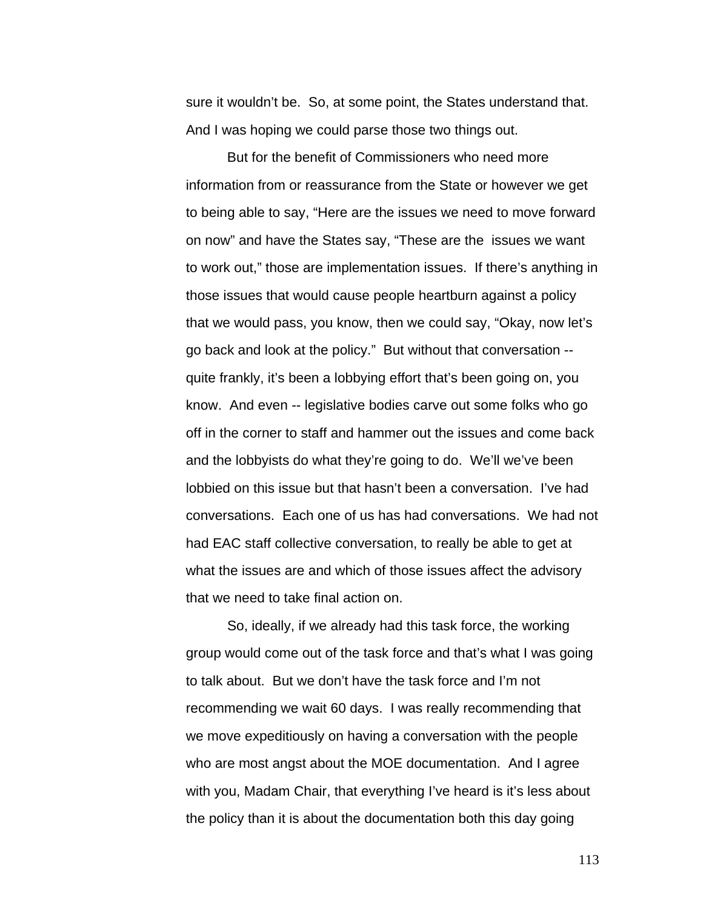sure it wouldn't be. So, at some point, the States understand that. And I was hoping we could parse those two things out.

But for the benefit of Commissioners who need more information from or reassurance from the State or however we get to being able to say, "Here are the issues we need to move forward on now" and have the States say, "These are the issues we want to work out," those are implementation issues. If there's anything in those issues that would cause people heartburn against a policy that we would pass, you know, then we could say, "Okay, now let's go back and look at the policy." But without that conversation -- quite frankly, it's been a lobbying effort that's been going on, you know. And even -- legislative bodies carve out some folks who go off in the corner to staff and hammer out the issues and come back and the lobbyists do what they're going to do. We'll we've been lobbied on this issue but that hasn't been a conversation. I've had conversations. Each one of us has had conversations. We had not had EAC staff collective conversation, to really be able to get at what the issues are and which of those issues affect the advisory that we need to take final action on.

So, ideally, if we already had this task force, the working group would come out of the task force and that's what I was going to talk about. But we don't have the task force and I'm not recommending we wait 60 days. I was really recommending that we move expeditiously on having a conversation with the people who are most angst about the MOE documentation. And I agree with you, Madam Chair, that everything I've heard is it's less about the policy than it is about the documentation both this day going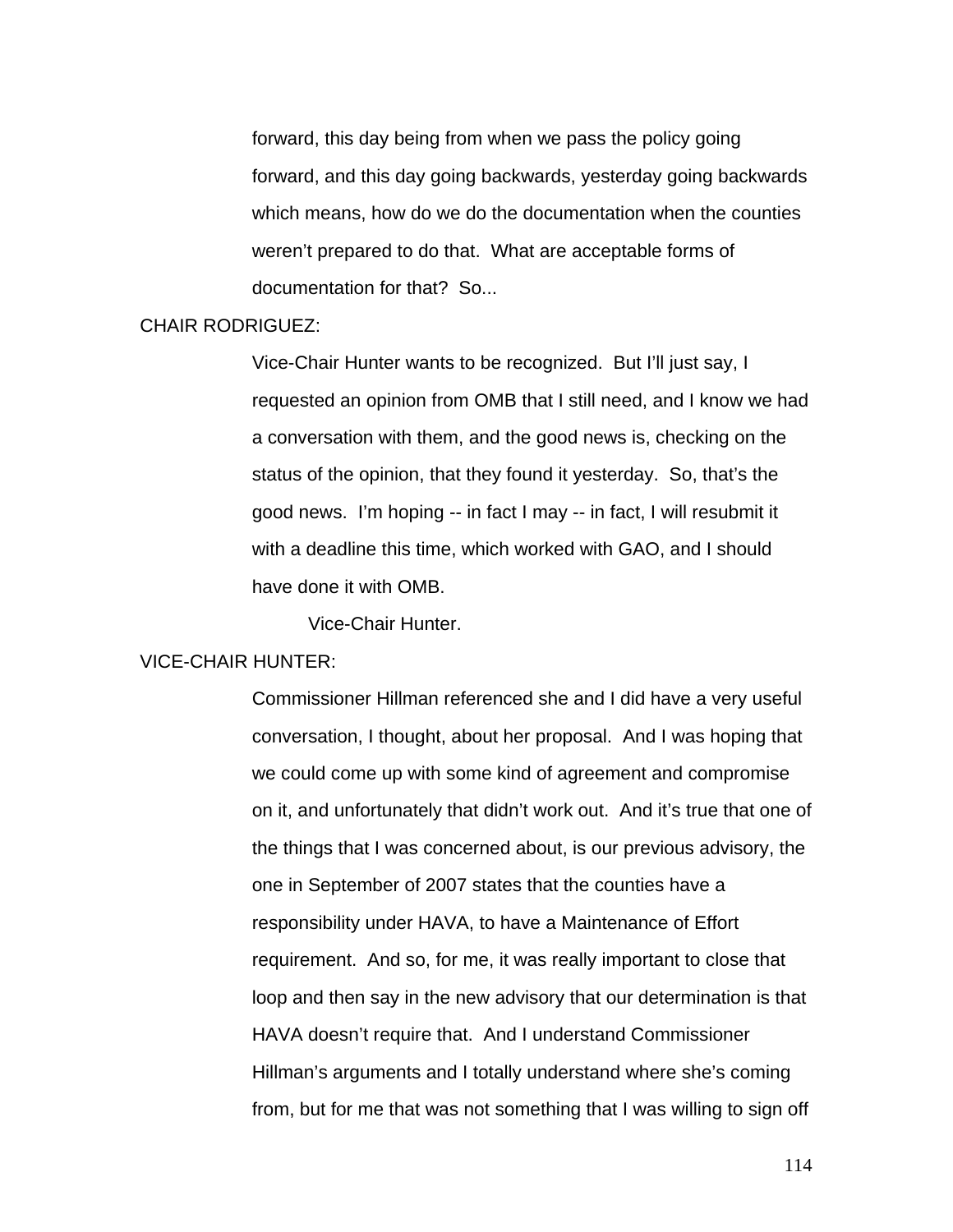forward, this day being from when we pass the policy going forward, and this day going backwards, yesterday going backwards which means, how do we do the documentation when the counties weren't prepared to do that. What are acceptable forms of documentation for that? So...

CHAIR RODRIGUEZ:

Vice-Chair Hunter wants to be recognized. But I'll just say, I requested an opinion from OMB that I still need, and I know we had a conversation with them, and the good news is, checking on the status of the opinion, that they found it yesterday. So, that's the good news. I'm hoping -- in fact I may -- in fact, I will resubmit it with a deadline this time, which worked with GAO, and I should have done it with OMB.

Vice-Chair Hunter.

VICE-CHAIR HUNTER:

Commissioner Hillman referenced she and I did have a very useful conversation, I thought, about her proposal. And I was hoping that we could come up with some kind of agreement and compromise on it, and unfortunately that didn't work out. And it's true that one of the things that I was concerned about, is our previous advisory, the one in September of 2007 states that the counties have a responsibility under HAVA, to have a Maintenance of Effort requirement. And so, for me, it was really important to close that loop and then say in the new advisory that our determination is that HAVA doesn't require that. And I understand Commissioner Hillman's arguments and I totally understand where she's coming from, but for me that was not something that I was willing to sign off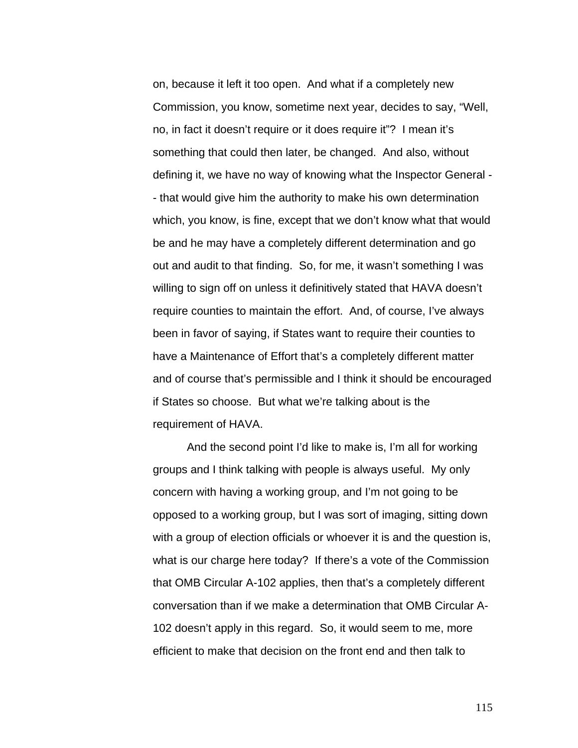on, because it left it too open. And what if a completely new Commission, you know, sometime next year, decides to say, "Well, no, in fact it doesn't require or it does require it"? I mean it's something that could then later, be changed. And also, without defining it, we have no way of knowing what the Inspector General -- that would give him the authority to make his own determination which, you know, is fine, except that we don't know what that would be and he may have a completely different determination and go out and audit to that finding. So, for me, it wasn't something I was willing to sign off on unless it definitively stated that HAVA doesn't require counties to maintain the effort. And, of course, I've always been in favor of saying, if States want to require their counties to have a Maintenance of Effort that's a completely different matter and of course that's permissible and I think it should be encouraged if States so choose. But what we're talking about is the requirement of HAVA.

And the second point I'd like to make is, I'm all for working groups and I think talking with people is always useful. My only concern with having a working group, and I'm not going to be opposed to a working group, but I was sort of imaging, sitting down with a group of election officials or whoever it is and the question is, what is our charge here today? If there's a vote of the Commission that OMB Circular A-102 applies, then that's a completely different conversation than if we make a determination that OMB Circular A-102 doesn't apply in this regard. So, it would seem to me, more efficient to make that decision on the front end and then talk to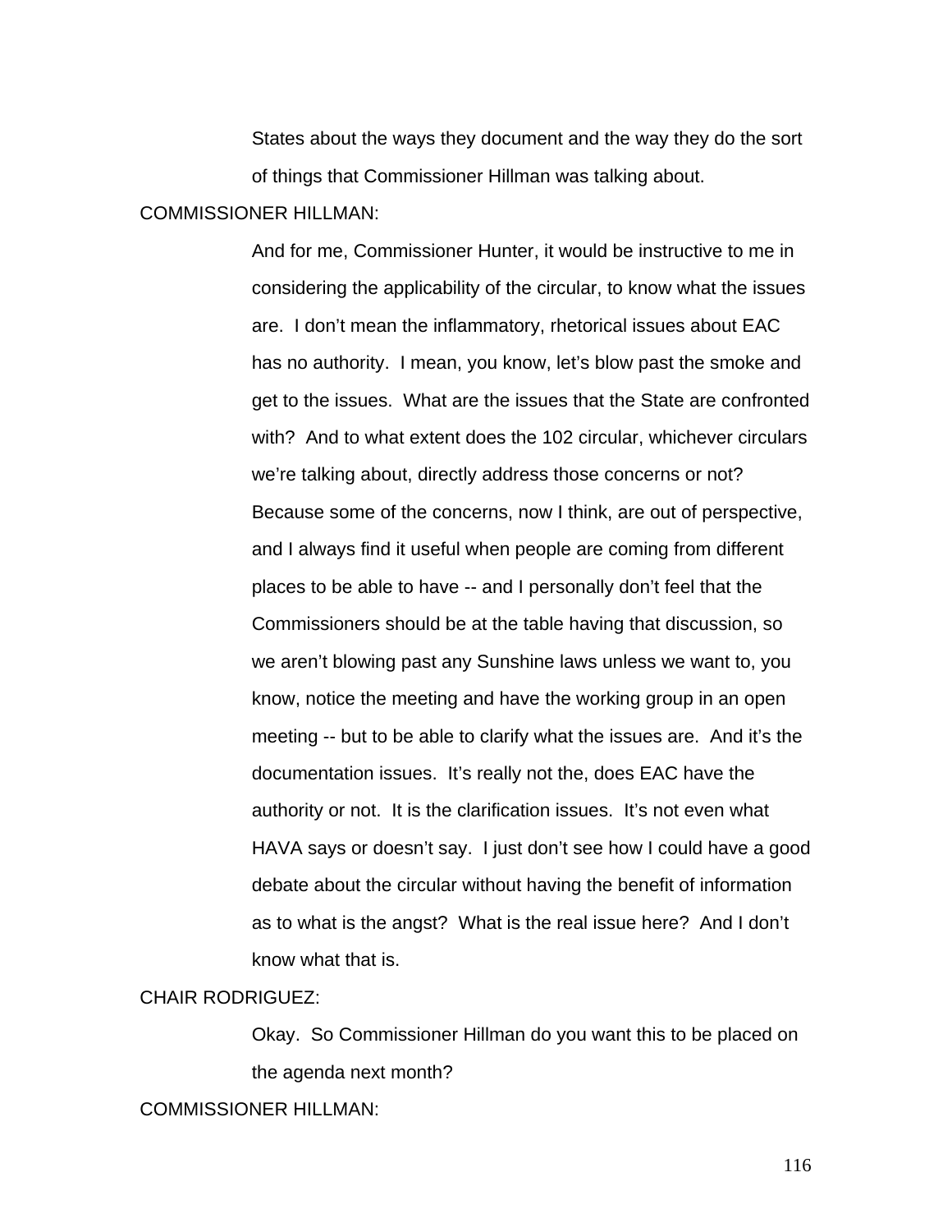States about the ways they document and the way they do the sort of things that Commissioner Hillman was talking about.

COMMISSIONER HILLMAN:

And for me, Commissioner Hunter, it would be instructive to me in considering the applicability of the circular, to know what the issues are. I don't mean the inflammatory, rhetorical issues about EAC has no authority. I mean, you know, let's blow past the smoke and get to the issues. What are the issues that the State are confronted with? And to what extent does the 102 circular, whichever circulars we're talking about, directly address those concerns or not? Because some of the concerns, now I think, are out of perspective, and I always find it useful when people are coming from different places to be able to have -- and I personally don't feel that the Commissioners should be at the table having that discussion, so we aren't blowing past any Sunshine laws unless we want to, you know, notice the meeting and have the working group in an open meeting -- but to be able to clarify what the issues are. And it's the documentation issues. It's really not the, does EAC have the authority or not. It is the clarification issues. It's not even what HAVA says or doesn't say. I just don't see how I could have a good debate about the circular without having the benefit of information as to what is the angst? What is the real issue here? And I don't know what that is.

CHAIR RODRIGUEZ:

Okay. So Commissioner Hillman do you want this to be placed on the agenda next month?

COMMISSIONER HILLMAN: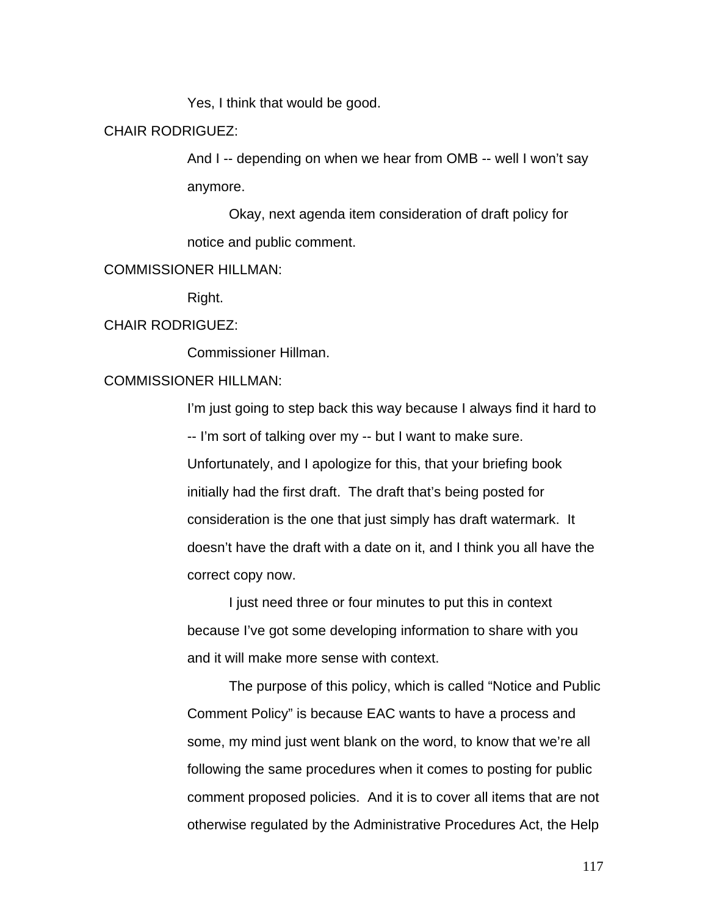Yes, I think that would be good.

CHAIR RODRIGUEZ:

And I -- depending on when we hear from OMB -- well I won't say anymore.

Okay, next agenda item consideration of draft policy for notice and public comment.

COMMISSIONER HILLMAN:

Right.

CHAIR RODRIGUEZ:

Commissioner Hillman.

COMMISSIONER HILLMAN:

I'm just going to step back this way because I always find it hard to -- I'm sort of talking over my -- but I want to make sure. Unfortunately, and I apologize for this, that your briefing book initially had the first draft. The draft that's being posted for consideration is the one that just simply has draft watermark. It doesn't have the draft with a date on it, and I think you all have the correct copy now.

I just need three or four minutes to put this in context because I've got some developing information to share with you and it will make more sense with context.

The purpose of this policy, which is called "Notice and Public Comment Policy" is because EAC wants to have a process and some, my mind just went blank on the word, to know that we're all following the same procedures when it comes to posting for public comment proposed policies. And it is to cover all items that are not otherwise regulated by the Administrative Procedures Act, the Help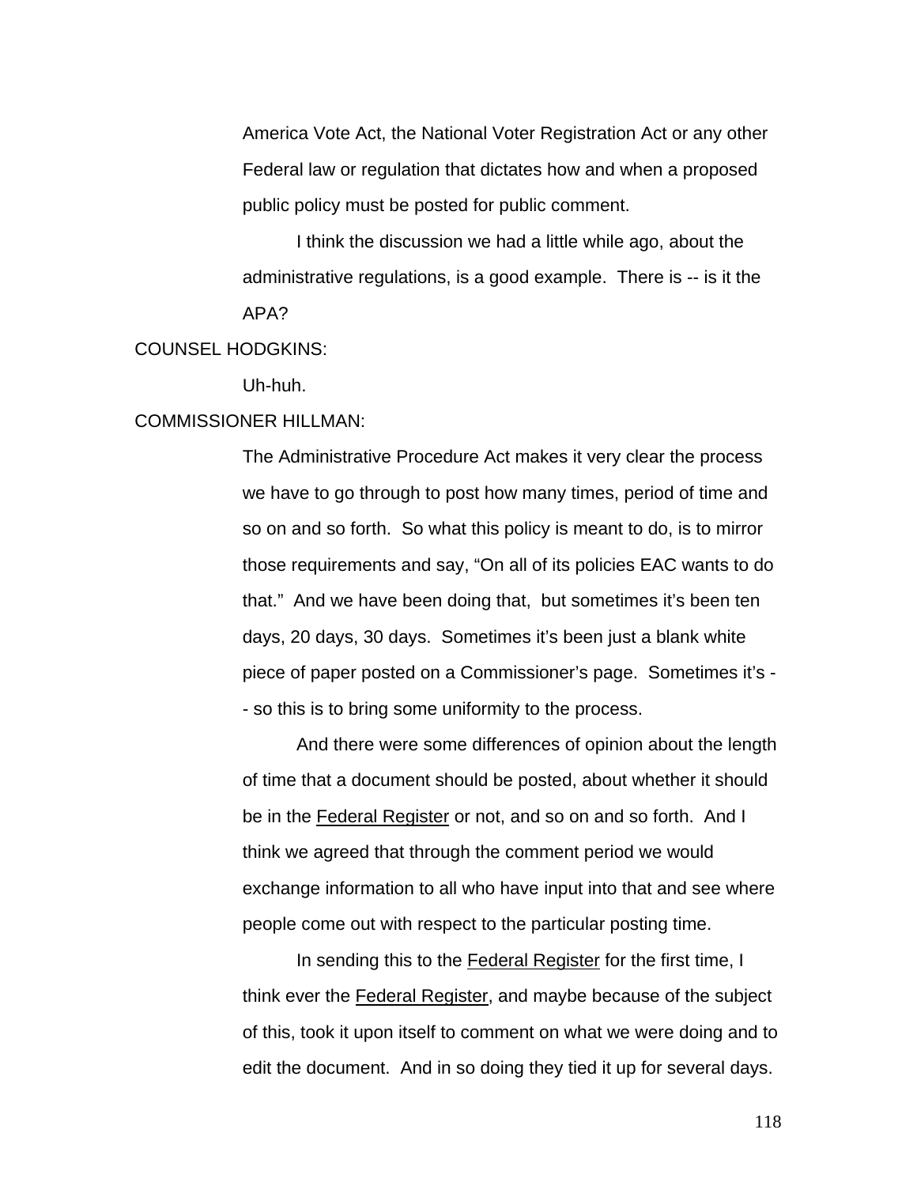America Vote Act, the National Voter Registration Act or any other Federal law or regulation that dictates how and when a proposed public policy must be posted for public comment.

I think the discussion we had a little while ago, about the administrative regulations, is a good example. There is -- is it the APA?

COUNSEL HODGKINS:

Uh-huh.

COMMISSIONER HILLMAN:

The Administrative Procedure Act makes it very clear the process we have to go through to post how many times, period of time and so on and so forth. So what this policy is meant to do, is to mirror those requirements and say, "On all of its policies EAC wants to do that." And we have been doing that, but sometimes it's been ten days, 20 days, 30 days. Sometimes it's been just a blank white piece of paper posted on a Commissioner's page. Sometimes it's -- so this is to bring some uniformity to the process.

And there were some differences of opinion about the length of time that a document should be posted, about whether it should be in the Federal Register or not, and so on and so forth. And I think we agreed that through the comment period we would exchange information to all who have input into that and see where people come out with respect to the particular posting time.

In sending this to the Federal Register for the first time, I think ever the Federal Register, and maybe because of the subject of this, took it upon itself to comment on what we were doing and to edit the document. And in so doing they tied it up for several days.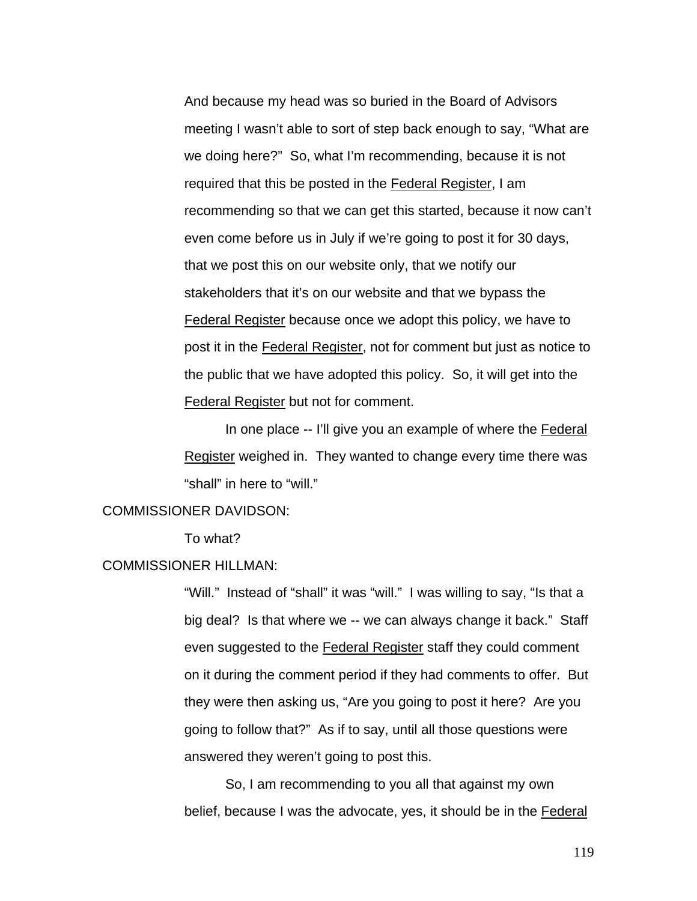And because my head was so buried in the Board of Advisors meeting I wasn't able to sort of step back enough to say, "What are we doing here?" So, what I'm recommending, because it is not required that this be posted in the Federal Register, I am recommending so that we can get this started, because it now can't even come before us in July if we're going to post it for 30 days, that we post this on our website only, that we notify our stakeholders that it's on our website and that we bypass the Federal Register because once we adopt this policy, we have to post it in the Federal Register, not for comment but just as notice to the public that we have adopted this policy. So, it will get into the Federal Register but not for comment.

In one place -- I'll give you an example of where the Federal Register weighed in. They wanted to change every time there was "shall" in here to "will."

COMMISSIONER DAVIDSON:

To what?

COMMISSIONER HILLMAN:

"Will." Instead of "shall" it was "will." I was willing to say, "Is that a big deal? Is that where we -- we can always change it back." Staff even suggested to the Federal Register staff they could comment on it during the comment period if they had comments to offer. But they were then asking us, "Are you going to post it here? Are you going to follow that?" As if to say, until all those questions were answered they weren't going to post this.

So, I am recommending to you all that against my own belief, because I was the advocate, yes, it should be in the Federal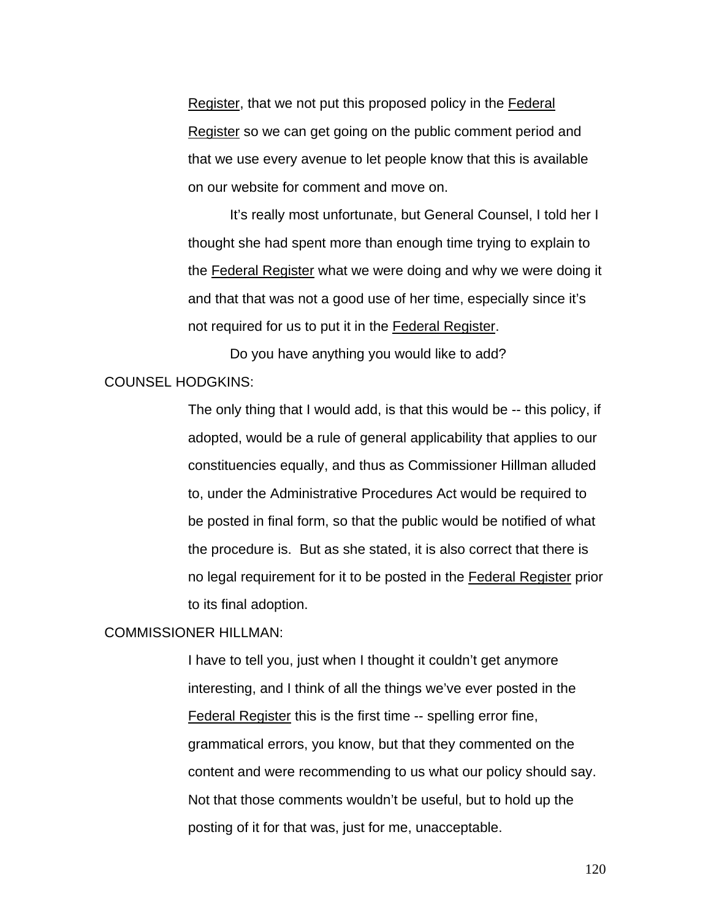Register, that we not put this proposed policy in the Federal Register so we can get going on the public comment period and that we use every avenue to let people know that this is available on our website for comment and move on.

It's really most unfortunate, but General Counsel, I told her I thought she had spent more than enough time trying to explain to the Federal Register what we were doing and why we were doing it and that that was not a good use of her time, especially since it's not required for us to put it in the Federal Register.

Do you have anything you would like to add?

COUNSEL HODGKINS:

The only thing that I would add, is that this would be -- this policy, if adopted, would be a rule of general applicability that applies to our constituencies equally, and thus as Commissioner Hillman alluded to, under the Administrative Procedures Act would be required to be posted in final form, so that the public would be notified of what the procedure is. But as she stated, it is also correct that there is no legal requirement for it to be posted in the Federal Register prior to its final adoption.

COMMISSIONER HILLMAN:

I have to tell you, just when I thought it couldn't get anymore interesting, and I think of all the things we've ever posted in the Federal Register this is the first time -- spelling error fine, grammatical errors, you know, but that they commented on the content and were recommending to us what our policy should say. Not that those comments wouldn't be useful, but to hold up the posting of it for that was, just for me, unacceptable.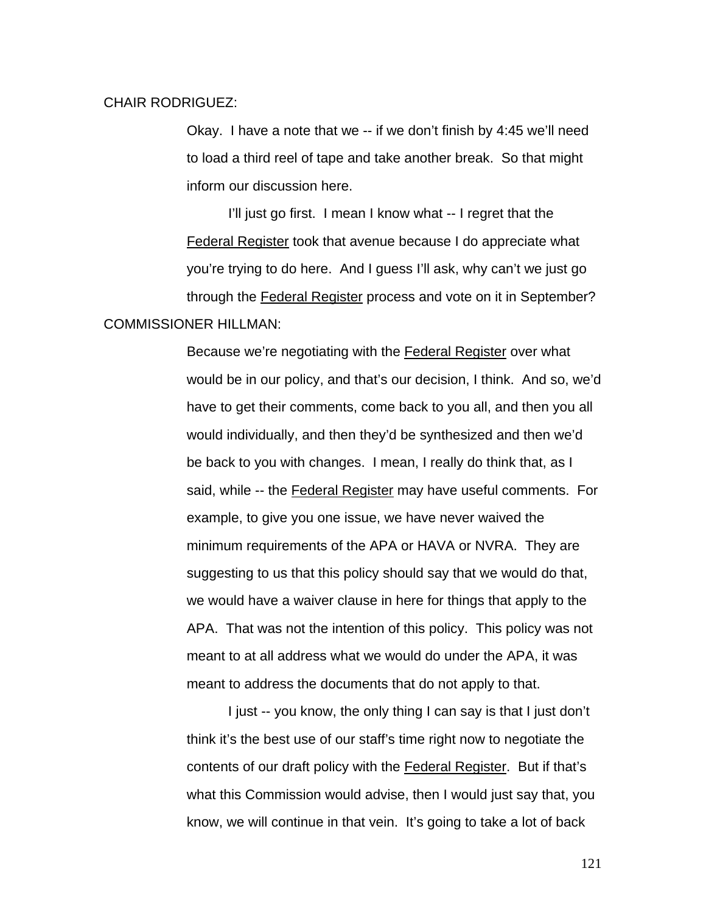CHAIR RODRIGUEZ:

Okay. I have a note that we -- if we don't finish by 4:45 we'll need to load a third reel of tape and take another break. So that might inform our discussion here.

I'll just go first. I mean I know what -- I regret that the Federal Register took that avenue because I do appreciate what you're trying to do here. And I guess I'll ask, why can't we just go through the Federal Register process and vote on it in September?

COMMISSIONER HILLMAN:

Because we're negotiating with the Federal Register over what would be in our policy, and that's our decision, I think. And so, we'd have to get their comments, come back to you all, and then you all would individually, and then they'd be synthesized and then we'd be back to you with changes. I mean, I really do think that, as I said, while -- the Federal Register may have useful comments. For example, to give you one issue, we have never waived the minimum requirements of the APA or HAVA or NVRA. They are suggesting to us that this policy should say that we would do that, we would have a waiver clause in here for things that apply to the APA. That was not the intention of this policy. This policy was not meant to at all address what we would do under the APA, it was meant to address the documents that do not apply to that.

I just -- you know, the only thing I can say is that I just don't think it's the best use of our staff's time right now to negotiate the contents of our draft policy with the Federal Register. But if that's what this Commission would advise, then I would just say that, you know, we will continue in that vein. It's going to take a lot of back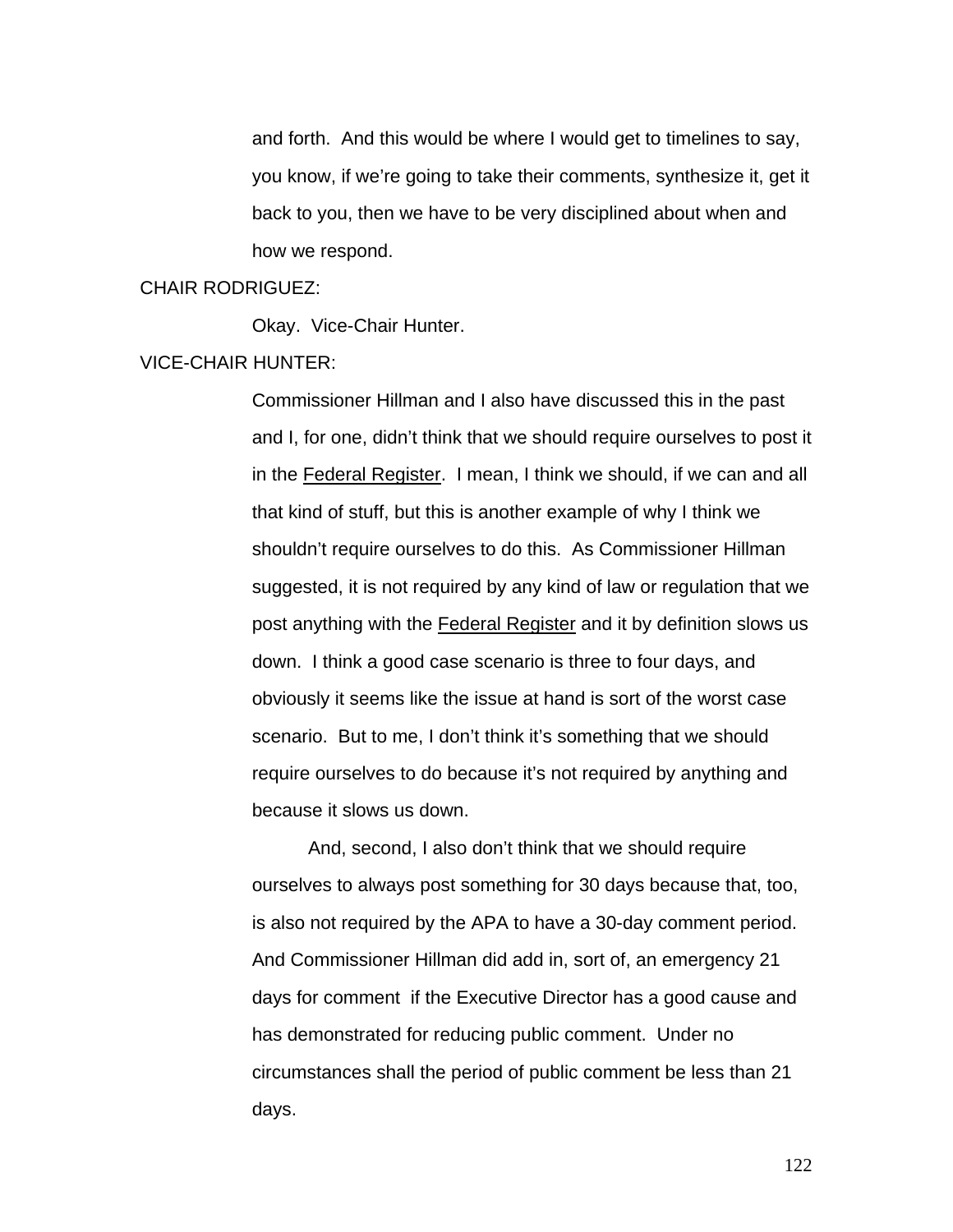and forth.  And this would be where I would get to timelines to say, you know, if we're going to take their comments, synthesize it, get it back to you, then we have to be very disciplined about when and how we respond.

CHAIR RODRIGUEZ:

Okay.  Vice-Chair Hunter.

VICE-CHAIR HUNTER:

Commissioner Hillman and I also have discussed this in the past and I, for one, didn't think that we should require ourselves to post it in the Federal Register.  I mean, I think we should, if we can and all that kind of stuff, but this is another example of why I think we shouldn't require ourselves to do this.  As Commissioner Hillman suggested, it is not required by any kind of law or regulation that we post anything with the Federal Register and it by definition slows us down.  I think a good case scenario is three to four days, and obviously it seems like the issue at hand is sort of the worst case scenario.  But to me, I don't think it's something that we should require ourselves to do because it's not required by anything and because it slows us down.

And, second, I also don't think that we should require ourselves to always post something for 30 days because that, too, is also not required by the APA to have a 30-day comment period. And Commissioner Hillman did add in, sort of, an emergency 21 days for comment  if the Executive Director has a good cause and has demonstrated for reducing public comment.  Under no circumstances shall the period of public comment be less than 21 days.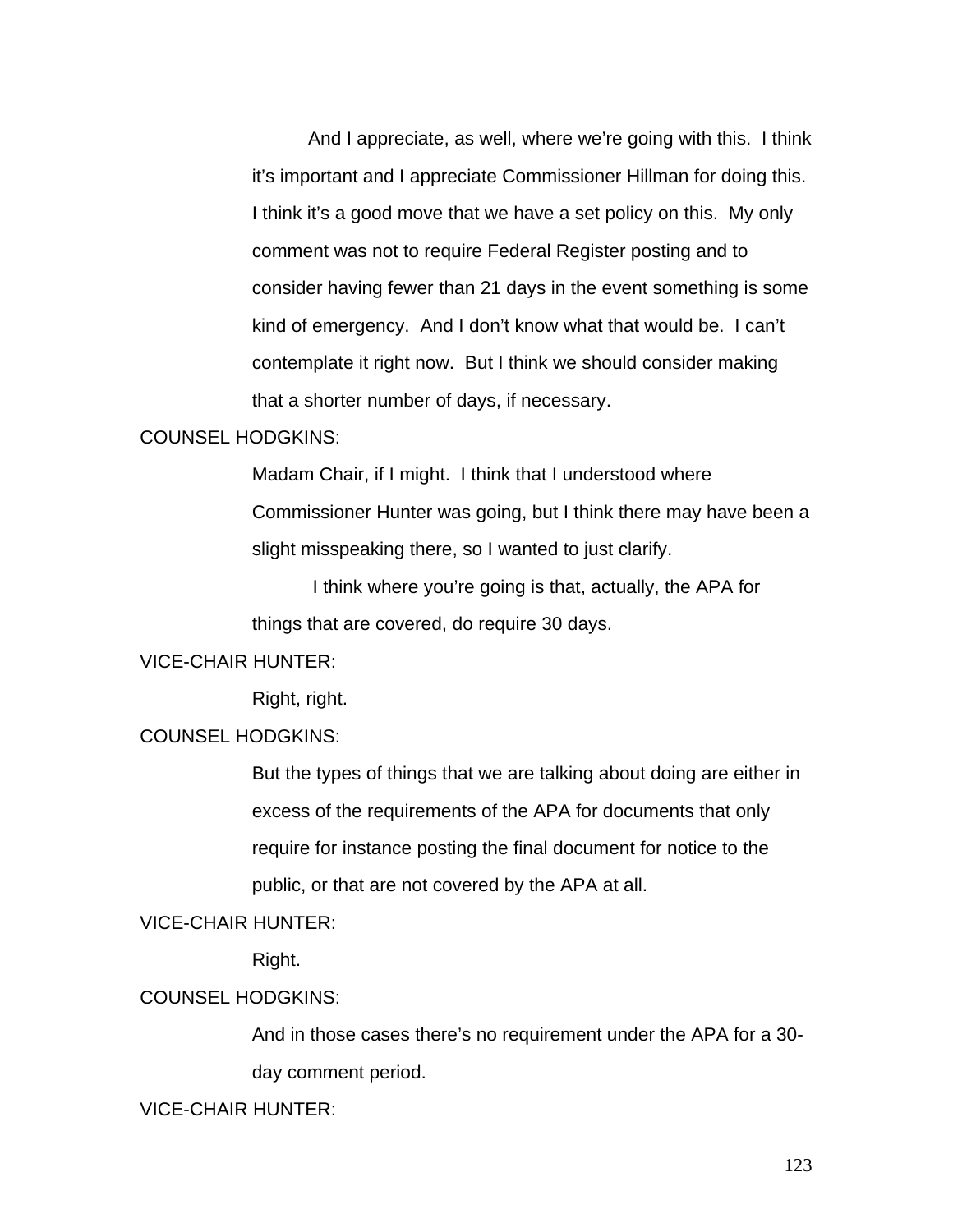And I appreciate, as well, where we're going with this. I think it's important and I appreciate Commissioner Hillman for doing this. I think it's a good move that we have a set policy on this. My only comment was not to require Federal Register posting and to consider having fewer than 21 days in the event something is some kind of emergency. And I don't know what that would be. I can't contemplate it right now. But I think we should consider making that a shorter number of days, if necessary.

COUNSEL HODGKINS:

Madam Chair, if I might. I think that I understood where Commissioner Hunter was going, but I think there may have been a slight misspeaking there, so I wanted to just clarify.

I think where you're going is that, actually, the APA for things that are covered, do require 30 days.

VICE-CHAIR HUNTER:

Right, right.

COUNSEL HODGKINS:

But the types of things that we are talking about doing are either in excess of the requirements of the APA for documents that only require for instance posting the final document for notice to the public, or that are not covered by the APA at all.

VICE-CHAIR HUNTER:

Right.

COUNSEL HODGKINS:

And in those cases there's no requirement under the APA for a 30-day comment period.

VICE-CHAIR HUNTER: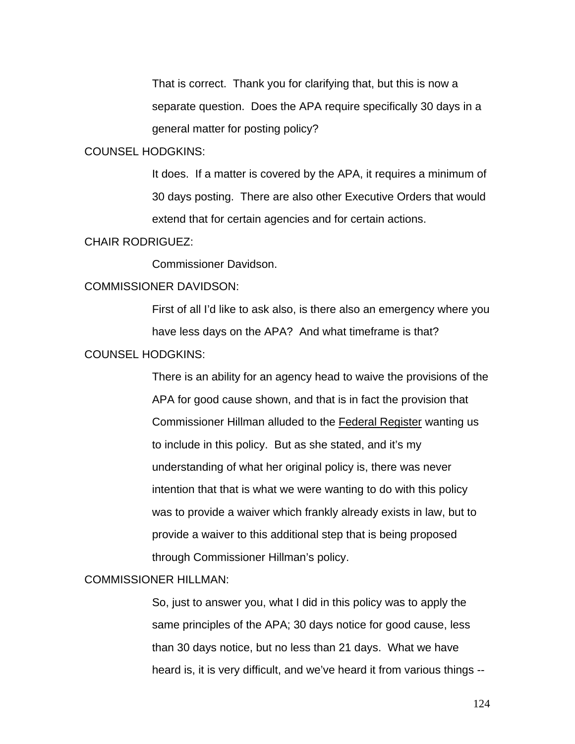That is correct. Thank you for clarifying that, but this is now a separate question. Does the APA require specifically 30 days in a general matter for posting policy?

COUNSEL HODGKINS:

It does. If a matter is covered by the APA, it requires a minimum of 30 days posting. There are also other Executive Orders that would extend that for certain agencies and for certain actions.

CHAIR RODRIGUEZ:

Commissioner Davidson.

COMMISSIONER DAVIDSON:

First of all I'd like to ask also, is there also an emergency where you have less days on the APA? And what timeframe is that?

COUNSEL HODGKINS:

There is an ability for an agency head to waive the provisions of the APA for good cause shown, and that is in fact the provision that Commissioner Hillman alluded to the Federal Register wanting us to include in this policy. But as she stated, and it's my understanding of what her original policy is, there was never intention that that is what we were wanting to do with this policy was to provide a waiver which frankly already exists in law, but to provide a waiver to this additional step that is being proposed through Commissioner Hillman's policy.

COMMISSIONER HILLMAN:

So, just to answer you, what I did in this policy was to apply the same principles of the APA; 30 days notice for good cause, less than 30 days notice, but no less than 21 days. What we have heard is, it is very difficult, and we've heard it from various things --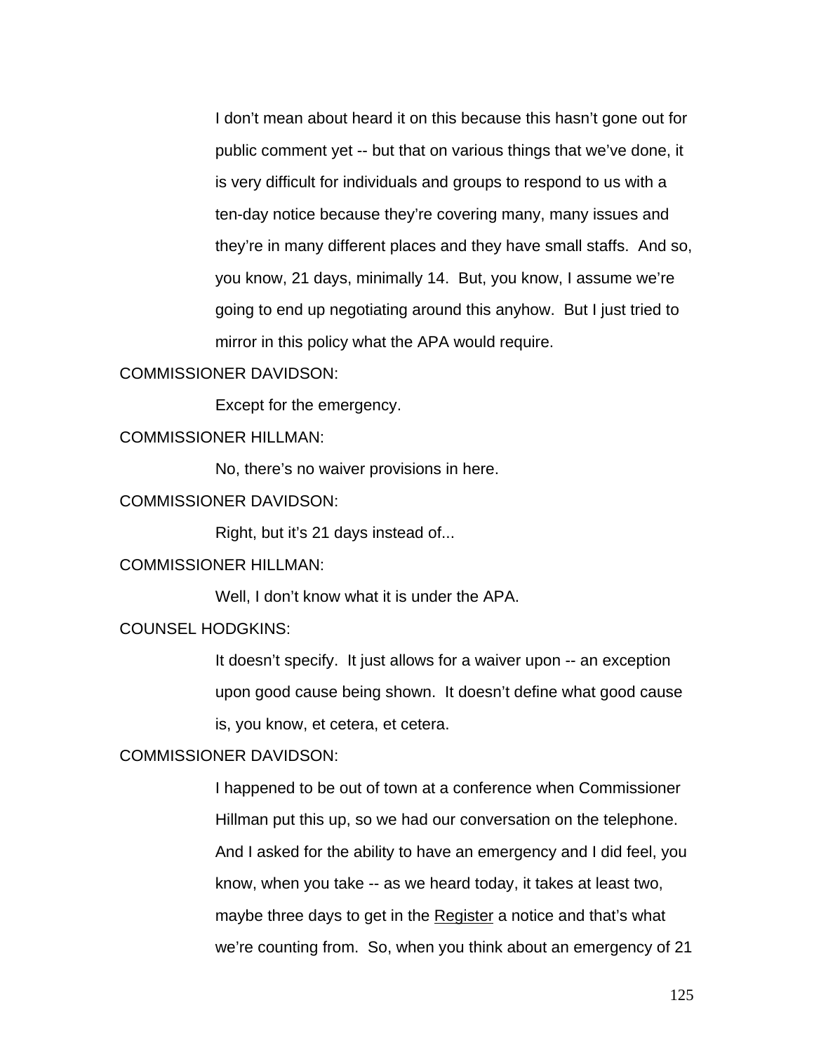I don't mean about heard it on this because this hasn't gone out for public comment yet -- but that on various things that we've done, it is very difficult for individuals and groups to respond to us with a ten-day notice because they're covering many, many issues and they're in many different places and they have small staffs. And so, you know, 21 days, minimally 14. But, you know, I assume we're going to end up negotiating around this anyhow. But I just tried to mirror in this policy what the APA would require.

COMMISSIONER DAVIDSON:

Except for the emergency.

COMMISSIONER HILLMAN:

No, there's no waiver provisions in here.

COMMISSIONER DAVIDSON:

Right, but it's 21 days instead of...

COMMISSIONER HILLMAN:

Well, I don't know what it is under the APA.

COUNSEL HODGKINS:

It doesn't specify. It just allows for a waiver upon -- an exception upon good cause being shown. It doesn't define what good cause is, you know, et cetera, et cetera.

COMMISSIONER DAVIDSON:

I happened to be out of town at a conference when Commissioner Hillman put this up, so we had our conversation on the telephone. And I asked for the ability to have an emergency and I did feel, you know, when you take -- as we heard today, it takes at least two, maybe three days to get in the <u>Register</u> a notice and that's what we're counting from. So, when you think about an emergency of 21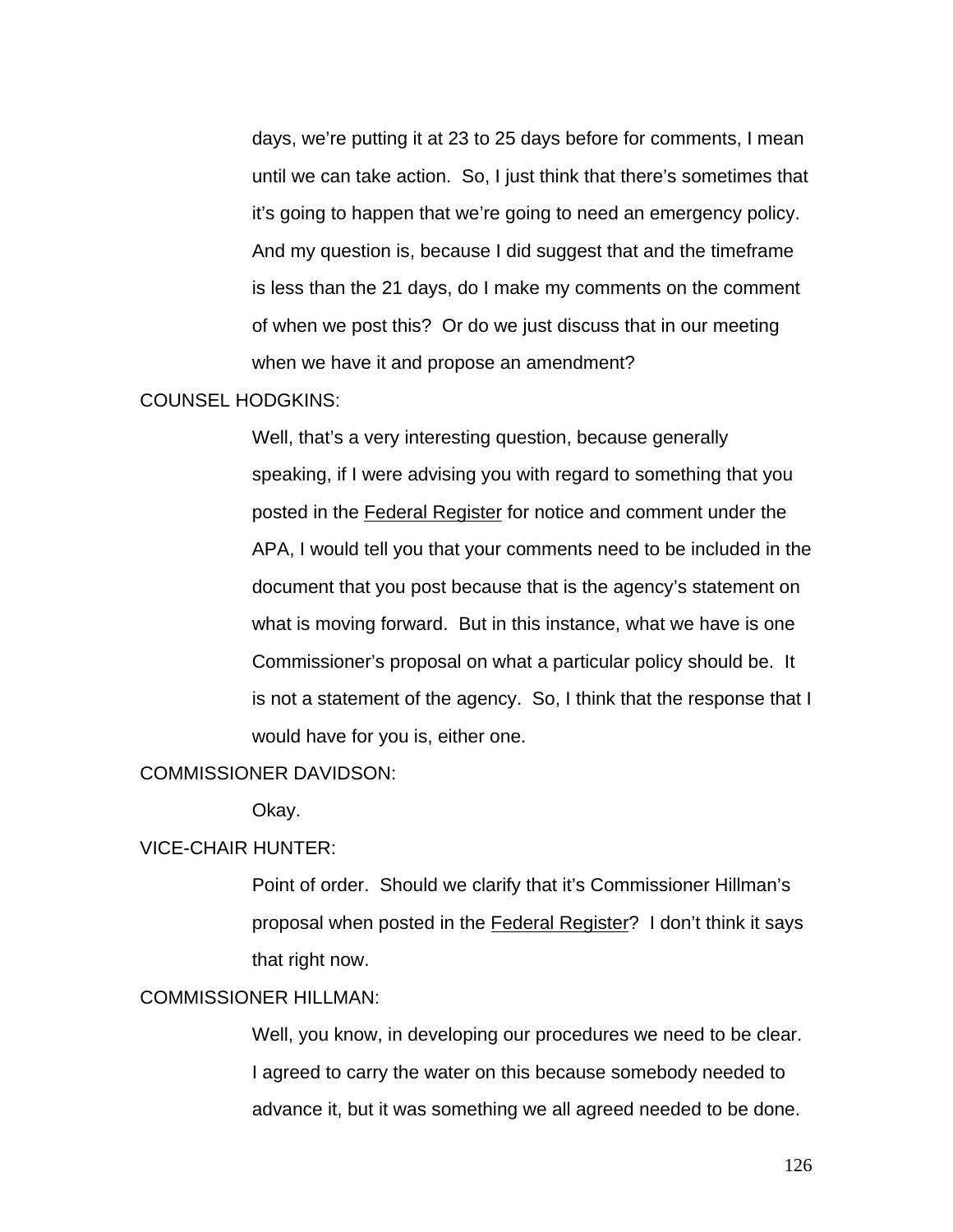days, we're putting it at 23 to 25 days before for comments, I mean until we can take action. So, I just think that there's sometimes that it's going to happen that we're going to need an emergency policy. And my question is, because I did suggest that and the timeframe is less than the 21 days, do I make my comments on the comment of when we post this? Or do we just discuss that in our meeting when we have it and propose an amendment?

COUNSEL HODGKINS:

Well, that's a very interesting question, because generally speaking, if I were advising you with regard to something that you posted in the Federal Register for notice and comment under the APA, I would tell you that your comments need to be included in the document that you post because that is the agency's statement on what is moving forward. But in this instance, what we have is one Commissioner's proposal on what a particular policy should be. It is not a statement of the agency. So, I think that the response that I would have for you is, either one.

COMMISSIONER DAVIDSON:

Okay.

VICE-CHAIR HUNTER:

Point of order. Should we clarify that it's Commissioner Hillman's proposal when posted in the Federal Register? I don't think it says that right now.

COMMISSIONER HILLMAN:

Well, you know, in developing our procedures we need to be clear. I agreed to carry the water on this because somebody needed to advance it, but it was something we all agreed needed to be done.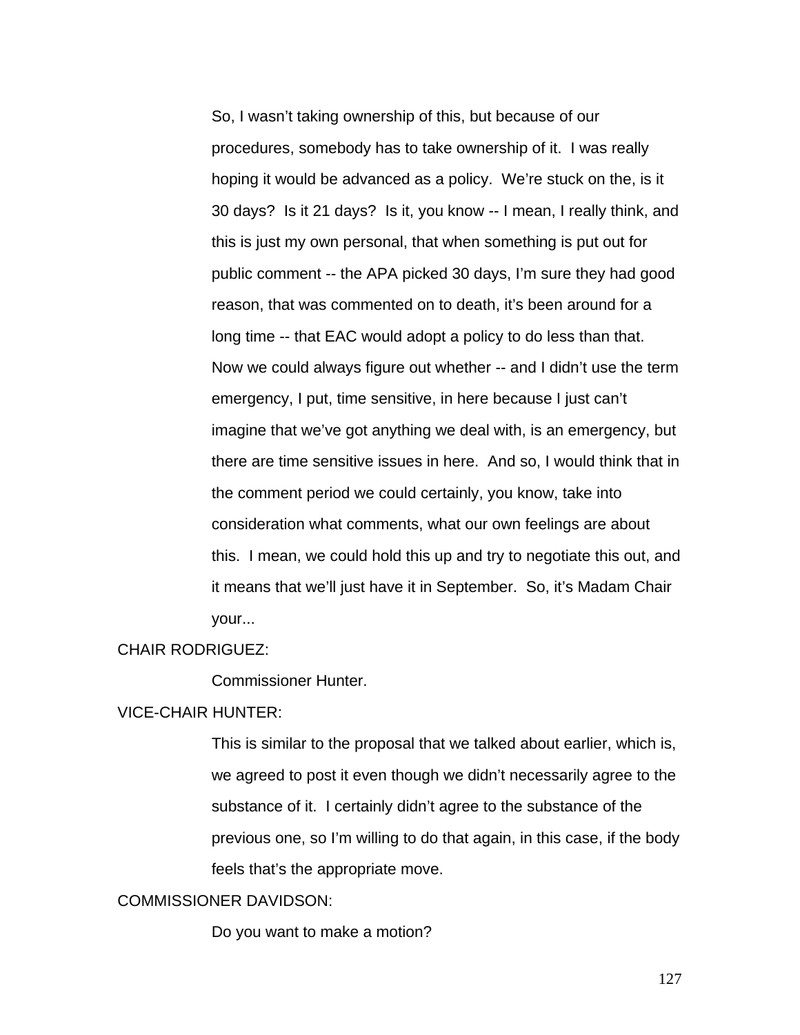So, I wasn't taking ownership of this, but because of our procedures, somebody has to take ownership of it. I was really hoping it would be advanced as a policy. We're stuck on the, is it 30 days? Is it 21 days? Is it, you know -- I mean, I really think, and this is just my own personal, that when something is put out for public comment -- the APA picked 30 days, I'm sure they had good reason, that was commented on to death, it's been around for a long time -- that EAC would adopt a policy to do less than that. Now we could always figure out whether -- and I didn't use the term emergency, I put, time sensitive, in here because I just can't imagine that we've got anything we deal with, is an emergency, but there are time sensitive issues in here. And so, I would think that in the comment period we could certainly, you know, take into consideration what comments, what our own feelings are about this. I mean, we could hold this up and try to negotiate this out, and it means that we'll just have it in September. So, it's Madam Chair your...

CHAIR RODRIGUEZ:

Commissioner Hunter.

VICE-CHAIR HUNTER:

This is similar to the proposal that we talked about earlier, which is, we agreed to post it even though we didn't necessarily agree to the substance of it. I certainly didn't agree to the substance of the previous one, so I'm willing to do that again, in this case, if the body feels that's the appropriate move.

COMMISSIONER DAVIDSON:

Do you want to make a motion?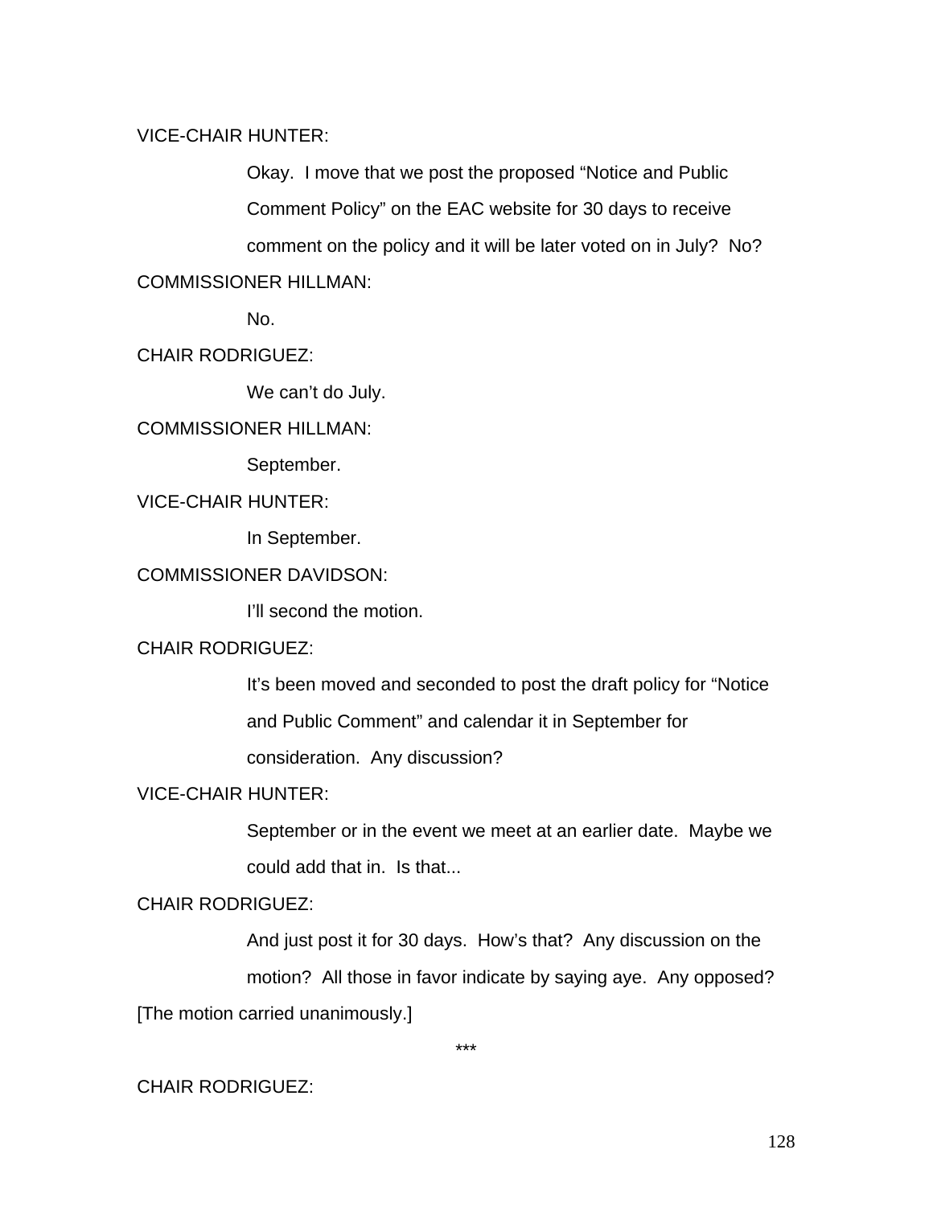VICE-CHAIR HUNTER:

Okay. I move that we post the proposed “Notice and Public Comment Policy” on the EAC website for 30 days to receive comment on the policy and it will be later voted on in July? No?

COMMISSIONER HILLMAN:

No.

CHAIR RODRIGUEZ:

We can’t do July.

COMMISSIONER HILLMAN:

September.

VICE-CHAIR HUNTER:

In September.

COMMISSIONER DAVIDSON:

I’ll second the motion.

CHAIR RODRIGUEZ:

It’s been moved and seconded to post the draft policy for “Notice and Public Comment” and calendar it in September for consideration. Any discussion?

VICE-CHAIR HUNTER:

September or in the event we meet at an earlier date. Maybe we could add that in. Is that...

CHAIR RODRIGUEZ:

And just post it for 30 days. How’s that? Any discussion on the motion? All those in favor indicate by saying aye. Any opposed?

[The motion carried unanimously.]

***

CHAIR RODRIGUEZ: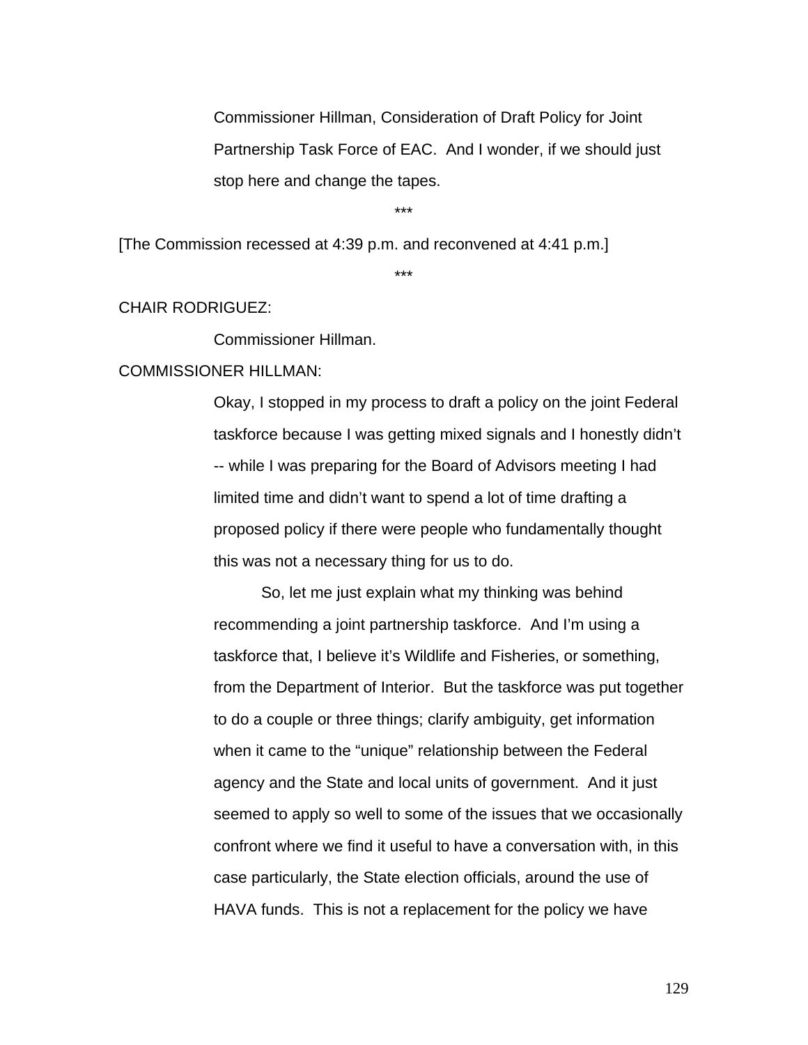Commissioner Hillman, Consideration of Draft Policy for Joint Partnership Task Force of EAC. And I wonder, if we should just stop here and change the tapes.

***

[The Commission recessed at 4:39 p.m. and reconvened at 4:41 p.m.]

***

CHAIR RODRIGUEZ:

Commissioner Hillman.

COMMISSIONER HILLMAN:

Okay, I stopped in my process to draft a policy on the joint Federal taskforce because I was getting mixed signals and I honestly didn't -- while I was preparing for the Board of Advisors meeting I had limited time and didn't want to spend a lot of time drafting a proposed policy if there were people who fundamentally thought this was not a necessary thing for us to do.

So, let me just explain what my thinking was behind recommending a joint partnership taskforce. And I'm using a taskforce that, I believe it's Wildlife and Fisheries, or something, from the Department of Interior. But the taskforce was put together to do a couple or three things; clarify ambiguity, get information when it came to the "unique" relationship between the Federal agency and the State and local units of government. And it just seemed to apply so well to some of the issues that we occasionally confront where we find it useful to have a conversation with, in this case particularly, the State election officials, around the use of HAVA funds. This is not a replacement for the policy we have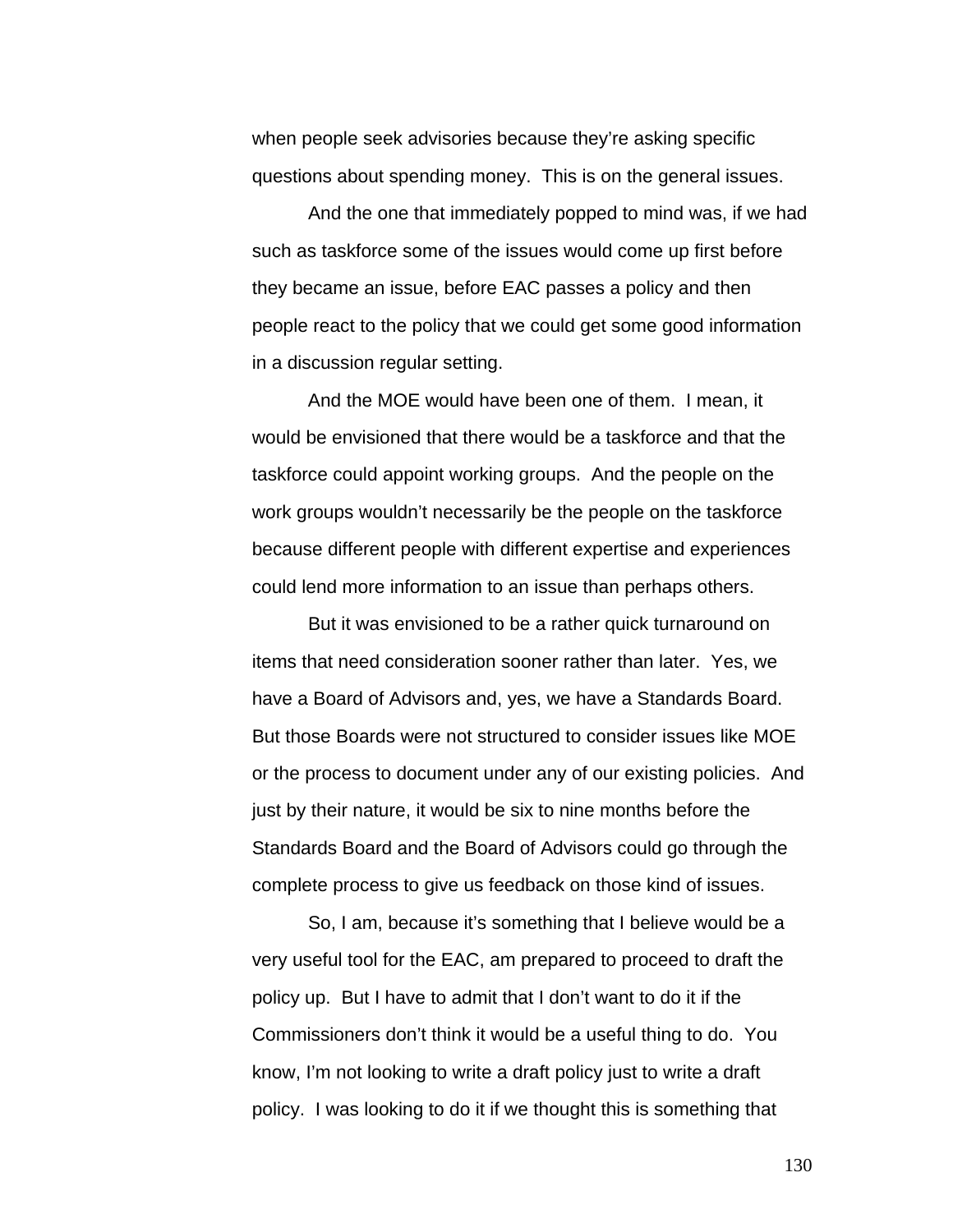when people seek advisories because they're asking specific questions about spending money. This is on the general issues.

And the one that immediately popped to mind was, if we had such as taskforce some of the issues would come up first before they became an issue, before EAC passes a policy and then people react to the policy that we could get some good information in a discussion regular setting.

And the MOE would have been one of them. I mean, it would be envisioned that there would be a taskforce and that the taskforce could appoint working groups. And the people on the work groups wouldn't necessarily be the people on the taskforce because different people with different expertise and experiences could lend more information to an issue than perhaps others.

But it was envisioned to be a rather quick turnaround on items that need consideration sooner rather than later. Yes, we have a Board of Advisors and, yes, we have a Standards Board. But those Boards were not structured to consider issues like MOE or the process to document under any of our existing policies. And just by their nature, it would be six to nine months before the Standards Board and the Board of Advisors could go through the complete process to give us feedback on those kind of issues.

So, I am, because it's something that I believe would be a very useful tool for the EAC, am prepared to proceed to draft the policy up. But I have to admit that I don't want to do it if the Commissioners don't think it would be a useful thing to do. You know, I'm not looking to write a draft policy just to write a draft policy. I was looking to do it if we thought this is something that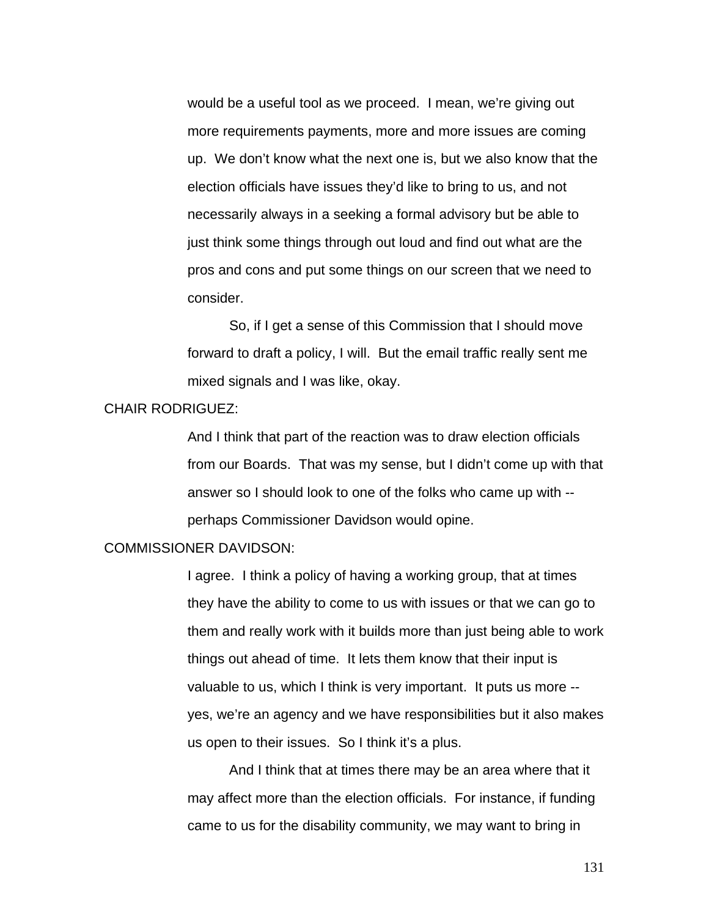would be a useful tool as we proceed. I mean, we're giving out more requirements payments, more and more issues are coming up. We don't know what the next one is, but we also know that the election officials have issues they'd like to bring to us, and not necessarily always in a seeking a formal advisory but be able to just think some things through out loud and find out what are the pros and cons and put some things on our screen that we need to consider.

So, if I get a sense of this Commission that I should move forward to draft a policy, I will. But the email traffic really sent me mixed signals and I was like, okay.

CHAIR RODRIGUEZ:

And I think that part of the reaction was to draw election officials from our Boards. That was my sense, but I didn't come up with that answer so I should look to one of the folks who came up with -- perhaps Commissioner Davidson would opine.

COMMISSIONER DAVIDSON:

I agree. I think a policy of having a working group, that at times they have the ability to come to us with issues or that we can go to them and really work with it builds more than just being able to work things out ahead of time. It lets them know that their input is valuable to us, which I think is very important. It puts us more -- yes, we're an agency and we have responsibilities but it also makes us open to their issues. So I think it's a plus.

And I think that at times there may be an area where that it may affect more than the election officials. For instance, if funding came to us for the disability community, we may want to bring in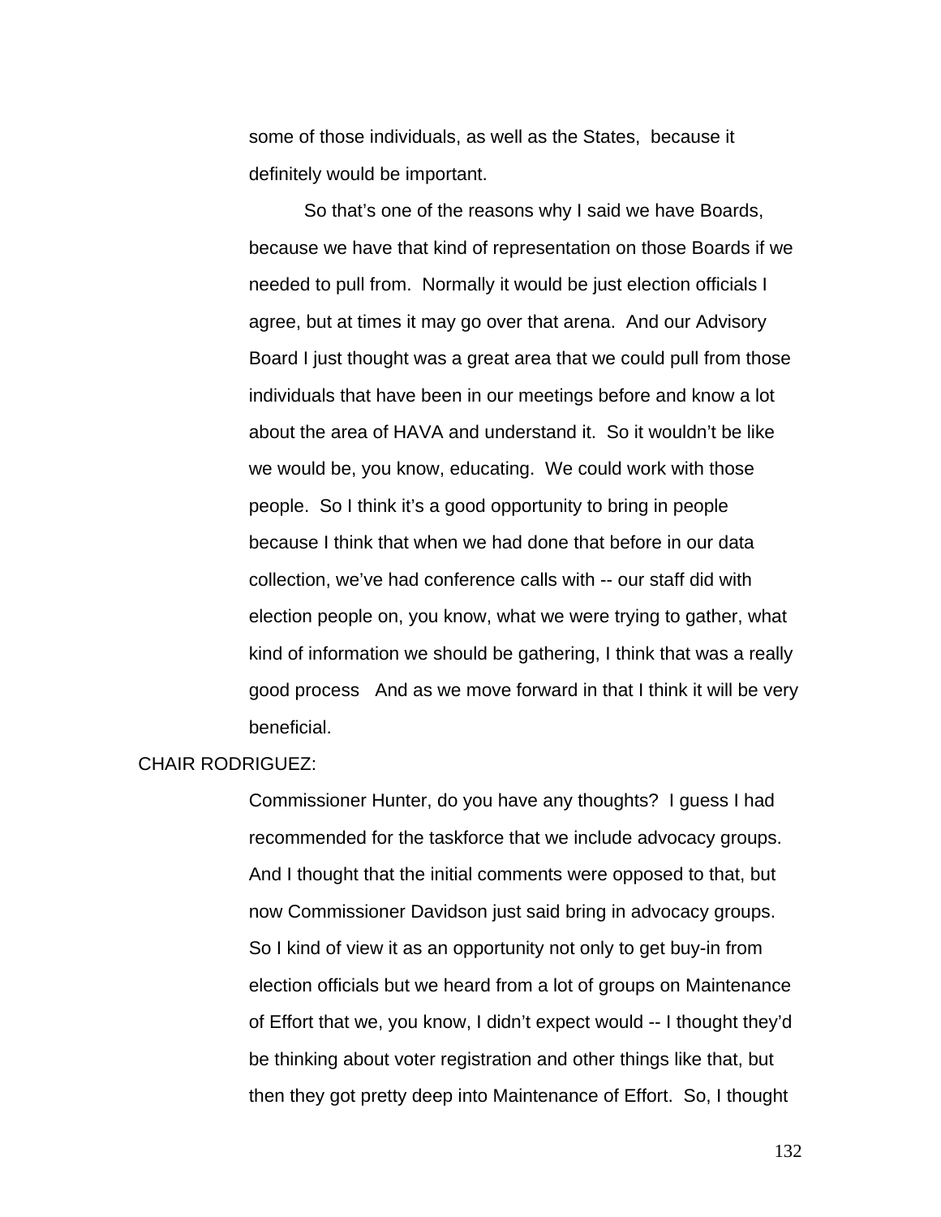some of those individuals, as well as the States, because it definitely would be important.

So that's one of the reasons why I said we have Boards, because we have that kind of representation on those Boards if we needed to pull from. Normally it would be just election officials I agree, but at times it may go over that arena. And our Advisory Board I just thought was a great area that we could pull from those individuals that have been in our meetings before and know a lot about the area of HAVA and understand it. So it wouldn't be like we would be, you know, educating. We could work with those people. So I think it's a good opportunity to bring in people because I think that when we had done that before in our data collection, we've had conference calls with -- our staff did with election people on, you know, what we were trying to gather, what kind of information we should be gathering, I think that was a really good process And as we move forward in that I think it will be very beneficial.

CHAIR RODRIGUEZ:

Commissioner Hunter, do you have any thoughts? I guess I had recommended for the taskforce that we include advocacy groups. And I thought that the initial comments were opposed to that, but now Commissioner Davidson just said bring in advocacy groups. So I kind of view it as an opportunity not only to get buy-in from election officials but we heard from a lot of groups on Maintenance of Effort that we, you know, I didn't expect would -- I thought they'd be thinking about voter registration and other things like that, but then they got pretty deep into Maintenance of Effort. So, I thought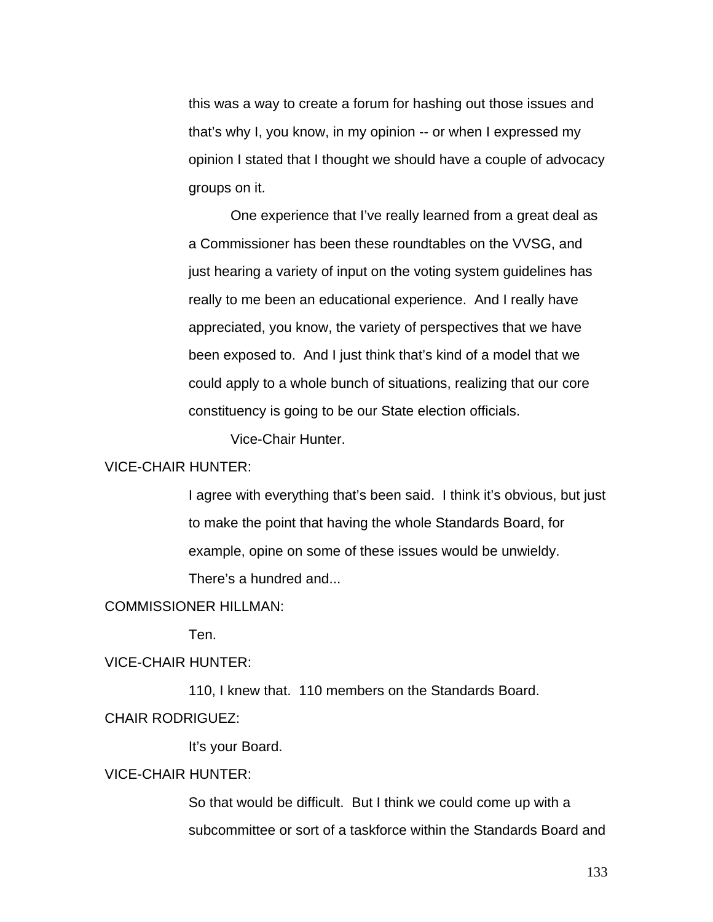this was a way to create a forum for hashing out those issues and that's why I, you know, in my opinion -- or when I expressed my opinion I stated that I thought we should have a couple of advocacy groups on it.

One experience that I've really learned from a great deal as a Commissioner has been these roundtables on the VVSG, and just hearing a variety of input on the voting system guidelines has really to me been an educational experience. And I really have appreciated, you know, the variety of perspectives that we have been exposed to. And I just think that's kind of a model that we could apply to a whole bunch of situations, realizing that our core constituency is going to be our State election officials.

Vice-Chair Hunter.

VICE-CHAIR HUNTER:

I agree with everything that's been said. I think it's obvious, but just to make the point that having the whole Standards Board, for example, opine on some of these issues would be unwieldy. There's a hundred and...

COMMISSIONER HILLMAN:

Ten.

VICE-CHAIR HUNTER:

110, I knew that. 110 members on the Standards Board.

CHAIR RODRIGUEZ:

It's your Board.

VICE-CHAIR HUNTER:

So that would be difficult. But I think we could come up with a subcommittee or sort of a taskforce within the Standards Board and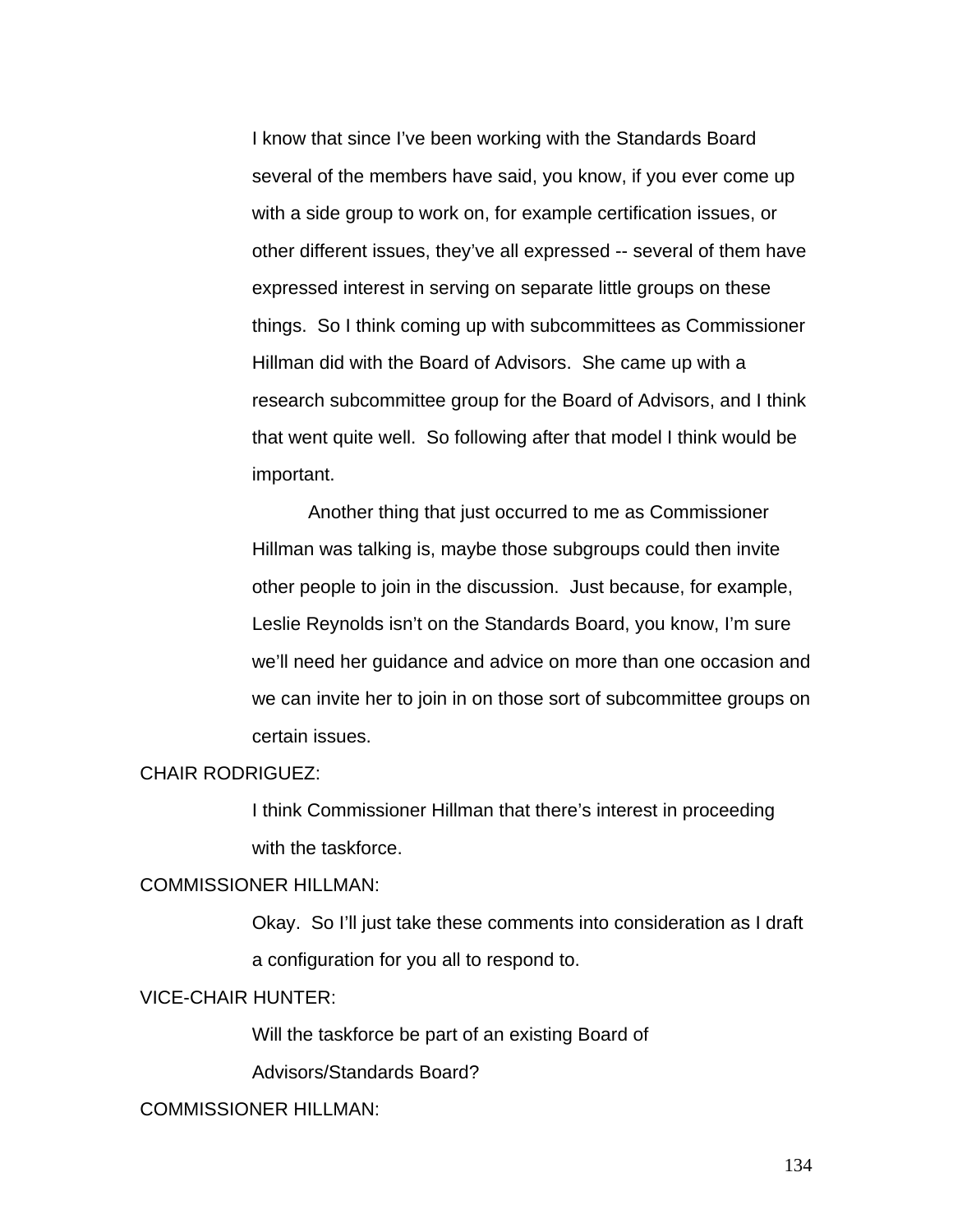I know that since I've been working with the Standards Board several of the members have said, you know, if you ever come up with a side group to work on, for example certification issues, or other different issues, they've all expressed -- several of them have expressed interest in serving on separate little groups on these things. So I think coming up with subcommittees as Commissioner Hillman did with the Board of Advisors. She came up with a research subcommittee group for the Board of Advisors, and I think that went quite well. So following after that model I think would be important.

Another thing that just occurred to me as Commissioner Hillman was talking is, maybe those subgroups could then invite other people to join in the discussion. Just because, for example, Leslie Reynolds isn't on the Standards Board, you know, I'm sure we'll need her guidance and advice on more than one occasion and we can invite her to join in on those sort of subcommittee groups on certain issues.

CHAIR RODRIGUEZ:

I think Commissioner Hillman that there's interest in proceeding with the taskforce.

COMMISSIONER HILLMAN:

Okay. So I'll just take these comments into consideration as I draft a configuration for you all to respond to.

VICE-CHAIR HUNTER:

Will the taskforce be part of an existing Board of Advisors/Standards Board?

COMMISSIONER HILLMAN: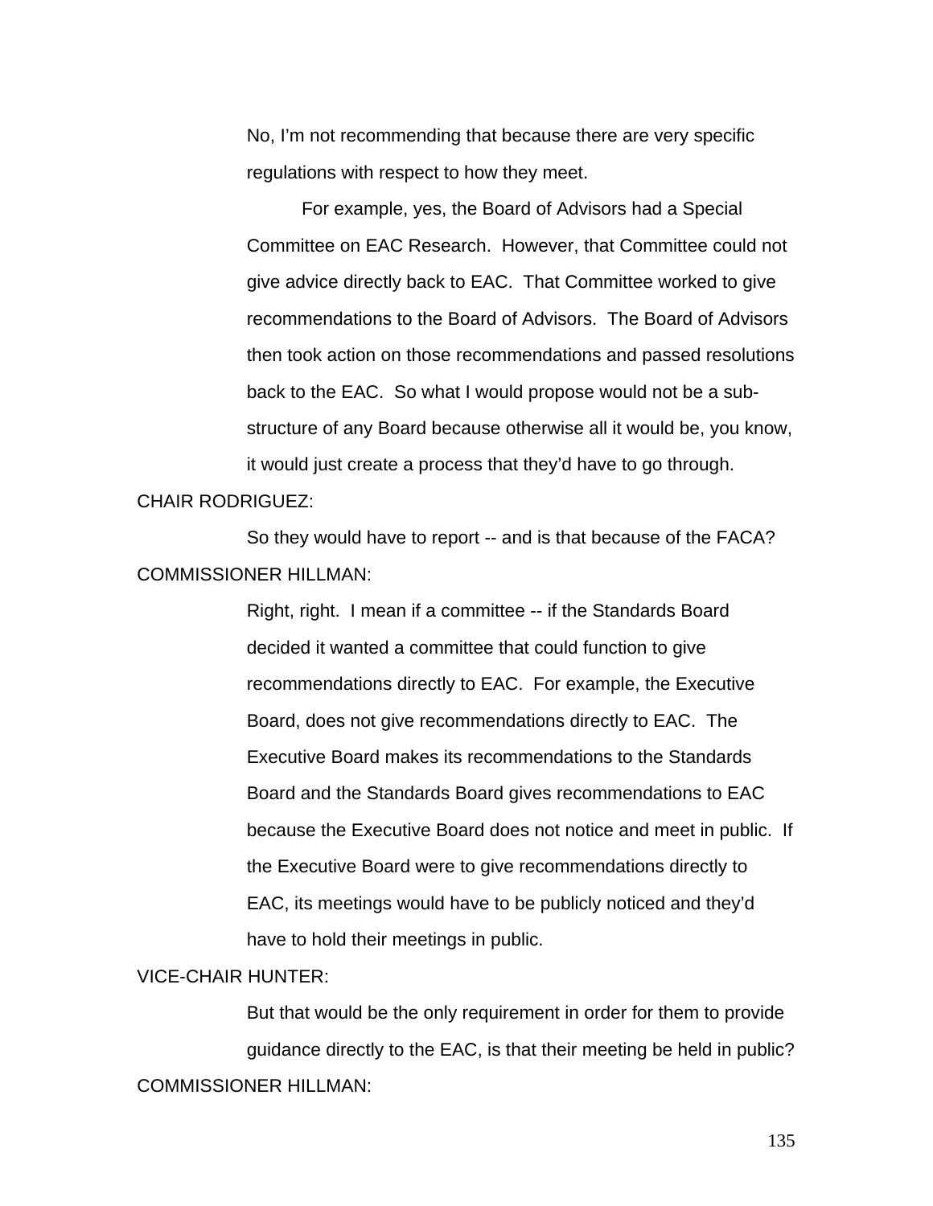No, I'm not recommending that because there are very specific regulations with respect to how they meet.

For example, yes, the Board of Advisors had a Special Committee on EAC Research. However, that Committee could not give advice directly back to EAC. That Committee worked to give recommendations to the Board of Advisors. The Board of Advisors then took action on those recommendations and passed resolutions back to the EAC. So what I would propose would not be a sub-structure of any Board because otherwise all it would be, you know, it would just create a process that they'd have to go through.

CHAIR RODRIGUEZ:

So they would have to report -- and is that because of the FACA?

COMMISSIONER HILLMAN:

Right, right. I mean if a committee -- if the Standards Board decided it wanted a committee that could function to give recommendations directly to EAC. For example, the Executive Board, does not give recommendations directly to EAC. The Executive Board makes its recommendations to the Standards Board and the Standards Board gives recommendations to EAC because the Executive Board does not notice and meet in public. If the Executive Board were to give recommendations directly to EAC, its meetings would have to be publicly noticed and they'd have to hold their meetings in public.

VICE-CHAIR HUNTER:

But that would be the only requirement in order for them to provide guidance directly to the EAC, is that their meeting be held in public?

COMMISSIONER HILLMAN: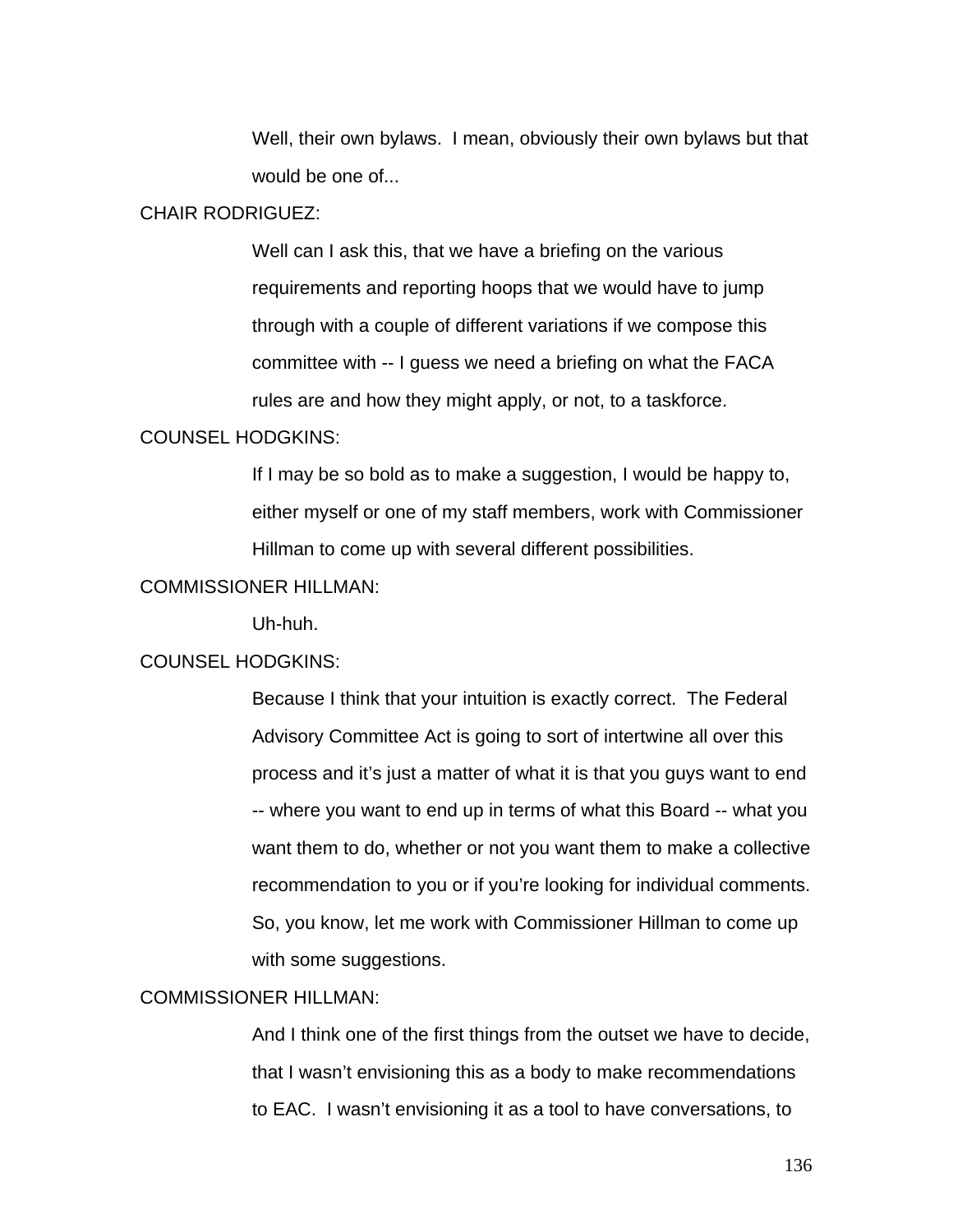Well, their own bylaws. I mean, obviously their own bylaws but that would be one of...

CHAIR RODRIGUEZ:

Well can I ask this, that we have a briefing on the various requirements and reporting hoops that we would have to jump through with a couple of different variations if we compose this committee with -- I guess we need a briefing on what the FACA rules are and how they might apply, or not, to a taskforce.

COUNSEL HODGKINS:

If I may be so bold as to make a suggestion, I would be happy to, either myself or one of my staff members, work with Commissioner Hillman to come up with several different possibilities.

COMMISSIONER HILLMAN:

Uh-huh.

COUNSEL HODGKINS:

Because I think that your intuition is exactly correct. The Federal Advisory Committee Act is going to sort of intertwine all over this process and it's just a matter of what it is that you guys want to end -- where you want to end up in terms of what this Board -- what you want them to do, whether or not you want them to make a collective recommendation to you or if you're looking for individual comments. So, you know, let me work with Commissioner Hillman to come up with some suggestions.

COMMISSIONER HILLMAN:

And I think one of the first things from the outset we have to decide, that I wasn't envisioning this as a body to make recommendations to EAC. I wasn't envisioning it as a tool to have conversations, to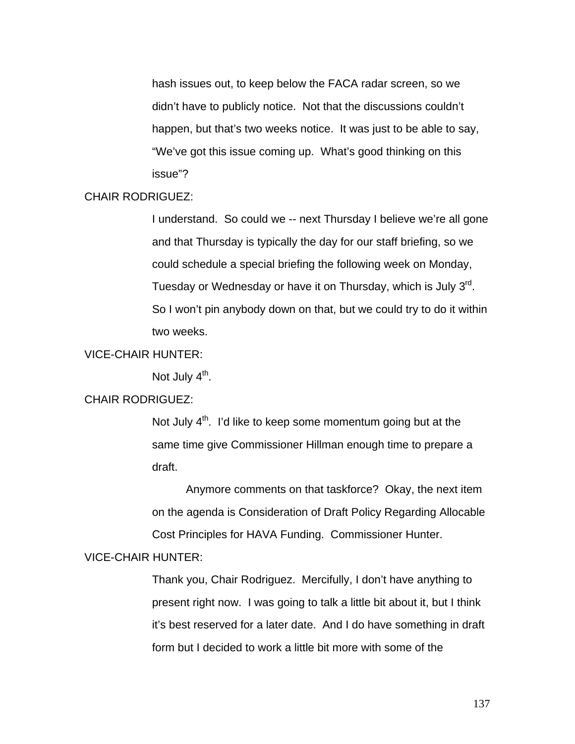hash issues out, to keep below the FACA radar screen, so we didn't have to publicly notice. Not that the discussions couldn't happen, but that's two weeks notice. It was just to be able to say, "We've got this issue coming up. What's good thinking on this issue"?

CHAIR RODRIGUEZ:

I understand. So could we -- next Thursday I believe we're all gone and that Thursday is typically the day for our staff briefing, so we could schedule a special briefing the following week on Monday, Tuesday or Wednesday or have it on Thursday, which is July 3rd. So I won't pin anybody down on that, but we could try to do it within two weeks.

VICE-CHAIR HUNTER:

Not July 4th.

CHAIR RODRIGUEZ:

Not July 4th. I'd like to keep some momentum going but at the same time give Commissioner Hillman enough time to prepare a draft.

Anymore comments on that taskforce? Okay, the next item on the agenda is Consideration of Draft Policy Regarding Allocable Cost Principles for HAVA Funding. Commissioner Hunter.

VICE-CHAIR HUNTER:

Thank you, Chair Rodriguez. Mercifully, I don't have anything to present right now. I was going to talk a little bit about it, but I think it's best reserved for a later date. And I do have something in draft form but I decided to work a little bit more with some of the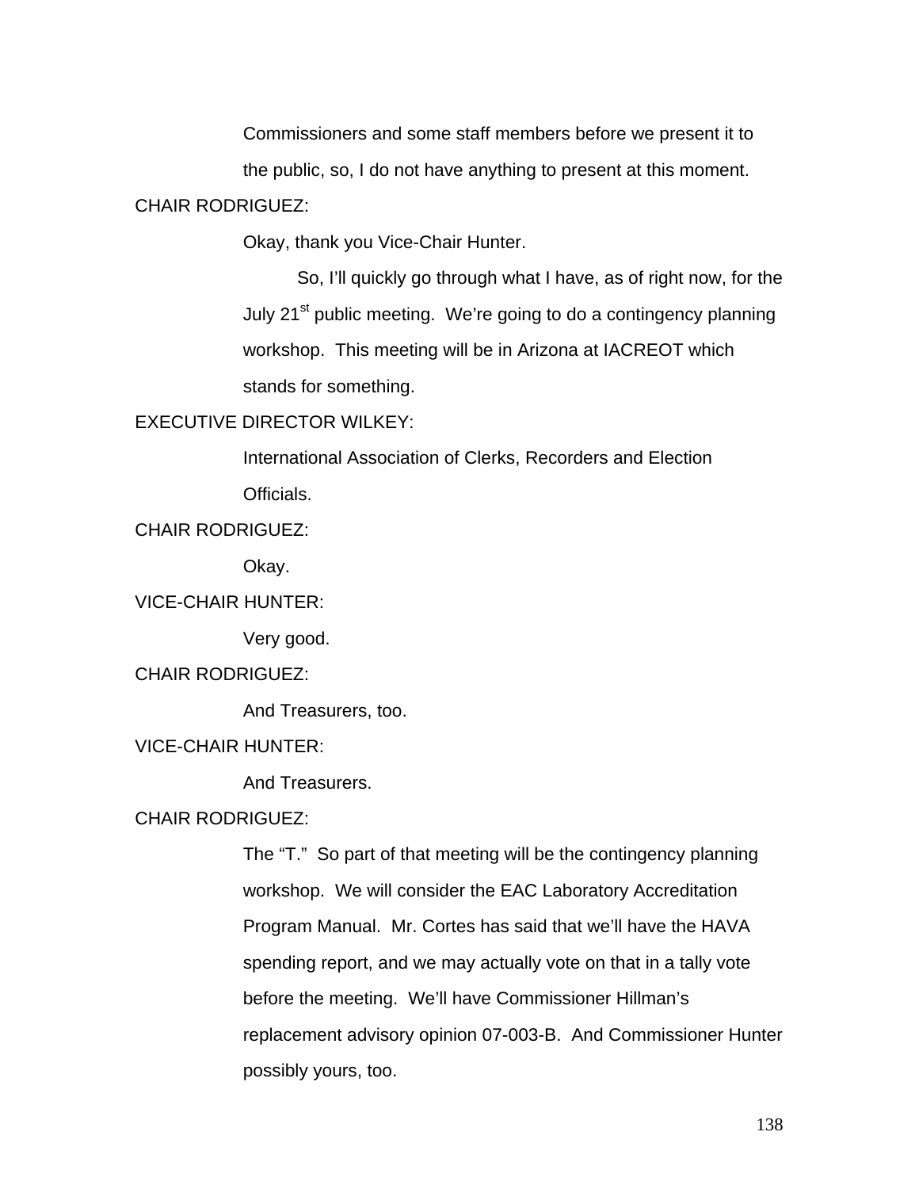Commissioners and some staff members before we present it to the public, so, I do not have anything to present at this moment.

CHAIR RODRIGUEZ:

Okay, thank you Vice-Chair Hunter.

So, I'll quickly go through what I have, as of right now, for the July 21st public meeting. We're going to do a contingency planning workshop. This meeting will be in Arizona at IACREOT which stands for something.

EXECUTIVE DIRECTOR WILKEY:

International Association of Clerks, Recorders and Election Officials.

CHAIR RODRIGUEZ:

Okay.

VICE-CHAIR HUNTER:

Very good.

CHAIR RODRIGUEZ:

And Treasurers, too.

VICE-CHAIR HUNTER:

And Treasurers.

CHAIR RODRIGUEZ:

The "T." So part of that meeting will be the contingency planning workshop. We will consider the EAC Laboratory Accreditation Program Manual. Mr. Cortes has said that we'll have the HAVA spending report, and we may actually vote on that in a tally vote before the meeting. We'll have Commissioner Hillman's replacement advisory opinion 07-003-B. And Commissioner Hunter possibly yours, too.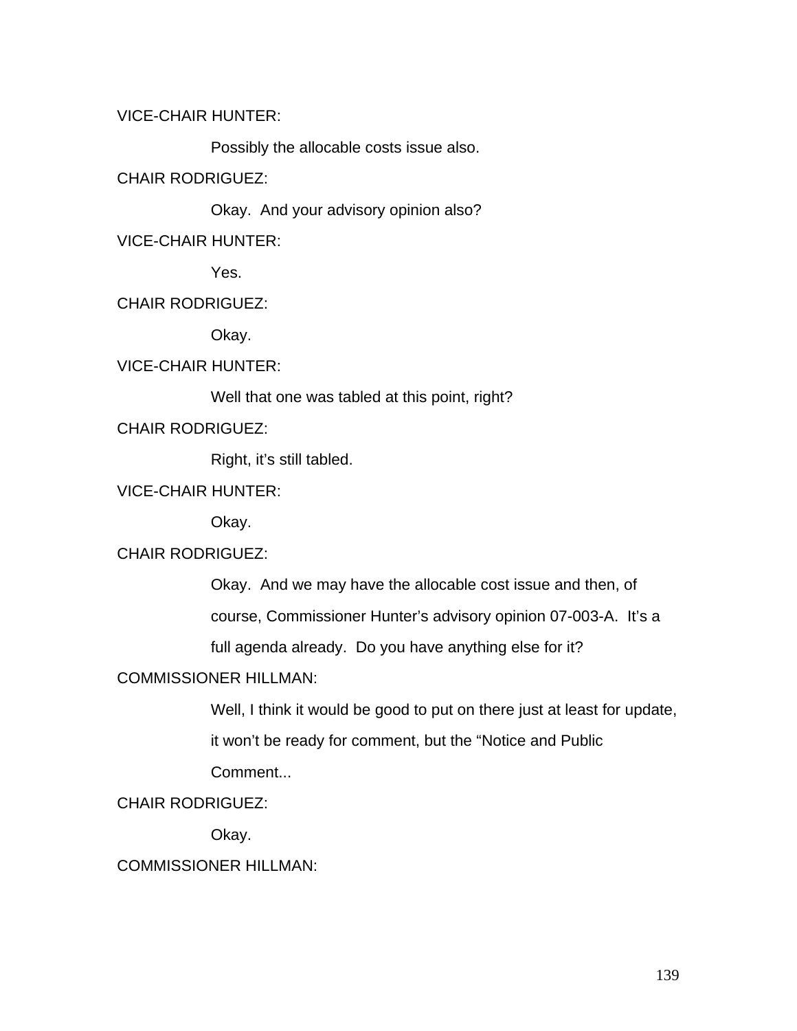VICE-CHAIR HUNTER:

Possibly the allocable costs issue also.

CHAIR RODRIGUEZ:

Okay. And your advisory opinion also?

VICE-CHAIR HUNTER:

Yes.

CHAIR RODRIGUEZ:

Okay.

VICE-CHAIR HUNTER:

Well that one was tabled at this point, right?

CHAIR RODRIGUEZ:

Right, it's still tabled.

VICE-CHAIR HUNTER:

Okay.

CHAIR RODRIGUEZ:

Okay. And we may have the allocable cost issue and then, of course, Commissioner Hunter's advisory opinion 07-003-A. It's a full agenda already. Do you have anything else for it?

COMMISSIONER HILLMAN:

Well, I think it would be good to put on there just at least for update, it won't be ready for comment, but the "Notice and Public Comment...

CHAIR RODRIGUEZ:

Okay.

COMMISSIONER HILLMAN: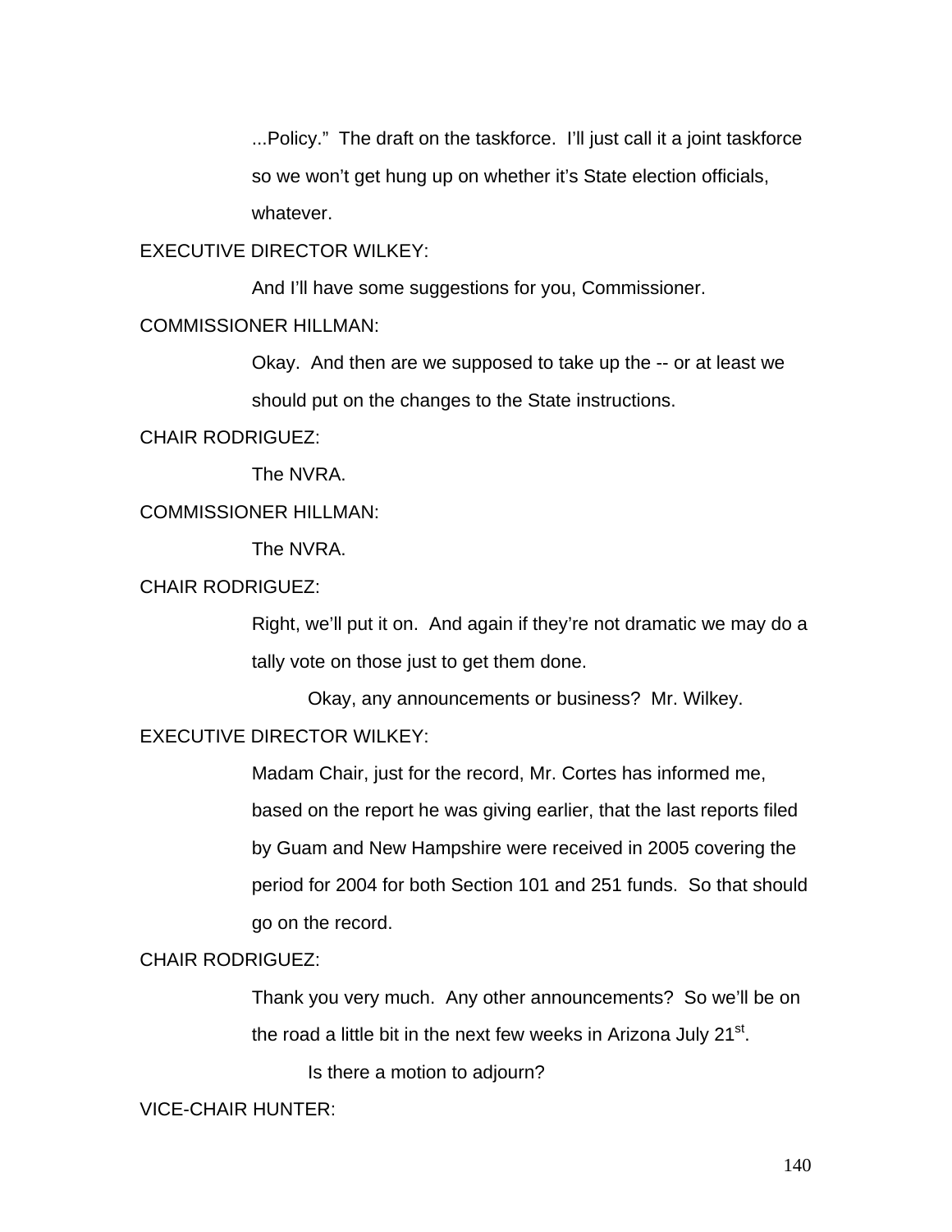...Policy." The draft on the taskforce. I'll just call it a joint taskforce so we won't get hung up on whether it's State election officials, whatever.

EXECUTIVE DIRECTOR WILKEY:

And I'll have some suggestions for you, Commissioner.

COMMISSIONER HILLMAN:

Okay. And then are we supposed to take up the -- or at least we should put on the changes to the State instructions.

CHAIR RODRIGUEZ:

The NVRA.

COMMISSIONER HILLMAN:

The NVRA.

CHAIR RODRIGUEZ:

Right, we'll put it on. And again if they're not dramatic we may do a tally vote on those just to get them done.

Okay, any announcements or business? Mr. Wilkey.

EXECUTIVE DIRECTOR WILKEY:

Madam Chair, just for the record, Mr. Cortes has informed me, based on the report he was giving earlier, that the last reports filed by Guam and New Hampshire were received in 2005 covering the period for 2004 for both Section 101 and 251 funds. So that should go on the record.

CHAIR RODRIGUEZ:

Thank you very much. Any other announcements? So we'll be on the road a little bit in the next few weeks in Arizona July 21st.

Is there a motion to adjourn?

VICE-CHAIR HUNTER: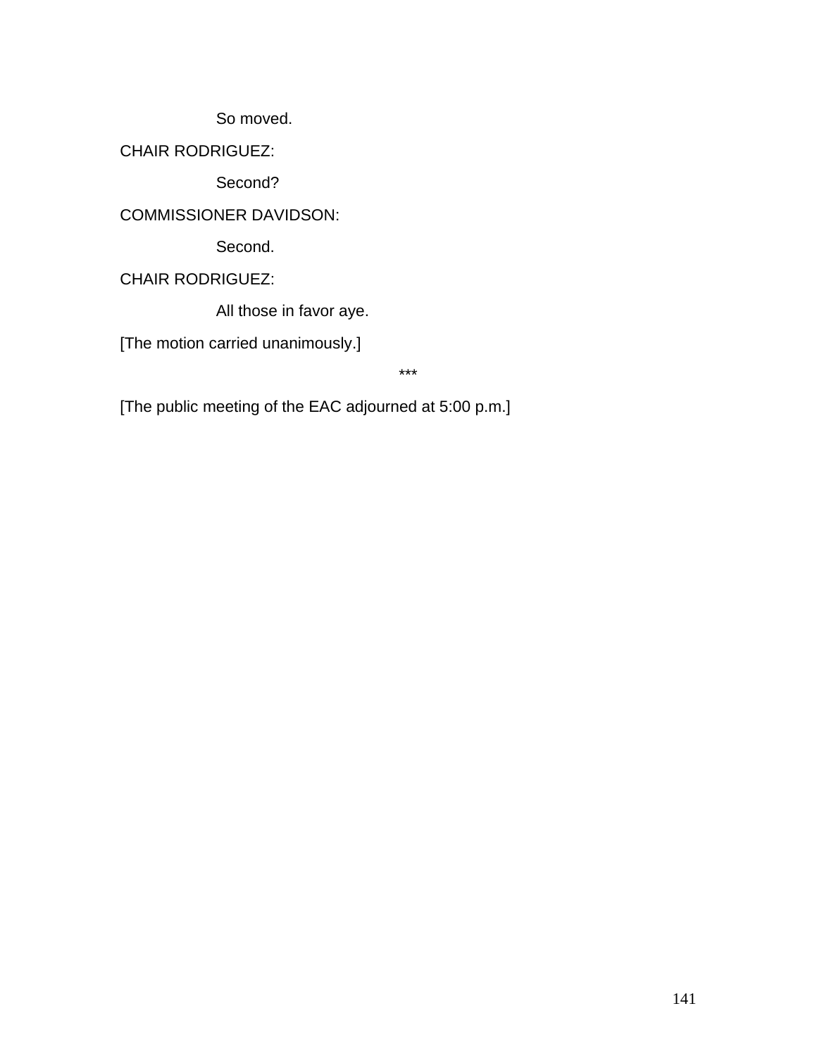So moved.

CHAIR RODRIGUEZ:

Second?

COMMISSIONER DAVIDSON:

Second.

CHAIR RODRIGUEZ:

All those in favor aye.

[The motion carried unanimously.]

***

[The public meeting of the EAC adjourned at 5:00 p.m.]